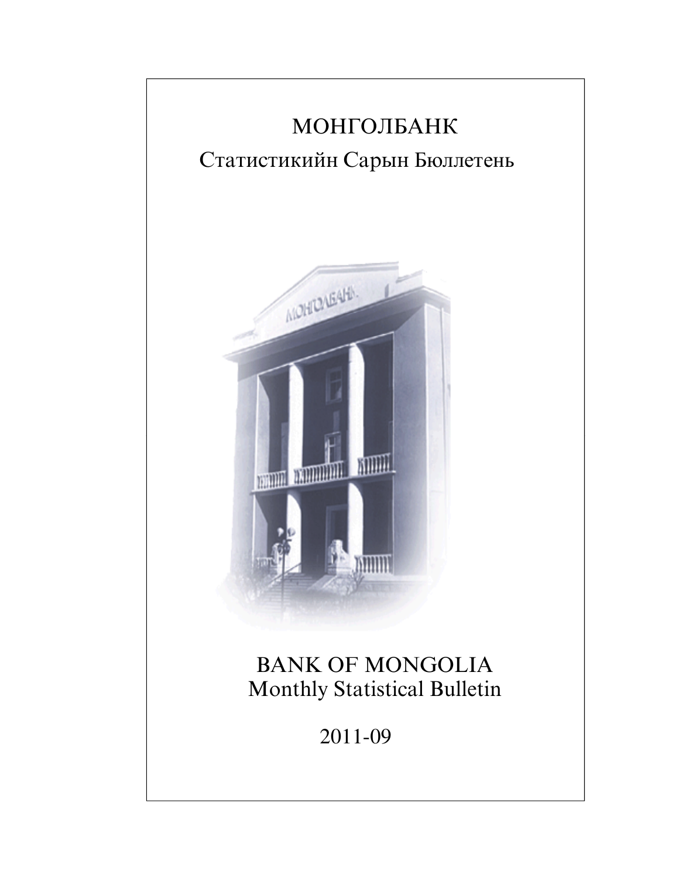# МОНГОЛБАНК

## Статистикийн Сарын Бюллетень

# BANK OF MONGOLIA

## Monthly Statistical Bulletin

2011-09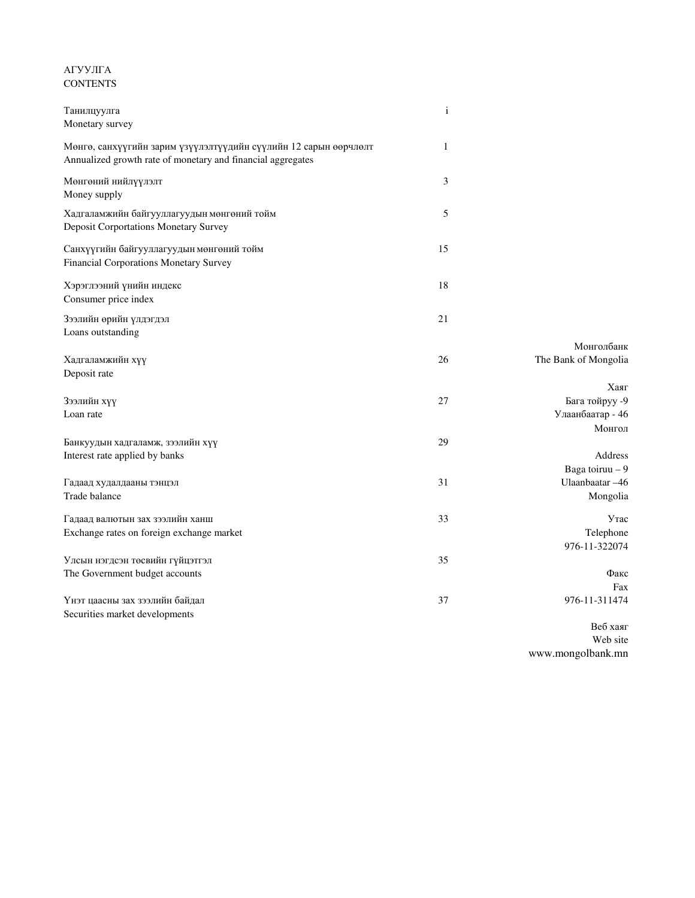АГУУЛГА
CONTENTS

| | |
|---|---|
| Танилцуулга<br>Monetary survey | i |
| Мөнгө, санхүүгийн зарим үзүүлэлтүүдийн сүүлийн 12 сарын өөрчлөлт<br>Annualized growth rate of monetary and financial aggregates | 1 |
| Мөнгөний нийлүүлэлт<br>Money supply | 3 |
| Хадгаламжийн байгууллагуудын мөнгөний тойм<br>Deposit Corportations Monetary Survey | 5 |
| Санхүүгийн байгууллагуудын мөнгөний тойм<br>Financial Corporations Monetary Survey | 15 |
| Хэрэглээний үнийн индекс<br>Consumer price index | 18 |
| Зээлийн өрийн үлдэгдэл<br>Loans outstanding | 21 |
| Хадгаламжийн хүү<br>Deposit rate | 26 |
| Зээлийн хүү<br>Loan rate | 27 |
| Банкуудын хадгаламж, зээлийн хүү<br>Interest rate applied by banks | 29 |
| Гадаад худалдааны тэнцэл<br>Trade balance | 31 |
| Гадаад валютын зах зээлийн ханш<br>Exchange rates on foreign exchange market | 33 |
| Улсын нэгдсэн төсвийн гүйцэтгэл<br>The Government budget accounts | 35 |
| Үнэт цаасны зах зээлийн байдал<br>Securities market developments | 37 |

Монголбанк
The Bank of Mongolia

Хаяг
Бага тойруу -9
Улаанбаатар - 46
Монгол

Address
Baga toiruu – 9
Ulaanbaatar –46
Mongolia

Утас
Telephone
976-11-322074

Факс
Fax
976-11-311474

Веб хаяг
Web site
www.mongolbank.mn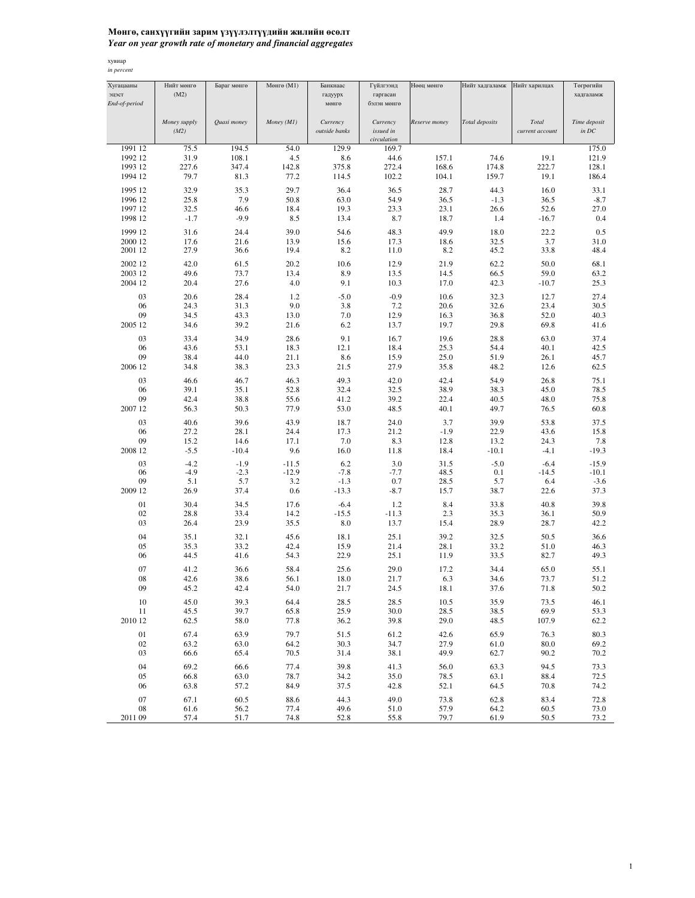**Мөнгө, санхүүгийн зарим үзүүлэлтүүдийн жилийн өсөлт**
***Year on year growth rate of monetary and financial aggregates***

хувиар
*in percent*

| Хугацааны эцэст *End-of-period* | Нийт мөнгө (M2) *Money supply (M2)* | Бараг мөнгө *Quasi money* | Мөнгө (M1) *Money (M1)* | Банкнаас гадуурх мөнгө *Currency outside banks* | Гүйлгээнд гаргасан бэлэн мөнгө *Currency issued in circulation* | Нөөц мөнгө *Reserve money* | Нийт хадгаламж *Total deposits* | Нийт харилцах *Total current account* | Төгрөгийн хадгаламж *Time deposit in DC* |
|---|---|---|---|---|---|---|---|---|---|
| 1991 12 | 75.5 | 194.5 | 54.0 | 129.9 | 169.7 | | | | 175.0 |
| 1992 12 | 31.9 | 108.1 | 4.5 | 8.6 | 44.6 | 157.1 | 74.6 | 19.1 | 121.9 |
| 1993 12 | 227.6 | 347.4 | 142.8 | 375.8 | 272.4 | 168.6 | 174.8 | 222.7 | 128.1 |
| 1994 12 | 79.7 | 81.3 | 77.2 | 114.5 | 102.2 | 104.1 | 159.7 | 19.1 | 186.4 |
| 1995 12 | 32.9 | 35.3 | 29.7 | 36.4 | 36.5 | 28.7 | 44.3 | 16.0 | 33.1 |
| 1996 12 | 25.8 | 7.9 | 50.8 | 63.0 | 54.9 | 36.5 | -1.3 | 36.5 | -8.7 |
| 1997 12 | 32.5 | 46.6 | 18.4 | 19.3 | 23.3 | 23.1 | 26.6 | 52.6 | 27.0 |
| 1998 12 | -1.7 | -9.9 | 8.5 | 13.4 | 8.7 | 18.7 | 1.4 | -16.7 | 0.4 |
| 1999 12 | 31.6 | 24.4 | 39.0 | 54.6 | 48.3 | 49.9 | 18.0 | 22.2 | 0.5 |
| 2000 12 | 17.6 | 21.6 | 13.9 | 15.6 | 17.3 | 18.6 | 32.5 | 3.7 | 31.0 |
| 2001 12 | 27.9 | 36.6 | 19.4 | 8.2 | 11.0 | 8.2 | 45.2 | 33.8 | 48.4 |
| 2002 12 | 42.0 | 61.5 | 20.2 | 10.6 | 12.9 | 21.9 | 62.2 | 50.0 | 68.1 |
| 2003 12 | 49.6 | 73.7 | 13.4 | 8.9 | 13.5 | 14.5 | 66.5 | 59.0 | 63.2 |
| 2004 12 | 20.4 | 27.6 | 4.0 | 9.1 | 10.3 | 17.0 | 42.3 | -10.7 | 25.3 |
| 03 | 20.6 | 28.4 | 1.2 | -5.0 | -0.9 | 10.6 | 32.3 | 12.7 | 27.4 |
| 06 | 24.3 | 31.3 | 9.0 | 3.8 | 7.2 | 20.6 | 32.6 | 23.4 | 30.5 |
| 09 | 34.5 | 43.3 | 13.0 | 7.0 | 12.9 | 16.3 | 36.8 | 52.0 | 40.3 |
| 2005 12 | 34.6 | 39.2 | 21.6 | 6.2 | 13.7 | 19.7 | 29.8 | 69.8 | 41.6 |
| 03 | 33.4 | 34.9 | 28.6 | 9.1 | 16.7 | 19.6 | 28.8 | 63.0 | 37.4 |
| 06 | 43.6 | 53.1 | 18.3 | 12.1 | 18.4 | 25.3 | 54.4 | 40.1 | 42.5 |
| 09 | 38.4 | 44.0 | 21.1 | 8.6 | 15.9 | 25.0 | 51.9 | 26.1 | 45.7 |
| 2006 12 | 34.8 | 38.3 | 23.3 | 21.5 | 27.9 | 35.8 | 48.2 | 12.6 | 62.5 |
| 03 | 46.6 | 46.7 | 46.3 | 49.3 | 42.0 | 42.4 | 54.9 | 26.8 | 75.1 |
| 06 | 39.1 | 35.1 | 52.8 | 32.4 | 32.5 | 38.9 | 38.3 | 45.0 | 78.5 |
| 09 | 42.4 | 38.8 | 55.6 | 41.2 | 39.2 | 22.4 | 40.5 | 48.0 | 75.8 |
| 2007 12 | 56.3 | 50.3 | 77.9 | 53.0 | 48.5 | 40.1 | 49.7 | 76.5 | 60.8 |
| 03 | 40.6 | 39.6 | 43.9 | 18.7 | 24.0 | 3.7 | 39.9 | 53.8 | 37.5 |
| 06 | 27.2 | 28.1 | 24.4 | 17.3 | 21.2 | -1.9 | 22.9 | 43.6 | 15.8 |
| 09 | 15.2 | 14.6 | 17.1 | 7.0 | 8.3 | 12.8 | 13.2 | 24.3 | 7.8 |
| 2008 12 | -5.5 | -10.4 | 9.6 | 16.0 | 11.8 | 18.4 | -10.1 | -4.1 | -19.3 |
| 03 | -4.2 | -1.9 | -11.5 | 6.2 | 3.0 | 31.5 | -5.0 | -6.4 | -15.9 |
| 06 | -4.9 | -2.3 | -12.9 | -7.8 | -7.7 | 48.5 | 0.1 | -14.5 | -10.1 |
| 09 | 5.1 | 5.7 | 3.2 | -1.3 | 0.7 | 28.5 | 5.7 | 6.4 | -3.6 |
| 2009 12 | 26.9 | 37.4 | 0.6 | -13.3 | -8.7 | 15.7 | 38.7 | 22.6 | 37.3 |
| 01 | 30.4 | 34.5 | 17.6 | -6.4 | 1.2 | 8.4 | 33.8 | 40.8 | 39.8 |
| 02 | 28.8 | 33.4 | 14.2 | -15.5 | -11.3 | 2.3 | 35.3 | 36.1 | 50.9 |
| 03 | 26.4 | 23.9 | 35.5 | 8.0 | 13.7 | 15.4 | 28.9 | 28.7 | 42.2 |
| 04 | 35.1 | 32.1 | 45.6 | 18.1 | 25.1 | 39.2 | 32.5 | 50.5 | 36.6 |
| 05 | 35.3 | 33.2 | 42.4 | 15.9 | 21.4 | 28.1 | 33.2 | 51.0 | 46.3 |
| 06 | 44.5 | 41.6 | 54.3 | 22.9 | 25.1 | 11.9 | 33.5 | 82.7 | 49.3 |
| 07 | 41.2 | 36.6 | 58.4 | 25.6 | 29.0 | 17.2 | 34.4 | 65.0 | 55.1 |
| 08 | 42.6 | 38.6 | 56.1 | 18.0 | 21.7 | 6.3 | 34.6 | 73.7 | 51.2 |
| 09 | 45.2 | 42.4 | 54.0 | 21.7 | 24.5 | 18.1 | 37.6 | 71.8 | 50.2 |
| 10 | 45.0 | 39.3 | 64.4 | 28.5 | 28.5 | 10.5 | 35.9 | 73.5 | 46.1 |
| 11 | 45.5 | 39.7 | 65.8 | 25.9 | 30.0 | 28.5 | 38.5 | 69.9 | 53.3 |
| 2010 12 | 62.5 | 58.0 | 77.8 | 36.2 | 39.8 | 29.0 | 48.5 | 107.9 | 62.2 |
| 01 | 67.4 | 63.9 | 79.7 | 51.5 | 61.2 | 42.6 | 65.9 | 76.3 | 80.3 |
| 02 | 63.2 | 63.0 | 64.2 | 30.3 | 34.7 | 27.9 | 61.0 | 80.0 | 69.2 |
| 03 | 66.6 | 65.4 | 70.5 | 31.4 | 38.1 | 49.9 | 62.7 | 90.2 | 70.2 |
| 04 | 69.2 | 66.6 | 77.4 | 39.8 | 41.3 | 56.0 | 63.3 | 94.5 | 73.3 |
| 05 | 66.8 | 63.0 | 78.7 | 34.2 | 35.0 | 78.5 | 63.1 | 88.4 | 72.5 |
| 06 | 63.8 | 57.2 | 84.9 | 37.5 | 42.8 | 52.1 | 64.5 | 70.8 | 74.2 |
| 07 | 67.1 | 60.5 | 88.6 | 44.3 | 49.0 | 73.8 | 62.8 | 83.4 | 72.8 |
| 08 | 61.6 | 56.2 | 77.4 | 49.6 | 51.0 | 57.9 | 64.2 | 60.5 | 73.0 |
| 2011 09 | 57.4 | 51.7 | 74.8 | 52.8 | 55.8 | 79.7 | 61.9 | 50.5 | 73.2 |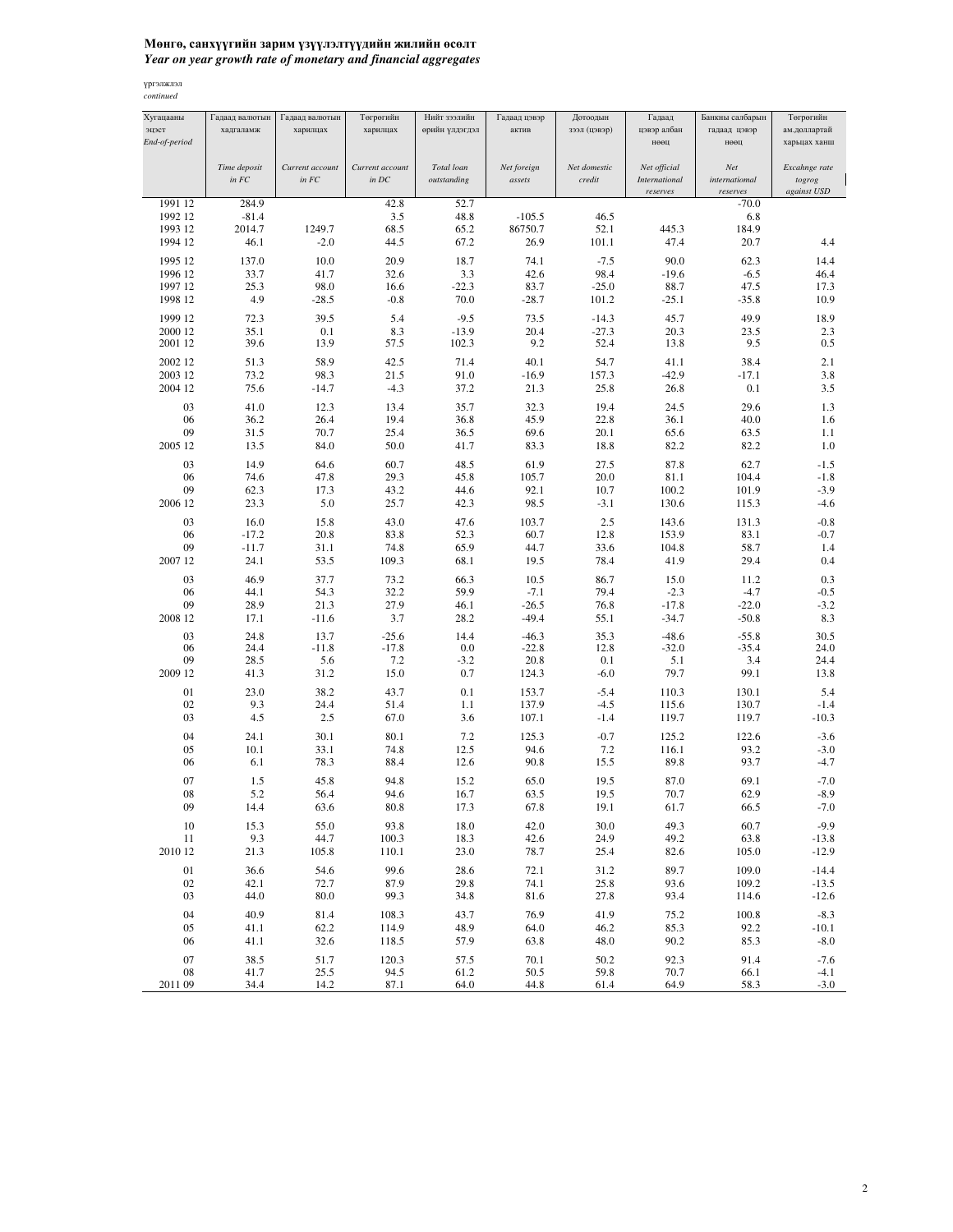**Мөнгө, санхүүгийн зарим үзүүлэлтүүдийн жилийн өсөлт**
***Year on year growth rate of monetary and financial aggregates***

үргэлжлэл
*continued*

| Хугацааны эцэст *End-of-period* | Гадаад валютын хадгаламж *Time deposit in FC* | Гадаад валютын харилцах *Current account in FC* | Төгрөгийн харилцах *Current account in DC* | Нийт зээлийн өрийн үлдэгдэл *Total loan outstanding* | Гадаад цэвэр актив *Net foreign assets* | Дотоодын зээл (цэвэр) *Net domestic credit* | Гадаад цэвэр албан нөөц *Net official International reserves* | Банкны салбарын гадаад цэвэр нөөц *Net internatiomal reserves* | Төгрөгийн ам.доллартай харьцах ханш *Excahnge rate togrog against USD* |
|---|---|---|---|---|---|---|---|---|---|
| 1991 12 | 284.9 | | 42.8 | 52.7 | | | | -70.0 | |
| 1992 12 | -81.4 | | 3.5 | 48.8 | -105.5 | 46.5 | | 6.8 | |
| 1993 12 | 2014.7 | 1249.7 | 68.5 | 65.2 | 86750.7 | 52.1 | 445.3 | 184.9 | |
| 1994 12 | 46.1 | -2.0 | 44.5 | 67.2 | 26.9 | 101.1 | 47.4 | 20.7 | 4.4 |
| 1995 12 | 137.0 | 10.0 | 20.9 | 18.7 | 74.1 | -7.5 | 90.0 | 62.3 | 14.4 |
| 1996 12 | 33.7 | 41.7 | 32.6 | 3.3 | 42.6 | 98.4 | -19.6 | -6.5 | 46.4 |
| 1997 12 | 25.3 | 98.0 | 16.6 | -22.3 | 83.7 | -25.0 | 88.7 | 47.5 | 17.3 |
| 1998 12 | 4.9 | -28.5 | -0.8 | 70.0 | -28.7 | 101.2 | -25.1 | -35.8 | 10.9 |
| 1999 12 | 72.3 | 39.5 | 5.4 | -9.5 | 73.5 | -14.3 | 45.7 | 49.9 | 18.9 |
| 2000 12 | 35.1 | 0.1 | 8.3 | -13.9 | 20.4 | -27.3 | 20.3 | 23.5 | 2.3 |
| 2001 12 | 39.6 | 13.9 | 57.5 | 102.3 | 9.2 | 52.4 | 13.8 | 9.5 | 0.5 |
| 2002 12 | 51.3 | 58.9 | 42.5 | 71.4 | 40.1 | 54.7 | 41.1 | 38.4 | 2.1 |
| 2003 12 | 73.2 | 98.3 | 21.5 | 91.0 | -16.9 | 157.3 | -42.9 | -17.1 | 3.8 |
| 2004 12 | 75.6 | -14.7 | -4.3 | 37.2 | 21.3 | 25.8 | 26.8 | 0.1 | 3.5 |
| 03 | 41.0 | 12.3 | 13.4 | 35.7 | 32.3 | 19.4 | 24.5 | 29.6 | 1.3 |
| 06 | 36.2 | 26.4 | 19.4 | 36.8 | 45.9 | 22.8 | 36.1 | 40.0 | 1.6 |
| 09 | 31.5 | 70.7 | 25.4 | 36.5 | 69.6 | 20.1 | 65.6 | 63.5 | 1.1 |
| 2005 12 | 13.5 | 84.0 | 50.0 | 41.7 | 83.3 | 18.8 | 82.2 | 82.2 | 1.0 |
| 03 | 14.9 | 64.6 | 60.7 | 48.5 | 61.9 | 27.5 | 87.8 | 62.7 | -1.5 |
| 06 | 74.6 | 47.8 | 29.3 | 45.8 | 105.7 | 20.0 | 81.1 | 104.4 | -1.8 |
| 09 | 62.3 | 17.3 | 43.2 | 44.6 | 92.1 | 10.7 | 100.2 | 101.9 | -3.9 |
| 2006 12 | 23.3 | 5.0 | 25.7 | 42.3 | 98.5 | -3.1 | 130.6 | 115.3 | -4.6 |
| 03 | 16.0 | 15.8 | 43.0 | 47.6 | 103.7 | 2.5 | 143.6 | 131.3 | -0.8 |
| 06 | -17.2 | 20.8 | 83.8 | 52.3 | 60.7 | 12.8 | 153.9 | 83.1 | -0.7 |
| 09 | -11.7 | 31.1 | 74.8 | 65.9 | 44.7 | 33.6 | 104.8 | 58.7 | 1.4 |
| 2007 12 | 24.1 | 53.5 | 109.3 | 68.1 | 19.5 | 78.4 | 41.9 | 29.4 | 0.4 |
| 03 | 46.9 | 37.7 | 73.2 | 66.3 | 10.5 | 86.7 | 15.0 | 11.2 | 0.3 |
| 06 | 44.1 | 54.3 | 32.2 | 59.9 | -7.1 | 79.4 | -2.3 | -4.7 | -0.5 |
| 09 | 28.9 | 21.3 | 27.9 | 46.1 | -26.5 | 76.8 | -17.8 | -22.0 | -3.2 |
| 2008 12 | 17.1 | -11.6 | 3.7 | 28.2 | -49.4 | 55.1 | -34.7 | -50.8 | 8.3 |
| 03 | 24.8 | 13.7 | -25.6 | 14.4 | -46.3 | 35.3 | -48.6 | -55.8 | 30.5 |
| 06 | 24.4 | -11.8 | -17.8 | 0.0 | -22.8 | 12.8 | -32.0 | -35.4 | 24.0 |
| 09 | 28.5 | 5.6 | 7.2 | -3.2 | 20.8 | 0.1 | 5.1 | 3.4 | 24.4 |
| 2009 12 | 41.3 | 31.2 | 15.0 | 0.7 | 124.3 | -6.0 | 79.7 | 99.1 | 13.8 |
| 01 | 23.0 | 38.2 | 43.7 | 0.1 | 153.7 | -5.4 | 110.3 | 130.1 | 5.4 |
| 02 | 9.3 | 24.4 | 51.4 | 1.1 | 137.9 | -4.5 | 115.6 | 130.7 | -1.4 |
| 03 | 4.5 | 2.5 | 67.0 | 3.6 | 107.1 | -1.4 | 119.7 | 119.7 | -10.3 |
| 04 | 24.1 | 30.1 | 80.1 | 7.2 | 125.3 | -0.7 | 125.2 | 122.6 | -3.6 |
| 05 | 10.1 | 33.1 | 74.8 | 12.5 | 94.6 | 7.2 | 116.1 | 93.2 | -3.0 |
| 06 | 6.1 | 78.3 | 88.4 | 12.6 | 90.8 | 15.5 | 89.8 | 93.7 | -4.7 |
| 07 | 1.5 | 45.8 | 94.8 | 15.2 | 65.0 | 19.5 | 87.0 | 69.1 | -7.0 |
| 08 | 5.2 | 56.4 | 94.6 | 16.7 | 63.5 | 19.5 | 70.7 | 62.9 | -8.9 |
| 09 | 14.4 | 63.6 | 80.8 | 17.3 | 67.8 | 19.1 | 61.7 | 66.5 | -7.0 |
| 10 | 15.3 | 55.0 | 93.8 | 18.0 | 42.0 | 30.0 | 49.3 | 60.7 | -9.9 |
| 11 | 9.3 | 44.7 | 100.3 | 18.3 | 42.6 | 24.9 | 49.2 | 63.8 | -13.8 |
| 2010 12 | 21.3 | 105.8 | 110.1 | 23.0 | 78.7 | 25.4 | 82.6 | 105.0 | -12.9 |
| 01 | 36.6 | 54.6 | 99.6 | 28.6 | 72.1 | 31.2 | 89.7 | 109.0 | -14.4 |
| 02 | 42.1 | 72.7 | 87.9 | 29.8 | 74.1 | 25.8 | 93.6 | 109.2 | -13.5 |
| 03 | 44.0 | 80.0 | 99.3 | 34.8 | 81.6 | 27.8 | 93.4 | 114.6 | -12.6 |
| 04 | 40.9 | 81.4 | 108.3 | 43.7 | 76.9 | 41.9 | 75.2 | 100.8 | -8.3 |
| 05 | 41.1 | 62.2 | 114.9 | 48.9 | 64.0 | 46.2 | 85.3 | 92.2 | -10.1 |
| 06 | 41.1 | 32.6 | 118.5 | 57.9 | 63.8 | 48.0 | 90.2 | 85.3 | -8.0 |
| 07 | 38.5 | 51.7 | 120.3 | 57.5 | 70.1 | 50.2 | 92.3 | 91.4 | -7.6 |
| 08 | 41.7 | 25.5 | 94.5 | 61.2 | 50.5 | 59.8 | 70.7 | 66.1 | -4.1 |
| 2011 09 | 34.4 | 14.2 | 87.1 | 64.0 | 44.8 | 61.4 | 64.9 | 58.3 | -3.0 |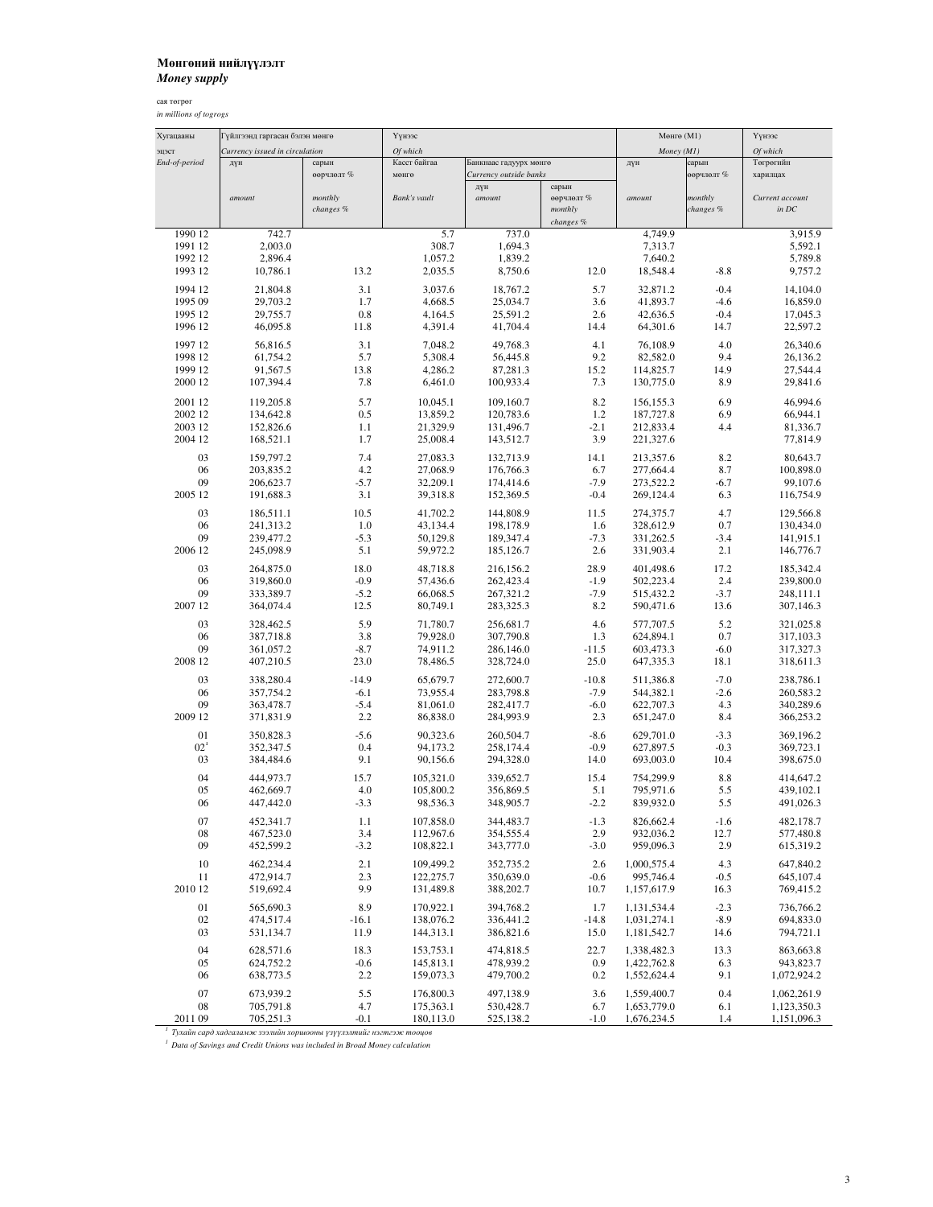**Мөнгөний нийлүүлэлт**
***Money supply***

сая төгрөг
*in millions of togrogs*

| Хугацааны эцэст *End-of-period* | Гүйлгээнд гаргасан бэлэн мөнгө *Currency issued in circulation* | | Үүнээс *Of which* | | | Мөнгө (M1) *Money (M1)* | | Үүнээс *Of which* |
|---|---|---|---|---|---|---|---|---|
| | дүн *amount* | сарын өөрчлөлт % *monthly changes %* | Касст байгаа мөнгө *Bank's vault* | Банкнаас гадуурх мөнгө *Currency outside banks* | | дүн *amount* | сарын өөрчлөлт % *monthly changes %* | Төгрөгийн харилцах *Current account in DC* |
| | | | | дүн *amount* | сарын өөрчлөлт % *monthly changes %* | | | |
| 1990 12 | 742.7 | | 5.7 | 737.0 | | 4,749.9 | | 3,915.9 |
| 1991 12 | 2,003.0 | | 308.7 | 1,694.3 | | 7,313.7 | | 5,592.1 |
| 1992 12 | 2,896.4 | | 1,057.2 | 1,839.2 | | 7,640.2 | | 5,789.8 |
| 1993 12 | 10,786.1 | 13.2 | 2,035.5 | 8,750.6 | 12.0 | 18,548.4 | -8.8 | 9,757.2 |
| 1994 12 | 21,804.8 | 3.1 | 3,037.6 | 18,767.2 | 5.7 | 32,871.2 | -0.4 | 14,104.0 |
| 1995 09 | 29,703.2 | 1.7 | 4,668.5 | 25,034.7 | 3.6 | 41,893.7 | -4.6 | 16,859.0 |
| 1995 12 | 29,755.7 | 0.8 | 4,164.5 | 25,591.2 | 2.6 | 42,636.5 | -0.4 | 17,045.3 |
| 1996 12 | 46,095.8 | 11.8 | 4,391.4 | 41,704.4 | 14.4 | 64,301.6 | 14.7 | 22,597.2 |
| 1997 12 | 56,816.5 | 3.1 | 7,048.2 | 49,768.3 | 4.1 | 76,108.9 | 4.0 | 26,340.6 |
| 1998 12 | 61,754.2 | 5.7 | 5,308.4 | 56,445.8 | 9.2 | 82,582.0 | 9.4 | 26,136.2 |
| 1999 12 | 91,567.5 | 13.8 | 4,286.2 | 87,281.3 | 15.2 | 114,825.7 | 14.9 | 27,544.4 |
| 2000 12 | 107,394.4 | 7.8 | 6,461.0 | 100,933.4 | 7.3 | 130,775.0 | 8.9 | 29,841.6 |
| 2001 12 | 119,205.8 | 5.7 | 10,045.1 | 109,160.7 | 8.2 | 156,155.3 | 6.9 | 46,994.6 |
| 2002 12 | 134,642.8 | 0.5 | 13,859.2 | 120,783.6 | 1.2 | 187,727.8 | 6.9 | 66,944.1 |
| 2003 12 | 152,826.6 | 1.1 | 21,329.9 | 131,496.7 | -2.1 | 212,833.4 | 4.4 | 81,336.7 |
| 2004 12 | 168,521.1 | 1.7 | 25,008.4 | 143,512.7 | 3.9 | 221,327.6 | | 77,814.9 |
| 03 | 159,797.2 | 7.4 | 27,083.3 | 132,713.9 | 14.1 | 213,357.6 | 8.2 | 80,643.7 |
| 06 | 203,835.2 | 4.2 | 27,068.9 | 176,766.3 | 6.7 | 277,664.4 | 8.7 | 100,898.0 |
| 09 | 206,623.7 | -5.7 | 32,209.1 | 174,414.6 | -7.9 | 273,522.2 | -6.7 | 99,107.6 |
| 2005 12 | 191,688.3 | 3.1 | 39,318.8 | 152,369.5 | -0.4 | 269,124.4 | 6.3 | 116,754.9 |
| 03 | 186,511.1 | 10.5 | 41,702.2 | 144,808.9 | 11.5 | 274,375.7 | 4.7 | 129,566.8 |
| 06 | 241,313.2 | 1.0 | 43,134.4 | 198,178.9 | 1.6 | 328,612.9 | 0.7 | 130,434.0 |
| 09 | 239,477.2 | -5.3 | 50,129.8 | 189,347.4 | -7.3 | 331,262.5 | -3.4 | 141,915.1 |
| 2006 12 | 245,098.9 | 5.1 | 59,972.2 | 185,126.7 | 2.6 | 331,903.4 | 2.1 | 146,776.7 |
| 03 | 264,875.0 | 18.0 | 48,718.8 | 216,156.2 | 28.9 | 401,498.6 | 17.2 | 185,342.4 |
| 06 | 319,860.0 | -0.9 | 57,436.6 | 262,423.4 | -1.9 | 502,223.4 | 2.4 | 239,800.0 |
| 09 | 333,389.7 | -5.2 | 66,068.5 | 267,321.2 | -7.9 | 515,432.2 | -3.7 | 248,111.1 |
| 2007 12 | 364,074.4 | 12.5 | 80,749.1 | 283,325.3 | 8.2 | 590,471.6 | 13.6 | 307,146.3 |
| 03 | 328,462.5 | 5.9 | 71,780.7 | 256,681.7 | 4.6 | 577,707.5 | 5.2 | 321,025.8 |
| 06 | 387,718.8 | 3.8 | 79,928.0 | 307,790.8 | 1.3 | 624,894.1 | 0.7 | 317,103.3 |
| 09 | 361,057.2 | -8.7 | 74,911.2 | 286,146.0 | -11.5 | 603,473.3 | -6.0 | 317,327.3 |
| 2008 12 | 407,210.5 | 23.0 | 78,486.5 | 328,724.0 | 25.0 | 647,335.3 | 18.1 | 318,611.3 |
| 03 | 338,280.4 | -14.9 | 65,679.7 | 272,600.7 | -10.8 | 511,386.8 | -7.0 | 238,786.1 |
| 06 | 357,754.2 | -6.1 | 73,955.4 | 283,798.8 | -7.9 | 544,382.1 | -2.6 | 260,583.2 |
| 09 | 363,478.7 | -5.4 | 81,061.0 | 282,417.7 | -6.0 | 622,707.3 | 4.3 | 340,289.6 |
| 2009 12 | 371,831.9 | 2.2 | 86,838.0 | 284,993.9 | 2.3 | 651,247.0 | 8.4 | 366,253.2 |
| 01 | 350,828.3 | -5.6 | 90,323.6 | 260,504.7 | -8.6 | 629,701.0 | -3.3 | 369,196.2 |
| 02[1] | 352,347.5 | 0.4 | 94,173.2 | 258,174.4 | -0.9 | 627,897.5 | -0.3 | 369,723.1 |
| 03 | 384,484.6 | 9.1 | 90,156.6 | 294,328.0 | 14.0 | 693,003.0 | 10.4 | 398,675.0 |
| 04 | 444,973.7 | 15.7 | 105,321.0 | 339,652.7 | 15.4 | 754,299.9 | 8.8 | 414,647.2 |
| 05 | 462,669.7 | 4.0 | 105,800.2 | 356,869.5 | 5.1 | 795,971.6 | 5.5 | 439,102.1 |
| 06 | 447,442.0 | -3.3 | 98,536.3 | 348,905.7 | -2.2 | 839,932.0 | 5.5 | 491,026.3 |
| 07 | 452,341.7 | 1.1 | 107,858.0 | 344,483.7 | -1.3 | 826,662.4 | -1.6 | 482,178.7 |
| 08 | 467,523.0 | 3.4 | 112,967.6 | 354,555.4 | 2.9 | 932,036.2 | 12.7 | 577,480.8 |
| 09 | 452,599.2 | -3.2 | 108,822.1 | 343,777.0 | -3.0 | 959,096.3 | 2.9 | 615,319.2 |
| 10 | 462,234.4 | 2.1 | 109,499.2 | 352,735.2 | 2.6 | 1,000,575.4 | 4.3 | 647,840.2 |
| 11 | 472,914.7 | 2.3 | 122,275.7 | 350,639.0 | -0.6 | 995,746.4 | -0.5 | 645,107.4 |
| 2010 12 | 519,692.4 | 9.9 | 131,489.8 | 388,202.7 | 10.7 | 1,157,617.9 | 16.3 | 769,415.2 |
| 01 | 565,690.3 | 8.9 | 170,922.1 | 394,768.2 | 1.7 | 1,131,534.4 | -2.3 | 736,766.2 |
| 02 | 474,517.4 | -16.1 | 138,076.2 | 336,441.2 | -14.8 | 1,031,274.1 | -8.9 | 694,833.0 |
| 03 | 531,134.7 | 11.9 | 144,313.1 | 386,821.6 | 15.0 | 1,181,542.7 | 14.6 | 794,721.1 |
| 04 | 628,571.6 | 18.3 | 153,753.1 | 474,818.5 | 22.7 | 1,338,482.3 | 13.3 | 863,663.8 |
| 05 | 624,752.2 | -0.6 | 145,813.1 | 478,939.2 | 0.9 | 1,422,762.8 | 6.3 | 943,823.7 |
| 06 | 638,773.5 | 2.2 | 159,073.3 | 479,700.2 | 0.2 | 1,552,624.4 | 9.1 | 1,072,924.2 |
| 07 | 673,939.2 | 5.5 | 176,800.3 | 497,138.9 | 3.6 | 1,559,400.7 | 0.4 | 1,062,261.9 |
| 08 | 705,791.8 | 4.7 | 175,363.1 | 530,428.7 | 6.7 | 1,653,779.0 | 6.1 | 1,123,350.3 |
| 2011 09 | 705,251.3 | -0.1 | 180,113.0 | 525,138.2 | -1.0 | 1,676,234.5 | 1.4 | 1,151,096.3 |

[1] *Тухайн сард хадгаламж зээлийн хоршооны үзүүлэлтийг нэгтгэж тооцов*

[1] *Data of Savings and Credit Unions was included in Broad Money calculation*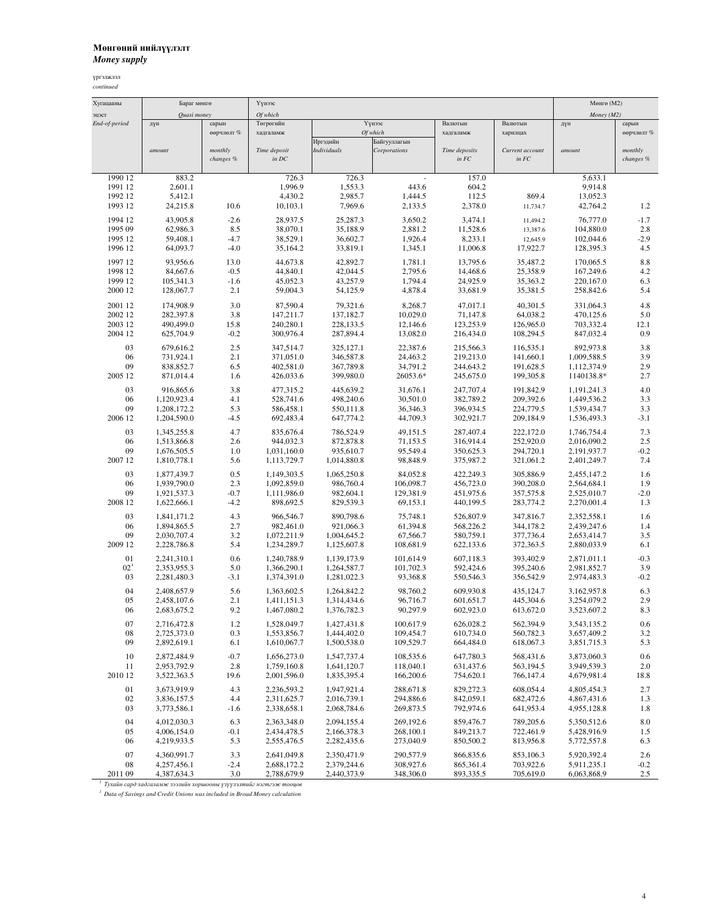**Мөнгөний нийлүүлэлт**
***Money supply***

үргэлжлэл
*continued*

| Хугацааны эцэст *End-of-period* | Бараг мөнгө *Quasi money* дүн *amount* | сарын өөрчлөлт % *monthly changes %* | Үүнээс *Of which* Төгрөгийн хадгаламж *Time deposit in DC* | Үүнээс *Of which* Иргэдийн *Individuals* | Байгууллагын *Corporations* | Валютын хадгаламж *Time deposits in FC* | Валютын харилцах *Current account in FC* | Мөнгө (M2) *Money (M2)* дүн *amount* | сарын өөрчлөлт % *monthly changes %* |
|---|---|---|---|---|---|---|---|---|---|
| 1990 12 | 883.2 | | 726.3 | 726.3 | - | 157.0 | | 5,633.1 | |
| 1991 12 | 2,601.1 | | 1,996.9 | 1,553.3 | 443.6 | 604.2 | | 9,914.8 | |
| 1992 12 | 5,412.1 | | 4,430.2 | 2,985.7 | 1,444.5 | 112.5 | 869.4 | 13,052.3 | |
| 1993 12 | 24,215.8 | 10.6 | 10,103.1 | 7,969.6 | 2,133.5 | 2,378.0 | 11,734.7 | 42,764.2 | 1.2 |
| 1994 12 | 43,905.8 | -2.6 | 28,937.5 | 25,287.3 | 3,650.2 | 3,474.1 | 11,494.2 | 76,777.0 | -1.7 |
| 1995 09 | 62,986.3 | 8.5 | 38,070.1 | 35,188.9 | 2,881.2 | 11,528.6 | 13,387.6 | 104,880.0 | 2.8 |
| 1995 12 | 59,408.1 | -4.7 | 38,529.1 | 36,602.7 | 1,926.4 | 8,233.1 | 12,645.9 | 102,044.6 | -2.9 |
| 1996 12 | 64,093.7 | -4.0 | 35,164.2 | 33,819.1 | 1,345.1 | 11,006.8 | 17,922.7 | 128,395.3 | 4.5 |
| 1997 12 | 93,956.6 | 13.0 | 44,673.8 | 42,892.7 | 1,781.1 | 13,795.6 | 35,487.2 | 170,065.5 | 8.8 |
| 1998 12 | 84,667.6 | -0.5 | 44,840.1 | 42,044.5 | 2,795.6 | 14,468.6 | 25,358.9 | 167,249.6 | 4.2 |
| 1999 12 | 105,341.3 | -1.6 | 45,052.3 | 43,257.9 | 1,794.4 | 24,925.9 | 35,363.2 | 220,167.0 | 6.3 |
| 2000 12 | 128,067.7 | 2.1 | 59,004.3 | 54,125.9 | 4,878.4 | 33,681.9 | 35,381.5 | 258,842.6 | 5.4 |
| 2001 12 | 174,908.9 | 3.0 | 87,590.4 | 79,321.6 | 8,268.7 | 47,017.1 | 40,301.5 | 331,064.3 | 4.8 |
| 2002 12 | 282,397.8 | 3.8 | 147,211.7 | 137,182.7 | 10,029.0 | 71,147.8 | 64,038.2 | 470,125.6 | 5.0 |
| 2003 12 | 490,499.0 | 15.8 | 240,280.1 | 228,133.5 | 12,146.6 | 123,253.9 | 126,965.0 | 703,332.4 | 12.1 |
| 2004 12 | 625,704.9 | -0.2 | 300,976.4 | 287,894.4 | 13,082.0 | 216,434.0 | 108,294.5 | 847,032.4 | 0.9 |
| 03 | 679,616.2 | 2.5 | 347,514.7 | 325,127.1 | 22,387.6 | 215,566.3 | 116,535.1 | 892,973.8 | 3.8 |
| 06 | 731,924.1 | 2.1 | 371,051.0 | 346,587.8 | 24,463.2 | 219,213.0 | 141,660.1 | 1,009,588.5 | 3.9 |
| 09 | 838,852.7 | 6.5 | 402,581.0 | 367,789.8 | 34,791.2 | 244,643.2 | 191,628.5 | 1,112,374.9 | 2.9 |
| 2005 12 | 871,014.4 | 1.6 | 426,033.6 | 399,980.0 | 26053.6* | 245,675.0 | 199,305.8 | 1140138.8* | 2.7 |
| 03 | 916,865.6 | 3.8 | 477,315.2 | 445,639.2 | 31,676.1 | 247,707.4 | 191,842.9 | 1,191,241.3 | 4.0 |
| 06 | 1,120,923.4 | 4.1 | 528,741.6 | 498,240.6 | 30,501.0 | 382,789.2 | 209,392.6 | 1,449,536.2 | 3.3 |
| 09 | 1,208,172.2 | 5.3 | 586,458.1 | 550,111.8 | 36,346.3 | 396,934.5 | 224,779.5 | 1,539,434.7 | 3.3 |
| 2006 12 | 1,204,590.0 | -4.5 | 692,483.4 | 647,774.2 | 44,709.3 | 302,921.7 | 209,184.9 | 1,536,493.3 | -3.1 |
| 03 | 1,345,255.8 | 4.7 | 835,676.4 | 786,524.9 | 49,151.5 | 287,407.4 | 222,172.0 | 1,746,754.4 | 7.3 |
| 06 | 1,513,866.8 | 2.6 | 944,032.3 | 872,878.8 | 71,153.5 | 316,914.4 | 252,920.0 | 2,016,090.2 | 2.5 |
| 09 | 1,676,505.5 | 1.0 | 1,031,160.0 | 935,610.7 | 95,549.4 | 350,625.3 | 294,720.1 | 2,191,937.7 | -0.2 |
| 2007 12 | 1,810,778.1 | 5.6 | 1,113,729.7 | 1,014,880.8 | 98,848.9 | 375,987.2 | 321,061.2 | 2,401,249.7 | 7.4 |
| 03 | 1,877,439.7 | 0.5 | 1,149,303.5 | 1,065,250.8 | 84,052.8 | 422,249.3 | 305,886.9 | 2,455,147.2 | 1.6 |
| 06 | 1,939,790.0 | 2.3 | 1,092,859.0 | 986,760.4 | 106,098.7 | 456,723.0 | 390,208.0 | 2,564,684.1 | 1.9 |
| 09 | 1,921,537.3 | -0.7 | 1,111,986.0 | 982,604.1 | 129,381.9 | 451,975.6 | 357,575.8 | 2,525,010.7 | -2.0 |
| 2008 12 | 1,622,666.1 | -4.2 | 898,692.5 | 829,539.3 | 69,153.1 | 440,199.5 | 283,774.2 | 2,270,001.4 | 1.3 |
| 03 | 1,841,171.2 | 4.3 | 966,546.7 | 890,798.6 | 75,748.1 | 526,807.9 | 347,816.7 | 2,352,558.1 | 1.6 |
| 06 | 1,894,865.5 | 2.7 | 982,461.0 | 921,066.3 | 61,394.8 | 568,226.2 | 344,178.2 | 2,439,247.6 | 1.4 |
| 09 | 2,030,707.4 | 3.2 | 1,072,211.9 | 1,004,645.2 | 67,566.7 | 580,759.1 | 377,736.4 | 2,653,414.7 | 3.5 |
| 2009 12 | 2,228,786.8 | 5.4 | 1,234,289.7 | 1,125,607.8 | 108,681.9 | 622,133.6 | 372,363.5 | 2,880,033.9 | 6.1 |
| 01 | 2,241,310.1 | 0.6 | 1,240,788.9 | 1,139,173.9 | 101,614.9 | 607,118.3 | 393,402.9 | 2,871,011.1 | -0.3 |
| 02[1] | 2,353,955.3 | 5.0 | 1,366,290.1 | 1,264,587.7 | 101,702.3 | 592,424.6 | 395,240.6 | 2,981,852.7 | 3.9 |
| 03 | 2,281,480.3 | -3.1 | 1,374,391.0 | 1,281,022.3 | 93,368.8 | 550,546.3 | 356,542.9 | 2,974,483.3 | -0.2 |
| 04 | 2,408,657.9 | 5.6 | 1,363,602.5 | 1,264,842.2 | 98,760.2 | 609,930.8 | 435,124.7 | 3,162,957.8 | 6.3 |
| 05 | 2,458,107.6 | 2.1 | 1,411,151.3 | 1,314,434.6 | 96,716.7 | 601,651.7 | 445,304.6 | 3,254,079.2 | 2.9 |
| 06 | 2,683,675.2 | 9.2 | 1,467,080.2 | 1,376,782.3 | 90,297.9 | 602,923.0 | 613,672.0 | 3,523,607.2 | 8.3 |
| 07 | 2,716,472.8 | 1.2 | 1,528,049.7 | 1,427,431.8 | 100,617.9 | 626,028.2 | 562,394.9 | 3,543,135.2 | 0.6 |
| 08 | 2,725,373.0 | 0.3 | 1,553,856.7 | 1,444,402.0 | 109,454.7 | 610,734.0 | 560,782.3 | 3,657,409.2 | 3.2 |
| 09 | 2,892,619.1 | 6.1 | 1,610,067.7 | 1,500,538.0 | 109,529.7 | 664,484.0 | 618,067.3 | 3,851,715.3 | 5.3 |
| 10 | 2,872,484.9 | -0.7 | 1,656,273.0 | 1,547,737.4 | 108,535.6 | 647,780.3 | 568,431.6 | 3,873,060.3 | 0.6 |
| 11 | 2,953,792.9 | 2.8 | 1,759,160.8 | 1,641,120.7 | 118,040.1 | 631,437.6 | 563,194.5 | 3,949,539.3 | 2.0 |
| 2010 12 | 3,522,363.5 | 19.6 | 2,001,596.0 | 1,835,395.4 | 166,200.6 | 754,620.1 | 766,147.4 | 4,679,981.4 | 18.8 |
| 01 | 3,673,919.9 | 4.3 | 2,236,593.2 | 1,947,921.4 | 288,671.8 | 829,272.3 | 608,054.4 | 4,805,454.3 | 2.7 |
| 02 | 3,836,157.5 | 4.4 | 2,311,625.7 | 2,016,739.1 | 294,886.6 | 842,059.1 | 682,472.6 | 4,867,431.6 | 1.3 |
| 03 | 3,773,586.1 | -1.6 | 2,338,658.1 | 2,068,784.6 | 269,873.5 | 792,974.6 | 641,953.4 | 4,955,128.8 | 1.8 |
| 04 | 4,012,030.3 | 6.3 | 2,363,348.0 | 2,094,155.4 | 269,192.6 | 859,476.7 | 789,205.6 | 5,350,512.6 | 8.0 |
| 05 | 4,006,154.0 | -0.1 | 2,434,478.5 | 2,166,378.3 | 268,100.1 | 849,213.7 | 722,461.9 | 5,428,916.9 | 1.5 |
| 06 | 4,219,933.5 | 5.3 | 2,555,476.5 | 2,282,435.6 | 273,040.9 | 850,500.2 | 813,956.8 | 5,772,557.8 | 6.3 |
| 07 | 4,360,991.7 | 3.3 | 2,641,049.8 | 2,350,471.9 | 290,577.9 | 866,835.6 | 853,106.3 | 5,920,392.4 | 2.6 |
| 08 | 4,257,456.1 | -2.4 | 2,688,172.2 | 2,379,244.6 | 308,927.6 | 865,361.4 | 703,922.6 | 5,911,235.1 | -0.2 |
| 2011 09 | 4,387,634.3 | 3.0 | 2,788,679.9 | 2,440,373.9 | 348,306.0 | 893,335.5 | 705,619.0 | 6,063,868.9 | 2.5 |

[1] *Тухайн сард хадгаламж зээлийн хоршооны үзүүлэлтийг нэгтгэж тооцов*

[1] *Data of Savings and Credit Unions was included in Broad Money calculation*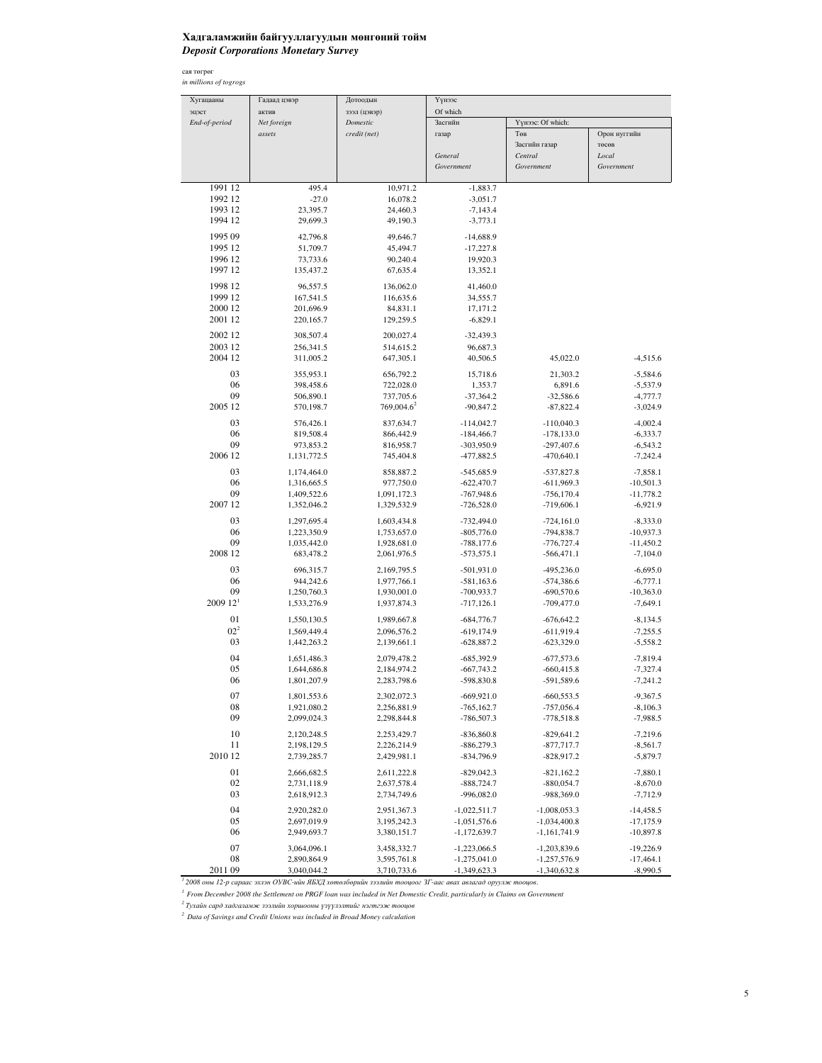**Хадгаламжийн байгууллагуудын мөнгөний тойм**
***Deposit Corporations Monetary Survey***

сая төгрөг
*in millions of togrogs*

| Хугацааны эцэст *End-of-period* | Гадаад цэвэр актив *Net foreign assets* | Дотоодын зээл (цэвэр) *Domestic credit (net)* | Үүнээс Of which Засгийн газар *General Government* | Үүнээс: Of which: Төв Засгийн газар *Central Government* | Орон нутгийн төсөв *Local Government* |
|---|---|---|---|---|---|
| 1991 12 | 495.4 | 10,971.2 | -1,883.7 | | |
| 1992 12 | -27.0 | 16,078.2 | -3,051.7 | | |
| 1993 12 | 23,395.7 | 24,460.3 | -7,143.4 | | |
| 1994 12 | 29,699.3 | 49,190.3 | -3,773.1 | | |
| 1995 09 | 42,796.8 | 49,646.7 | -14,688.9 | | |
| 1995 12 | 51,709.7 | 45,494.7 | -17,227.8 | | |
| 1996 12 | 73,733.6 | 90,240.4 | 19,920.3 | | |
| 1997 12 | 135,437.2 | 67,635.4 | 13,352.1 | | |
| 1998 12 | 96,557.5 | 136,062.0 | 41,460.0 | | |
| 1999 12 | 167,541.5 | 116,635.6 | 34,555.7 | | |
| 2000 12 | 201,696.9 | 84,831.1 | 17,171.2 | | |
| 2001 12 | 220,165.7 | 129,259.5 | -6,829.1 | | |
| 2002 12 | 308,507.4 | 200,027.4 | -32,439.3 | | |
| 2003 12 | 256,341.5 | 514,615.2 | 96,687.3 | | |
| 2004 12 | 311,005.2 | 647,305.1 | 40,506.5 | 45,022.0 | -4,515.6 |
| 03 | 355,953.1 | 656,792.2 | 15,718.6 | 21,303.2 | -5,584.6 |
| 06 | 398,458.6 | 722,028.0 | 1,353.7 | 6,891.6 | -5,537.9 |
| 09 | 506,890.1 | 737,705.6 | -37,364.2 | -32,586.6 | -4,777.7 |
| 2005 12 | 570,198.7 | 769,004.6[2] | -90,847.2 | -87,822.4 | -3,024.9 |
| 03 | 576,426.1 | 837,634.7 | -114,042.7 | -110,040.3 | -4,002.4 |
| 06 | 819,508.4 | 866,442.9 | -184,466.7 | -178,133.0 | -6,333.7 |
| 09 | 973,853.2 | 816,958.7 | -303,950.9 | -297,407.6 | -6,543.2 |
| 2006 12 | 1,131,772.5 | 745,404.8 | -477,882.5 | -470,640.1 | -7,242.4 |
| 03 | 1,174,464.0 | 858,887.2 | -545,685.9 | -537,827.8 | -7,858.1 |
| 06 | 1,316,665.5 | 977,750.0 | -622,470.7 | -611,969.3 | -10,501.3 |
| 09 | 1,409,522.6 | 1,091,172.3 | -767,948.6 | -756,170.4 | -11,778.2 |
| 2007 12 | 1,352,046.2 | 1,329,532.9 | -726,528.0 | -719,606.1 | -6,921.9 |
| 03 | 1,297,695.4 | 1,603,434.8 | -732,494.0 | -724,161.0 | -8,333.0 |
| 06 | 1,223,350.9 | 1,753,657.0 | -805,776.0 | -794,838.7 | -10,937.3 |
| 09 | 1,035,442.0 | 1,928,681.0 | -788,177.6 | -776,727.4 | -11,450.2 |
| 2008 12 | 683,478.2 | 2,061,976.5 | -573,575.1 | -566,471.1 | -7,104.0 |
| 03 | 696,315.7 | 2,169,795.5 | -501,931.0 | -495,236.0 | -6,695.0 |
| 06 | 944,242.6 | 1,977,766.1 | -581,163.6 | -574,386.6 | -6,777.1 |
| 09 | 1,250,760.3 | 1,930,001.0 | -700,933.7 | -690,570.6 | -10,363.0 |
| 2009 12[1] | 1,533,276.9 | 1,937,874.3 | -717,126.1 | -709,477.0 | -7,649.1 |
| 01 | 1,550,130.5 | 1,989,667.8 | -684,776.7 | -676,642.2 | -8,134.5 |
| 02[2] | 1,569,449.4 | 2,096,576.2 | -619,174.9 | -611,919.4 | -7,255.5 |
| 03 | 1,442,263.2 | 2,139,661.1 | -628,887.2 | -623,329.0 | -5,558.2 |
| 04 | 1,651,486.3 | 2,079,478.2 | -685,392.9 | -677,573.6 | -7,819.4 |
| 05 | 1,644,686.8 | 2,184,974.2 | -667,743.2 | -660,415.8 | -7,327.4 |
| 06 | 1,801,207.9 | 2,283,798.6 | -598,830.8 | -591,589.6 | -7,241.2 |
| 07 | 1,801,553.6 | 2,302,072.3 | -669,921.0 | -660,553.5 | -9,367.5 |
| 08 | 1,921,080.2 | 2,256,881.9 | -765,162.7 | -757,056.4 | -8,106.3 |
| 09 | 2,099,024.3 | 2,298,844.8 | -786,507.3 | -778,518.8 | -7,988.5 |
| 10 | 2,120,248.5 | 2,253,429.7 | -836,860.8 | -829,641.2 | -7,219.6 |
| 11 | 2,198,129.5 | 2,226,214.9 | -886,279.3 | -877,717.7 | -8,561.7 |
| 2010 12 | 2,739,285.7 | 2,429,981.1 | -834,796.9 | -828,917.2 | -5,879.7 |
| 01 | 2,666,682.5 | 2,611,222.8 | -829,042.3 | -821,162.2 | -7,880.1 |
| 02 | 2,731,118.9 | 2,637,578.4 | -888,724.7 | -880,054.7 | -8,670.0 |
| 03 | 2,618,912.3 | 2,734,749.6 | -996,082.0 | -988,369.0 | -7,712.9 |
| 04 | 2,920,282.0 | 2,951,367.3 | -1,022,511.7 | -1,008,053.3 | -14,458.5 |
| 05 | 2,697,019.9 | 3,195,242.3 | -1,051,576.6 | -1,034,400.8 | -17,175.9 |
| 06 | 2,949,693.7 | 3,380,151.7 | -1,172,639.7 | -1,161,741.9 | -10,897.8 |
| 07 | 3,064,096.1 | 3,458,332.7 | -1,223,066.5 | -1,203,839.6 | -19,226.9 |
| 08 | 2,890,864.9 | 3,595,761.8 | -1,275,041.0 | -1,257,576.9 | -17,464.1 |
| 2011 09 | 3,040,044.2 | 3,710,733.6 | -1,349,623.3 | -1,340,632.8 | -8,990.5 |

[1] *2008 оны 12-р сараас эхлэн ОУВС-ийн ЯБХД хөтөлбөрийн зээлийн тооцоог ЗГ-аас авах авлагад оруулж тооцов.*

[1] *From December 2008 the Settlement on PRGF loan was included in Net Domestic Credit, particularly in Claims on Government*

[2] *Тухайн сард хадгаламж зээлийн хоршооны үзүүлэлтийг нэгтгэж тооцов*

[2] *Data of Savings and Credit Unions was included in Broad Money calculation*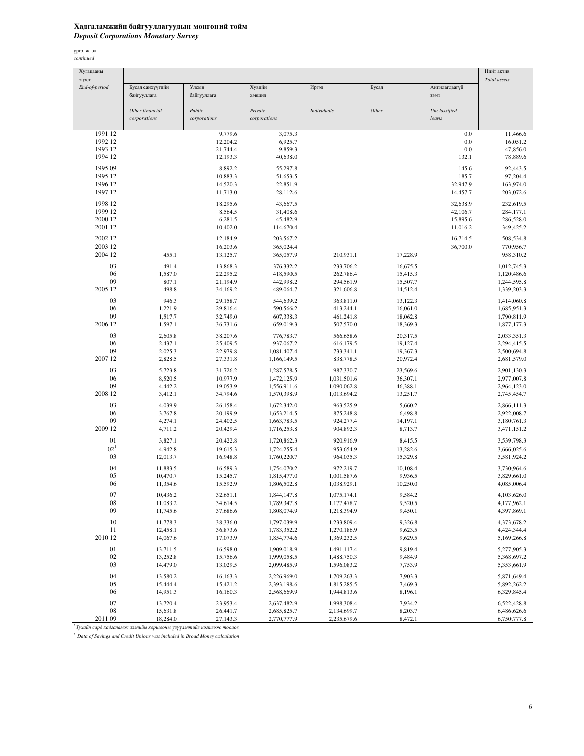**Хадгаламжийн байгууллагуудын мөнгөний тойм**
***Deposit Corporations Monetary Survey***

үргэлжлэл
*continued*

| Хугацааны эцэст *End-of-period* | Бусад санхүүгийн байгууллага *Other financial corporations* | Улсын байгууллага *Public corporations* | Хувийн хэвшил *Private corporations* | Иргэд *Individuals* | Бусад *Other* | Ангилагдаагүй зээл *Unclassified loans* | Нийт актив *Total assets* |
|---|---|---|---|---|---|---|---|
| 1991 12 | | 9,779.6 | 3,075.3 | | | 0.0 | 11,466.6 |
| 1992 12 | | 12,204.2 | 6,925.7 | | | 0.0 | 16,051.2 |
| 1993 12 | | 21,744.4 | 9,859.3 | | | 0.0 | 47,856.0 |
| 1994 12 | | 12,193.3 | 40,638.0 | | | 132.1 | 78,889.6 |
| 1995 09 | | 8,892.2 | 55,297.8 | | | 145.6 | 92,443.5 |
| 1995 12 | | 10,883.3 | 51,653.5 | | | 185.7 | 97,204.4 |
| 1996 12 | | 14,520.3 | 22,851.9 | | | 32,947.9 | 163,974.0 |
| 1997 12 | | 11,713.0 | 28,112.6 | | | 14,457.7 | 203,072.6 |
| 1998 12 | | 18,295.6 | 43,667.5 | | | 32,638.9 | 232,619.5 |
| 1999 12 | | 8,564.5 | 31,408.6 | | | 42,106.7 | 284,177.1 |
| 2000 12 | | 6,281.5 | 45,482.9 | | | 15,895.6 | 286,528.0 |
| 2001 12 | | 10,402.0 | 114,670.4 | | | 11,016.2 | 349,425.2 |
| 2002 12 | | 12,184.9 | 203,567.2 | | | 16,714.5 | 508,534.8 |
| 2003 12 | | 16,203.6 | 365,024.4 | | | 36,700.0 | 770,956.7 |
| 2004 12 | 455.1 | 13,125.7 | 365,057.9 | 210,931.1 | 17,228.9 | | 958,310.2 |
| 03 | 491.4 | 13,868.3 | 376,332.2 | 233,706.2 | 16,675.5 | | 1,012,745.3 |
| 06 | 1,587.0 | 22,295.2 | 418,590.5 | 262,786.4 | 15,415.3 | | 1,120,486.6 |
| 09 | 807.1 | 21,194.9 | 442,998.2 | 294,561.9 | 15,507.7 | | 1,244,595.8 |
| 2005 12 | 498.8 | 34,169.2 | 489,064.7 | 321,606.8 | 14,512.4 | | 1,339,203.3 |
| 03 | 946.3 | 29,158.7 | 544,639.2 | 363,811.0 | 13,122.3 | | 1,414,060.8 |
| 06 | 1,221.9 | 29,816.4 | 590,566.2 | 413,244.1 | 16,061.0 | | 1,685,951.3 |
| 09 | 1,517.7 | 32,749.0 | 607,338.3 | 461,241.8 | 18,062.8 | | 1,790,811.9 |
| 2006 12 | 1,597.1 | 36,731.6 | 659,019.3 | 507,570.0 | 18,369.3 | | 1,877,177.3 |
| 03 | 2,605.8 | 38,207.6 | 776,783.7 | 566,658.6 | 20,317.5 | | 2,033,351.3 |
| 06 | 2,437.1 | 25,409.5 | 937,067.2 | 616,179.5 | 19,127.4 | | 2,294,415.5 |
| 09 | 2,025.3 | 22,979.8 | 1,081,407.4 | 733,341.1 | 19,367.3 | | 2,500,694.8 |
| 2007 12 | 2,828.5 | 27,331.8 | 1,166,149.5 | 838,778.5 | 20,972.4 | | 2,681,579.0 |
| 03 | 5,723.8 | 31,726.2 | 1,287,578.5 | 987,330.7 | 23,569.6 | | 2,901,130.3 |
| 06 | 8,520.5 | 10,977.9 | 1,472,125.9 | 1,031,501.6 | 36,307.1 | | 2,977,007.8 |
| 09 | 4,442.2 | 19,053.9 | 1,556,911.6 | 1,090,062.8 | 46,388.1 | | 2,964,123.0 |
| 2008 12 | 3,412.1 | 34,794.6 | 1,570,398.9 | 1,013,694.2 | 13,251.7 | | 2,745,454.7 |
| 03 | 4,039.9 | 26,158.4 | 1,672,342.0 | 963,525.9 | 5,660.2 | | 2,866,111.3 |
| 06 | 3,767.8 | 20,199.9 | 1,653,214.5 | 875,248.8 | 6,498.8 | | 2,922,008.7 |
| 09 | 4,274.1 | 24,402.5 | 1,663,783.5 | 924,277.4 | 14,197.1 | | 3,180,761.3 |
| 2009 12 | 4,711.2 | 20,429.4 | 1,716,253.8 | 904,892.3 | 8,713.7 | | 3,471,151.2 |
| 01 | 3,827.1 | 20,422.8 | 1,720,862.3 | 920,916.9 | 8,415.5 | | 3,539,798.3 |
| 02[1] | 4,942.8 | 19,615.3 | 1,724,255.4 | 953,654.9 | 13,282.6 | | 3,666,025.6 |
| 03 | 12,013.7 | 16,948.8 | 1,760,220.7 | 964,035.3 | 15,329.8 | | 3,581,924.2 |
| 04 | 11,883.5 | 16,589.3 | 1,754,070.2 | 972,219.7 | 10,108.4 | | 3,730,964.6 |
| 05 | 10,470.7 | 15,245.7 | 1,815,477.0 | 1,001,587.6 | 9,936.5 | | 3,829,661.0 |
| 06 | 11,354.6 | 15,592.9 | 1,806,502.8 | 1,038,929.1 | 10,250.0 | | 4,085,006.4 |
| 07 | 10,436.2 | 32,651.1 | 1,844,147.8 | 1,075,174.1 | 9,584.2 | | 4,103,626.0 |
| 08 | 11,083.2 | 34,614.5 | 1,789,347.8 | 1,177,478.7 | 9,520.5 | | 4,177,962.1 |
| 09 | 11,745.6 | 37,686.6 | 1,808,074.9 | 1,218,394.9 | 9,450.1 | | 4,397,869.1 |
| 10 | 11,778.3 | 38,336.0 | 1,797,039.9 | 1,233,809.4 | 9,326.8 | | 4,373,678.2 |
| 11 | 12,458.1 | 36,873.6 | 1,783,352.2 | 1,270,186.9 | 9,623.5 | | 4,424,344.4 |
| 2010 12 | 14,067.6 | 17,073.9 | 1,854,774.6 | 1,369,232.5 | 9,629.5 | | 5,169,266.8 |
| 01 | 13,711.5 | 16,598.0 | 1,909,018.9 | 1,491,117.4 | 9,819.4 | | 5,277,905.3 |
| 02 | 13,252.8 | 15,756.6 | 1,999,058.5 | 1,488,750.3 | 9,484.9 | | 5,368,697.2 |
| 03 | 14,479.0 | 13,029.5 | 2,099,485.9 | 1,596,083.2 | 7,753.9 | | 5,353,661.9 |
| 04 | 13,580.2 | 16,163.3 | 2,226,969.0 | 1,709,263.3 | 7,903.3 | | 5,871,649.4 |
| 05 | 15,444.4 | 15,421.2 | 2,393,198.6 | 1,815,285.5 | 7,469.3 | | 5,892,262.2 |
| 06 | 14,951.3 | 16,160.3 | 2,568,669.9 | 1,944,813.6 | 8,196.1 | | 6,329,845.4 |
| 07 | 13,720.4 | 23,953.4 | 2,637,482.9 | 1,998,308.4 | 7,934.2 | | 6,522,428.8 |
| 08 | 15,631.8 | 26,441.7 | 2,685,825.7 | 2,134,699.7 | 8,203.7 | | 6,486,626.6 |
| 2011 09 | 18,284.0 | 27,143.3 | 2,770,777.9 | 2,235,679.6 | 8,472.1 | | 6,750,777.8 |

[1] *Тухайн сард хадгаламж зээлийн хоршооны үзүүлэлтийг нэгтгэж тооцов*

[1] *Data of Savings and Credit Unions was included in Broad Money calculation*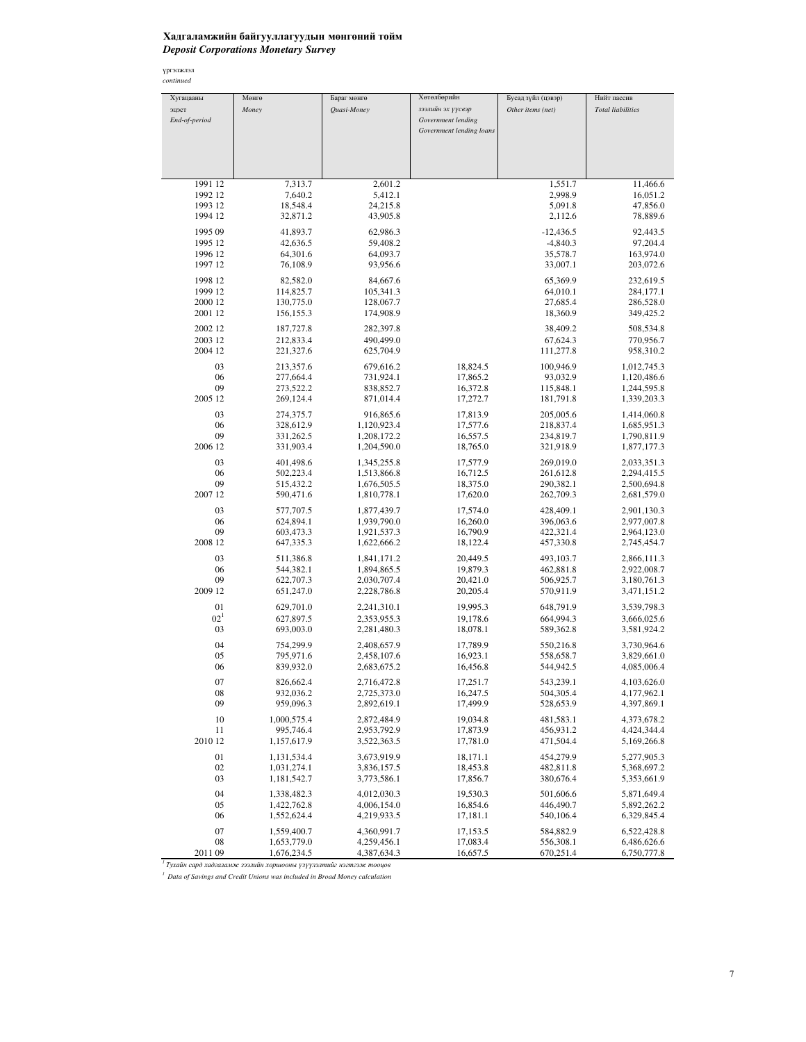**Хадгаламжийн байгууллагуудын мөнгөний тойм**
***Deposit Corporations Monetary Survey***

үргэлжлэл
*continued*

| Хугацааны эцэст *End-of-period* | Мөнгө *Money* | Бараг мөнгө *Quasi-Money* | Хөтөлбөрийн зээлийн эх үүсвэр *Government lending* *Government lending loans* | Бусад зүйл (цэвэр) *Other items (net)* | Нийт пассив *Total liabilities* |
|---|---|---|---|---|---|
| 1991 12 | 7,313.7 | 2,601.2 | | 1,551.7 | 11,466.6 |
| 1992 12 | 7,640.2 | 5,412.1 | | 2,998.9 | 16,051.2 |
| 1993 12 | 18,548.4 | 24,215.8 | | 5,091.8 | 47,856.0 |
| 1994 12 | 32,871.2 | 43,905.8 | | 2,112.6 | 78,889.6 |
| 1995 09 | 41,893.7 | 62,986.3 | | -12,436.5 | 92,443.5 |
| 1995 12 | 42,636.5 | 59,408.2 | | -4,840.3 | 97,204.4 |
| 1996 12 | 64,301.6 | 64,093.7 | | 35,578.7 | 163,974.0 |
| 1997 12 | 76,108.9 | 93,956.6 | | 33,007.1 | 203,072.6 |
| 1998 12 | 82,582.0 | 84,667.6 | | 65,369.9 | 232,619.5 |
| 1999 12 | 114,825.7 | 105,341.3 | | 64,010.1 | 284,177.1 |
| 2000 12 | 130,775.0 | 128,067.7 | | 27,685.4 | 286,528.0 |
| 2001 12 | 156,155.3 | 174,908.9 | | 18,360.9 | 349,425.2 |
| 2002 12 | 187,727.8 | 282,397.8 | | 38,409.2 | 508,534.8 |
| 2003 12 | 212,833.4 | 490,499.0 | | 67,624.3 | 770,956.7 |
| 2004 12 | 221,327.6 | 625,704.9 | | 111,277.8 | 958,310.2 |
| 03 | 213,357.6 | 679,616.2 | 18,824.5 | 100,946.9 | 1,012,745.3 |
| 06 | 277,664.4 | 731,924.1 | 17,865.2 | 93,032.9 | 1,120,486.6 |
| 09 | 273,522.2 | 838,852.7 | 16,372.8 | 115,848.1 | 1,244,595.8 |
| 2005 12 | 269,124.4 | 871,014.4 | 17,272.7 | 181,791.8 | 1,339,203.3 |
| 03 | 274,375.7 | 916,865.6 | 17,813.9 | 205,005.6 | 1,414,060.8 |
| 06 | 328,612.9 | 1,120,923.4 | 17,577.6 | 218,837.4 | 1,685,951.3 |
| 09 | 331,262.5 | 1,208,172.2 | 16,557.5 | 234,819.7 | 1,790,811.9 |
| 2006 12 | 331,903.4 | 1,204,590.0 | 18,765.0 | 321,918.9 | 1,877,177.3 |
| 03 | 401,498.6 | 1,345,255.8 | 17,577.9 | 269,019.0 | 2,033,351.3 |
| 06 | 502,223.4 | 1,513,866.8 | 16,712.5 | 261,612.8 | 2,294,415.5 |
| 09 | 515,432.2 | 1,676,505.5 | 18,375.0 | 290,382.1 | 2,500,694.8 |
| 2007 12 | 590,471.6 | 1,810,778.1 | 17,620.0 | 262,709.3 | 2,681,579.0 |
| 03 | 577,707.5 | 1,877,439.7 | 17,574.0 | 428,409.1 | 2,901,130.3 |
| 06 | 624,894.1 | 1,939,790.0 | 16,260.0 | 396,063.6 | 2,977,007.8 |
| 09 | 603,473.3 | 1,921,537.3 | 16,790.9 | 422,321.4 | 2,964,123.0 |
| 2008 12 | 647,335.3 | 1,622,666.2 | 18,122.4 | 457,330.8 | 2,745,454.7 |
| 03 | 511,386.8 | 1,841,171.2 | 20,449.5 | 493,103.7 | 2,866,111.3 |
| 06 | 544,382.1 | 1,894,865.5 | 19,879.3 | 462,881.8 | 2,922,008.7 |
| 09 | 622,707.3 | 2,030,707.4 | 20,421.0 | 506,925.7 | 3,180,761.3 |
| 2009 12 | 651,247.0 | 2,228,786.8 | 20,205.4 | 570,911.9 | 3,471,151.2 |
| 01 | 629,701.0 | 2,241,310.1 | 19,995.3 | 648,791.9 | 3,539,798.3 |
| 02[1] | 627,897.5 | 2,353,955.3 | 19,178.6 | 664,994.3 | 3,666,025.6 |
| 03 | 693,003.0 | 2,281,480.3 | 18,078.1 | 589,362.8 | 3,581,924.2 |
| 04 | 754,299.9 | 2,408,657.9 | 17,789.9 | 550,216.8 | 3,730,964.6 |
| 05 | 795,971.6 | 2,458,107.6 | 16,923.1 | 558,658.7 | 3,829,661.0 |
| 06 | 839,932.0 | 2,683,675.2 | 16,456.8 | 544,942.5 | 4,085,006.4 |
| 07 | 826,662.4 | 2,716,472.8 | 17,251.7 | 543,239.1 | 4,103,626.0 |
| 08 | 932,036.2 | 2,725,373.0 | 16,247.5 | 504,305.4 | 4,177,962.1 |
| 09 | 959,096.3 | 2,892,619.1 | 17,499.9 | 528,653.9 | 4,397,869.1 |
| 10 | 1,000,575.4 | 2,872,484.9 | 19,034.8 | 481,583.1 | 4,373,678.2 |
| 11 | 995,746.4 | 2,953,792.9 | 17,873.9 | 456,931.2 | 4,424,344.4 |
| 2010 12 | 1,157,617.9 | 3,522,363.5 | 17,781.0 | 471,504.4 | 5,169,266.8 |
| 01 | 1,131,534.4 | 3,673,919.9 | 18,171.1 | 454,279.9 | 5,277,905.3 |
| 02 | 1,031,274.1 | 3,836,157.5 | 18,453.8 | 482,811.8 | 5,368,697.2 |
| 03 | 1,181,542.7 | 3,773,586.1 | 17,856.7 | 380,676.4 | 5,353,661.9 |
| 04 | 1,338,482.3 | 4,012,030.3 | 19,530.3 | 501,606.6 | 5,871,649.4 |
| 05 | 1,422,762.8 | 4,006,154.0 | 16,854.6 | 446,490.7 | 5,892,262.2 |
| 06 | 1,552,624.4 | 4,219,933.5 | 17,181.1 | 540,106.4 | 6,329,845.4 |
| 07 | 1,559,400.7 | 4,360,991.7 | 17,153.5 | 584,882.9 | 6,522,428.8 |
| 08 | 1,653,779.0 | 4,259,456.1 | 17,083.4 | 556,308.1 | 6,486,626.6 |
| 2011 09 | 1,676,234.5 | 4,387,634.3 | 16,657.5 | 670,251.4 | 6,750,777.8 |

[1] *Тухайн сард хадгаламж зээлийн хоршооны үзүүлэлтийг нэгтгэж тооцов*

[1] *Data of Savings and Credit Unions was included in Broad Money calculation*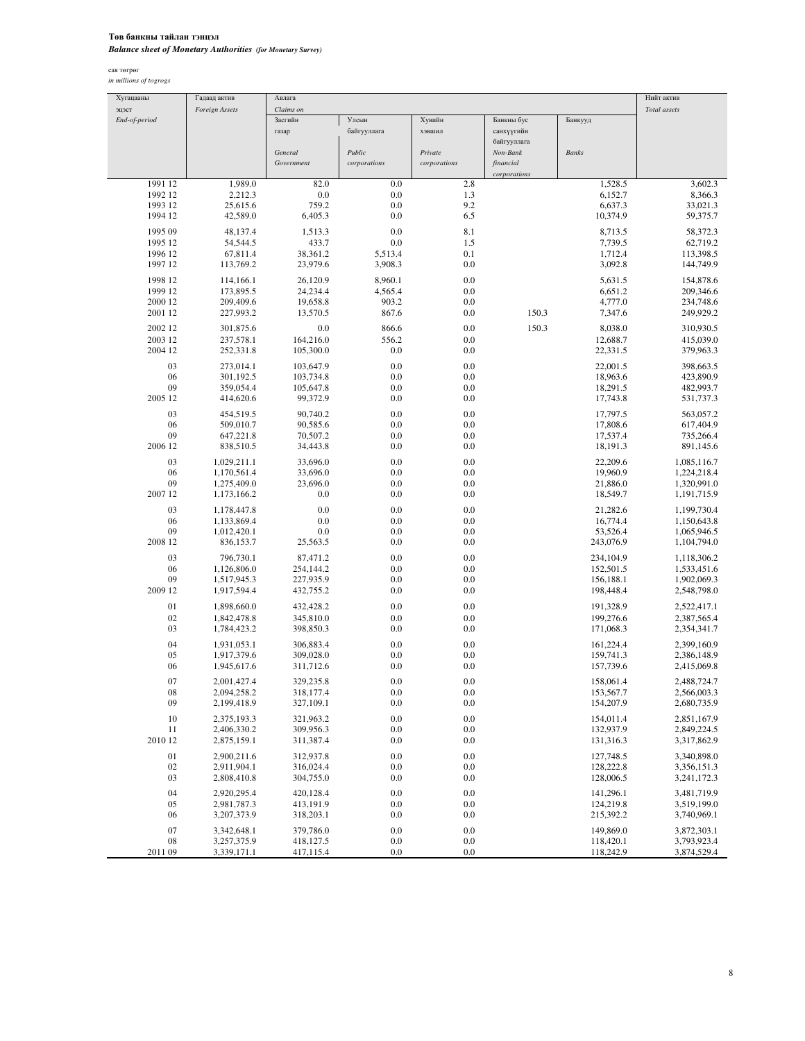**Төв банкны тайлан тэнцэл**

***Balance sheet of Monetary Authorities*** ***(for Monetary Survey)***

сая төгрөг

*in millions of togrogs*

| Хугацааны эцэст *End-of-period* | Гадаад актив *Foreign Assets* | Авлага *Claims on* | | | | | Нийт актив *Total assets* |
|---|---|---|---|---|---|---|---|
| | | Засгийн газар *General Government* | Улсын байгууллага *Public corporations* | Хувийн хэвшил *Private corporations* | Банкны бус санхүүгийн байгууллага *Non-Bank financial corporations* | Банкууд *Banks* | |
| 1991 12 | 1,989.0 | 82.0 | 0.0 | 2.8 | | 1,528.5 | 3,602.3 |
| 1992 12 | 2,212.3 | 0.0 | 0.0 | 1.3 | | 6,152.7 | 8,366.3 |
| 1993 12 | 25,615.6 | 759.2 | 0.0 | 9.2 | | 6,637.3 | 33,021.3 |
| 1994 12 | 42,589.0 | 6,405.3 | 0.0 | 6.5 | | 10,374.9 | 59,375.7 |
| 1995 09 | 48,137.4 | 1,513.3 | 0.0 | 8.1 | | 8,713.5 | 58,372.3 |
| 1995 12 | 54,544.5 | 433.7 | 0.0 | 1.5 | | 7,739.5 | 62,719.2 |
| 1996 12 | 67,811.4 | 38,361.2 | 5,513.4 | 0.1 | | 1,712.4 | 113,398.5 |
| 1997 12 | 113,769.2 | 23,979.6 | 3,908.3 | 0.0 | | 3,092.8 | 144,749.9 |
| 1998 12 | 114,166.1 | 26,120.9 | 8,960.1 | 0.0 | | 5,631.5 | 154,878.6 |
| 1999 12 | 173,895.5 | 24,234.4 | 4,565.4 | 0.0 | | 6,651.2 | 209,346.6 |
| 2000 12 | 209,409.6 | 19,658.8 | 903.2 | 0.0 | | 4,777.0 | 234,748.6 |
| 2001 12 | 227,993.2 | 13,570.5 | 867.6 | 0.0 | 150.3 | 7,347.6 | 249,929.2 |
| 2002 12 | 301,875.6 | 0.0 | 866.6 | 0.0 | 150.3 | 8,038.0 | 310,930.5 |
| 2003 12 | 237,578.1 | 164,216.0 | 556.2 | 0.0 | | 12,688.7 | 415,039.0 |
| 2004 12 | 252,331.8 | 105,300.0 | 0.0 | 0.0 | | 22,331.5 | 379,963.3 |
| 03 | 273,014.1 | 103,647.9 | 0.0 | 0.0 | | 22,001.5 | 398,663.5 |
| 06 | 301,192.5 | 103,734.8 | 0.0 | 0.0 | | 18,963.6 | 423,890.9 |
| 09 | 359,054.4 | 105,647.8 | 0.0 | 0.0 | | 18,291.5 | 482,993.7 |
| 2005 12 | 414,620.6 | 99,372.9 | 0.0 | 0.0 | | 17,743.8 | 531,737.3 |
| 03 | 454,519.5 | 90,740.2 | 0.0 | 0.0 | | 17,797.5 | 563,057.2 |
| 06 | 509,010.7 | 90,585.6 | 0.0 | 0.0 | | 17,808.6 | 617,404.9 |
| 09 | 647,221.8 | 70,507.2 | 0.0 | 0.0 | | 17,537.4 | 735,266.4 |
| 2006 12 | 838,510.5 | 34,443.8 | 0.0 | 0.0 | | 18,191.3 | 891,145.6 |
| 03 | 1,029,211.1 | 33,696.0 | 0.0 | 0.0 | | 22,209.6 | 1,085,116.7 |
| 06 | 1,170,561.4 | 33,696.0 | 0.0 | 0.0 | | 19,960.9 | 1,224,218.4 |
| 09 | 1,275,409.0 | 23,696.0 | 0.0 | 0.0 | | 21,886.0 | 1,320,991.0 |
| 2007 12 | 1,173,166.2 | 0.0 | 0.0 | 0.0 | | 18,549.7 | 1,191,715.9 |
| 03 | 1,178,447.8 | 0.0 | 0.0 | 0.0 | | 21,282.6 | 1,199,730.4 |
| 06 | 1,133,869.4 | 0.0 | 0.0 | 0.0 | | 16,774.4 | 1,150,643.8 |
| 09 | 1,012,420.1 | 0.0 | 0.0 | 0.0 | | 53,526.4 | 1,065,946.5 |
| 2008 12 | 836,153.7 | 25,563.5 | 0.0 | 0.0 | | 243,076.9 | 1,104,794.0 |
| 03 | 796,730.1 | 87,471.2 | 0.0 | 0.0 | | 234,104.9 | 1,118,306.2 |
| 06 | 1,126,806.0 | 254,144.2 | 0.0 | 0.0 | | 152,501.5 | 1,533,451.6 |
| 09 | 1,517,945.3 | 227,935.9 | 0.0 | 0.0 | | 156,188.1 | 1,902,069.3 |
| 2009 12 | 1,917,594.4 | 432,755.2 | 0.0 | 0.0 | | 198,448.4 | 2,548,798.0 |
| 01 | 1,898,660.0 | 432,428.2 | 0.0 | 0.0 | | 191,328.9 | 2,522,417.1 |
| 02 | 1,842,478.8 | 345,810.0 | 0.0 | 0.0 | | 199,276.6 | 2,387,565.4 |
| 03 | 1,784,423.2 | 398,850.3 | 0.0 | 0.0 | | 171,068.3 | 2,354,341.7 |
| 04 | 1,931,053.1 | 306,883.4 | 0.0 | 0.0 | | 161,224.4 | 2,399,160.9 |
| 05 | 1,917,379.6 | 309,028.0 | 0.0 | 0.0 | | 159,741.3 | 2,386,148.9 |
| 06 | 1,945,617.6 | 311,712.6 | 0.0 | 0.0 | | 157,739.6 | 2,415,069.8 |
| 07 | 2,001,427.4 | 329,235.8 | 0.0 | 0.0 | | 158,061.4 | 2,488,724.7 |
| 08 | 2,094,258.2 | 318,177.4 | 0.0 | 0.0 | | 153,567.7 | 2,566,003.3 |
| 09 | 2,199,418.9 | 327,109.1 | 0.0 | 0.0 | | 154,207.9 | 2,680,735.9 |
| 10 | 2,375,193.3 | 321,963.2 | 0.0 | 0.0 | | 154,011.4 | 2,851,167.9 |
| 11 | 2,406,330.2 | 309,956.3 | 0.0 | 0.0 | | 132,937.9 | 2,849,224.5 |
| 2010 12 | 2,875,159.1 | 311,387.4 | 0.0 | 0.0 | | 131,316.3 | 3,317,862.9 |
| 01 | 2,900,211.6 | 312,937.8 | 0.0 | 0.0 | | 127,748.5 | 3,340,898.0 |
| 02 | 2,911,904.1 | 316,024.4 | 0.0 | 0.0 | | 128,222.8 | 3,356,151.3 |
| 03 | 2,808,410.8 | 304,755.0 | 0.0 | 0.0 | | 128,006.5 | 3,241,172.3 |
| 04 | 2,920,295.4 | 420,128.4 | 0.0 | 0.0 | | 141,296.1 | 3,481,719.9 |
| 05 | 2,981,787.3 | 413,191.9 | 0.0 | 0.0 | | 124,219.8 | 3,519,199.0 |
| 06 | 3,207,373.9 | 318,203.1 | 0.0 | 0.0 | | 215,392.2 | 3,740,969.1 |
| 07 | 3,342,648.1 | 379,786.0 | 0.0 | 0.0 | | 149,869.0 | 3,872,303.1 |
| 08 | 3,257,375.9 | 418,127.5 | 0.0 | 0.0 | | 118,420.1 | 3,793,923.4 |
| 2011 09 | 3,339,171.1 | 417,115.4 | 0.0 | 0.0 | | 118,242.9 | 3,874,529.4 |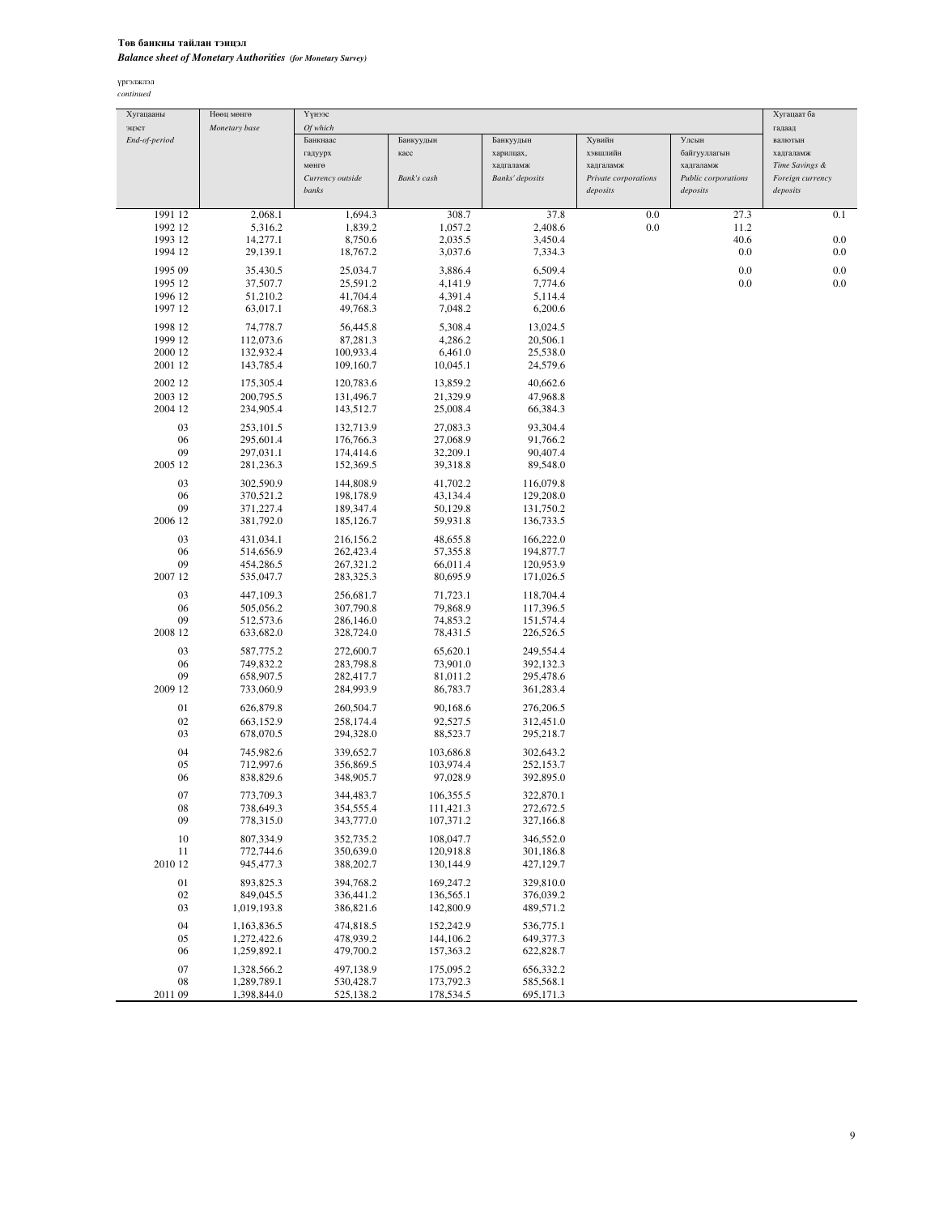**Төв банкны тайлан тэнцэл**
***Balance sheet of Monetary Authorities*** *(for Monetary Survey)*

үргэлжлэл
*continued*

| Хугацааны эцэст *End-of-period* | Нөөц мөнгө *Monetary base* | Үүнээс *Of which* | | | | | Хугацаат ба гадаад валютын хадгаламж *Time Savings & Foreign currency deposits* |
|---|---|---|---|---|---|---|---|
| | | Банкнаас гадуурх мөнгө *Currency outside banks* | Банкуудын касс *Bank's cash* | Банкуудын харилцах, хадгаламж *Banks' deposits* | Хувийн хэвшлийн хадгаламж *Private corporations deposits* | Улсын байгууллагын хадгаламж *Public corporations deposits* | |
| 1991 12 | 2,068.1 | 1,694.3 | 308.7 | 37.8 | 0.0 | 27.3 | 0.1 |
| 1992 12 | 5,316.2 | 1,839.2 | 1,057.2 | 2,408.6 | 0.0 | 11.2 | |
| 1993 12 | 14,277.1 | 8,750.6 | 2,035.5 | 3,450.4 | | 40.6 | 0.0 |
| 1994 12 | 29,139.1 | 18,767.2 | 3,037.6 | 7,334.3 | | 0.0 | 0.0 |
| 1995 09 | 35,430.5 | 25,034.7 | 3,886.4 | 6,509.4 | | 0.0 | 0.0 |
| 1995 12 | 37,507.7 | 25,591.2 | 4,141.9 | 7,774.6 | | 0.0 | 0.0 |
| 1996 12 | 51,210.2 | 41,704.4 | 4,391.4 | 5,114.4 | | | |
| 1997 12 | 63,017.1 | 49,768.3 | 7,048.2 | 6,200.6 | | | |
| 1998 12 | 74,778.7 | 56,445.8 | 5,308.4 | 13,024.5 | | | |
| 1999 12 | 112,073.6 | 87,281.3 | 4,286.2 | 20,506.1 | | | |
| 2000 12 | 132,932.4 | 100,933.4 | 6,461.0 | 25,538.0 | | | |
| 2001 12 | 143,785.4 | 109,160.7 | 10,045.1 | 24,579.6 | | | |
| 2002 12 | 175,305.4 | 120,783.6 | 13,859.2 | 40,662.6 | | | |
| 2003 12 | 200,795.5 | 131,496.7 | 21,329.9 | 47,968.8 | | | |
| 2004 12 | 234,905.4 | 143,512.7 | 25,008.4 | 66,384.3 | | | |
| 03 | 253,101.5 | 132,713.9 | 27,083.3 | 93,304.4 | | | |
| 06 | 295,601.4 | 176,766.3 | 27,068.9 | 91,766.2 | | | |
| 09 | 297,031.1 | 174,414.6 | 32,209.1 | 90,407.4 | | | |
| 2005 12 | 281,236.3 | 152,369.5 | 39,318.8 | 89,548.0 | | | |
| 03 | 302,590.9 | 144,808.9 | 41,702.2 | 116,079.8 | | | |
| 06 | 370,521.2 | 198,178.9 | 43,134.4 | 129,208.0 | | | |
| 09 | 371,227.4 | 189,347.4 | 50,129.8 | 131,750.2 | | | |
| 2006 12 | 381,792.0 | 185,126.7 | 59,931.8 | 136,733.5 | | | |
| 03 | 431,034.1 | 216,156.2 | 48,655.8 | 166,222.0 | | | |
| 06 | 514,656.9 | 262,423.4 | 57,355.8 | 194,877.7 | | | |
| 09 | 454,286.5 | 267,321.2 | 66,011.4 | 120,953.9 | | | |
| 2007 12 | 535,047.7 | 283,325.3 | 80,695.9 | 171,026.5 | | | |
| 03 | 447,109.3 | 256,681.7 | 71,723.1 | 118,704.4 | | | |
| 06 | 505,056.2 | 307,790.8 | 79,868.9 | 117,396.5 | | | |
| 09 | 512,573.6 | 286,146.0 | 74,853.2 | 151,574.4 | | | |
| 2008 12 | 633,682.0 | 328,724.0 | 78,431.5 | 226,526.5 | | | |
| 03 | 587,775.2 | 272,600.7 | 65,620.1 | 249,554.4 | | | |
| 06 | 749,832.2 | 283,798.8 | 73,901.0 | 392,132.3 | | | |
| 09 | 658,907.5 | 282,417.7 | 81,011.2 | 295,478.6 | | | |
| 2009 12 | 733,060.9 | 284,993.9 | 86,783.7 | 361,283.4 | | | |
| 01 | 626,879.8 | 260,504.7 | 90,168.6 | 276,206.5 | | | |
| 02 | 663,152.9 | 258,174.4 | 92,527.5 | 312,451.0 | | | |
| 03 | 678,070.5 | 294,328.0 | 88,523.7 | 295,218.7 | | | |
| 04 | 745,982.6 | 339,652.7 | 103,686.8 | 302,643.2 | | | |
| 05 | 712,997.6 | 356,869.5 | 103,974.4 | 252,153.7 | | | |
| 06 | 838,829.6 | 348,905.7 | 97,028.9 | 392,895.0 | | | |
| 07 | 773,709.3 | 344,483.7 | 106,355.5 | 322,870.1 | | | |
| 08 | 738,649.3 | 354,555.4 | 111,421.3 | 272,672.5 | | | |
| 09 | 778,315.0 | 343,777.0 | 107,371.2 | 327,166.8 | | | |
| 10 | 807,334.9 | 352,735.2 | 108,047.7 | 346,552.0 | | | |
| 11 | 772,744.6 | 350,639.0 | 120,918.8 | 301,186.8 | | | |
| 2010 12 | 945,477.3 | 388,202.7 | 130,144.9 | 427,129.7 | | | |
| 01 | 893,825.3 | 394,768.2 | 169,247.2 | 329,810.0 | | | |
| 02 | 849,045.5 | 336,441.2 | 136,565.1 | 376,039.2 | | | |
| 03 | 1,019,193.8 | 386,821.6 | 142,800.9 | 489,571.2 | | | |
| 04 | 1,163,836.5 | 474,818.5 | 152,242.9 | 536,775.1 | | | |
| 05 | 1,272,422.6 | 478,939.2 | 144,106.2 | 649,377.3 | | | |
| 06 | 1,259,892.1 | 479,700.2 | 157,363.2 | 622,828.7 | | | |
| 07 | 1,328,566.2 | 497,138.9 | 175,095.2 | 656,332.2 | | | |
| 08 | 1,289,789.1 | 530,428.7 | 173,792.3 | 585,568.1 | | | |
| 2011 09 | 1,398,844.0 | 525,138.2 | 178,534.5 | 695,171.3 | | | |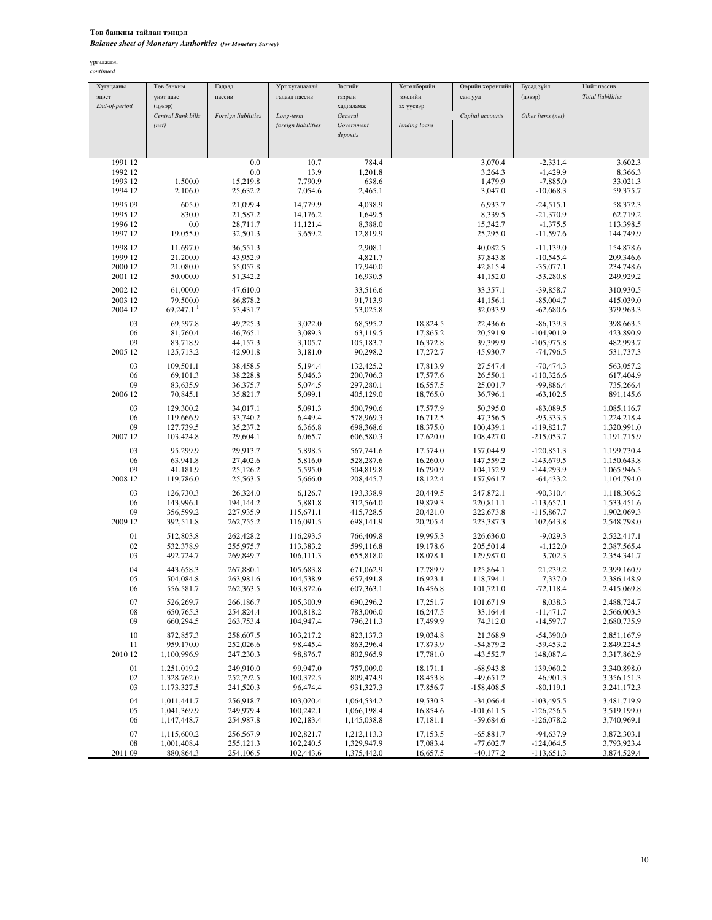**Төв банкны тайлан тэнцэл**

***Balance sheet of Monetary Authorities** (for Monetary Survey)*

үргэлжлэл

*continued*

| Хугацааны эцэст *End-of-period* | Төв банкны үнэт цаас (цэвэр) *Central Bank bills (net)* | Гадаад пассив *Foreign liabilities* | Урт хугацаатай гадаад пассив *Long-term foreign liabilities* | Засгийн газрын хадгаламж *General Government deposits* | Хөтөлбөрийн зээлийн эх үүсвэр *lending loans* | Өөрийн хөрөнгийн сангууд *Capital accounts* | Бусад зүйл (цэвэр) *Other items (net)* | Нийт пассив *Total liabilities* |
|---|---|---|---|---|---|---|---|---|
| 1991 12 | | 0.0 | 10.7 | 784.4 | | 3,070.4 | -2,331.4 | 3,602.3 |
| 1992 12 | | 0.0 | 13.9 | 1,201.8 | | 3,264.3 | -1,429.9 | 8,366.3 |
| 1993 12 | 1,500.0 | 15,219.8 | 7,790.9 | 638.6 | | 1,479.9 | -7,885.0 | 33,021.3 |
| 1994 12 | 2,106.0 | 25,632.2 | 7,054.6 | 2,465.1 | | 3,047.0 | -10,068.3 | 59,375.7 |
| 1995 09 | 605.0 | 21,099.4 | 14,779.9 | 4,038.9 | | 6,933.7 | -24,515.1 | 58,372.3 |
| 1995 12 | 830.0 | 21,587.2 | 14,176.2 | 1,649.5 | | 8,339.5 | -21,370.9 | 62,719.2 |
| 1996 12 | 0.0 | 28,711.7 | 11,121.4 | 8,388.0 | | 15,342.7 | -1,375.5 | 113,398.5 |
| 1997 12 | 19,055.0 | 32,501.3 | 3,659.2 | 12,819.9 | | 25,295.0 | -11,597.6 | 144,749.9 |
| 1998 12 | 11,697.0 | 36,551.3 | | 2,908.1 | | 40,082.5 | -11,139.0 | 154,878.6 |
| 1999 12 | 21,200.0 | 43,952.9 | | 4,821.7 | | 37,843.8 | -10,545.4 | 209,346.6 |
| 2000 12 | 21,080.0 | 55,057.8 | | 17,940.0 | | 42,815.4 | -35,077.1 | 234,748.6 |
| 2001 12 | 50,000.0 | 51,342.2 | | 16,930.5 | | 41,152.0 | -53,280.8 | 249,929.2 |
| 2002 12 | 61,000.0 | 47,610.0 | | 33,516.6 | | 33,357.1 | -39,858.7 | 310,930.5 |
| 2003 12 | 79,500.0 | 86,878.2 | | 91,713.9 | | 41,156.1 | -85,004.7 | 415,039.0 |
| 2004 12 | 69,247.1 [1] | 53,431.7 | | 53,025.8 | | 32,033.9 | -62,680.6 | 379,963.3 |
| 03 | 69,597.8 | 49,225.3 | 3,022.0 | 68,595.2 | 18,824.5 | 22,436.6 | -86,139.3 | 398,663.5 |
| 06 | 81,760.4 | 46,765.1 | 3,089.3 | 63,119.5 | 17,865.2 | 20,591.9 | -104,901.9 | 423,890.9 |
| 09 | 83,718.9 | 44,157.3 | 3,105.7 | 105,183.7 | 16,372.8 | 39,399.9 | -105,975.8 | 482,993.7 |
| 2005 12 | 125,713.2 | 42,901.8 | 3,181.0 | 90,298.2 | 17,272.7 | 45,930.7 | -74,796.5 | 531,737.3 |
| 03 | 109,501.1 | 38,458.5 | 5,194.4 | 132,425.2 | 17,813.9 | 27,547.4 | -70,474.3 | 563,057.2 |
| 06 | 69,101.3 | 38,228.8 | 5,046.3 | 200,706.3 | 17,577.6 | 26,550.1 | -110,326.6 | 617,404.9 |
| 09 | 83,635.9 | 36,375.7 | 5,074.5 | 297,280.1 | 16,557.5 | 25,001.7 | -99,886.4 | 735,266.4 |
| 2006 12 | 70,845.1 | 35,821.7 | 5,099.1 | 405,129.0 | 18,765.0 | 36,796.1 | -63,102.5 | 891,145.6 |
| 03 | 129,300.2 | 34,017.1 | 5,091.3 | 500,790.6 | 17,577.9 | 50,395.0 | -83,089.5 | 1,085,116.7 |
| 06 | 119,666.9 | 33,740.2 | 6,449.4 | 578,969.3 | 16,712.5 | 47,356.5 | -93,333.3 | 1,224,218.4 |
| 09 | 127,739.5 | 35,237.2 | 6,366.8 | 698,368.6 | 18,375.0 | 100,439.1 | -119,821.7 | 1,320,991.0 |
| 2007 12 | 103,424.8 | 29,604.1 | 6,065.7 | 606,580.3 | 17,620.0 | 108,427.0 | -215,053.7 | 1,191,715.9 |
| 03 | 95,299.9 | 29,913.7 | 5,898.5 | 567,741.6 | 17,574.0 | 157,044.9 | -120,851.3 | 1,199,730.4 |
| 06 | 63,941.8 | 27,402.6 | 5,816.0 | 528,287.6 | 16,260.0 | 147,559.2 | -143,679.5 | 1,150,643.8 |
| 09 | 41,181.9 | 25,126.2 | 5,595.0 | 504,819.8 | 16,790.9 | 104,152.9 | -144,293.9 | 1,065,946.5 |
| 2008 12 | 119,786.0 | 25,563.5 | 5,666.0 | 208,445.7 | 18,122.4 | 157,961.7 | -64,433.2 | 1,104,794.0 |
| 03 | 126,730.3 | 26,324.0 | 6,126.7 | 193,338.9 | 20,449.5 | 247,872.1 | -90,310.4 | 1,118,306.2 |
| 06 | 143,996.1 | 194,144.2 | 5,881.8 | 312,564.0 | 19,879.3 | 220,811.1 | -113,657.1 | 1,533,451.6 |
| 09 | 356,599.2 | 227,935.9 | 115,671.1 | 415,728.5 | 20,421.0 | 222,673.8 | -115,867.7 | 1,902,069.3 |
| 2009 12 | 392,511.8 | 262,755.2 | 116,091.5 | 698,141.9 | 20,205.4 | 223,387.3 | 102,643.8 | 2,548,798.0 |
| 01 | 512,803.8 | 262,428.2 | 116,293.5 | 766,409.8 | 19,995.3 | 226,636.0 | -9,029.3 | 2,522,417.1 |
| 02 | 532,378.9 | 255,975.7 | 113,383.2 | 599,116.8 | 19,178.6 | 205,501.4 | -1,122.0 | 2,387,565.4 |
| 03 | 492,724.7 | 269,849.7 | 106,111.3 | 655,818.0 | 18,078.1 | 129,987.0 | 3,702.3 | 2,354,341.7 |
| 04 | 443,658.3 | 267,880.1 | 105,683.8 | 671,062.9 | 17,789.9 | 125,864.1 | 21,239.2 | 2,399,160.9 |
| 05 | 504,084.8 | 263,981.6 | 104,538.9 | 657,491.8 | 16,923.1 | 118,794.1 | 7,337.0 | 2,386,148.9 |
| 06 | 556,581.7 | 262,363.5 | 103,872.6 | 607,363.1 | 16,456.8 | 101,721.0 | -72,118.4 | 2,415,069.8 |
| 07 | 526,269.7 | 266,186.7 | 105,300.9 | 690,296.2 | 17,251.7 | 101,671.9 | 8,038.3 | 2,488,724.7 |
| 08 | 650,765.3 | 254,824.4 | 100,818.2 | 783,006.0 | 16,247.5 | 33,164.4 | -11,471.7 | 2,566,003.3 |
| 09 | 660,294.5 | 263,753.4 | 104,947.4 | 796,211.3 | 17,499.9 | 74,312.0 | -14,597.7 | 2,680,735.9 |
| 10 | 872,857.3 | 258,607.5 | 103,217.2 | 823,137.3 | 19,034.8 | 21,368.9 | -54,390.0 | 2,851,167.9 |
| 11 | 959,170.0 | 252,026.6 | 98,445.4 | 863,296.4 | 17,873.9 | -54,879.2 | -59,453.2 | 2,849,224.5 |
| 2010 12 | 1,100,996.9 | 247,230.3 | 98,876.7 | 802,965.9 | 17,781.0 | -43,552.7 | 148,087.4 | 3,317,862.9 |
| 01 | 1,251,019.2 | 249,910.0 | 99,947.0 | 757,009.0 | 18,171.1 | -68,943.8 | 139,960.2 | 3,340,898.0 |
| 02 | 1,328,762.0 | 252,792.5 | 100,372.5 | 809,474.9 | 18,453.8 | -49,651.2 | 46,901.3 | 3,356,151.3 |
| 03 | 1,173,327.5 | 241,520.3 | 96,474.4 | 931,327.3 | 17,856.7 | -158,408.5 | -80,119.1 | 3,241,172.3 |
| 04 | 1,011,441.7 | 256,918.7 | 103,020.4 | 1,064,534.2 | 19,530.3 | -34,066.4 | -103,495.5 | 3,481,719.9 |
| 05 | 1,041,369.9 | 249,979.4 | 100,242.1 | 1,066,198.4 | 16,854.6 | -101,611.5 | -126,256.5 | 3,519,199.0 |
| 06 | 1,147,448.7 | 254,987.8 | 102,183.4 | 1,145,038.8 | 17,181.1 | -59,684.6 | -126,078.2 | 3,740,969.1 |
| 07 | 1,115,600.2 | 256,567.9 | 102,821.7 | 1,212,113.3 | 17,153.5 | -65,881.7 | -94,637.9 | 3,872,303.1 |
| 08 | 1,001,408.4 | 255,121.3 | 102,240.5 | 1,329,947.9 | 17,083.4 | -77,602.7 | -124,064.5 | 3,793,923.4 |
| 2011 09 | 880,864.3 | 254,106.5 | 102,443.6 | 1,375,442.0 | 16,657.5 | -40,177.2 | -113,651.3 | 3,874,529.4 |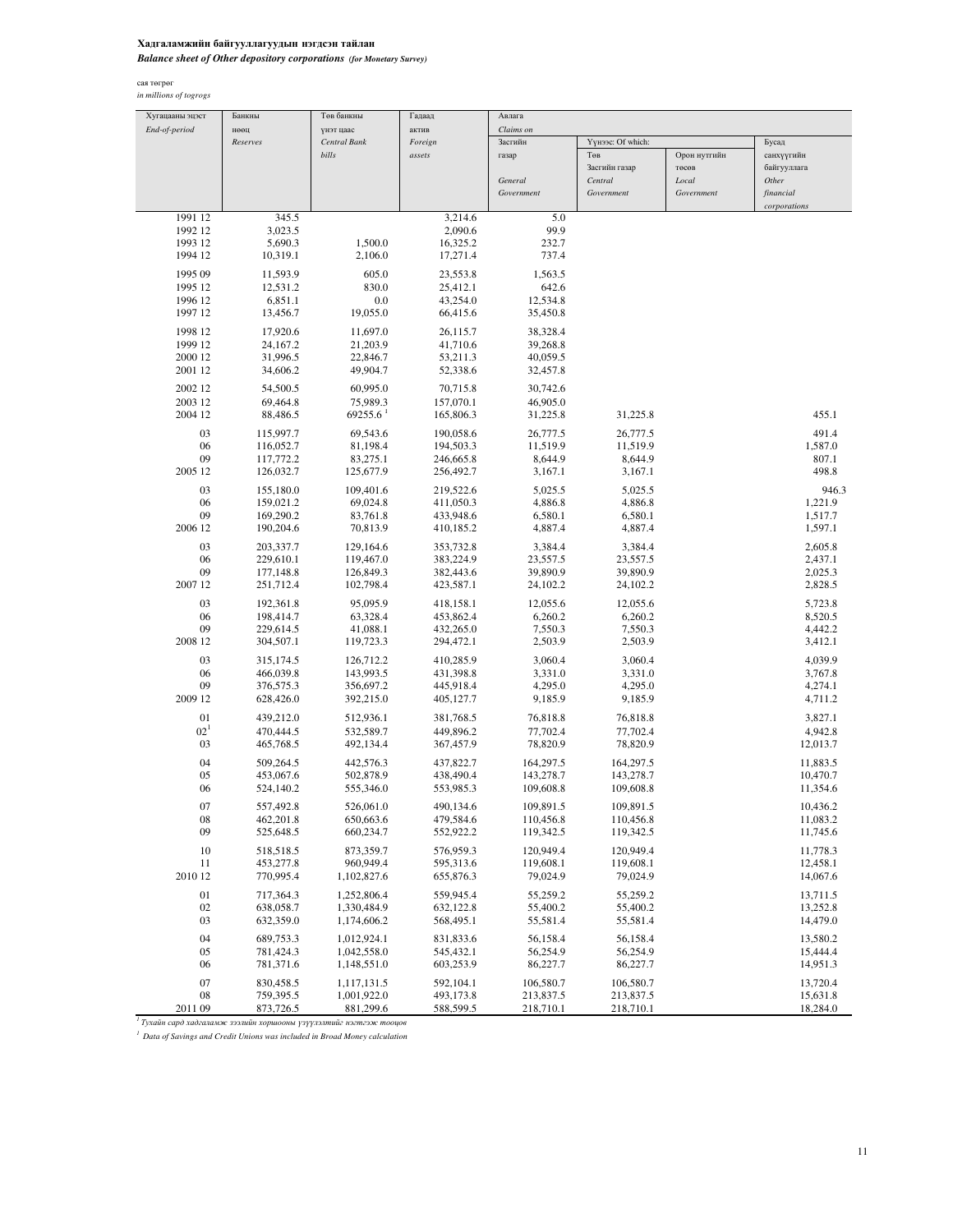**Хадгаламжийн байгууллагуудын нэгдсэн тайлан**

***Balance sheet of Other depository corporations (for Monetary Survey)***

сая төгрөг

*in millions of togrogs*

| Хугацааны эцэст *End-of-period* | Банкны нөөц *Reserves* | Төв банкны үнэт цаас *Central Bank bills* | Гадаад актив *Foreign assets* | Авлага *Claims on* | | | |
|---|---|---|---|---|---|---|---|
| | | | | Засгийн газар *General Government* | Үүнээс: Of which: Төв Засгийн газар *Central Government* | Орон нутгийн төсөв *Local Government* | Бусад санхүүгийн байгууллага *Other financial corporations* |
| 1991 12 | 345.5 | | 3,214.6 | 5.0 | | | |
| 1992 12 | 3,023.5 | | 2,090.6 | 99.9 | | | |
| 1993 12 | 5,690.3 | 1,500.0 | 16,325.2 | 232.7 | | | |
| 1994 12 | 10,319.1 | 2,106.0 | 17,271.4 | 737.4 | | | |
| 1995 09 | 11,593.9 | 605.0 | 23,553.8 | 1,563.5 | | | |
| 1995 12 | 12,531.2 | 830.0 | 25,412.1 | 642.6 | | | |
| 1996 12 | 6,851.1 | 0.0 | 43,254.0 | 12,534.8 | | | |
| 1997 12 | 13,456.7 | 19,055.0 | 66,415.6 | 35,450.8 | | | |
| 1998 12 | 17,920.6 | 11,697.0 | 26,115.7 | 38,328.4 | | | |
| 1999 12 | 24,167.2 | 21,203.9 | 41,710.6 | 39,268.8 | | | |
| 2000 12 | 31,996.5 | 22,846.7 | 53,211.3 | 40,059.5 | | | |
| 2001 12 | 34,606.2 | 49,904.7 | 52,338.6 | 32,457.8 | | | |
| 2002 12 | 54,500.5 | 60,995.0 | 70,715.8 | 30,742.6 | | | |
| 2003 12 | 69,464.8 | 75,989.3 | 157,070.1 | 46,905.0 | | | |
| 2004 12 | 88,486.5 | 69255.6 [1] | 165,806.3 | 31,225.8 | 31,225.8 | | 455.1 |
| 03 | 115,997.7 | 69,543.6 | 190,058.6 | 26,777.5 | 26,777.5 | | 491.4 |
| 06 | 116,052.7 | 81,198.4 | 194,503.3 | 11,519.9 | 11,519.9 | | 1,587.0 |
| 09 | 117,772.2 | 83,275.1 | 246,665.8 | 8,644.9 | 8,644.9 | | 807.1 |
| 2005 12 | 126,032.7 | 125,677.9 | 256,492.7 | 3,167.1 | 3,167.1 | | 498.8 |
| 03 | 155,180.0 | 109,401.6 | 219,522.6 | 5,025.5 | 5,025.5 | | 946.3 |
| 06 | 159,021.2 | 69,024.8 | 411,050.3 | 4,886.8 | 4,886.8 | | 1,221.9 |
| 09 | 169,290.2 | 83,761.8 | 433,948.6 | 6,580.1 | 6,580.1 | | 1,517.7 |
| 2006 12 | 190,204.6 | 70,813.9 | 410,185.2 | 4,887.4 | 4,887.4 | | 1,597.1 |
| 03 | 203,337.7 | 129,164.6 | 353,732.8 | 3,384.4 | 3,384.4 | | 2,605.8 |
| 06 | 229,610.1 | 119,467.0 | 383,224.9 | 23,557.5 | 23,557.5 | | 2,437.1 |
| 09 | 177,148.8 | 126,849.3 | 382,443.6 | 39,890.9 | 39,890.9 | | 2,025.3 |
| 2007 12 | 251,712.4 | 102,798.4 | 423,587.1 | 24,102.2 | 24,102.2 | | 2,828.5 |
| 03 | 192,361.8 | 95,095.9 | 418,158.1 | 12,055.6 | 12,055.6 | | 5,723.8 |
| 06 | 198,414.7 | 63,328.4 | 453,862.4 | 6,260.2 | 6,260.2 | | 8,520.5 |
| 09 | 229,614.5 | 41,088.1 | 432,265.0 | 7,550.3 | 7,550.3 | | 4,442.2 |
| 2008 12 | 304,507.1 | 119,723.3 | 294,472.1 | 2,503.9 | 2,503.9 | | 3,412.1 |
| 03 | 315,174.5 | 126,712.2 | 410,285.9 | 3,060.4 | 3,060.4 | | 4,039.9 |
| 06 | 466,039.8 | 143,993.5 | 431,398.8 | 3,331.0 | 3,331.0 | | 3,767.8 |
| 09 | 376,575.3 | 356,697.2 | 445,918.4 | 4,295.0 | 4,295.0 | | 4,274.1 |
| 2009 12 | 628,426.0 | 392,215.0 | 405,127.7 | 9,185.9 | 9,185.9 | | 4,711.2 |
| 01 | 439,212.0 | 512,936.1 | 381,768.5 | 76,818.8 | 76,818.8 | | 3,827.1 |
| 02 [1] | 470,444.5 | 532,589.7 | 449,896.2 | 77,702.4 | 77,702.4 | | 4,942.8 |
| 03 | 465,768.5 | 492,134.4 | 367,457.9 | 78,820.9 | 78,820.9 | | 12,013.7 |
| 04 | 509,264.5 | 442,576.3 | 437,822.7 | 164,297.5 | 164,297.5 | | 11,883.5 |
| 05 | 453,067.6 | 502,878.9 | 438,490.4 | 143,278.7 | 143,278.7 | | 10,470.7 |
| 06 | 524,140.2 | 555,346.0 | 553,985.3 | 109,608.8 | 109,608.8 | | 11,354.6 |
| 07 | 557,492.8 | 526,061.0 | 490,134.6 | 109,891.5 | 109,891.5 | | 10,436.2 |
| 08 | 462,201.8 | 650,663.6 | 479,584.6 | 110,456.8 | 110,456.8 | | 11,083.2 |
| 09 | 525,648.5 | 660,234.7 | 552,922.2 | 119,342.5 | 119,342.5 | | 11,745.6 |
| 10 | 518,518.5 | 873,359.7 | 576,959.3 | 120,949.4 | 120,949.4 | | 11,778.3 |
| 11 | 453,277.8 | 960,949.4 | 595,313.6 | 119,608.1 | 119,608.1 | | 12,458.1 |
| 2010 12 | 770,995.4 | 1,102,827.6 | 655,876.3 | 79,024.9 | 79,024.9 | | 14,067.6 |
| 01 | 717,364.3 | 1,252,806.4 | 559,945.4 | 55,259.2 | 55,259.2 | | 13,711.5 |
| 02 | 638,058.7 | 1,330,484.9 | 632,122.8 | 55,400.2 | 55,400.2 | | 13,252.8 |
| 03 | 632,359.0 | 1,174,606.2 | 568,495.1 | 55,581.4 | 55,581.4 | | 14,479.0 |
| 04 | 689,753.3 | 1,012,924.1 | 831,833.6 | 56,158.4 | 56,158.4 | | 13,580.2 |
| 05 | 781,424.3 | 1,042,558.0 | 545,432.1 | 56,254.9 | 56,254.9 | | 15,444.4 |
| 06 | 781,371.6 | 1,148,551.0 | 603,253.9 | 86,227.7 | 86,227.7 | | 14,951.3 |
| 07 | 830,458.5 | 1,117,131.5 | 592,104.1 | 106,580.7 | 106,580.7 | | 13,720.4 |
| 08 | 759,395.5 | 1,001,922.0 | 493,173.8 | 213,837.5 | 213,837.5 | | 15,631.8 |
| 2011 09 | 873,726.5 | 881,299.6 | 588,599.5 | 218,710.1 | 218,710.1 | | 18,284.0 |

[1] *Тухайн сард хадгаламж зээлийн хоршооны үзүүлэлтийг нэгтгэж тооцов*

[1] *Data of Savings and Credit Unions was included in Broad Money calculation*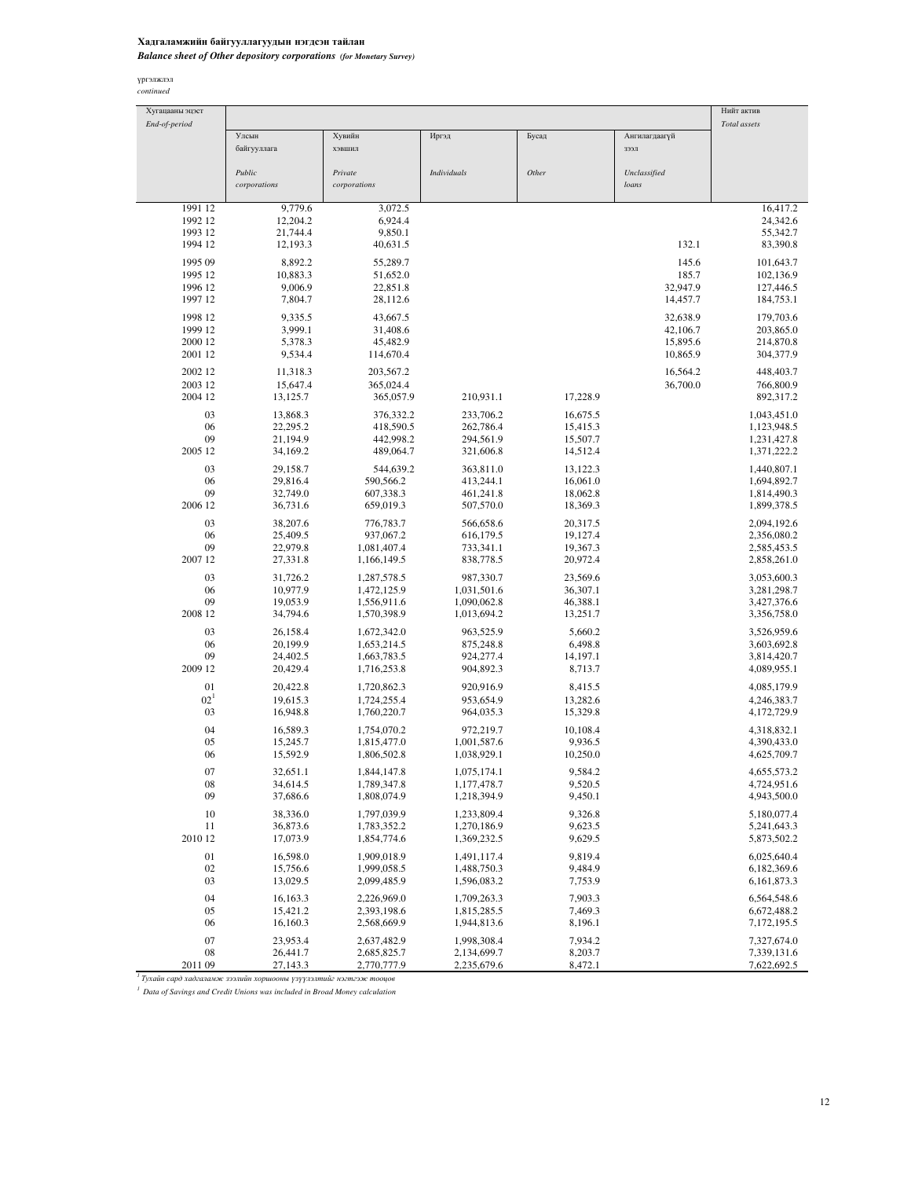**Хадгаламжийн байгууллагуудын нэгдсэн тайлан**
***Balance sheet of Other depository corporations (for Monetary Survey)***

үргэлжлэл
*continued*

| Хугацааны эцэст *End-of-period* | Улсын байгууллага *Public corporations* | Хувийн хэвшил *Private corporations* | Иргэд *Individuals* | Бусад *Other* | Ангилагдаагүй зээл *Unclassified loans* | Нийт актив *Total assets* |
|---|---|---|---|---|---|---|
| 1991 12 | 9,779.6 | 3,072.5 | | | | 16,417.2 |
| 1992 12 | 12,204.2 | 6,924.4 | | | | 24,342.6 |
| 1993 12 | 21,744.4 | 9,850.1 | | | | 55,342.7 |
| 1994 12 | 12,193.3 | 40,631.5 | | | 132.1 | 83,390.8 |
| 1995 09 | 8,892.2 | 55,289.7 | | | 145.6 | 101,643.7 |
| 1995 12 | 10,883.3 | 51,652.0 | | | 185.7 | 102,136.9 |
| 1996 12 | 9,006.9 | 22,851.8 | | | 32,947.9 | 127,446.5 |
| 1997 12 | 7,804.7 | 28,112.6 | | | 14,457.7 | 184,753.1 |
| 1998 12 | 9,335.5 | 43,667.5 | | | 32,638.9 | 179,703.6 |
| 1999 12 | 3,999.1 | 31,408.6 | | | 42,106.7 | 203,865.0 |
| 2000 12 | 5,378.3 | 45,482.9 | | | 15,895.6 | 214,870.8 |
| 2001 12 | 9,534.4 | 114,670.4 | | | 10,865.9 | 304,377.9 |
| 2002 12 | 11,318.3 | 203,567.2 | | | 16,564.2 | 448,403.7 |
| 2003 12 | 15,647.4 | 365,024.4 | | | 36,700.0 | 766,800.9 |
| 2004 12 | 13,125.7 | 365,057.9 | 210,931.1 | 17,228.9 | | 892,317.2 |
| 03 | 13,868.3 | 376,332.2 | 233,706.2 | 16,675.5 | | 1,043,451.0 |
| 06 | 22,295.2 | 418,590.5 | 262,786.4 | 15,415.3 | | 1,123,948.5 |
| 09 | 21,194.9 | 442,998.2 | 294,561.9 | 15,507.7 | | 1,231,427.8 |
| 2005 12 | 34,169.2 | 489,064.7 | 321,606.8 | 14,512.4 | | 1,371,222.2 |
| 03 | 29,158.7 | 544,639.2 | 363,811.0 | 13,122.3 | | 1,440,807.1 |
| 06 | 29,816.4 | 590,566.2 | 413,244.1 | 16,061.0 | | 1,694,892.7 |
| 09 | 32,749.0 | 607,338.3 | 461,241.8 | 18,062.8 | | 1,814,490.3 |
| 2006 12 | 36,731.6 | 659,019.3 | 507,570.0 | 18,369.3 | | 1,899,378.5 |
| 03 | 38,207.6 | 776,783.7 | 566,658.6 | 20,317.5 | | 2,094,192.6 |
| 06 | 25,409.5 | 937,067.2 | 616,179.5 | 19,127.4 | | 2,356,080.2 |
| 09 | 22,979.8 | 1,081,407.4 | 733,341.1 | 19,367.3 | | 2,585,453.5 |
| 2007 12 | 27,331.8 | 1,166,149.5 | 838,778.5 | 20,972.4 | | 2,858,261.0 |
| 03 | 31,726.2 | 1,287,578.5 | 987,330.7 | 23,569.6 | | 3,053,600.3 |
| 06 | 10,977.9 | 1,472,125.9 | 1,031,501.6 | 36,307.1 | | 3,281,298.7 |
| 09 | 19,053.9 | 1,556,911.6 | 1,090,062.8 | 46,388.1 | | 3,427,376.6 |
| 2008 12 | 34,794.6 | 1,570,398.9 | 1,013,694.2 | 13,251.7 | | 3,356,758.0 |
| 03 | 26,158.4 | 1,672,342.0 | 963,525.9 | 5,660.2 | | 3,526,959.6 |
| 06 | 20,199.9 | 1,653,214.5 | 875,248.8 | 6,498.8 | | 3,603,692.8 |
| 09 | 24,402.5 | 1,663,783.5 | 924,277.4 | 14,197.1 | | 3,814,420.7 |
| 2009 12 | 20,429.4 | 1,716,253.8 | 904,892.3 | 8,713.7 | | 4,089,955.1 |
| 01 | 20,422.8 | 1,720,862.3 | 920,916.9 | 8,415.5 | | 4,085,179.9 |
| 02[1] | 19,615.3 | 1,724,255.4 | 953,654.9 | 13,282.6 | | 4,246,383.7 |
| 03 | 16,948.8 | 1,760,220.7 | 964,035.3 | 15,329.8 | | 4,172,729.9 |
| 04 | 16,589.3 | 1,754,070.2 | 972,219.7 | 10,108.4 | | 4,318,832.1 |
| 05 | 15,245.7 | 1,815,477.0 | 1,001,587.6 | 9,936.5 | | 4,390,433.0 |
| 06 | 15,592.9 | 1,806,502.8 | 1,038,929.1 | 10,250.0 | | 4,625,709.7 |
| 07 | 32,651.1 | 1,844,147.8 | 1,075,174.1 | 9,584.2 | | 4,655,573.2 |
| 08 | 34,614.5 | 1,789,347.8 | 1,177,478.7 | 9,520.5 | | 4,724,951.6 |
| 09 | 37,686.6 | 1,808,074.9 | 1,218,394.9 | 9,450.1 | | 4,943,500.0 |
| 10 | 38,336.0 | 1,797,039.9 | 1,233,809.4 | 9,326.8 | | 5,180,077.4 |
| 11 | 36,873.6 | 1,783,352.2 | 1,270,186.9 | 9,623.5 | | 5,241,643.3 |
| 2010 12 | 17,073.9 | 1,854,774.6 | 1,369,232.5 | 9,629.5 | | 5,873,502.2 |
| 01 | 16,598.0 | 1,909,018.9 | 1,491,117.4 | 9,819.4 | | 6,025,640.4 |
| 02 | 15,756.6 | 1,999,058.5 | 1,488,750.3 | 9,484.9 | | 6,182,369.6 |
| 03 | 13,029.5 | 2,099,485.9 | 1,596,083.2 | 7,753.9 | | 6,161,873.3 |
| 04 | 16,163.3 | 2,226,969.0 | 1,709,263.3 | 7,903.3 | | 6,564,548.6 |
| 05 | 15,421.2 | 2,393,198.6 | 1,815,285.5 | 7,469.3 | | 6,672,488.2 |
| 06 | 16,160.3 | 2,568,669.9 | 1,944,813.6 | 8,196.1 | | 7,172,195.5 |
| 07 | 23,953.4 | 2,637,482.9 | 1,998,308.4 | 7,934.2 | | 7,327,674.0 |
| 08 | 26,441.7 | 2,685,825.7 | 2,134,699.7 | 8,203.7 | | 7,339,131.6 |
| 2011 09 | 27,143.3 | 2,770,777.9 | 2,235,679.6 | 8,472.1 | | 7,622,692.5 |

[1] *Тухайн сард хадгаламж зээлийн хоршооны үзүүлэлтийг нэгтгэж тооцов*

[1] *Data of Savings and Credit Unions was included in Broad Money calculation*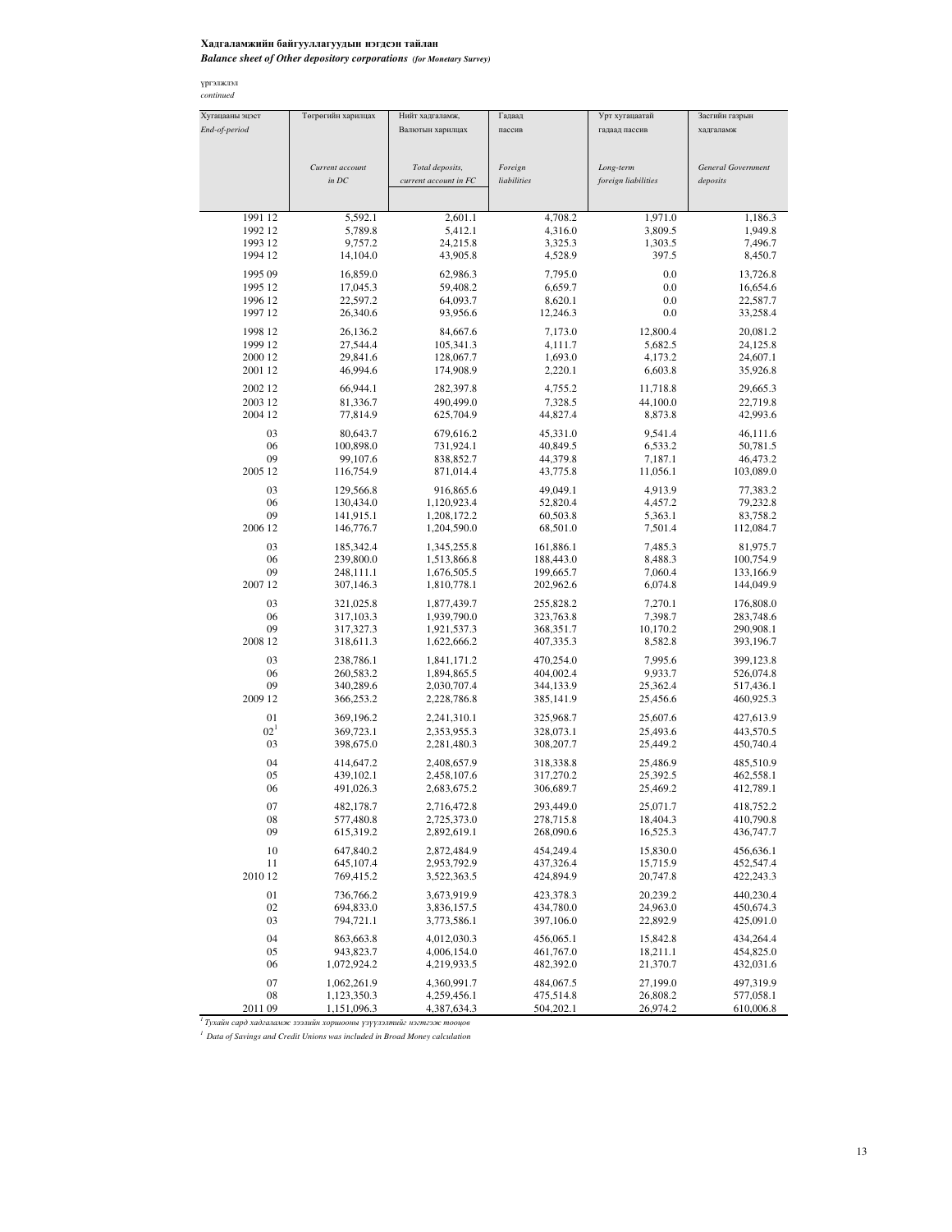**Хадгаламжийн байгууллагуудын нэгдсэн тайлан**

***Balance sheet of Other depository corporations (for Monetary Survey)***

үргэлжлэл

*continued*

| Хугацааны эцэст *End-of-period* | Төгрөгийн харилцах *Current account in DC* | Нийт хадгаламж, Валютын харилцах *Total deposits, current account in FC* | Гадаад пассив *Foreign liabilities* | Урт хугацаатай гадаад пассив *Long-term foreign liabilities* | Засгийн газрын хадгаламж *General Government deposits* |
|---|---|---|---|---|---|
| 1991 12 | 5,592.1 | 2,601.1 | 4,708.2 | 1,971.0 | 1,186.3 |
| 1992 12 | 5,789.8 | 5,412.1 | 4,316.0 | 3,809.5 | 1,949.8 |
| 1993 12 | 9,757.2 | 24,215.8 | 3,325.3 | 1,303.5 | 7,496.7 |
| 1994 12 | 14,104.0 | 43,905.8 | 4,528.9 | 397.5 | 8,450.7 |
| 1995 09 | 16,859.0 | 62,986.3 | 7,795.0 | 0.0 | 13,726.8 |
| 1995 12 | 17,045.3 | 59,408.2 | 6,659.7 | 0.0 | 16,654.6 |
| 1996 12 | 22,597.2 | 64,093.7 | 8,620.1 | 0.0 | 22,587.7 |
| 1997 12 | 26,340.6 | 93,956.6 | 12,246.3 | 0.0 | 33,258.4 |
| 1998 12 | 26,136.2 | 84,667.6 | 7,173.0 | 12,800.4 | 20,081.2 |
| 1999 12 | 27,544.4 | 105,341.3 | 4,111.7 | 5,682.5 | 24,125.8 |
| 2000 12 | 29,841.6 | 128,067.7 | 1,693.0 | 4,173.2 | 24,607.1 |
| 2001 12 | 46,994.6 | 174,908.9 | 2,220.1 | 6,603.8 | 35,926.8 |
| 2002 12 | 66,944.1 | 282,397.8 | 4,755.2 | 11,718.8 | 29,665.3 |
| 2003 12 | 81,336.7 | 490,499.0 | 7,328.5 | 44,100.0 | 22,719.8 |
| 2004 12 | 77,814.9 | 625,704.9 | 44,827.4 | 8,873.8 | 42,993.6 |
| 03 | 80,643.7 | 679,616.2 | 45,331.0 | 9,541.4 | 46,111.6 |
| 06 | 100,898.0 | 731,924.1 | 40,849.5 | 6,533.2 | 50,781.5 |
| 09 | 99,107.6 | 838,852.7 | 44,379.8 | 7,187.1 | 46,473.2 |
| 2005 12 | 116,754.9 | 871,014.4 | 43,775.8 | 11,056.1 | 103,089.0 |
| 03 | 129,566.8 | 916,865.6 | 49,049.1 | 4,913.9 | 77,383.2 |
| 06 | 130,434.0 | 1,120,923.4 | 52,820.4 | 4,457.2 | 79,232.8 |
| 09 | 141,915.1 | 1,208,172.2 | 60,503.8 | 5,363.1 | 83,758.2 |
| 2006 12 | 146,776.7 | 1,204,590.0 | 68,501.0 | 7,501.4 | 112,084.7 |
| 03 | 185,342.4 | 1,345,255.8 | 161,886.1 | 7,485.3 | 81,975.7 |
| 06 | 239,800.0 | 1,513,866.8 | 188,443.0 | 8,488.3 | 100,754.9 |
| 09 | 248,111.1 | 1,676,505.5 | 199,665.7 | 7,060.4 | 133,166.9 |
| 2007 12 | 307,146.3 | 1,810,778.1 | 202,962.6 | 6,074.8 | 144,049.9 |
| 03 | 321,025.8 | 1,877,439.7 | 255,828.2 | 7,270.1 | 176,808.0 |
| 06 | 317,103.3 | 1,939,790.0 | 323,763.8 | 7,398.7 | 283,748.6 |
| 09 | 317,327.3 | 1,921,537.3 | 368,351.7 | 10,170.2 | 290,908.1 |
| 2008 12 | 318,611.3 | 1,622,666.2 | 407,335.3 | 8,582.8 | 393,196.7 |
| 03 | 238,786.1 | 1,841,171.2 | 470,254.0 | 7,995.6 | 399,123.8 |
| 06 | 260,583.2 | 1,894,865.5 | 404,002.4 | 9,933.7 | 526,074.8 |
| 09 | 340,289.6 | 2,030,707.4 | 344,133.9 | 25,362.4 | 517,436.1 |
| 2009 12 | 366,253.2 | 2,228,786.8 | 385,141.9 | 25,456.6 | 460,925.3 |
| 01 | 369,196.2 | 2,241,310.1 | 325,968.7 | 25,607.6 | 427,613.9 |
| 02[1] | 369,723.1 | 2,353,955.3 | 328,073.1 | 25,493.6 | 443,570.5 |
| 03 | 398,675.0 | 2,281,480.3 | 308,207.7 | 25,449.2 | 450,740.4 |
| 04 | 414,647.2 | 2,408,657.9 | 318,338.8 | 25,486.9 | 485,510.9 |
| 05 | 439,102.1 | 2,458,107.6 | 317,270.2 | 25,392.5 | 462,558.1 |
| 06 | 491,026.3 | 2,683,675.2 | 306,689.7 | 25,469.2 | 412,789.1 |
| 07 | 482,178.7 | 2,716,472.8 | 293,449.0 | 25,071.7 | 418,752.2 |
| 08 | 577,480.8 | 2,725,373.0 | 278,715.8 | 18,404.3 | 410,790.8 |
| 09 | 615,319.2 | 2,892,619.1 | 268,090.6 | 16,525.3 | 436,747.7 |
| 10 | 647,840.2 | 2,872,484.9 | 454,249.4 | 15,830.0 | 456,636.1 |
| 11 | 645,107.4 | 2,953,792.9 | 437,326.4 | 15,715.9 | 452,547.4 |
| 2010 12 | 769,415.2 | 3,522,363.5 | 424,894.9 | 20,747.8 | 422,243.3 |
| 01 | 736,766.2 | 3,673,919.9 | 423,378.3 | 20,239.2 | 440,230.4 |
| 02 | 694,833.0 | 3,836,157.5 | 434,780.0 | 24,963.0 | 450,674.3 |
| 03 | 794,721.1 | 3,773,586.1 | 397,106.0 | 22,892.9 | 425,091.0 |
| 04 | 863,663.8 | 4,012,030.3 | 456,065.1 | 15,842.8 | 434,264.4 |
| 05 | 943,823.7 | 4,006,154.0 | 461,767.0 | 18,211.1 | 454,825.0 |
| 06 | 1,072,924.2 | 4,219,933.5 | 482,392.0 | 21,370.7 | 432,031.6 |
| 07 | 1,062,261.9 | 4,360,991.7 | 484,067.5 | 27,199.0 | 497,319.9 |
| 08 | 1,123,350.3 | 4,259,456.1 | 475,514.8 | 26,808.2 | 577,058.1 |
| 2011 09 | 1,151,096.3 | 4,387,634.3 | 504,202.1 | 26,974.2 | 610,006.8 |

[1] *Тухайн сард хадгаламж зээлийн хоршооны үзүүлэлтийг нэгтгэж тооцов*

[1] *Data of Savings and Credit Unions was included in Broad Money calculation*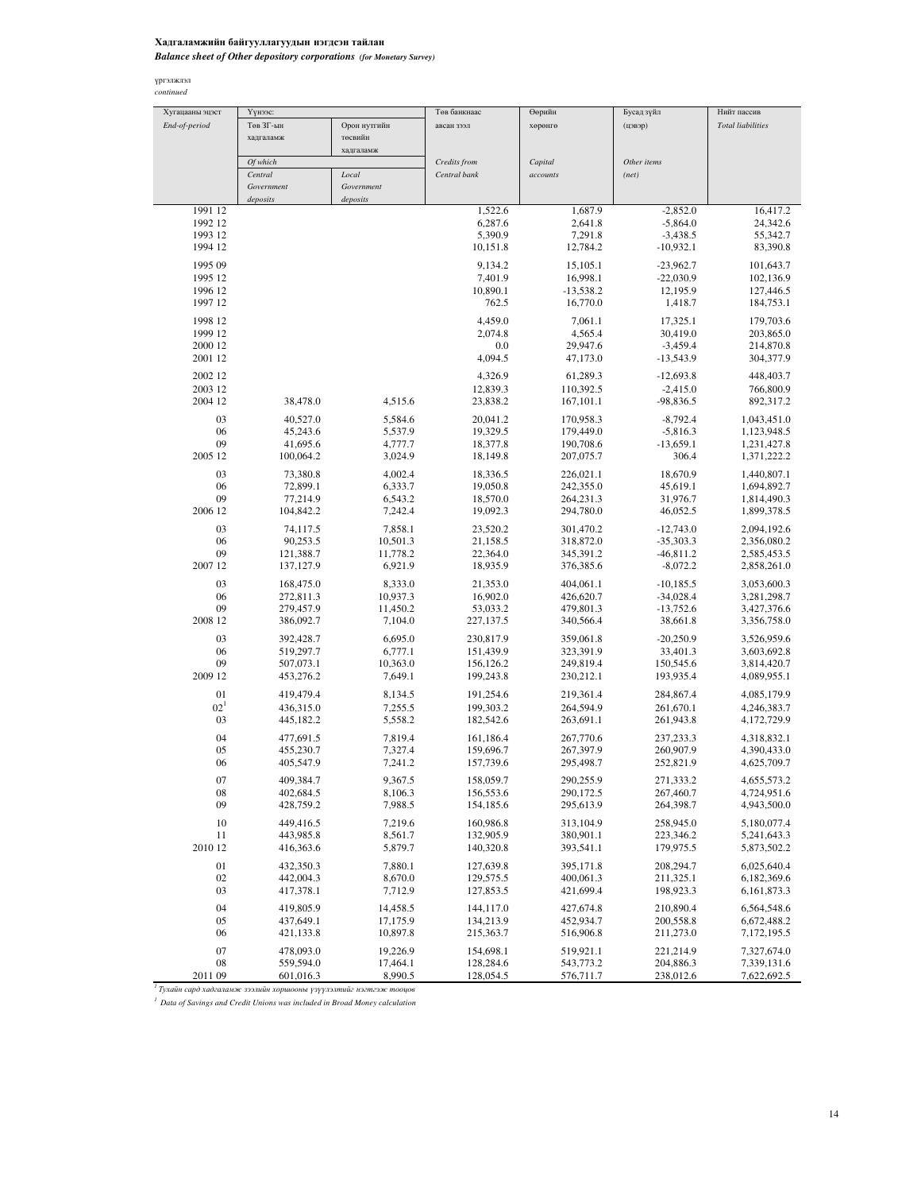**Хадгаламжийн байгууллагуудын нэгдсэн тайлан**

***Balance sheet of Other depository corporations (for Monetary Survey)***

үргэлжлэл

*continued*

| Хугацааны эцэст *End-of-period* | Үүнээс: Төв ЗГ-ын хадгаламж *Of which Central Government deposits* | Орон нутгийн төсвийн хадгаламж *Local Government deposits* | Төв банкнаас авсан зээл *Credits from Central bank* | Өөрийн хөрөнгө *Capital accounts* | Бусад зүйл (цэвэр) *Other items (net)* | Нийт пассив *Total liabilities* |
|---|---|---|---|---|---|---|
| 1991 12 | | | 1,522.6 | 1,687.9 | -2,852.0 | 16,417.2 |
| 1992 12 | | | 6,287.6 | 2,641.8 | -5,864.0 | 24,342.6 |
| 1993 12 | | | 5,390.9 | 7,291.8 | -3,438.5 | 55,342.7 |
| 1994 12 | | | 10,151.8 | 12,784.2 | -10,932.1 | 83,390.8 |
| 1995 09 | | | 9,134.2 | 15,105.1 | -23,962.7 | 101,643.7 |
| 1995 12 | | | 7,401.9 | 16,998.1 | -22,030.9 | 102,136.9 |
| 1996 12 | | | 10,890.1 | -13,538.2 | 12,195.9 | 127,446.5 |
| 1997 12 | | | 762.5 | 16,770.0 | 1,418.7 | 184,753.1 |
| 1998 12 | | | 4,459.0 | 7,061.1 | 17,325.1 | 179,703.6 |
| 1999 12 | | | 2,074.8 | 4,565.4 | 30,419.0 | 203,865.0 |
| 2000 12 | | | 0.0 | 29,947.6 | -3,459.4 | 214,870.8 |
| 2001 12 | | | 4,094.5 | 47,173.0 | -13,543.9 | 304,377.9 |
| 2002 12 | | | 4,326.9 | 61,289.3 | -12,693.8 | 448,403.7 |
| 2003 12 | | | 12,839.3 | 110,392.5 | -2,415.0 | 766,800.9 |
| 2004 12 | 38,478.0 | 4,515.6 | 23,838.2 | 167,101.1 | -98,836.5 | 892,317.2 |
| 03 | 40,527.0 | 5,584.6 | 20,041.2 | 170,958.3 | -8,792.4 | 1,043,451.0 |
| 06 | 45,243.6 | 5,537.9 | 19,329.5 | 179,449.0 | -5,816.3 | 1,123,948.5 |
| 09 | 41,695.6 | 4,777.7 | 18,377.8 | 190,708.6 | -13,659.1 | 1,231,427.8 |
| 2005 12 | 100,064.2 | 3,024.9 | 18,149.8 | 207,075.7 | 306.4 | 1,371,222.2 |
| 03 | 73,380.8 | 4,002.4 | 18,336.5 | 226,021.1 | 18,670.9 | 1,440,807.1 |
| 06 | 72,899.1 | 6,333.7 | 19,050.8 | 242,355.0 | 45,619.1 | 1,694,892.7 |
| 09 | 77,214.9 | 6,543.2 | 18,570.0 | 264,231.3 | 31,976.7 | 1,814,490.3 |
| 2006 12 | 104,842.2 | 7,242.4 | 19,092.3 | 294,780.0 | 46,052.5 | 1,899,378.5 |
| 03 | 74,117.5 | 7,858.1 | 23,520.2 | 301,470.2 | -12,743.0 | 2,094,192.6 |
| 06 | 90,253.5 | 10,501.3 | 21,158.5 | 318,872.0 | -35,303.3 | 2,356,080.2 |
| 09 | 121,388.7 | 11,778.2 | 22,364.0 | 345,391.2 | -46,811.2 | 2,585,453.5 |
| 2007 12 | 137,127.9 | 6,921.9 | 18,935.9 | 376,385.6 | -8,072.2 | 2,858,261.0 |
| 03 | 168,475.0 | 8,333.0 | 21,353.0 | 404,061.1 | -10,185.5 | 3,053,600.3 |
| 06 | 272,811.3 | 10,937.3 | 16,902.0 | 426,620.7 | -34,028.4 | 3,281,298.7 |
| 09 | 279,457.9 | 11,450.2 | 53,033.2 | 479,801.3 | -13,752.6 | 3,427,376.6 |
| 2008 12 | 386,092.7 | 7,104.0 | 227,137.5 | 340,566.4 | 38,661.8 | 3,356,758.0 |
| 03 | 392,428.7 | 6,695.0 | 230,817.9 | 359,061.8 | -20,250.9 | 3,526,959.6 |
| 06 | 519,297.7 | 6,777.1 | 151,439.9 | 323,391.9 | 33,401.3 | 3,603,692.8 |
| 09 | 507,073.1 | 10,363.0 | 156,126.2 | 249,819.4 | 150,545.6 | 3,814,420.7 |
| 2009 12 | 453,276.2 | 7,649.1 | 199,243.8 | 230,212.1 | 193,935.4 | 4,089,955.1 |
| 01 | 419,479.4 | 8,134.5 | 191,254.6 | 219,361.4 | 284,867.4 | 4,085,179.9 |
| 02[1] | 436,315.0 | 7,255.5 | 199,303.2 | 264,594.9 | 261,670.1 | 4,246,383.7 |
| 03 | 445,182.2 | 5,558.2 | 182,542.6 | 263,691.1 | 261,943.8 | 4,172,729.9 |
| 04 | 477,691.5 | 7,819.4 | 161,186.4 | 267,770.6 | 237,233.3 | 4,318,832.1 |
| 05 | 455,230.7 | 7,327.4 | 159,696.7 | 267,397.9 | 260,907.9 | 4,390,433.0 |
| 06 | 405,547.9 | 7,241.2 | 157,739.6 | 295,498.7 | 252,821.9 | 4,625,709.7 |
| 07 | 409,384.7 | 9,367.5 | 158,059.7 | 290,255.9 | 271,333.2 | 4,655,573.2 |
| 08 | 402,684.5 | 8,106.3 | 156,553.6 | 290,172.5 | 267,460.7 | 4,724,951.6 |
| 09 | 428,759.2 | 7,988.5 | 154,185.6 | 295,613.9 | 264,398.7 | 4,943,500.0 |
| 10 | 449,416.5 | 7,219.6 | 160,986.8 | 313,104.9 | 258,945.0 | 5,180,077.4 |
| 11 | 443,985.8 | 8,561.7 | 132,905.9 | 380,901.1 | 223,346.2 | 5,241,643.3 |
| 2010 12 | 416,363.6 | 5,879.7 | 140,320.8 | 393,541.1 | 179,975.5 | 5,873,502.2 |
| 01 | 432,350.3 | 7,880.1 | 127,639.8 | 395,171.8 | 208,294.7 | 6,025,640.4 |
| 02 | 442,004.3 | 8,670.0 | 129,575.5 | 400,061.3 | 211,325.1 | 6,182,369.6 |
| 03 | 417,378.1 | 7,712.9 | 127,853.5 | 421,699.4 | 198,923.3 | 6,161,873.3 |
| 04 | 419,805.9 | 14,458.5 | 144,117.0 | 427,674.8 | 210,890.4 | 6,564,548.6 |
| 05 | 437,649.1 | 17,175.9 | 134,213.9 | 452,934.7 | 200,558.8 | 6,672,488.2 |
| 06 | 421,133.8 | 10,897.8 | 215,363.7 | 516,906.8 | 211,273.0 | 7,172,195.5 |
| 07 | 478,093.0 | 19,226.9 | 154,698.1 | 519,921.1 | 221,214.9 | 7,327,674.0 |
| 08 | 559,594.0 | 17,464.1 | 128,284.6 | 543,773.2 | 204,886.3 | 7,339,131.6 |
| 2011 09 | 601,016.3 | 8,990.5 | 128,054.5 | 576,711.7 | 238,012.6 | 7,622,692.5 |

[1] *Тухайн сард хадгаламж зээлийн хоршооны үзүүлэлтийг нэгтгэж тооцов*

[1] *Data of Savings and Credit Unions was included in Broad Money calculation*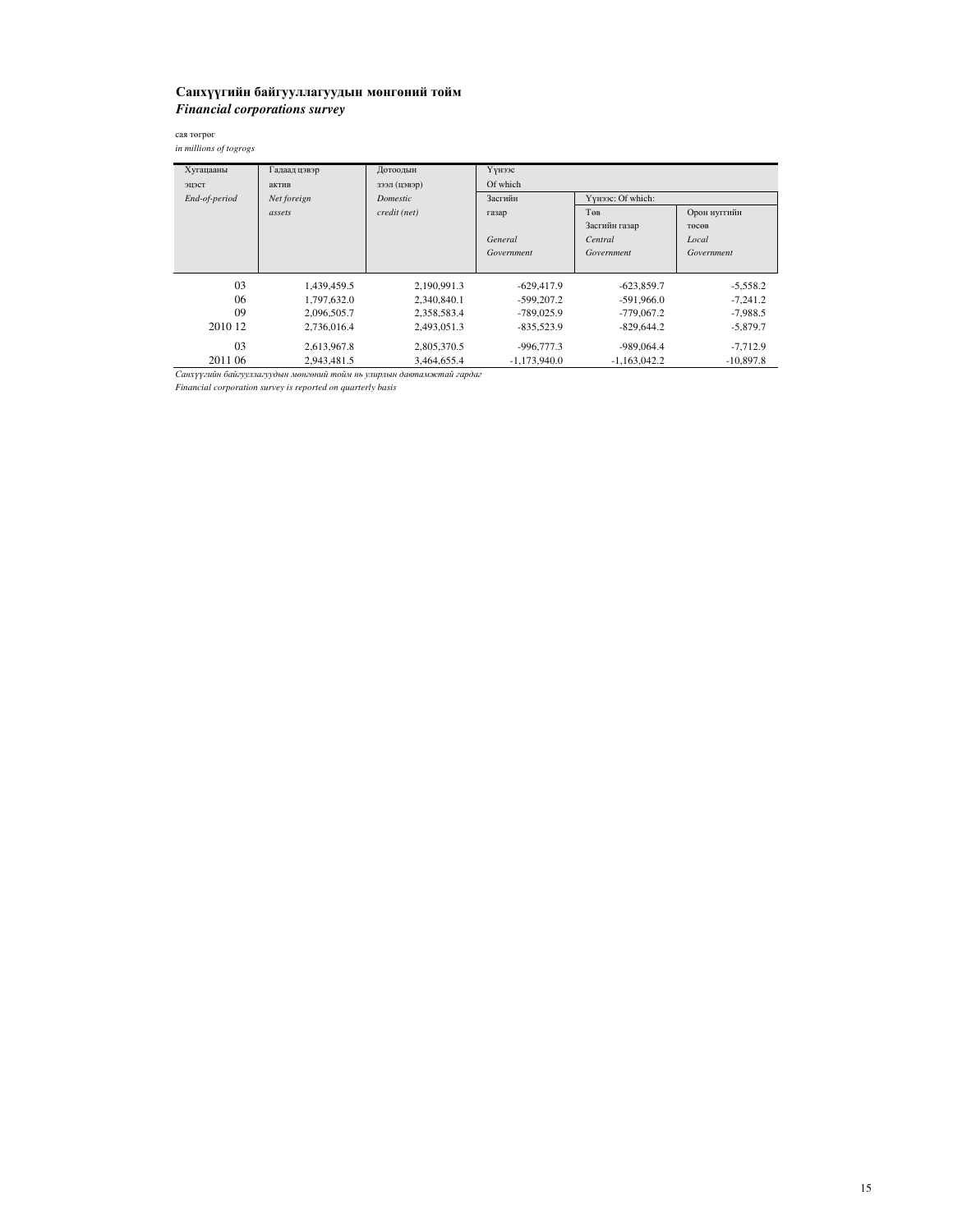**Санхүүгийн байгууллагуудын мөнгөний тойм**
***Financial corporations survey***

сая төгрөг
*in millions of togrogs*

| Хугацааны эцэст *End-of-period* | Гадаад цэвэр актив *Net foreign assets* | Дотоодын зээл (цэвэр) *Domestic credit (net)* | Үүнээс Of which | | |
|---|---|---|---|---|---|
| | | | Засгийн газар *General Government* | Үүнээс: Of which: | |
| | | | | Төв Засгийн газар *Central Government* | Орон нутгийн төсөв *Local Government* |
| 03 | 1,439,459.5 | 2,190,991.3 | -629,417.9 | -623,859.7 | -5,558.2 |
| 06 | 1,797,632.0 | 2,340,840.1 | -599,207.2 | -591,966.0 | -7,241.2 |
| 09 | 2,096,505.7 | 2,358,583.4 | -789,025.9 | -779,067.2 | -7,988.5 |
| 2010 12 | 2,736,016.4 | 2,493,051.3 | -835,523.9 | -829,644.2 | -5,879.7 |
| 03 | 2,613,967.8 | 2,805,370.5 | -996,777.3 | -989,064.4 | -7,712.9 |
| 2011 06 | 2,943,481.5 | 3,464,655.4 | -1,173,940.0 | -1,163,042.2 | -10,897.8 |

*Санхүүгийн байгууллагуудын мөнгөний тойм нь улирлын давтамжтай гардаг*
*Financial corporation survey is reported on quarterly basis*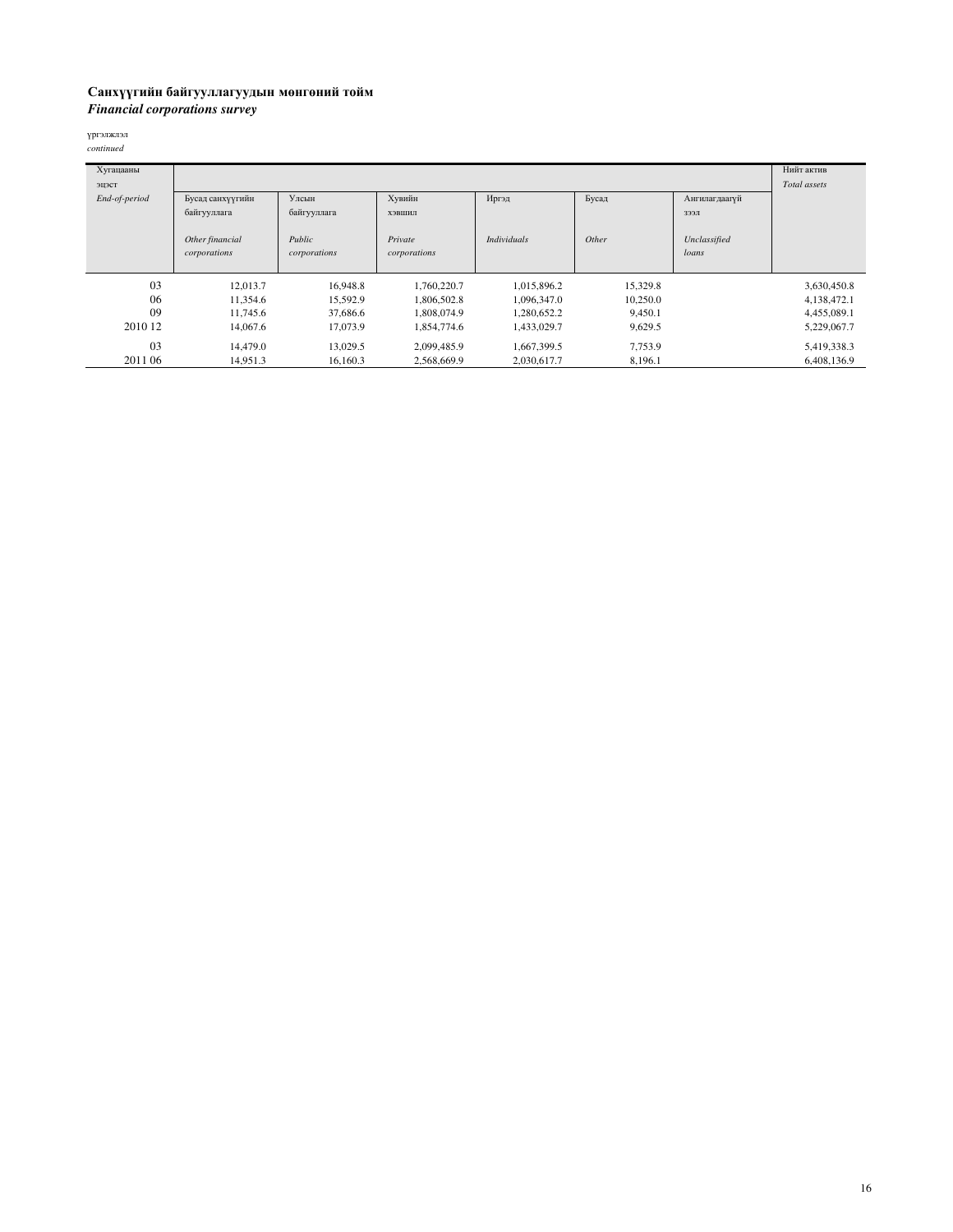**Санхүүгийн байгууллагуудын мөнгөний тойм**
***Financial corporations survey***

үргэлжлэл
*continued*

| Хугацааны эцэст *End-of-period* | Бусад санхүүгийн байгууллага *Other financial corporations* | Улсын байгууллага *Public corporations* | Хувийн хэвшил *Private corporations* | Иргэд *Individuals* | Бусад *Other* | Ангилагдаагүй зээл *Unclassified loans* | Нийт актив *Total assets* |
|---|---|---|---|---|---|---|---|
| 03 | 12,013.7 | 16,948.8 | 1,760,220.7 | 1,015,896.2 | 15,329.8 | | 3,630,450.8 |
| 06 | 11,354.6 | 15,592.9 | 1,806,502.8 | 1,096,347.0 | 10,250.0 | | 4,138,472.1 |
| 09 | 11,745.6 | 37,686.6 | 1,808,074.9 | 1,280,652.2 | 9,450.1 | | 4,455,089.1 |
| 2010 12 | 14,067.6 | 17,073.9 | 1,854,774.6 | 1,433,029.7 | 9,629.5 | | 5,229,067.7 |
| 03 | 14,479.0 | 13,029.5 | 2,099,485.9 | 1,667,399.5 | 7,753.9 | | 5,419,338.3 |
| 2011 06 | 14,951.3 | 16,160.3 | 2,568,669.9 | 2,030,617.7 | 8,196.1 | | 6,408,136.9 |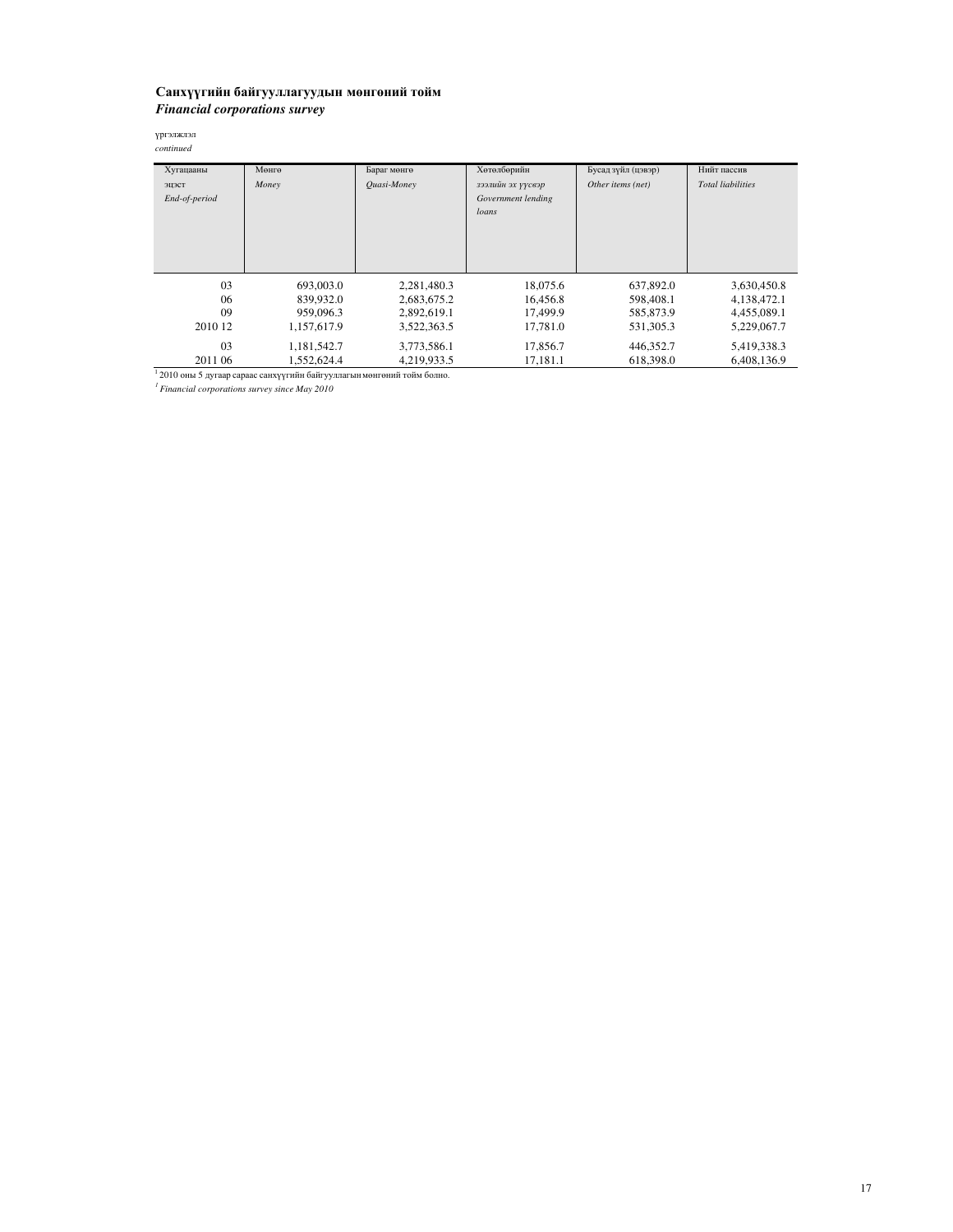## Санхүүгийн байгууллагуудын мөнгөний тойм
### *Financial corporations survey*

үргэлжлэл
*continued*

| Хугацааны эцэст *End-of-period* | Мөнгө *Money* | Бараг мөнгө *Quasi-Money* | Хөтөлбөрийн зээлийн эх үүсвэр *Government lending loans* | Бусад зүйл (цэвэр) *Other items (net)* | Нийт пассив *Total liabilities* |
|---|---|---|---|---|---|
| 03 | 693,003.0 | 2,281,480.3 | 18,075.6 | 637,892.0 | 3,630,450.8 |
| 06 | 839,932.0 | 2,683,675.2 | 16,456.8 | 598,408.1 | 4,138,472.1 |
| 09 | 959,096.3 | 2,892,619.1 | 17,499.9 | 585,873.9 | 4,455,089.1 |
| 2010 12 | 1,157,617.9 | 3,522,363.5 | 17,781.0 | 531,305.3 | 5,229,067.7 |
| 03 | 1,181,542.7 | 3,773,586.1 | 17,856.7 | 446,352.7 | 5,419,338.3 |
| 2011 06 | 1,552,624.4 | 4,219,933.5 | 17,181.1 | 618,398.0 | 6,408,136.9 |

[1] 2010 оны 5 дугаар сараас санхүүгийн байгууллагын мөнгөний тойм болно.

[1] *Financial corporations survey since May 2010*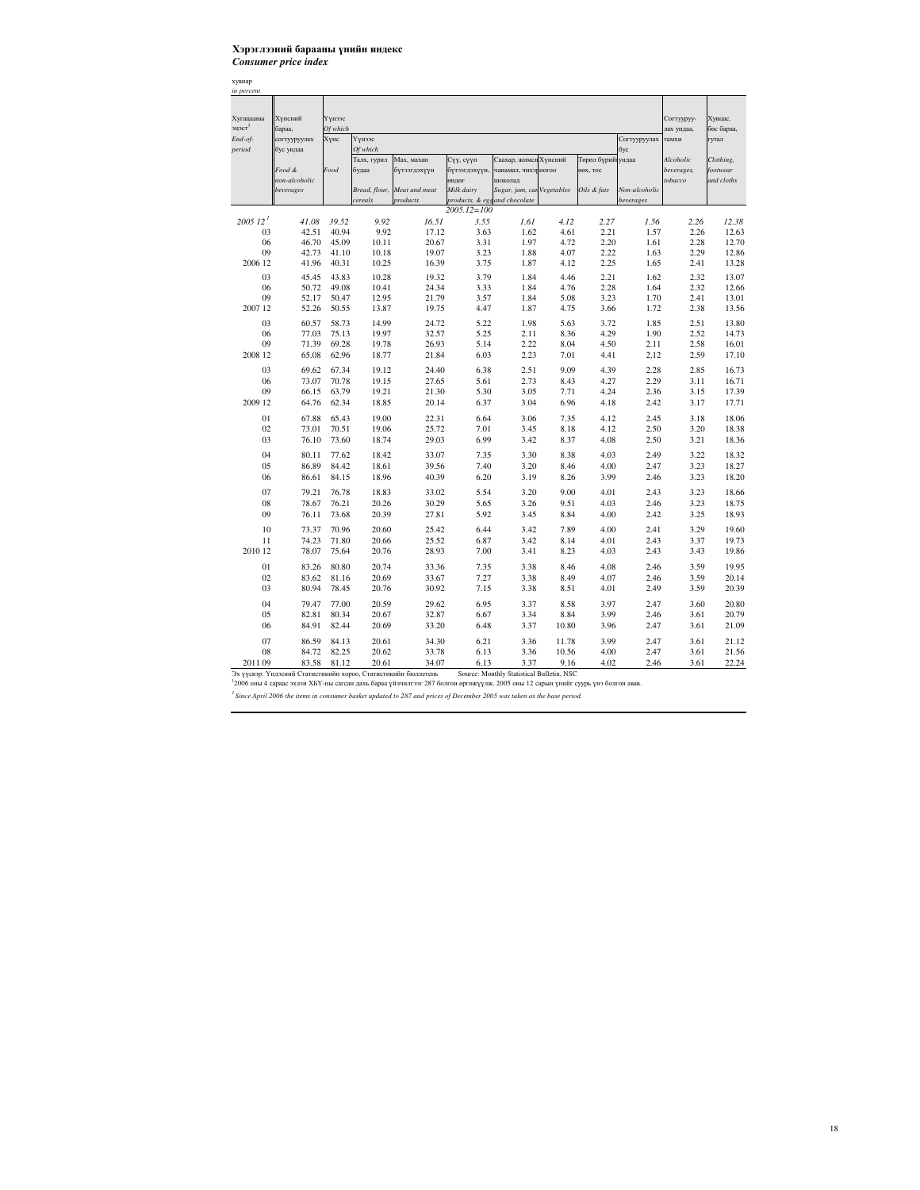**Хэрэглээний барааны үнийн индекс**
***Consumer price index***

хувиар
*in percent*

| Хугацааны эцэст[1] *End-of-period* | Хүнсний бараа, согтууруулах бус ундаа *Food & non-alcoholic beverages* | Үүнээс *Of which* Хүнс *Food* | Үүнээс *Of which* Талх, гурил будаа *Bread, flour, cereals* | Мах, махан бүтээгдэхүүн *Meat and meat products* | Сүү, сүүн бүтээгдэхүүн, өндөг *Milk dairy products, & egg* | Саахар, жимсний чанамал, чихэр шоколад *Sugar, jam, candy and chocolate* | Хүнсний ногоо *Vegetables* | Төрөл бүрийн өөх, тос *Oils & fats* | Согтууруулах бус ундаа *Non-alcoholic beverages* | Согтууруулах ундаа, тамхи *Alcoholic beverages, tobacco* | Хувцас, бөс бараа, гутал *Clothing, footwear and cloths* |
|---|---|---|---|---|---|---|---|---|---|---|---|
| | | | | | 2005.12=100 | | | | | | |
| *2005 12[1]* | *41.08* | *39.52* | *9.92* | *16.51* | *3.55* | *1.61* | *4.12* | *2.27* | *1.56* | *2.26* | *12.38* |
| 03 | 42.51 | 40.94 | 9.92 | 17.12 | 3.63 | 1.62 | 4.61 | 2.21 | 1.57 | 2.26 | 12.63 |
| 06 | 46.70 | 45.09 | 10.11 | 20.67 | 3.31 | 1.97 | 4.72 | 2.20 | 1.61 | 2.28 | 12.70 |
| 09 | 42.73 | 41.10 | 10.18 | 19.07 | 3.23 | 1.88 | 4.07 | 2.22 | 1.63 | 2.29 | 12.86 |
| 2006 12 | 41.96 | 40.31 | 10.25 | 16.39 | 3.75 | 1.87 | 4.12 | 2.25 | 1.65 | 2.41 | 13.28 |
| 03 | 45.45 | 43.83 | 10.28 | 19.32 | 3.79 | 1.84 | 4.46 | 2.21 | 1.62 | 2.32 | 13.07 |
| 06 | 50.72 | 49.08 | 10.41 | 24.34 | 3.33 | 1.84 | 4.76 | 2.28 | 1.64 | 2.32 | 12.66 |
| 09 | 52.17 | 50.47 | 12.95 | 21.79 | 3.57 | 1.84 | 5.08 | 3.23 | 1.70 | 2.41 | 13.01 |
| 2007 12 | 52.26 | 50.55 | 13.87 | 19.75 | 4.47 | 1.87 | 4.75 | 3.66 | 1.72 | 2.38 | 13.56 |
| 03 | 60.57 | 58.73 | 14.99 | 24.72 | 5.22 | 1.98 | 5.63 | 3.72 | 1.85 | 2.51 | 13.80 |
| 06 | 77.03 | 75.13 | 19.97 | 32.57 | 5.25 | 2.11 | 8.36 | 4.29 | 1.90 | 2.52 | 14.73 |
| 09 | 71.39 | 69.28 | 19.78 | 26.93 | 5.14 | 2.22 | 8.04 | 4.50 | 2.11 | 2.58 | 16.01 |
| 2008 12 | 65.08 | 62.96 | 18.77 | 21.84 | 6.03 | 2.23 | 7.01 | 4.41 | 2.12 | 2.59 | 17.10 |
| 03 | 69.62 | 67.34 | 19.12 | 24.40 | 6.38 | 2.51 | 9.09 | 4.39 | 2.28 | 2.85 | 16.73 |
| 06 | 73.07 | 70.78 | 19.15 | 27.65 | 5.61 | 2.73 | 8.43 | 4.27 | 2.29 | 3.11 | 16.71 |
| 09 | 66.15 | 63.79 | 19.21 | 21.30 | 5.30 | 3.05 | 7.71 | 4.24 | 2.36 | 3.15 | 17.39 |
| 2009 12 | 64.76 | 62.34 | 18.85 | 20.14 | 6.37 | 3.04 | 6.96 | 4.18 | 2.42 | 3.17 | 17.71 |
| 01 | 67.88 | 65.43 | 19.00 | 22.31 | 6.64 | 3.06 | 7.35 | 4.12 | 2.45 | 3.18 | 18.06 |
| 02 | 73.01 | 70.51 | 19.06 | 25.72 | 7.01 | 3.45 | 8.18 | 4.12 | 2.50 | 3.20 | 18.38 |
| 03 | 76.10 | 73.60 | 18.74 | 29.03 | 6.99 | 3.42 | 8.37 | 4.08 | 2.50 | 3.21 | 18.36 |
| 04 | 80.11 | 77.62 | 18.42 | 33.07 | 7.35 | 3.30 | 8.38 | 4.03 | 2.49 | 3.22 | 18.32 |
| 05 | 86.89 | 84.42 | 18.61 | 39.56 | 7.40 | 3.20 | 8.46 | 4.00 | 2.47 | 3.23 | 18.27 |
| 06 | 86.61 | 84.15 | 18.96 | 40.39 | 6.20 | 3.19 | 8.26 | 3.99 | 2.46 | 3.23 | 18.20 |
| 07 | 79.21 | 76.78 | 18.83 | 33.02 | 5.54 | 3.20 | 9.00 | 4.01 | 2.43 | 3.23 | 18.66 |
| 08 | 78.67 | 76.21 | 20.26 | 30.29 | 5.65 | 3.26 | 9.51 | 4.03 | 2.46 | 3.23 | 18.75 |
| 09 | 76.11 | 73.68 | 20.39 | 27.81 | 5.92 | 3.45 | 8.84 | 4.00 | 2.42 | 3.25 | 18.93 |
| 10 | 73.37 | 70.96 | 20.60 | 25.42 | 6.44 | 3.42 | 7.89 | 4.00 | 2.41 | 3.29 | 19.60 |
| 11 | 74.23 | 71.80 | 20.66 | 25.52 | 6.87 | 3.42 | 8.14 | 4.01 | 2.43 | 3.37 | 19.73 |
| 2010 12 | 78.07 | 75.64 | 20.76 | 28.93 | 7.00 | 3.41 | 8.23 | 4.03 | 2.43 | 3.43 | 19.86 |
| 01 | 83.26 | 80.80 | 20.74 | 33.36 | 7.35 | 3.38 | 8.46 | 4.08 | 2.46 | 3.59 | 19.95 |
| 02 | 83.62 | 81.16 | 20.69 | 33.67 | 7.27 | 3.38 | 8.49 | 4.07 | 2.46 | 3.59 | 20.14 |
| 03 | 80.94 | 78.45 | 20.76 | 30.92 | 7.15 | 3.38 | 8.51 | 4.01 | 2.49 | 3.59 | 20.39 |
| 04 | 79.47 | 77.00 | 20.59 | 29.62 | 6.95 | 3.37 | 8.58 | 3.97 | 2.47 | 3.60 | 20.80 |
| 05 | 82.81 | 80.34 | 20.67 | 32.87 | 6.67 | 3.34 | 8.84 | 3.99 | 2.46 | 3.61 | 20.79 |
| 06 | 84.91 | 82.44 | 20.69 | 33.20 | 6.48 | 3.37 | 10.80 | 3.96 | 2.47 | 3.61 | 21.09 |
| 07 | 86.59 | 84.13 | 20.61 | 34.30 | 6.21 | 3.36 | 11.78 | 3.99 | 2.47 | 3.61 | 21.12 |
| 08 | 84.72 | 82.25 | 20.62 | 33.78 | 6.13 | 3.36 | 10.56 | 4.00 | 2.47 | 3.61 | 21.56 |
| 2011 09 | 83.58 | 81.12 | 20.61 | 34.07 | 6.13 | 3.37 | 9.16 | 4.02 | 2.46 | 3.61 | 22.24 |

Эх үүсвэр: Үндэсний Статистикийн хороо, Статистикийн бюллетень   Source: Monthly Statistical Bulletin, NSC

[1]2006 оны 4 сараас эхлэн ХБҮ-ны сагсан дахь бараа үйлчилгээг 287 болгон өргөжүүлж, 2005 оны 12 сарын үнийг суурь үнэ болгон авав.

*[1] Since April 2006 the items in consumer basket updated to 287 and prices of December 2005 was taken as the base period.*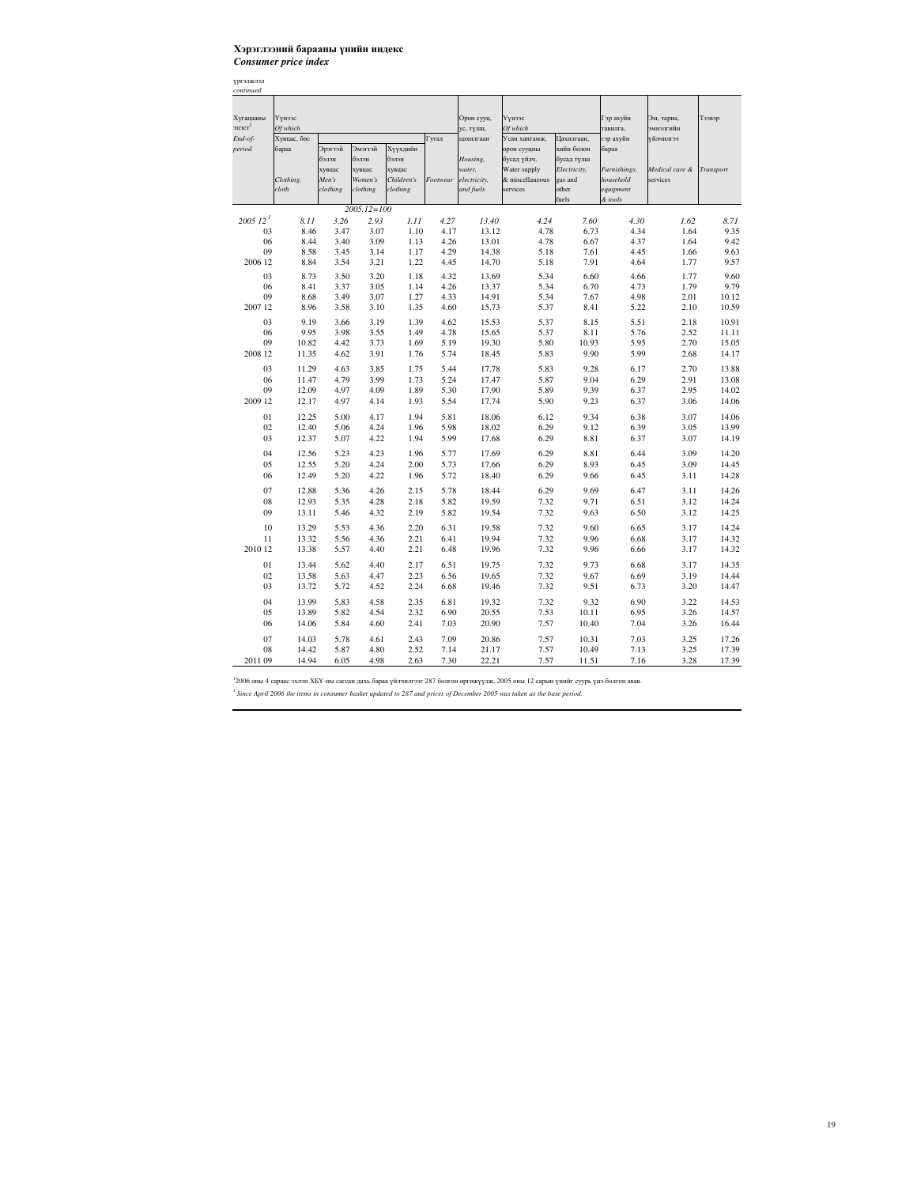**Хэрэглээний барааны үнийн индекс**
***Consumer price index***

үргэлжлэл
*continued*

| Хугацааны эцэст[1] *End-of-period* | Үүнээс *Of which* Хувцас, бөс бараа *Clothing, cloth* | Эрэгтэй бэлэн хувцас *Men's clothing* | Эмэгтэй бэлэн хувцас *Women's clothing* | Хүүхдийн бэлэн хувцас *Children's clothing* | Гутал *Footwear* | Орон сууц, ус, түлш, цахилгаан *Housing, water, electricity, and fuels* | Үүнээс *Of which* Усан хангамж, орон сууцны бусад үйлч. *Water supply & miscellaneous services* | Цахилгаан, хийн болон бусад түлш *Electricity, gas and other fuels* | Гэр ахуйн тавилга, гэр ахуйн бараа *Furnishings, household equipment & tools* | Эм, тариа, эмнэлгийн үйлчилгээ *Medical care & services* | Тээвэр *Transport* |
|---|---|---|---|---|---|---|---|---|---|---|---|
| | | | *2005.12=100* | | | | | | | | |
| *2005 12[1]* | *8.11* | *3.26* | *2.93* | *1.11* | *4.27* | *13.40* | *4.24* | *7.60* | *4.30* | *1.62* | *8.71* |
| 03 | 8.46 | 3.47 | 3.07 | 1.10 | 4.17 | 13.12 | 4.78 | 6.73 | 4.34 | 1.64 | 9.35 |
| 06 | 8.44 | 3.40 | 3.09 | 1.13 | 4.26 | 13.01 | 4.78 | 6.67 | 4.37 | 1.64 | 9.42 |
| 09 | 8.58 | 3.45 | 3.14 | 1.17 | 4.29 | 14.38 | 5.18 | 7.61 | 4.45 | 1.66 | 9.63 |
| 2006 12 | 8.84 | 3.54 | 3.21 | 1.22 | 4.45 | 14.70 | 5.18 | 7.91 | 4.64 | 1.77 | 9.57 |
| 03 | 8.73 | 3.50 | 3.20 | 1.18 | 4.32 | 13.69 | 5.34 | 6.60 | 4.66 | 1.77 | 9.60 |
| 06 | 8.41 | 3.37 | 3.05 | 1.14 | 4.26 | 13.37 | 5.34 | 6.70 | 4.73 | 1.79 | 9.79 |
| 09 | 8.68 | 3.49 | 3.07 | 1.27 | 4.33 | 14.91 | 5.34 | 7.67 | 4.98 | 2.01 | 10.12 |
| 2007 12 | 8.96 | 3.58 | 3.10 | 1.35 | 4.60 | 15.73 | 5.37 | 8.41 | 5.22 | 2.10 | 10.59 |
| 03 | 9.19 | 3.66 | 3.19 | 1.39 | 4.62 | 15.53 | 5.37 | 8.15 | 5.51 | 2.18 | 10.91 |
| 06 | 9.95 | 3.98 | 3.55 | 1.49 | 4.78 | 15.65 | 5.37 | 8.11 | 5.76 | 2.52 | 11.11 |
| 09 | 10.82 | 4.42 | 3.73 | 1.69 | 5.19 | 19.30 | 5.80 | 10.93 | 5.95 | 2.70 | 15.05 |
| 2008 12 | 11.35 | 4.62 | 3.91 | 1.76 | 5.74 | 18.45 | 5.83 | 9.90 | 5.99 | 2.68 | 14.17 |
| 03 | 11.29 | 4.63 | 3.85 | 1.75 | 5.44 | 17.78 | 5.83 | 9.28 | 6.17 | 2.70 | 13.88 |
| 06 | 11.47 | 4.79 | 3.99 | 1.73 | 5.24 | 17.47 | 5.87 | 9.04 | 6.29 | 2.91 | 13.08 |
| 09 | 12.09 | 4.97 | 4.09 | 1.89 | 5.30 | 17.90 | 5.89 | 9.39 | 6.37 | 2.95 | 14.02 |
| 2009 12 | 12.17 | 4.97 | 4.14 | 1.93 | 5.54 | 17.74 | 5.90 | 9.23 | 6.37 | 3.06 | 14.06 |
| 01 | 12.25 | 5.00 | 4.17 | 1.94 | 5.81 | 18.06 | 6.12 | 9.34 | 6.38 | 3.07 | 14.06 |
| 02 | 12.40 | 5.06 | 4.24 | 1.96 | 5.98 | 18.02 | 6.29 | 9.12 | 6.39 | 3.05 | 13.99 |
| 03 | 12.37 | 5.07 | 4.22 | 1.94 | 5.99 | 17.68 | 6.29 | 8.81 | 6.37 | 3.07 | 14.19 |
| 04 | 12.56 | 5.23 | 4.23 | 1.96 | 5.77 | 17.69 | 6.29 | 8.81 | 6.44 | 3.09 | 14.20 |
| 05 | 12.55 | 5.20 | 4.24 | 2.00 | 5.73 | 17.66 | 6.29 | 8.93 | 6.45 | 3.09 | 14.45 |
| 06 | 12.49 | 5.20 | 4.22 | 1.96 | 5.72 | 18.40 | 6.29 | 9.66 | 6.45 | 3.11 | 14.28 |
| 07 | 12.88 | 5.36 | 4.26 | 2.15 | 5.78 | 18.44 | 6.29 | 9.69 | 6.47 | 3.11 | 14.26 |
| 08 | 12.93 | 5.35 | 4.28 | 2.18 | 5.82 | 19.59 | 7.32 | 9.71 | 6.51 | 3.12 | 14.24 |
| 09 | 13.11 | 5.46 | 4.32 | 2.19 | 5.82 | 19.54 | 7.32 | 9.63 | 6.50 | 3.12 | 14.25 |
| 10 | 13.29 | 5.53 | 4.36 | 2.20 | 6.31 | 19.58 | 7.32 | 9.60 | 6.65 | 3.17 | 14.24 |
| 11 | 13.32 | 5.56 | 4.36 | 2.21 | 6.41 | 19.94 | 7.32 | 9.96 | 6.68 | 3.17 | 14.32 |
| 2010 12 | 13.38 | 5.57 | 4.40 | 2.21 | 6.48 | 19.96 | 7.32 | 9.96 | 6.66 | 3.17 | 14.32 |
| 01 | 13.44 | 5.62 | 4.40 | 2.17 | 6.51 | 19.75 | 7.32 | 9.73 | 6.68 | 3.17 | 14.35 |
| 02 | 13.58 | 5.63 | 4.47 | 2.23 | 6.56 | 19.65 | 7.32 | 9.67 | 6.69 | 3.19 | 14.44 |
| 03 | 13.72 | 5.72 | 4.52 | 2.24 | 6.68 | 19.46 | 7.32 | 9.51 | 6.73 | 3.20 | 14.47 |
| 04 | 13.99 | 5.83 | 4.58 | 2.35 | 6.81 | 19.32 | 7.32 | 9.32 | 6.90 | 3.22 | 14.53 |
| 05 | 13.89 | 5.82 | 4.54 | 2.32 | 6.90 | 20.55 | 7.53 | 10.11 | 6.95 | 3.26 | 14.57 |
| 06 | 14.06 | 5.84 | 4.60 | 2.41 | 7.03 | 20.90 | 7.57 | 10.40 | 7.04 | 3.26 | 16.44 |
| 07 | 14.03 | 5.78 | 4.61 | 2.43 | 7.09 | 20.86 | 7.57 | 10.31 | 7.03 | 3.25 | 17.26 |
| 08 | 14.42 | 5.87 | 4.80 | 2.52 | 7.14 | 21.17 | 7.57 | 10.49 | 7.13 | 3.25 | 17.39 |
| 2011 09 | 14.94 | 6.05 | 4.98 | 2.63 | 7.30 | 22.21 | 7.57 | 11.51 | 7.16 | 3.28 | 17.39 |

[1]2006 оны 4 сараас эхлэн ХБҮ-ны сагсан дахь бараа үйлчилгээг 287 болгон өргөжүүлж, 2005 оны 12 сарын үнийг суурь үнэ болгон авав.

[1] *Since April 2006 the items in consumer basket updated to 287 and prices of December 2005 was taken as the base period.*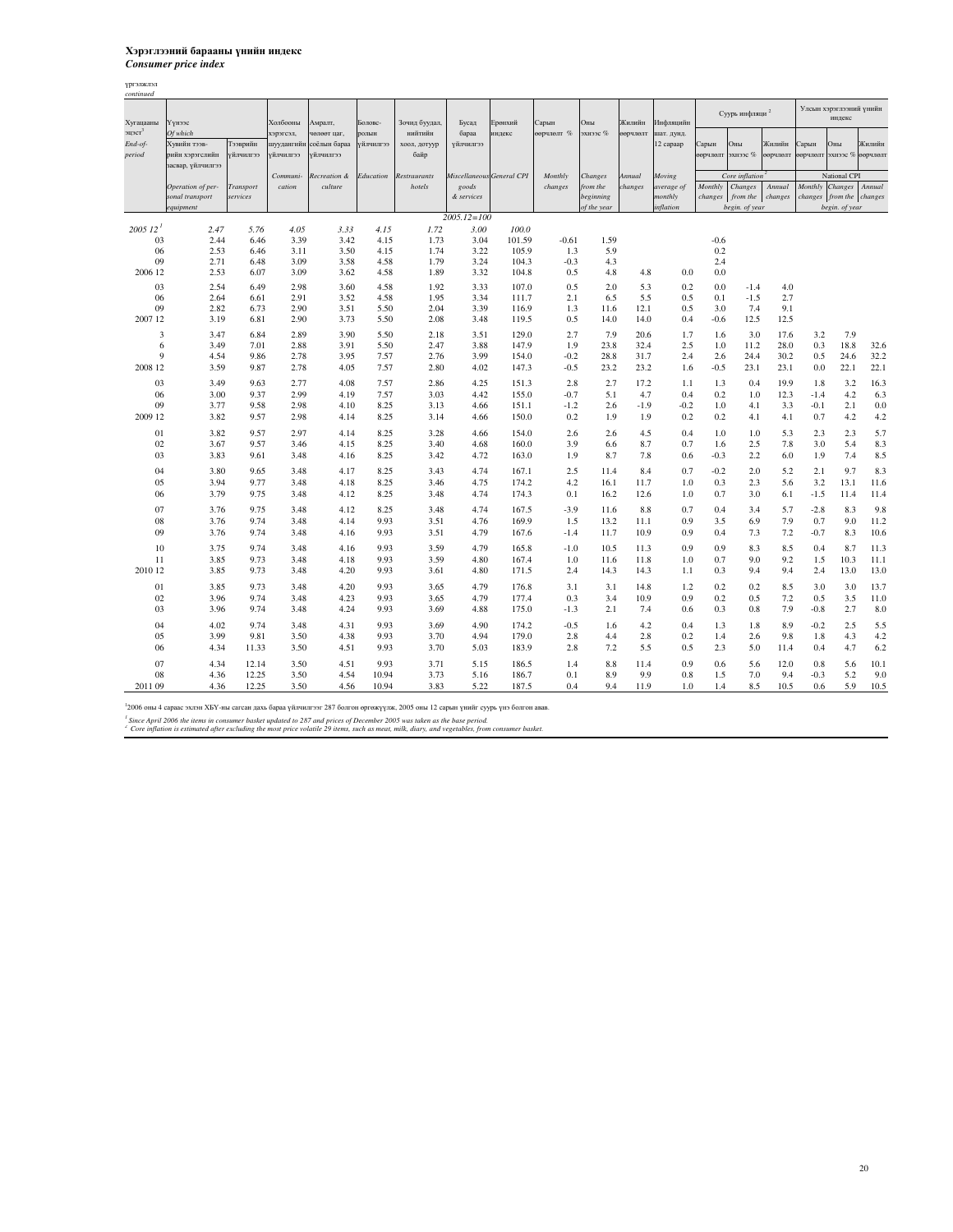**Хэрэглээний барааны үнийн индекс**
***Consumer price index***

*үргэлжлэл*
*continued*

| Хугацааны эцэст[3] *End-of-period* | Үүнээс *Of which* Хувийн тээврийн хэрэгслийн засвар, үйлчилгээ *Operation of personal transport equipment* | Тээврийн үйлчилгээ *Transport services* | Холбооны хэрэгсэл, шуудангийн үйлчилгээ *Communication* | Амралт, чөлөөт цаг, соёлын бараа үйлчилгээ *Recreation & culture* | Боловсролын үйлчилгээ *Education* | Зочид буудал, нийтийн хоол, дотуур байр *Restraurants hotels* | Бусад бараа үйлчилгээ *Miscellaneous goods & services* | Ерөнхий индекс *General CPI* | Сарын өөрчлөлт % *Monthly changes* | Оны эхнээс % *Changes from the beginning of the year* | Жилийн өөрчлөлт *Annual changes* | Инфляцийн шат. дунд. 12 сараар *Moving average of monthly inflation* | Суурь инфляци[2] *Core inflation[2]* Сарын өөрчлөлт *Monthly changes* | Оны эхнээс % *Changes from the begin. of year* | Жилийн өөрчлөлт *Annual changes* | Улсын хэрэглээний үнийн индекс *National CPI* Сарын өөрчлөлт *Monthly changes* | Оны эхнээс % *Changes from the begin. of year* | Жилийн өөрчлөлт *Annual changes* |
|---|---|---|---|---|---|---|---|---|---|---|---|---|---|---|---|---|---|---|
| | | | | | | | 2005.12=100 | | | | | | | | | | | |
| *2005 12[1]* | *2.47* | *5.76* | *4.05* | *3.33* | *4.15* | *1.72* | *3.00* | *100.0* | | | | | | | | | | |
| 03 | 2.44 | 6.46 | 3.39 | 3.42 | 4.15 | 1.73 | 3.04 | 101.59 | -0.61 | 1.59 | | | -0.6 | | | | | |
| 06 | 2.53 | 6.46 | 3.11 | 3.50 | 4.15 | 1.74 | 3.22 | 105.9 | 1.3 | 5.9 | | | 0.2 | | | | | |
| 09 | 2.71 | 6.48 | 3.09 | 3.58 | 4.58 | 1.79 | 3.24 | 104.3 | -0.3 | 4.3 | | | 2.4 | | | | | |
| 2006 12 | 2.53 | 6.07 | 3.09 | 3.62 | 4.58 | 1.89 | 3.32 | 104.8 | 0.5 | 4.8 | 4.8 | 0.0 | 0.0 | | | | | |
| 03 | 2.54 | 6.49 | 2.98 | 3.60 | 4.58 | 1.92 | 3.33 | 107.0 | 0.5 | 2.0 | 5.3 | 0.2 | 0.0 | -1.4 | 4.0 | | | |
| 06 | 2.64 | 6.61 | 2.91 | 3.52 | 4.58 | 1.95 | 3.34 | 111.7 | 2.1 | 6.5 | 5.5 | 0.5 | 0.1 | -1.5 | 2.7 | | | |
| 09 | 2.82 | 6.73 | 2.90 | 3.51 | 5.50 | 2.04 | 3.39 | 116.9 | 1.3 | 11.6 | 12.1 | 0.5 | 3.0 | 7.4 | 9.1 | | | |
| 2007 12 | 3.19 | 6.81 | 2.90 | 3.73 | 5.50 | 2.08 | 3.48 | 119.5 | 0.5 | 14.0 | 14.0 | 0.4 | -0.6 | 12.5 | 12.5 | | | |
| 3 | 3.47 | 6.84 | 2.89 | 3.90 | 5.50 | 2.18 | 3.51 | 129.0 | 2.7 | 7.9 | 20.6 | 1.7 | 1.6 | 3.0 | 17.6 | 3.2 | 7.9 | |
| 6 | 3.49 | 7.01 | 2.88 | 3.91 | 5.50 | 2.47 | 3.88 | 147.9 | 1.9 | 23.8 | 32.4 | 2.5 | 1.0 | 11.2 | 28.0 | 0.3 | 18.8 | 32.6 |
| 9 | 4.54 | 9.86 | 2.78 | 3.95 | 7.57 | 2.76 | 3.99 | 154.0 | -0.2 | 28.8 | 31.7 | 2.4 | 2.6 | 24.4 | 30.2 | 0.5 | 24.6 | 32.2 |
| 2008 12 | 3.59 | 9.87 | 2.78 | 4.05 | 7.57 | 2.80 | 4.02 | 147.3 | -0.5 | 23.2 | 23.2 | 1.6 | -0.5 | 23.1 | 23.1 | 0.0 | 22.1 | 22.1 |
| 03 | 3.49 | 9.63 | 2.77 | 4.08 | 7.57 | 2.86 | 4.25 | 151.3 | 2.8 | 2.7 | 17.2 | 1.1 | 1.3 | 0.4 | 19.9 | 1.8 | 3.2 | 16.3 |
| 06 | 3.00 | 9.37 | 2.99 | 4.19 | 7.57 | 3.03 | 4.42 | 155.0 | -0.7 | 5.1 | 4.7 | 0.4 | 0.2 | 1.0 | 12.3 | -1.4 | 4.2 | 6.3 |
| 09 | 3.77 | 9.58 | 2.98 | 4.10 | 8.25 | 3.13 | 4.66 | 151.1 | -1.2 | 2.6 | -1.9 | -0.2 | 1.0 | 4.1 | 3.3 | -0.1 | 2.1 | 0.0 |
| 2009 12 | 3.82 | 9.57 | 2.98 | 4.14 | 8.25 | 3.14 | 4.66 | 150.0 | 0.2 | 1.9 | 1.9 | 0.2 | 0.2 | 4.1 | 4.1 | 0.7 | 4.2 | 4.2 |
| 01 | 3.82 | 9.57 | 2.97 | 4.14 | 8.25 | 3.28 | 4.66 | 154.0 | 2.6 | 2.6 | 4.5 | 0.4 | 1.0 | 1.0 | 5.3 | 2.3 | 2.3 | 5.7 |
| 02 | 3.67 | 9.57 | 3.46 | 4.15 | 8.25 | 3.40 | 4.68 | 160.0 | 3.9 | 6.6 | 8.7 | 0.7 | 1.6 | 2.5 | 7.8 | 3.0 | 5.4 | 8.3 |
| 03 | 3.83 | 9.61 | 3.48 | 4.16 | 8.25 | 3.42 | 4.72 | 163.0 | 1.9 | 8.7 | 7.8 | 0.6 | -0.3 | 2.2 | 6.0 | 1.9 | 7.4 | 8.5 |
| 04 | 3.80 | 9.65 | 3.48 | 4.17 | 8.25 | 3.43 | 4.74 | 167.1 | 2.5 | 11.4 | 8.4 | 0.7 | -0.2 | 2.0 | 5.2 | 2.1 | 9.7 | 8.3 |
| 05 | 3.94 | 9.77 | 3.48 | 4.18 | 8.25 | 3.46 | 4.75 | 174.2 | 4.2 | 16.1 | 11.7 | 1.0 | 0.3 | 2.3 | 5.6 | 3.2 | 13.1 | 11.6 |
| 06 | 3.79 | 9.75 | 3.48 | 4.12 | 8.25 | 3.48 | 4.74 | 174.3 | 0.1 | 16.2 | 12.6 | 1.0 | 0.7 | 3.0 | 6.1 | -1.5 | 11.4 | 11.4 |
| 07 | 3.76 | 9.75 | 3.48 | 4.12 | 8.25 | 3.48 | 4.74 | 167.5 | -3.9 | 11.6 | 8.8 | 0.7 | 0.4 | 3.4 | 5.7 | -2.8 | 8.3 | 9.8 |
| 08 | 3.76 | 9.74 | 3.48 | 4.14 | 9.93 | 3.51 | 4.76 | 169.9 | 1.5 | 13.2 | 11.1 | 0.9 | 3.5 | 6.9 | 7.9 | 0.7 | 9.0 | 11.2 |
| 09 | 3.76 | 9.74 | 3.48 | 4.16 | 9.93 | 3.51 | 4.79 | 167.6 | -1.4 | 11.7 | 10.9 | 0.9 | 0.4 | 7.3 | 7.2 | -0.7 | 8.3 | 10.6 |
| 10 | 3.75 | 9.74 | 3.48 | 4.16 | 9.93 | 3.59 | 4.79 | 165.8 | -1.0 | 10.5 | 11.3 | 0.9 | 0.9 | 8.3 | 8.5 | 0.4 | 8.7 | 11.3 |
| 11 | 3.85 | 9.73 | 3.48 | 4.18 | 9.93 | 3.59 | 4.80 | 167.4 | 1.0 | 11.6 | 11.8 | 1.0 | 0.7 | 9.0 | 9.2 | 1.5 | 10.3 | 11.1 |
| 2010 12 | 3.85 | 9.73 | 3.48 | 4.20 | 9.93 | 3.61 | 4.80 | 171.5 | 2.4 | 14.3 | 14.3 | 1.1 | 0.3 | 9.4 | 9.4 | 2.4 | 13.0 | 13.0 |
| 01 | 3.85 | 9.73 | 3.48 | 4.20 | 9.93 | 3.65 | 4.79 | 176.8 | 3.1 | 3.1 | 14.8 | 1.2 | 0.2 | 0.2 | 8.5 | 3.0 | 3.0 | 13.7 |
| 02 | 3.96 | 9.74 | 3.48 | 4.23 | 9.93 | 3.65 | 4.79 | 177.4 | 0.3 | 3.4 | 10.9 | 0.9 | 0.2 | 0.5 | 7.2 | 0.5 | 3.5 | 11.0 |
| 03 | 3.96 | 9.74 | 3.48 | 4.24 | 9.93 | 3.69 | 4.88 | 175.0 | -1.3 | 2.1 | 7.4 | 0.6 | 0.3 | 0.8 | 7.9 | -0.8 | 2.7 | 8.0 |
| 04 | 4.02 | 9.74 | 3.48 | 4.31 | 9.93 | 3.69 | 4.90 | 174.2 | -0.5 | 1.6 | 4.2 | 0.4 | 1.3 | 1.8 | 8.9 | -0.2 | 2.5 | 5.5 |
| 05 | 3.99 | 9.81 | 3.50 | 4.38 | 9.93 | 3.70 | 4.94 | 179.0 | 2.8 | 4.4 | 2.8 | 0.2 | 1.4 | 2.6 | 9.8 | 1.8 | 4.3 | 4.2 |
| 06 | 4.34 | 11.33 | 3.50 | 4.51 | 9.93 | 3.70 | 5.03 | 183.9 | 2.8 | 7.2 | 5.5 | 0.5 | 2.3 | 5.0 | 11.4 | 0.4 | 4.7 | 6.2 |
| 07 | 4.34 | 12.14 | 3.50 | 4.51 | 9.93 | 3.71 | 5.15 | 186.5 | 1.4 | 8.8 | 11.4 | 0.9 | 0.6 | 5.6 | 12.0 | 0.8 | 5.6 | 10.1 |
| 08 | 4.36 | 12.25 | 3.50 | 4.54 | 10.94 | 3.73 | 5.16 | 186.7 | 0.1 | 8.9 | 9.9 | 0.8 | 1.5 | 7.0 | 9.4 | -0.3 | 5.2 | 9.0 |
| 2011 09 | 4.36 | 12.25 | 3.50 | 4.56 | 10.94 | 3.83 | 5.22 | 187.5 | 0.4 | 9.4 | 11.9 | 1.0 | 1.4 | 8.5 | 10.5 | 0.6 | 5.9 | 10.5 |

[1]2006 оны 4 сараас эхлэн ХБҮ-ны сагсан дахь бараа үйлчилгээг 287 болгон өргөжүүлж, 2005 оны 12 сарын үнийг суурь үнэ болгон авав.

*[1] Since April 2006 the items in consumer basket updated to 287 and prices of December 2005 was taken as the base period.*
*[2] Core inflation is estimated after excluding the most price volatile 29 items, such as meat, milk, diary, and vegetables, from consumer basket.*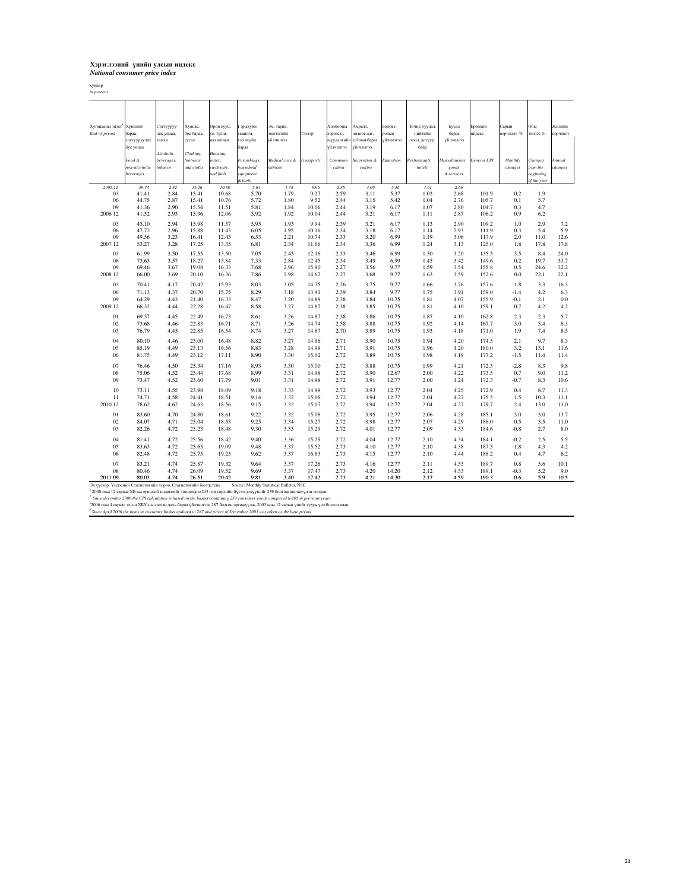**Хэрэглээний үнийн улсын индекс**
***National consumer price index***

хувиар
*in percent*

| Хугацааны эцэст[1] *End-of-period* | Хүнсний бараа, согтууруулах бус ундаа *Food & non-alcoholic beverages* | Согтууруулах ундаа, тамхи *Alcoholic beverages, tobacco* | Хувцас, бөс бараа, гутал *Clothing, footwear and cloths* | Орон сууц, ус, түлш, цахилгаан *Housing, water, electricity, and fuels* | Гэр ахуйн тавилга, гэр ахуйн бараа *Furnishings, household equipment & tools* | Эм, тарил, эмнэлгийн үйлчилгээ *Medical care & services* | Тээвэр *Transports* | Холбооны хэрэгсэл, шуудангийн үйлчилгээ *Communi-cation* | Амралт, чөлөөт цаг, соёлын бараа үйлчилгээ *Recreation & culture* | Боловсролын үйлчилгээ *Education* | Зочид буудал, нийтийн хоол, дотуур байр *Restaurants hotels* | Бусад бараа үйлчилгээ *Miscellaneous goods & services* | Ерөнхий индекс *General CPI* | Сарын өөрчлөлт % *Monthly changes* | Оны эхнээс % *Changes from the beginning of the year* | Жилийн өөрчлөлт *Annual changes* |
|---|---|---|---|---|---|---|---|---|---|---|---|---|---|---|---|---|
| *2005.12* | *39.74* | *2.82* | *15.26* | *10.80* | *5.64* | *1.78* | *8.96* | *2.88* | *3.09* | *5.36* | *1.01* | *2.66* | | | | |
| 03 | 41.41 | 2.84 | 15.41 | 10.68 | 5.70 | 1.79 | 9.27 | 2.59 | 3.11 | 5.37 | 1.03 | 2.68 | 101.9 | 0.2 | 1.9 | |
| 06 | 44.75 | 2.87 | 15.41 | 10.76 | 5.72 | 1.80 | 9.52 | 2.44 | 3.15 | 5.42 | 1.04 | 2.76 | 105.7 | 0.1 | 5.7 | |
| 09 | 41.36 | 2.90 | 15.54 | 11.51 | 5.81 | 1.84 | 10.06 | 2.44 | 3.19 | 6.17 | 1.07 | 2.80 | 104.7 | 0.3 | 4.7 | |
| 2006 12 | 41.52 | 2.93 | 15.96 | 12.06 | 5.92 | 1.92 | 10.04 | 2.44 | 3.21 | 6.17 | 1.11 | 2.87 | 106.2 | 0.9 | 6.2 | |
| 03 | 45.10 | 2.94 | 15.98 | 11.57 | 5.95 | 1.93 | 9.94 | 2.39 | 3.21 | 6.17 | 1.13 | 2.90 | 109.2 | 1.0 | 2.9 | 7.2 |
| 06 | 47.72 | 2.96 | 15.88 | 11.43 | 6.05 | 1.95 | 10.16 | 2.34 | 3.18 | 6.17 | 1.14 | 2.93 | 111.9 | 0.3 | 5.4 | 5.9 |
| 09 | 49.56 | 3.23 | 16.41 | 12.43 | 6.53 | 2.21 | 10.74 | 2.33 | 3.20 | 6.99 | 1.19 | 3.06 | 117.9 | 2.0 | 11.0 | 12.6 |
| 2007 12 | 53.27 | 3.28 | 17.25 | 13.35 | 6.81 | 2.34 | 11.66 | 2.34 | 3.36 | 6.99 | 1.24 | 3.13 | 125.0 | 1.8 | 17.8 | 17.8 |
| 03 | 61.99 | 3.50 | 17.55 | 13.50 | 7.05 | 2.45 | 12.16 | 2.33 | 3.46 | 6.99 | 1.30 | 3.20 | 135.5 | 3.5 | 8.4 | 24.0 |
| 06 | 73.63 | 3.57 | 18.27 | 13.84 | 7.33 | 2.84 | 12.45 | 2.34 | 3.49 | 6.99 | 1.45 | 3.42 | 149.6 | 0.2 | 19.7 | 33.7 |
| 09 | 69.46 | 3.67 | 19.08 | 16.33 | 7.68 | 2.96 | 15.90 | 2.27 | 3.56 | 9.77 | 1.59 | 3.54 | 155.8 | 0.5 | 24.6 | 32.2 |
| 2008 12 | 66.00 | 3.69 | 20.10 | 16.36 | 7.86 | 2.98 | 14.67 | 2.27 | 3.68 | 9.77 | 1.63 | 3.59 | 152.6 | 0.0 | 22.1 | 22.1 |
| 03 | 70.41 | 4.17 | 20.42 | 15.93 | 8.03 | 3.05 | 14.35 | 2.26 | 3.75 | 9.77 | 1.66 | 3.76 | 157.6 | 1.8 | 3.3 | 16.3 |
| 06 | 71.13 | 4.37 | 20.70 | 15.75 | 8.29 | 3.18 | 13.91 | 2.39 | 3.84 | 9.77 | 1.75 | 3.91 | 159.0 | -1.4 | 4.2 | 6.3 |
| 09 | 64.29 | 4.43 | 21.40 | 16.33 | 8.47 | 3.20 | 14.89 | 2.38 | 3.84 | 10.75 | 1.81 | 4.07 | 155.9 | -0.1 | 2.1 | 0.0 |
| 2009 12 | 66.32 | 4.44 | 22.28 | 16.47 | 8.58 | 3.27 | 14.87 | 2.38 | 3.85 | 10.75 | 1.81 | 4.10 | 159.1 | 0.7 | 4.2 | 4.2 |
| 01 | 69.37 | 4.45 | 22.49 | 16.73 | 8.61 | 3.26 | 14.87 | 2.38 | 3.86 | 10.75 | 1.87 | 4.10 | 162.8 | 2.3 | 2.3 | 5.7 |
| 02 | 73.68 | 4.46 | 22.83 | 16.71 | 8.71 | 3.26 | 14.74 | 2.58 | 3.88 | 10.75 | 1.92 | 4.14 | 167.7 | 3.0 | 5.4 | 8.3 |
| 03 | 76.79 | 4.45 | 22.85 | 16.54 | 8.74 | 3.27 | 14.87 | 2.70 | 3.89 | 10.75 | 1.93 | 4.18 | 171.0 | 1.9 | 7.4 | 8.5 |
| 04 | 80.10 | 4.46 | 23.00 | 16.48 | 8.82 | 3.27 | 14.86 | 2.71 | 3.90 | 10.75 | 1.94 | 4.20 | 174.5 | 2.1 | 9.7 | 8.3 |
| 05 | 85.19 | 4.49 | 23.13 | 16.56 | 8.83 | 3.28 | 14.99 | 2.71 | 3.91 | 10.75 | 1.96 | 4.20 | 180.0 | 3.2 | 13.1 | 11.6 |
| 06 | 81.75 | 4.49 | 23.12 | 17.11 | 8.90 | 3.30 | 15.02 | 2.72 | 3.89 | 10.75 | 1.98 | 4.19 | 177.2 | -1.5 | 11.4 | 11.4 |
| 07 | 76.46 | 4.50 | 23.34 | 17.16 | 8.93 | 3.30 | 15.00 | 2.72 | 3.88 | 10.75 | 1.99 | 4.21 | 172.3 | -2.8 | 8.3 | 9.8 |
| 08 | 75.06 | 4.52 | 23.44 | 17.68 | 8.99 | 3.31 | 14.98 | 2.72 | 3.90 | 12.67 | 2.00 | 4.22 | 173.5 | 0.7 | 9.0 | 11.2 |
| 09 | 73.47 | 4.52 | 23.60 | 17.79 | 9.01 | 3.31 | 14.98 | 2.72 | 3.91 | 12.77 | 2.00 | 4.24 | 172.3 | -0.7 | 8.3 | 10.6 |
| 10 | 73.11 | 4.55 | 23.98 | 18.09 | 9.18 | 3.33 | 14.99 | 2.72 | 3.93 | 12.77 | 2.04 | 4.25 | 172.9 | 0.4 | 8.7 | 11.3 |
| 11 | 74.71 | 4.58 | 24.41 | 18.51 | 9.14 | 3.32 | 15.06 | 2.72 | 3.94 | 12.77 | 2.04 | 4.27 | 175.5 | 1.5 | 10.3 | 11.1 |
| 2010 12 | 78.62 | 4.62 | 24.63 | 18.56 | 9.15 | 3.32 | 15.07 | 2.72 | 3.94 | 12.77 | 2.04 | 4.27 | 179.7 | 2.4 | 13.0 | 13.0 |
| 01 | 83.60 | 4.70 | 24.80 | 18.61 | 9.22 | 3.32 | 15.08 | 2.72 | 3.95 | 12.77 | 2.06 | 4.28 | 185.1 | 3.0 | 3.0 | 13.7 |
| 02 | 84.07 | 4.71 | 25.04 | 18.53 | 9.25 | 3.34 | 15.27 | 2.72 | 3.98 | 12.77 | 2.07 | 4.29 | 186.0 | 0.5 | 3.5 | 11.0 |
| 03 | 82.26 | 4.72 | 25.23 | 18.48 | 9.30 | 3.35 | 15.29 | 2.72 | 4.01 | 12.77 | 2.09 | 4.33 | 184.6 | -0.8 | 2.7 | 8.0 |
| 04 | 81.41 | 4.72 | 25.56 | 18.42 | 9.40 | 3.36 | 15.29 | 2.72 | 4.04 | 12.77 | 2.10 | 4.34 | 184.1 | -0.2 | 2.5 | 5.5 |
| 05 | 83.63 | 4.72 | 25.65 | 19.09 | 9.48 | 3.37 | 15.52 | 2.73 | 4.10 | 12.77 | 2.10 | 4.38 | 187.5 | 1.8 | 4.3 | 4.2 |
| 06 | 82.48 | 4.72 | 25.75 | 19.25 | 9.62 | 3.37 | 16.83 | 2.73 | 4.15 | 12.77 | 2.10 | 4.44 | 188.2 | 0.4 | 4.7 | 6.2 |
| 07 | 83.21 | 4.74 | 25.87 | 19.32 | 9.64 | 3.37 | 17.26 | 2.73 | 4.16 | 12.77 | 2.11 | 4.53 | 189.7 | 0.8 | 5.6 | 10.1 |
| 08 | 80.46 | 4.74 | 26.09 | 19.52 | 9.69 | 3.37 | 17.47 | 2.73 | 4.20 | 14.20 | 2.12 | 4.53 | 189.1 | -0.3 | 5.2 | 9.0 |
| 2011 09 | 80.03 | 4.74 | 26.51 | 20.42 | 9.81 | 3.40 | 17.42 | 2.73 | 4.21 | 14.30 | 2.17 | 4.59 | 190.3 | 0.6 | 5.9 | 10.5 |

Эх үүсвэр: Үндэсний Статистикийн хороо, Статистикийн бюллетень Source: Monthly Statistical Bulletin, NSC

[2] 2000 оны 12 сараас ХБ-ны ерөнхий индексийг тооцохдоо 205 нэр төрлийн бүтээгдэхүүнийг 239 болгож шинэчлэн тооцов.

[2] *Since december 2000 the CPI calculation is based on the basket containing 239 consumer goods compared to205 in previous years.*

[3] 2006 оны 4 сараас эхлэн ХБҮ-ны сагсан дахь бараа үйлчилгээг 287 болгон өргөжүүлж, 2005 оны 12 сарын үнийг суурь үнэ болгон авав.

[3] *Since April 2006 the items in consumer basket updated to 287 and prices of December 2005 was taken as the base period.*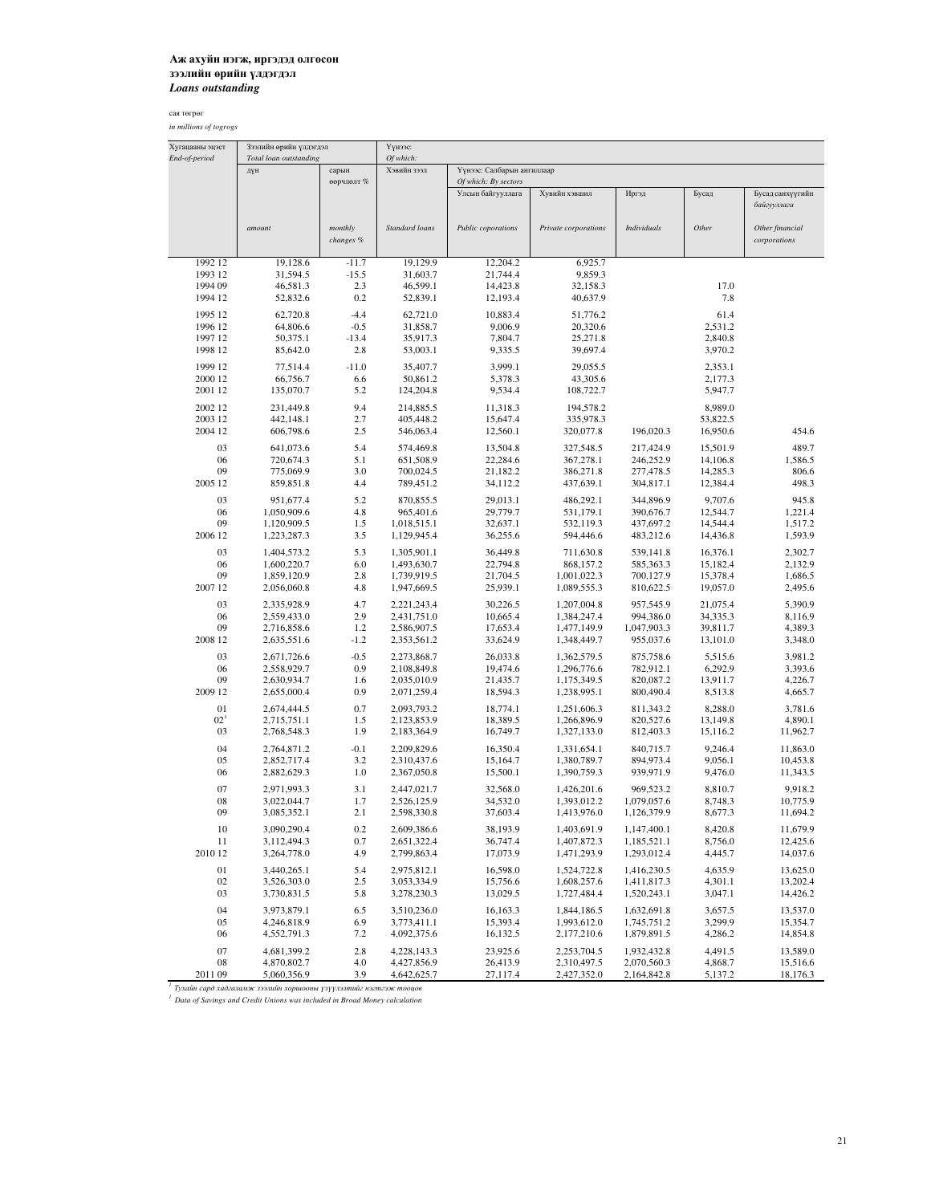**Аж ахуйн нэгж, иргэдэд олгосон**
**зээлийн өрийн үлдэгдэл**
***Loans outstanding***

сая төгрөг
*in millions of togrogs*

| Хугацааны эцэст *End-of-period* | Зээлийн өрийн үлдэгдэл *Total loan outstanding* | | Үүнээс: *Of which:* | | | | | |
|---|---|---|---|---|---|---|---|---|
| | дүн | сарын өөрчлөлт % | Хэвийн зээл | Үүнээс: Салбарын ангиллаар *Of which: By sectors* | | | | |
| | | | | Улсын байгууллага | Хувийн хэвшил | Иргэд | Бусад | Бусад санхүүгийн байгууллага |
| | *amount* | *monthly changes %* | *Standard loans* | *Public coporations* | *Private corporations* | *Individuals* | *Other* | *Other financial corporations* |
| 1992 12 | 19,128.6 | -11.7 | 19,129.9 | 12,204.2 | 6,925.7 | | | |
| 1993 12 | 31,594.5 | -15.5 | 31,603.7 | 21,744.4 | 9,859.3 | | | |
| 1994 09 | 46,581.3 | 2.3 | 46,599.1 | 14,423.8 | 32,158.3 | | 17.0 | |
| 1994 12 | 52,832.6 | 0.2 | 52,839.1 | 12,193.4 | 40,637.9 | | 7.8 | |
| 1995 12 | 62,720.8 | -4.4 | 62,721.0 | 10,883.4 | 51,776.2 | | 61.4 | |
| 1996 12 | 64,806.6 | -0.5 | 31,858.7 | 9,006.9 | 20,320.6 | | 2,531.2 | |
| 1997 12 | 50,375.1 | -13.4 | 35,917.3 | 7,804.7 | 25,271.8 | | 2,840.8 | |
| 1998 12 | 85,642.0 | 2.8 | 53,003.1 | 9,335.5 | 39,697.4 | | 3,970.2 | |
| 1999 12 | 77,514.4 | -11.0 | 35,407.7 | 3,999.1 | 29,055.5 | | 2,353.1 | |
| 2000 12 | 66,756.7 | 6.6 | 50,861.2 | 5,378.3 | 43,305.6 | | 2,177.3 | |
| 2001 12 | 135,070.7 | 5.2 | 124,204.8 | 9,534.4 | 108,722.7 | | 5,947.7 | |
| 2002 12 | 231,449.8 | 9.4 | 214,885.5 | 11,318.3 | 194,578.2 | | 8,989.0 | |
| 2003 12 | 442,148.1 | 2.7 | 405,448.2 | 15,647.4 | 335,978.3 | | 53,822.5 | |
| 2004 12 | 606,798.6 | 2.5 | 546,063.4 | 12,560.1 | 320,077.8 | 196,020.3 | 16,950.6 | 454.6 |
| 03 | 641,073.6 | 5.4 | 574,469.8 | 13,504.8 | 327,548.5 | 217,424.9 | 15,501.9 | 489.7 |
| 06 | 720,674.3 | 5.1 | 651,508.9 | 22,284.6 | 367,278.1 | 246,252.9 | 14,106.8 | 1,586.5 |
| 09 | 775,069.9 | 3.0 | 700,024.5 | 21,182.2 | 386,271.8 | 277,478.5 | 14,285.3 | 806.6 |
| 2005 12 | 859,851.8 | 4.4 | 789,451.2 | 34,112.2 | 437,639.1 | 304,817.1 | 12,384.4 | 498.3 |
| 03 | 951,677.4 | 5.2 | 870,855.5 | 29,013.1 | 486,292.1 | 344,896.9 | 9,707.6 | 945.8 |
| 06 | 1,050,909.6 | 4.8 | 965,401.6 | 29,779.7 | 531,179.1 | 390,676.7 | 12,544.7 | 1,221.4 |
| 09 | 1,120,909.5 | 1.5 | 1,018,515.1 | 32,637.1 | 532,119.3 | 437,697.2 | 14,544.4 | 1,517.2 |
| 2006 12 | 1,223,287.3 | 3.5 | 1,129,945.4 | 36,255.6 | 594,446.6 | 483,212.6 | 14,436.8 | 1,593.9 |
| 03 | 1,404,573.2 | 5.3 | 1,305,901.1 | 36,449.8 | 711,630.8 | 539,141.8 | 16,376.1 | 2,302.7 |
| 06 | 1,600,220.7 | 6.0 | 1,493,630.7 | 22,794.8 | 868,157.2 | 585,363.3 | 15,182.4 | 2,132.9 |
| 09 | 1,859,120.9 | 2.8 | 1,739,919.5 | 21,704.5 | 1,001,022.3 | 700,127.9 | 15,378.4 | 1,686.5 |
| 2007 12 | 2,056,060.8 | 4.8 | 1,947,669.5 | 25,939.1 | 1,089,555.3 | 810,622.5 | 19,057.0 | 2,495.6 |
| 03 | 2,335,928.9 | 4.7 | 2,221,243.4 | 30,226.5 | 1,207,004.8 | 957,545.9 | 21,075.4 | 5,390.9 |
| 06 | 2,559,433.0 | 2.9 | 2,431,751.0 | 10,665.4 | 1,384,247.4 | 994,386.0 | 34,335.3 | 8,116.9 |
| 09 | 2,716,858.6 | 1.2 | 2,586,907.5 | 17,653.4 | 1,477,149.9 | 1,047,903.3 | 39,811.7 | 4,389.3 |
| 2008 12 | 2,635,551.6 | -1.2 | 2,353,561.2 | 33,624.9 | 1,348,449.7 | 955,037.6 | 13,101.0 | 3,348.0 |
| 03 | 2,671,726.6 | -0.5 | 2,273,868.7 | 26,033.8 | 1,362,579.5 | 875,758.6 | 5,515.6 | 3,981.2 |
| 06 | 2,558,929.7 | 0.9 | 2,108,849.8 | 19,474.6 | 1,296,776.6 | 782,912.1 | 6,292.9 | 3,393.6 |
| 09 | 2,630,934.7 | 1.6 | 2,035,010.9 | 21,435.7 | 1,175,349.5 | 820,087.2 | 13,911.7 | 4,226.7 |
| 2009 12 | 2,655,000.4 | 0.9 | 2,071,259.4 | 18,594.3 | 1,238,995.1 | 800,490.4 | 8,513.8 | 4,665.7 |
| 01 | 2,674,444.5 | 0.7 | 2,093,793.2 | 18,774.1 | 1,251,606.3 | 811,343.2 | 8,288.0 | 3,781.6 |
| 02[1] | 2,715,751.1 | 1.5 | 2,123,853.9 | 18,389.5 | 1,266,896.9 | 820,527.6 | 13,149.8 | 4,890.1 |
| 03 | 2,768,548.3 | 1.9 | 2,183,364.9 | 16,749.7 | 1,327,133.0 | 812,403.3 | 15,116.2 | 11,962.7 |
| 04 | 2,764,871.2 | -0.1 | 2,209,829.6 | 16,350.4 | 1,331,654.1 | 840,715.7 | 9,246.4 | 11,863.0 |
| 05 | 2,852,717.4 | 3.2 | 2,310,437.6 | 15,164.7 | 1,380,789.7 | 894,973.4 | 9,056.1 | 10,453.8 |
| 06 | 2,882,629.3 | 1.0 | 2,367,050.8 | 15,500.1 | 1,390,759.3 | 939,971.9 | 9,476.0 | 11,343.5 |
| 07 | 2,971,993.3 | 3.1 | 2,447,021.7 | 32,568.0 | 1,426,201.6 | 969,523.2 | 8,810.7 | 9,918.2 |
| 08 | 3,022,044.7 | 1.7 | 2,526,125.9 | 34,532.0 | 1,393,012.2 | 1,079,057.6 | 8,748.3 | 10,775.9 |
| 09 | 3,085,352.1 | 2.1 | 2,598,330.8 | 37,603.4 | 1,413,976.0 | 1,126,379.9 | 8,677.3 | 11,694.2 |
| 10 | 3,090,290.4 | 0.2 | 2,609,386.6 | 38,193.9 | 1,403,691.9 | 1,147,400.1 | 8,420.8 | 11,679.9 |
| 11 | 3,112,494.3 | 0.7 | 2,651,322.4 | 36,747.4 | 1,407,872.3 | 1,185,521.1 | 8,756.0 | 12,425.6 |
| 2010 12 | 3,264,778.0 | 4.9 | 2,799,863.4 | 17,073.9 | 1,471,293.9 | 1,293,012.4 | 4,445.7 | 14,037.6 |
| 01 | 3,440,265.1 | 5.4 | 2,975,812.1 | 16,598.0 | 1,524,722.8 | 1,416,230.5 | 4,635.9 | 13,625.0 |
| 02 | 3,526,303.0 | 2.5 | 3,053,334.9 | 15,756.6 | 1,608,257.6 | 1,411,817.3 | 4,301.1 | 13,202.4 |
| 03 | 3,730,831.5 | 5.8 | 3,278,230.3 | 13,029.5 | 1,727,484.4 | 1,520,243.1 | 3,047.1 | 14,426.2 |
| 04 | 3,973,879.1 | 6.5 | 3,510,236.0 | 16,163.3 | 1,844,186.5 | 1,632,691.8 | 3,657.5 | 13,537.0 |
| 05 | 4,246,818.9 | 6.9 | 3,773,411.1 | 15,393.4 | 1,993,612.0 | 1,745,751.2 | 3,299.9 | 15,354.7 |
| 06 | 4,552,791.3 | 7.2 | 4,092,375.6 | 16,132.5 | 2,177,210.6 | 1,879,891.5 | 4,286.2 | 14,854.8 |
| 07 | 4,681,399.2 | 2.8 | 4,228,143.3 | 23,925.6 | 2,253,704.5 | 1,932,432.8 | 4,491.5 | 13,589.0 |
| 08 | 4,870,802.7 | 4.0 | 4,427,856.9 | 26,413.9 | 2,310,497.5 | 2,070,560.3 | 4,868.7 | 15,516.6 |
| 2011 09 | 5,060,356.9 | 3.9 | 4,642,625.7 | 27,117.4 | 2,427,352.0 | 2,164,842.8 | 5,137.2 | 18,176.3 |

[1] *Тухайн сард хадгаламж зээлийн хоршооны үзүүлэлтийг нэгтгэж тооцов*

[1] *Data of Savings and Credit Unions was included in Broad Money calculation*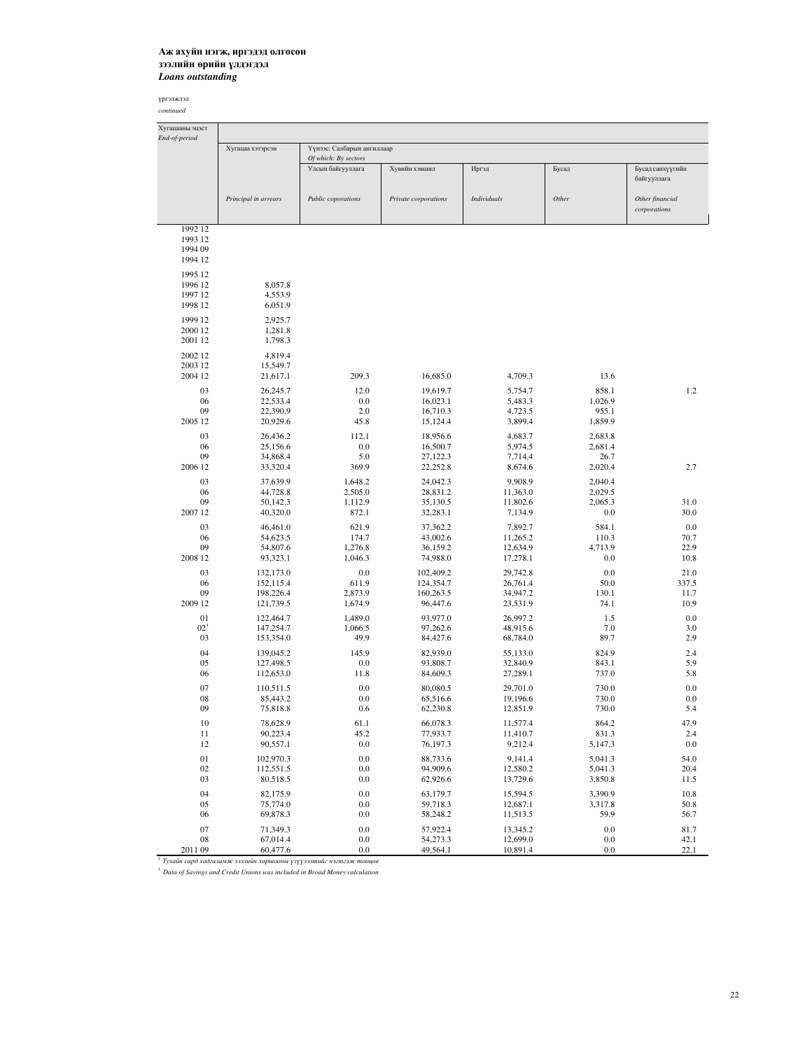**Аж ахуйн нэгж, иргэдэд олгосон зээлийн өрийн үлдэгдэл**
***Loans outstanding***

үргэлжлэл
*continued*

| Хугацааны эцэст *End-of-period* | Хугацаа хэтэрсэн *Principal in arrears* | Үүнээс: Салбарын ангиллаар *Of which: By sectors* Улсын байгууллага *Public coporations* | Хувийн хэвшил *Private corporations* | Иргэд *Individuals* | Бусад *Other* | Бусад санхүүгийн байгууллага *Other financial corporations* |
|---|---|---|---|---|---|---|
| 1992 12 | | | | | | |
| 1993 12 | | | | | | |
| 1994 09 | | | | | | |
| 1994 12 | | | | | | |
| 1995 12 | | | | | | |
| 1996 12 | 8,057.8 | | | | | |
| 1997 12 | 4,553.9 | | | | | |
| 1998 12 | 6,051.9 | | | | | |
| 1999 12 | 2,925.7 | | | | | |
| 2000 12 | 1,281.8 | | | | | |
| 2001 12 | 1,798.3 | | | | | |
| 2002 12 | 4,819.4 | | | | | |
| 2003 12 | 15,549.7 | | | | | |
| 2004 12 | 21,617.1 | 209.3 | 16,685.0 | 4,709.3 | 13.6 | |
| 03 | 26,245.7 | 12.0 | 19,619.7 | 5,754.7 | 858.1 | 1.2 |
| 06 | 22,533.4 | 0.0 | 16,023.1 | 5,483.3 | 1,026.9 | |
| 09 | 22,390.9 | 2.0 | 16,710.3 | 4,723.5 | 955.1 | |
| 2005 12 | 20,929.6 | 45.8 | 15,124.4 | 3,899.4 | 1,859.9 | |
| 03 | 26,436.2 | 112.1 | 18,956.6 | 4,683.7 | 2,683.8 | |
| 06 | 25,156.6 | 0.0 | 16,500.7 | 5,974.5 | 2,681.4 | |
| 09 | 34,868.4 | 5.0 | 27,122.3 | 7,714.4 | 26.7 | |
| 2006 12 | 33,320.4 | 369.9 | 22,252.8 | 8,674.6 | 2,020.4 | 2.7 |
| 03 | 37,639.9 | 1,648.2 | 24,042.3 | 9,908.9 | 2,040.4 | |
| 06 | 44,728.8 | 2,505.0 | 28,831.2 | 11,363.0 | 2,029.5 | |
| 09 | 50,142.3 | 1,112.9 | 35,130.5 | 11,802.6 | 2,065.3 | 31.0 |
| 2007 12 | 40,320.0 | 872.1 | 32,283.1 | 7,134.9 | 0.0 | 30.0 |
| 03 | 46,461.0 | 621.9 | 37,362.2 | 7,892.7 | 584.1 | 0.0 |
| 06 | 54,623.5 | 174.7 | 43,002.6 | 11,265.2 | 110.3 | 70.7 |
| 09 | 54,807.6 | 1,276.8 | 36,159.2 | 12,634.9 | 4,713.9 | 22.9 |
| 2008 12 | 93,323.1 | 1,046.3 | 74,988.0 | 17,278.1 | 0.0 | 10.8 |
| 03 | 132,173.0 | 0.0 | 102,409.2 | 29,742.8 | 0.0 | 21.0 |
| 06 | 152,115.4 | 611.9 | 124,354.7 | 26,761.4 | 50.0 | 337.5 |
| 09 | 198,226.4 | 2,873.9 | 160,263.5 | 34,947.2 | 130.1 | 11.7 |
| 2009 12 | 121,739.5 | 1,674.9 | 96,447.6 | 23,531.9 | 74.1 | 10.9 |
| 01 | 122,464.7 | 1,489.0 | 93,977.0 | 26,997.2 | 1.5 | 0.0 |
| 02[1] | 147,254.7 | 1,066.5 | 97,262.6 | 48,915.6 | 7.0 | 3.0 |
| 03 | 153,354.0 | 49.9 | 84,427.6 | 68,784.0 | 89.7 | 2.9 |
| 04 | 139,045.2 | 145.9 | 82,939.0 | 55,133.0 | 824.9 | 2.4 |
| 05 | 127,498.5 | 0.0 | 93,808.7 | 32,840.9 | 843.1 | 5.9 |
| 06 | 112,653.0 | 11.8 | 84,609.3 | 27,289.1 | 737.0 | 5.8 |
| 07 | 110,511.5 | 0.0 | 80,080.5 | 29,701.0 | 730.0 | 0.0 |
| 08 | 85,443.2 | 0.0 | 65,516.6 | 19,196.6 | 730.0 | 0.0 |
| 09 | 75,818.8 | 0.6 | 62,230.8 | 12,851.9 | 730.0 | 5.4 |
| 10 | 78,628.9 | 61.1 | 66,078.3 | 11,577.4 | 864.2 | 47.9 |
| 11 | 90,223.4 | 45.2 | 77,933.7 | 11,410.7 | 831.3 | 2.4 |
| 12 | 90,557.1 | 0.0 | 76,197.3 | 9,212.4 | 5,147.3 | 0.0 |
| 01 | 102,970.3 | 0.0 | 88,733.6 | 9,141.4 | 5,041.3 | 54.0 |
| 02 | 112,551.5 | 0.0 | 94,909.6 | 12,580.2 | 5,041.3 | 20.4 |
| 03 | 80,518.5 | 0.0 | 62,926.6 | 13,729.6 | 3,850.8 | 11.5 |
| 04 | 82,175.9 | 0.0 | 63,179.7 | 15,594.5 | 3,390.9 | 10.8 |
| 05 | 75,774.0 | 0.0 | 59,718.3 | 12,687.1 | 3,317.8 | 50.8 |
| 06 | 69,878.3 | 0.0 | 58,248.2 | 11,513.5 | 59.9 | 56.7 |
| 07 | 71,349.3 | 0.0 | 57,922.4 | 13,345.2 | 0.0 | 81.7 |
| 08 | 67,014.4 | 0.0 | 54,273.3 | 12,699.0 | 0.0 | 42.1 |
| 2011 09 | 60,477.6 | 0.0 | 49,564.1 | 10,891.4 | 0.0 | 22.1 |

[1] *Тухайн сард хадгаламж зээлийн хоршооны үзүүлэлтийг нэгтгэж тооцов*

[1] *Data of Savings and Credit Unions was included in Broad Money calculation*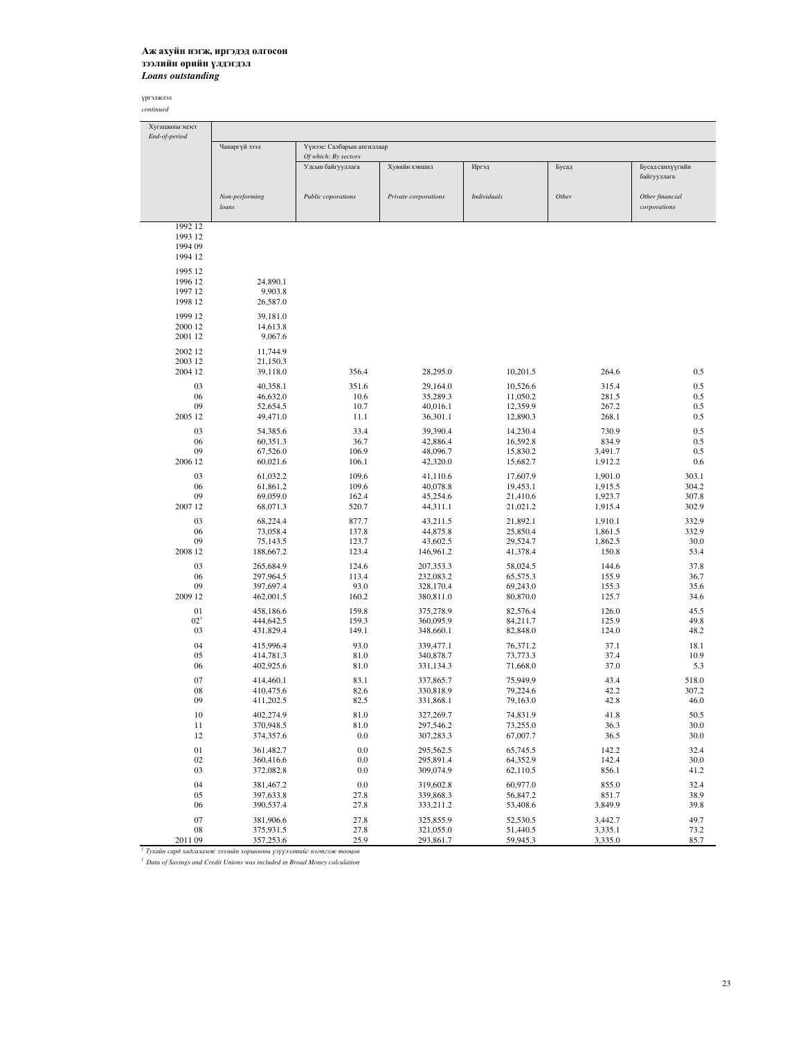**Аж ахуйн нэгж, иргэдэд олгосон зээлийн өрийн үлдэгдэл**
***Loans outstanding***

үргэлжлэл
*continued*

| Хугацааны эцэст *End-of-period* | Чанаргүй зээл *Non-performing loans* | Үүнээс: Салбарын ангиллаар *Of which: By sectors* | | | | |
|---|---|---|---|---|---|---|
| | | Улсын байгууллага *Public coporations* | Хувийн хэвшил *Private corporations* | Иргэд *Individuals* | Бусад *Other* | Бусад санхүүгийн байгууллага *Other financial corporations* |
| 1992 12 | | | | | | |
| 1993 12 | | | | | | |
| 1994 09 | | | | | | |
| 1994 12 | | | | | | |
| 1995 12 | | | | | | |
| 1996 12 | 24,890.1 | | | | | |
| 1997 12 | 9,903.8 | | | | | |
| 1998 12 | 26,587.0 | | | | | |
| 1999 12 | 39,181.0 | | | | | |
| 2000 12 | 14,613.8 | | | | | |
| 2001 12 | 9,067.6 | | | | | |
| 2002 12 | 11,744.9 | | | | | |
| 2003 12 | 21,150.3 | | | | | |
| 2004 12 | 39,118.0 | 356.4 | 28,295.0 | 10,201.5 | 264.6 | 0.5 |
| 03 | 40,358.1 | 351.6 | 29,164.0 | 10,526.6 | 315.4 | 0.5 |
| 06 | 46,632.0 | 10.6 | 35,289.3 | 11,050.2 | 281.5 | 0.5 |
| 09 | 52,654.5 | 10.7 | 40,016.1 | 12,359.9 | 267.2 | 0.5 |
| 2005 12 | 49,471.0 | 11.1 | 36,301.1 | 12,890.3 | 268.1 | 0.5 |
| 03 | 54,385.6 | 33.4 | 39,390.4 | 14,230.4 | 730.9 | 0.5 |
| 06 | 60,351.3 | 36.7 | 42,886.4 | 16,592.8 | 834.9 | 0.5 |
| 09 | 67,526.0 | 106.9 | 48,096.7 | 15,830.2 | 3,491.7 | 0.5 |
| 2006 12 | 60,021.6 | 106.1 | 42,320.0 | 15,682.7 | 1,912.2 | 0.6 |
| 03 | 61,032.2 | 109.6 | 41,110.6 | 17,607.9 | 1,901.0 | 303.1 |
| 06 | 61,861.2 | 109.6 | 40,078.8 | 19,453.1 | 1,915.5 | 304.2 |
| 09 | 69,059.0 | 162.4 | 45,254.6 | 21,410.6 | 1,923.7 | 307.8 |
| 2007 12 | 68,071.3 | 520.7 | 44,311.1 | 21,021.2 | 1,915.4 | 302.9 |
| 03 | 68,224.4 | 877.7 | 43,211.5 | 21,892.1 | 1,910.1 | 332.9 |
| 06 | 73,058.4 | 137.8 | 44,875.8 | 25,850.4 | 1,861.5 | 332.9 |
| 09 | 75,143.5 | 123.7 | 43,602.5 | 29,524.7 | 1,862.5 | 30.0 |
| 2008 12 | 188,667.2 | 123.4 | 146,961.2 | 41,378.4 | 150.8 | 53.4 |
| 03 | 265,684.9 | 124.6 | 207,353.3 | 58,024.5 | 144.6 | 37.8 |
| 06 | 297,964.5 | 113.4 | 232,083.2 | 65,575.3 | 155.9 | 36.7 |
| 09 | 397,697.4 | 93.0 | 328,170.4 | 69,243.0 | 155.3 | 35.6 |
| 2009 12 | 462,001.5 | 160.2 | 380,811.0 | 80,870.0 | 125.7 | 34.6 |
| 01 | 458,186.6 | 159.8 | 375,278.9 | 82,576.4 | 126.0 | 45.5 |
| 02[1] | 444,642.5 | 159.3 | 360,095.9 | 84,211.7 | 125.9 | 49.8 |
| 03 | 431,829.4 | 149.1 | 348,660.1 | 82,848.0 | 124.0 | 48.2 |
| 04 | 415,996.4 | 93.0 | 339,477.1 | 76,371.2 | 37.1 | 18.1 |
| 05 | 414,781.3 | 81.0 | 340,878.7 | 73,773.3 | 37.4 | 10.9 |
| 06 | 402,925.6 | 81.0 | 331,134.3 | 71,668.0 | 37.0 | 5.3 |
| 07 | 414,460.1 | 83.1 | 337,865.7 | 75,949.9 | 43.4 | 518.0 |
| 08 | 410,475.6 | 82.6 | 330,818.9 | 79,224.6 | 42.2 | 307.2 |
| 09 | 411,202.5 | 82.5 | 331,868.1 | 79,163.0 | 42.8 | 46.0 |
| 10 | 402,274.9 | 81.0 | 327,269.7 | 74,831.9 | 41.8 | 50.5 |
| 11 | 370,948.5 | 81.0 | 297,546.2 | 73,255.0 | 36.3 | 30.0 |
| 12 | 374,357.6 | 0.0 | 307,283.3 | 67,007.7 | 36.5 | 30.0 |
| 01 | 361,482.7 | 0.0 | 295,562.5 | 65,745.5 | 142.2 | 32.4 |
| 02 | 360,416.6 | 0.0 | 295,891.4 | 64,352.9 | 142.4 | 30.0 |
| 03 | 372,082.8 | 0.0 | 309,074.9 | 62,110.5 | 856.1 | 41.2 |
| 04 | 381,467.2 | 0.0 | 319,602.8 | 60,977.0 | 855.0 | 32.4 |
| 05 | 397,633.8 | 27.8 | 339,868.3 | 56,847.2 | 851.7 | 38.9 |
| 06 | 390,537.4 | 27.8 | 333,211.2 | 53,408.6 | 3,849.9 | 39.8 |
| 07 | 381,906.6 | 27.8 | 325,855.9 | 52,530.5 | 3,442.7 | 49.7 |
| 08 | 375,931.5 | 27.8 | 321,055.0 | 51,440.5 | 3,335.1 | 73.2 |
| 2011 09 | 357,253.6 | 25.9 | 293,861.7 | 59,945.3 | 3,335.0 | 85.7 |

[1] *Тухайн сард хадгаламж зээлийн хоршооны үзүүлэлтийг нэгтгэж тооцов*

[1] *Data of Savings and Credit Unions was included in Broad Money calculation*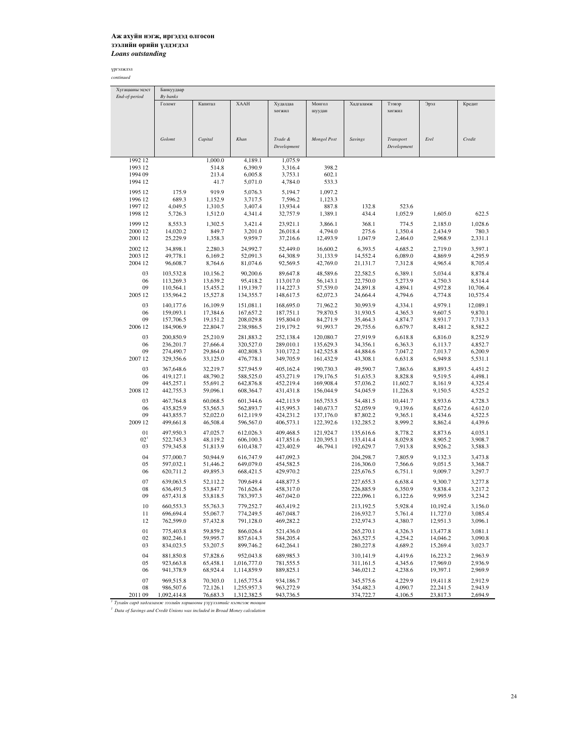**Аж ахуйн нэгж, иргэдэд олгосон зээлийн өрийн үлдэгдэл**
***Loans outstanding***

үргэлжлэл
*continued*

| Хугацааны эцэст *End-of-period* | Банкуудаар *By banks* | | | | | | | | |
|---|---|---|---|---|---|---|---|---|---|
| | Голомт *Golomt* | Капитал *Capital* | ХААН *Khan* | Худалдаа хөгжил *Trade & Development* | Монгол шуудан *Mongol Post* | Хадгаламж *Savings* | Тээвэр хөгжил *Transport Development* | Эрэл *Erel* | Кредит *Credit* |
| 1992 12 | | 1,000.0 | 4,189.1 | 1,075.9 | | | | | |
| 1993 12 | | 514.8 | 6,390.9 | 3,316.4 | 398.2 | | | | |
| 1994 09 | | 213.4 | 6,005.8 | 3,753.1 | 602.1 | | | | |
| 1994 12 | | 41.7 | 5,071.0 | 4,784.0 | 533.3 | | | | |
| 1995 12 | 175.9 | 919.9 | 5,076.3 | 5,194.7 | 1,097.2 | | | | |
| 1996 12 | 689.3 | 1,152.9 | 3,717.5 | 7,596.2 | 1,123.3 | | | | |
| 1997 12 | 4,049.5 | 1,310.5 | 3,407.4 | 13,934.4 | 887.8 | 132.8 | 523.6 | | |
| 1998 12 | 5,726.3 | 1,512.0 | 4,341.4 | 32,757.9 | 1,389.1 | 434.4 | 1,052.9 | 1,605.0 | 622.5 |
| 1999 12 | 8,553.3 | 1,302.5 | 3,421.4 | 23,921.1 | 3,866.1 | 368.1 | 774.5 | 2,185.0 | 1,028.6 |
| 2000 12 | 14,020.2 | 849.7 | 3,201.0 | 26,018.4 | 4,794.0 | 275.6 | 1,350.4 | 2,434.9 | 780.3 |
| 2001 12 | 25,229.9 | 1,358.3 | 9,959.7 | 37,216.6 | 12,493.9 | 1,047.9 | 2,464.0 | 2,968.9 | 2,331.1 |
| 2002 12 | 34,898.1 | 2,280.3 | 24,992.7 | 52,449.0 | 16,600.2 | 6,393.5 | 4,685.2 | 2,719.0 | 3,597.1 |
| 2003 12 | 49,778.1 | 6,169.2 | 52,091.3 | 64,308.9 | 31,133.9 | 14,552.4 | 6,089.0 | 4,869.9 | 4,295.9 |
| 2004 12 | 96,608.7 | 8,764.6 | 81,074.6 | 92,569.5 | 42,769.0 | 21,131.7 | 7,312.8 | 4,965.4 | 8,705.4 |
| 03 | 103,532.8 | 10,156.2 | 90,200.6 | 89,647.8 | 48,589.6 | 22,582.5 | 6,389.1 | 5,034.4 | 8,878.4 |
| 06 | 113,269.3 | 13,639.2 | 95,418.2 | 113,017.0 | 56,143.1 | 22,750.0 | 5,273.9 | 4,750.3 | 8,514.4 |
| 09 | 110,564.1 | 15,455.2 | 119,139.7 | 114,227.3 | 57,539.0 | 24,891.8 | 4,894.1 | 4,972.8 | 10,706.4 |
| 2005 12 | 135,964.2 | 15,527.8 | 134,355.7 | 148,617.5 | 62,072.3 | 24,664.4 | 4,794.6 | 4,774.8 | 10,575.4 |
| 03 | 140,177.6 | 16,109.9 | 151,081.1 | 168,695.0 | 71,962.2 | 30,993.9 | 4,334.1 | 4,979.1 | 12,089.1 |
| 06 | 159,093.1 | 17,384.6 | 167,657.2 | 187,751.1 | 79,870.5 | 31,930.5 | 4,365.3 | 9,607.5 | 9,870.1 |
| 09 | 157,706.5 | 19,151.2 | 208,029.8 | 195,804.0 | 84,271.9 | 35,464.3 | 4,874.7 | 8,931.7 | 7,713.3 |
| 2006 12 | 184,906.9 | 22,804.7 | 238,986.5 | 219,179.2 | 91,993.7 | 29,755.6 | 6,679.7 | 8,481.2 | 8,582.2 |
| 03 | 200,850.9 | 25,210.9 | 281,883.2 | 252,138.4 | 120,080.7 | 27,919.9 | 6,618.8 | 6,816.0 | 8,252.9 |
| 06 | 236,201.7 | 27,666.4 | 320,527.0 | 289,010.1 | 135,629.3 | 34,356.1 | 6,363.3 | 6,113.7 | 4,852.7 |
| 09 | 274,490.7 | 29,864.0 | 402,808.3 | 310,172.2 | 142,525.8 | 44,884.6 | 7,047.2 | 7,013.7 | 6,200.9 |
| 2007 12 | 329,356.6 | 33,125.0 | 476,778.1 | 349,705.9 | 161,432.9 | 43,308.1 | 6,631.8 | 6,949.8 | 5,531.1 |
| 03 | 367,648.6 | 32,219.7 | 527,945.9 | 405,162.4 | 190,730.3 | 49,590.7 | 7,863.6 | 8,893.5 | 4,451.2 |
| 06 | 419,127.1 | 48,790.2 | 588,525.0 | 453,271.9 | 179,176.5 | 51,635.3 | 8,828.8 | 9,519.5 | 4,498.1 |
| 09 | 445,257.1 | 55,691.2 | 642,876.8 | 452,219.4 | 169,908.4 | 57,036.2 | 11,602.7 | 8,161.9 | 4,325.4 |
| 2008 12 | 442,755.3 | 59,096.1 | 608,364.7 | 431,431.8 | 156,044.9 | 54,045.9 | 11,226.8 | 9,150.5 | 4,525.2 |
| 03 | 467,764.8 | 60,068.5 | 601,344.6 | 442,113.9 | 165,753.5 | 54,481.5 | 10,441.7 | 8,933.6 | 4,728.3 |
| 06 | 435,825.9 | 53,565.3 | 562,893.7 | 415,995.3 | 140,673.7 | 52,059.9 | 9,139.6 | 8,672.6 | 4,612.0 |
| 09 | 443,855.7 | 52,022.0 | 612,119.9 | 424,231.2 | 137,176.0 | 87,802.2 | 9,365.1 | 8,434.6 | 4,522.5 |
| 2009 12 | 499,661.8 | 46,508.4 | 596,567.0 | 406,573.1 | 122,392.6 | 132,285.2 | 8,999.2 | 8,862.4 | 4,439.6 |
| 01 | 497,950.3 | 47,025.7 | 612,026.3 | 409,468.5 | 121,924.7 | 135,616.6 | 8,778.2 | 8,873.6 | 4,035.1 |
| 02[1] | 522,745.3 | 48,119.2 | 606,100.3 | 417,851.6 | 120,395.1 | 133,414.4 | 8,029.8 | 8,905.2 | 3,908.7 |
| 03 | 579,345.8 | 51,813.9 | 610,438.7 | 423,402.9 | 46,794.1 | 192,629.7 | 7,913.8 | 8,926.2 | 3,588.3 |
| 04 | 577,000.7 | 50,944.9 | 616,747.9 | 447,092.3 | | 204,298.7 | 7,805.9 | 9,132.3 | 3,473.8 |
| 05 | 597,032.1 | 51,446.2 | 649,079.0 | 454,582.5 | | 216,306.0 | 7,566.6 | 9,051.5 | 3,368.7 |
| 06 | 620,711.2 | 49,895.3 | 668,421.5 | 429,970.2 | | 225,676.5 | 6,751.1 | 9,009.7 | 3,297.7 |
| 07 | 639,063.5 | 52,112.2 | 709,649.4 | 448,877.5 | | 227,655.3 | 6,638.4 | 9,300.7 | 3,277.8 |
| 08 | 636,491.5 | 53,847.7 | 761,626.4 | 458,317.0 | | 226,885.9 | 6,350.9 | 9,838.4 | 3,217.2 |
| 09 | 657,431.8 | 53,818.5 | 783,397.3 | 467,042.0 | | 222,096.1 | 6,122.6 | 9,995.9 | 3,234.2 |
| 10 | 660,553.3 | 55,763.3 | 779,252.7 | 463,419.2 | | 213,192.5 | 5,928.4 | 10,192.4 | 3,156.0 |
| 11 | 696,694.4 | 55,067.7 | 774,249.5 | 467,048.7 | | 216,932.7 | 5,761.4 | 11,727.0 | 3,085.4 |
| 12 | 762,599.0 | 57,432.8 | 791,128.0 | 469,282.2 | | 232,974.3 | 4,380.7 | 12,951.3 | 3,096.1 |
| 01 | 775,403.8 | 59,859.2 | 866,026.4 | 521,436.0 | | 265,270.1 | 4,326.3 | 13,477.8 | 3,081.1 |
| 02 | 802,246.1 | 59,995.7 | 857,614.3 | 584,205.4 | | 263,527.5 | 4,254.2 | 14,046.2 | 3,090.8 |
| 03 | 834,023.5 | 53,207.5 | 899,746.2 | 642,264.1 | | 280,227.8 | 4,689.2 | 15,269.4 | 3,023.7 |
| 04 | 881,850.8 | 57,828.6 | 952,043.8 | 689,985.3 | | 310,141.9 | 4,419.6 | 16,223.2 | 2,963.9 |
| 05 | 923,663.8 | 65,458.1 | 1,016,777.0 | 781,555.5 | | 311,161.5 | 4,345.6 | 17,969.0 | 2,936.9 |
| 06 | 941,378.9 | 68,924.4 | 1,114,859.9 | 889,825.1 | | 346,021.2 | 4,238.6 | 19,397.1 | 2,969.9 |
| 07 | 969,515.8 | 70,303.0 | 1,165,775.4 | 934,186.7 | | 345,575.6 | 4,229.9 | 19,411.8 | 2,912.9 |
| 08 | 986,507.6 | 72,126.1 | 1,255,957.3 | 963,272.9 | | 354,482.3 | 4,090.7 | 22,241.5 | 2,943.9 |
| 2011 09 | 1,092,414.8 | 76,683.3 | 1,312,382.5 | 943,736.5 | | 374,722.7 | 4,106.5 | 23,817.3 | 2,694.9 |

[1] *Тухайн сард хадгаламж зээлийн хоршооны үзүүлэлтийг нэгтгэж тооцов*

[1] *Data of Savings and Credit Unions was included in Broad Money calculation*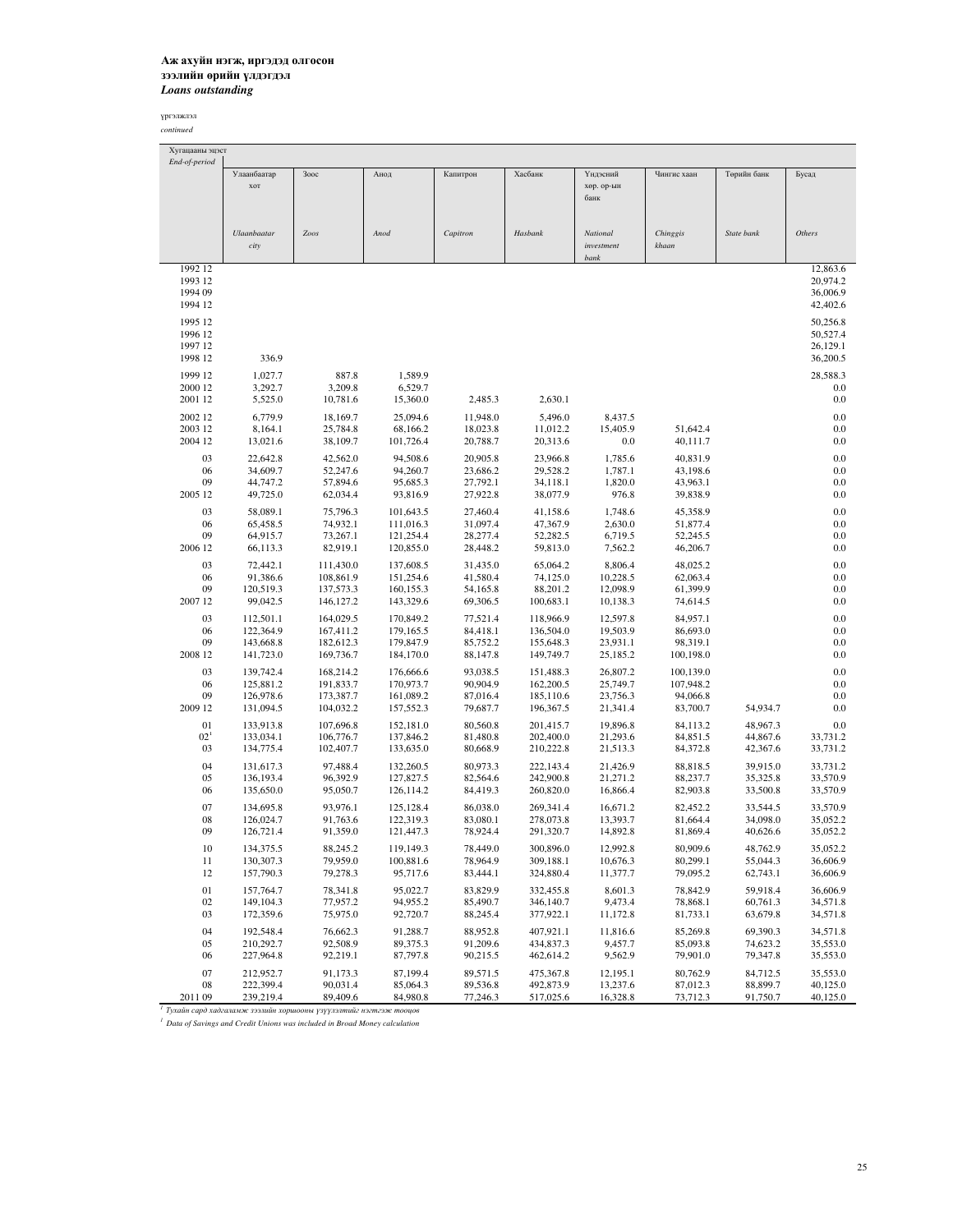**Аж ахуйн нэгж, иргэдэд олгосон зээлийн өрийн үлдэгдэл**
***Loans outstanding***

үргэлжлэл
*continued*

| Хугацааны эцэст *End-of-period* | Улаанбаатар хот *Ulaanbaatar city* | Зоос *Zoos* | Анод *Anod* | Капитрон *Capitron* | Хасбанк *Hasbank* | Үндэсний хөр. ор-ын банк *National investment bank* | Чингис хаан *Chinggis khaan* | Төрийн банк *State bank* | Бусад *Others* |
|---|---|---|---|---|---|---|---|---|---|
| 1992 12 | | | | | | | | | 12,863.6 |
| 1993 12 | | | | | | | | | 20,974.2 |
| 1994 09 | | | | | | | | | 36,006.9 |
| 1994 12 | | | | | | | | | 42,402.6 |
| 1995 12 | | | | | | | | | 50,256.8 |
| 1996 12 | | | | | | | | | 50,527.4 |
| 1997 12 | | | | | | | | | 26,129.1 |
| 1998 12 | 336.9 | | | | | | | | 36,200.5 |
| 1999 12 | 1,027.7 | 887.8 | 1,589.9 | | | | | | 28,588.3 |
| 2000 12 | 3,292.7 | 3,209.8 | 6,529.7 | | | | | | 0.0 |
| 2001 12 | 5,525.0 | 10,781.6 | 15,360.0 | 2,485.3 | 2,630.1 | | | | 0.0 |
| 2002 12 | 6,779.9 | 18,169.7 | 25,094.6 | 11,948.0 | 5,496.0 | 8,437.5 | | | 0.0 |
| 2003 12 | 8,164.1 | 25,784.8 | 68,166.2 | 18,023.8 | 11,012.2 | 15,405.9 | 51,642.4 | | 0.0 |
| 2004 12 | 13,021.6 | 38,109.7 | 101,726.4 | 20,788.7 | 20,313.6 | 0.0 | 40,111.7 | | 0.0 |
| 03 | 22,642.8 | 42,562.0 | 94,508.6 | 20,905.8 | 23,966.8 | 1,785.6 | 40,831.9 | | 0.0 |
| 06 | 34,609.7 | 52,247.6 | 94,260.7 | 23,686.2 | 29,528.2 | 1,787.1 | 43,198.6 | | 0.0 |
| 09 | 44,747.2 | 57,894.6 | 95,685.3 | 27,792.1 | 34,118.1 | 1,820.0 | 43,963.1 | | 0.0 |
| 2005 12 | 49,725.0 | 62,034.4 | 93,816.9 | 27,922.8 | 38,077.9 | 976.8 | 39,838.9 | | 0.0 |
| 03 | 58,089.1 | 75,796.3 | 101,643.5 | 27,460.4 | 41,158.6 | 1,748.6 | 45,358.9 | | 0.0 |
| 06 | 65,458.5 | 74,932.1 | 111,016.3 | 31,097.4 | 47,367.9 | 2,630.0 | 51,877.4 | | 0.0 |
| 09 | 64,915.7 | 73,267.1 | 121,254.4 | 28,277.4 | 52,282.5 | 6,719.5 | 52,245.5 | | 0.0 |
| 2006 12 | 66,113.3 | 82,919.1 | 120,855.0 | 28,448.2 | 59,813.0 | 7,562.2 | 46,206.7 | | 0.0 |
| 03 | 72,442.1 | 111,430.0 | 137,608.5 | 31,435.0 | 65,064.2 | 8,806.4 | 48,025.2 | | 0.0 |
| 06 | 91,386.6 | 108,861.9 | 151,254.6 | 41,580.4 | 74,125.0 | 10,228.5 | 62,063.4 | | 0.0 |
| 09 | 120,519.3 | 137,573.3 | 160,155.3 | 54,165.8 | 88,201.2 | 12,098.9 | 61,399.9 | | 0.0 |
| 2007 12 | 99,042.5 | 146,127.2 | 143,329.6 | 69,306.5 | 100,683.1 | 10,138.3 | 74,614.5 | | 0.0 |
| 03 | 112,501.1 | 164,029.5 | 170,849.2 | 77,521.4 | 118,966.9 | 12,597.8 | 84,957.1 | | 0.0 |
| 06 | 122,364.9 | 167,411.2 | 179,165.5 | 84,418.1 | 136,504.0 | 19,503.9 | 86,693.0 | | 0.0 |
| 09 | 143,668.8 | 182,612.3 | 179,847.9 | 85,752.2 | 155,648.3 | 23,931.1 | 98,319.1 | | 0.0 |
| 2008 12 | 141,723.0 | 169,736.7 | 184,170.0 | 88,147.8 | 149,749.7 | 25,185.2 | 100,198.0 | | 0.0 |
| 03 | 139,742.4 | 168,214.2 | 176,666.6 | 93,038.5 | 151,488.3 | 26,807.2 | 100,139.0 | | 0.0 |
| 06 | 125,881.2 | 191,833.7 | 170,973.7 | 90,904.9 | 162,200.5 | 25,749.7 | 107,948.2 | | 0.0 |
| 09 | 126,978.6 | 173,387.7 | 161,089.2 | 87,016.4 | 185,110.6 | 23,756.3 | 94,066.8 | | 0.0 |
| 2009 12 | 131,094.5 | 104,032.2 | 157,552.3 | 79,687.7 | 196,367.5 | 21,341.4 | 83,700.7 | 54,934.7 | 0.0 |
| 01 | 133,913.8 | 107,696.8 | 152,181.0 | 80,560.8 | 201,415.7 | 19,896.8 | 84,113.2 | 48,967.3 | 0.0 |
| 02[1] | 133,034.1 | 106,776.7 | 137,846.2 | 81,480.8 | 202,400.0 | 21,293.6 | 84,851.5 | 44,867.6 | 33,731.2 |
| 03 | 134,775.4 | 102,407.7 | 133,635.0 | 80,668.9 | 210,222.8 | 21,513.3 | 84,372.8 | 42,367.6 | 33,731.2 |
| 04 | 131,617.3 | 97,488.4 | 132,260.5 | 80,973.3 | 222,143.4 | 21,426.9 | 88,818.5 | 39,915.0 | 33,731.2 |
| 05 | 136,193.4 | 96,392.9 | 127,827.5 | 82,564.6 | 242,900.8 | 21,271.2 | 88,237.7 | 35,325.8 | 33,570.9 |
| 06 | 135,650.0 | 95,050.7 | 126,114.2 | 84,419.3 | 260,820.0 | 16,866.4 | 82,903.8 | 33,500.8 | 33,570.9 |
| 07 | 134,695.8 | 93,976.1 | 125,128.4 | 86,038.0 | 269,341.4 | 16,671.2 | 82,452.2 | 33,544.5 | 33,570.9 |
| 08 | 126,024.7 | 91,763.6 | 122,319.3 | 83,080.1 | 278,073.8 | 13,393.7 | 81,664.4 | 34,098.0 | 35,052.2 |
| 09 | 126,721.4 | 91,359.0 | 121,447.3 | 78,924.4 | 291,320.7 | 14,892.8 | 81,869.4 | 40,626.6 | 35,052.2 |
| 10 | 134,375.5 | 88,245.2 | 119,149.3 | 78,449.0 | 300,896.0 | 12,992.8 | 80,909.6 | 48,762.9 | 35,052.2 |
| 11 | 130,307.3 | 79,959.0 | 100,881.6 | 78,964.9 | 309,188.1 | 10,676.3 | 80,299.1 | 55,044.3 | 36,606.9 |
| 12 | 157,790.3 | 79,278.3 | 95,717.6 | 83,444.1 | 324,880.4 | 11,377.7 | 79,095.2 | 62,743.1 | 36,606.9 |
| 01 | 157,764.7 | 78,341.8 | 95,022.7 | 83,829.9 | 332,455.8 | 8,601.3 | 78,842.9 | 59,918.4 | 36,606.9 |
| 02 | 149,104.3 | 77,957.2 | 94,955.2 | 85,490.7 | 346,140.7 | 9,473.4 | 78,868.1 | 60,761.3 | 34,571.8 |
| 03 | 172,359.6 | 75,975.0 | 92,720.7 | 88,245.4 | 377,922.1 | 11,172.8 | 81,733.1 | 63,679.8 | 34,571.8 |
| 04 | 192,548.4 | 76,662.3 | 91,288.7 | 88,952.8 | 407,921.1 | 11,816.6 | 85,269.8 | 69,390.3 | 34,571.8 |
| 05 | 210,292.7 | 92,508.9 | 89,375.3 | 91,209.6 | 434,837.3 | 9,457.7 | 85,093.8 | 74,623.2 | 35,553.0 |
| 06 | 227,964.8 | 92,219.1 | 87,797.8 | 90,215.5 | 462,614.2 | 9,562.9 | 79,901.0 | 79,347.8 | 35,553.0 |
| 07 | 212,952.7 | 91,173.3 | 87,199.4 | 89,571.5 | 475,367.8 | 12,195.1 | 80,762.9 | 84,712.5 | 35,553.0 |
| 08 | 222,399.4 | 90,031.4 | 85,064.3 | 89,536.8 | 492,873.9 | 13,237.6 | 87,012.3 | 88,899.7 | 40,125.0 |
| 2011 09 | 239,219.4 | 89,409.6 | 84,980.8 | 77,246.3 | 517,025.6 | 16,328.8 | 73,712.3 | 91,750.7 | 40,125.0 |

[1] *Тухайн сард хадгаламж зээлийн хоршооны үзүүлэлтийг нэгтгэж тооцов*

[1] *Data of Savings and Credit Unions was included in Broad Money calculation*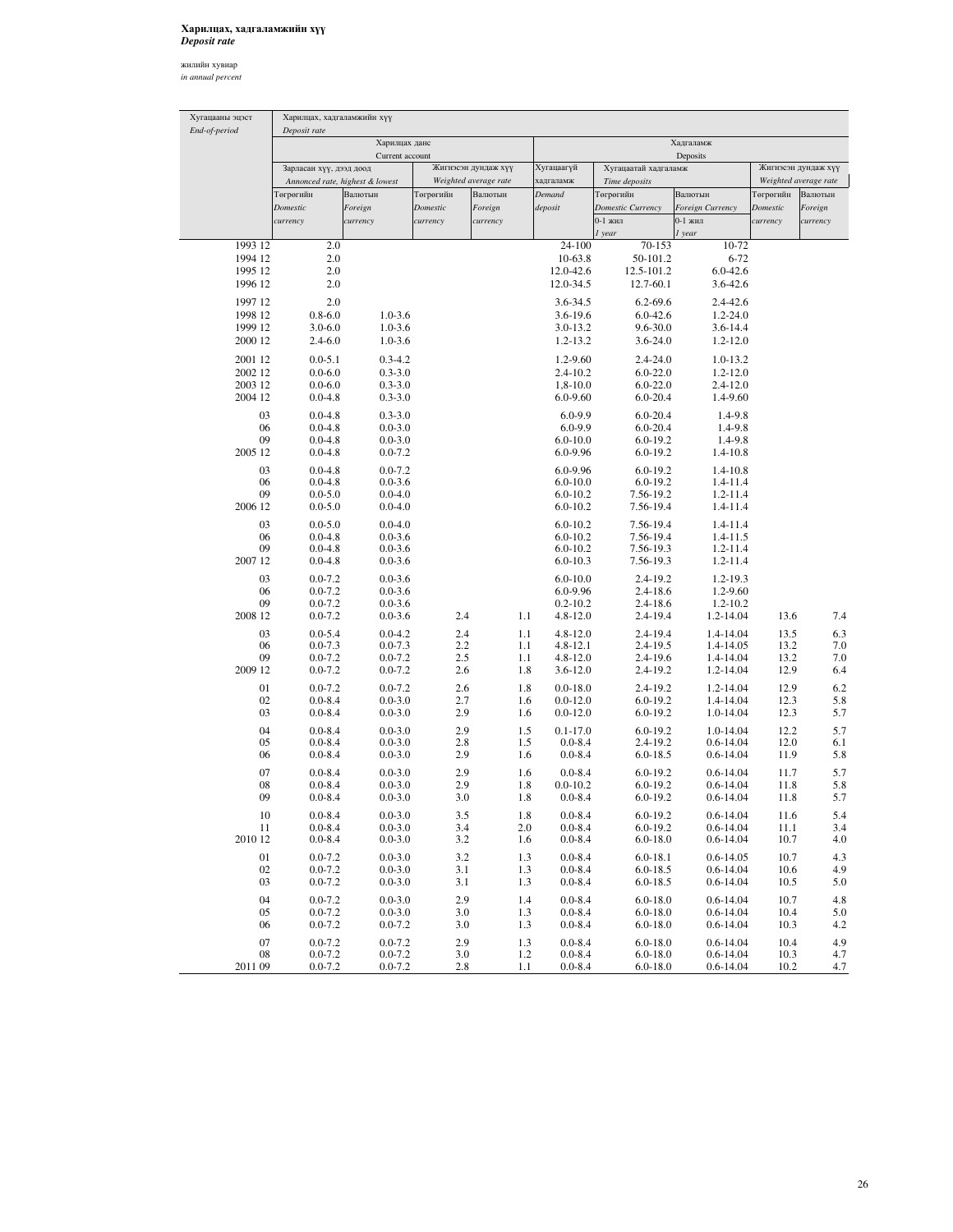**Харилцах, хадгаламжийн хүү**
***Deposit rate***

жилийн хувиар
*in annual percent*

| Хугацааны эцэст *End-of-period* | Харилцах, хадгаламжийн хүү *Deposit rate* | | | | | | | | |
|---|---|---|---|---|---|---|---|---|---|
| | Харилцах данс *Current account* | | | | Хадгаламж *Deposits* | | | | |
| | Зарласан хүү, дээд доод *Annonced rate, highest & lowest* | | Жигнэсэн дундаж хүү *Weighted average rate* | | Хугацаагүй хадгаламж *Demand deposit* | Хугацаатай хадгаламж *Time deposits* | | Жигнэсэн дундаж хүү *Weighted average rate* | |
| | Төгрөгийн *Domestic currency* | Валютын *Foreign currency* | Төгрөгийн *Domestic currency* | Валютын *Foreign currency* | | Төгрөгийн *Domestic Currency* 0-1 жил *1 year* | Валютын *Foreign Currency* 0-1 жил *1 year* | Төгрөгийн *Domestic currency* | Валютын *Foreign currency* |
| 1993 12 | 2.0 | | | | 24-100 | 70-153 | 10-72 | | |
| 1994 12 | 2.0 | | | | 10-63.8 | 50-101.2 | 6-72 | | |
| 1995 12 | 2.0 | | | | 12.0-42.6 | 12.5-101.2 | 6.0-42.6 | | |
| 1996 12 | 2.0 | | | | 12.0-34.5 | 12.7-60.1 | 3.6-42.6 | | |
| 1997 12 | 2.0 | | | | 3.6-34.5 | 6.2-69.6 | 2.4-42.6 | | |
| 1998 12 | 0.8-6.0 | 1.0-3.6 | | | 3.6-19.6 | 6.0-42.6 | 1.2-24.0 | | |
| 1999 12 | 3.0-6.0 | 1.0-3.6 | | | 3.0-13.2 | 9.6-30.0 | 3.6-14.4 | | |
| 2000 12 | 2.4-6.0 | 1.0-3.6 | | | 1.2-13.2 | 3.6-24.0 | 1.2-12.0 | | |
| 2001 12 | 0.0-5.1 | 0.3-4.2 | | | 1.2-9.60 | 2.4-24.0 | 1.0-13.2 | | |
| 2002 12 | 0.0-6.0 | 0.3-3.0 | | | 2.4-10.2 | 6.0-22.0 | 1.2-12.0 | | |
| 2003 12 | 0.0-6.0 | 0.3-3.0 | | | 1,8-10.0 | 6.0-22.0 | 2.4-12.0 | | |
| 2004 12 | 0.0-4.8 | 0.3-3.0 | | | 6.0-9.60 | 6.0-20.4 | 1.4-9.60 | | |
| 03 | 0.0-4.8 | 0.3-3.0 | | | 6.0-9.9 | 6.0-20.4 | 1.4-9.8 | | |
| 06 | 0.0-4.8 | 0.0-3.0 | | | 6.0-9.9 | 6.0-20.4 | 1.4-9.8 | | |
| 09 | 0.0-4.8 | 0.0-3.0 | | | 6.0-10.0 | 6.0-19.2 | 1.4-9.8 | | |
| 2005 12 | 0.0-4.8 | 0.0-7.2 | | | 6.0-9.96 | 6.0-19.2 | 1.4-10.8 | | |
| 03 | 0.0-4.8 | 0.0-7.2 | | | 6.0-9.96 | 6.0-19.2 | 1.4-10.8 | | |
| 06 | 0.0-4.8 | 0.0-3.6 | | | 6.0-10.0 | 6.0-19.2 | 1.4-11.4 | | |
| 09 | 0.0-5.0 | 0.0-4.0 | | | 6.0-10.2 | 7.56-19.2 | 1.2-11.4 | | |
| 2006 12 | 0.0-5.0 | 0.0-4.0 | | | 6.0-10.2 | 7.56-19.4 | 1.4-11.4 | | |
| 03 | 0.0-5.0 | 0.0-4.0 | | | 6.0-10.2 | 7.56-19.4 | 1.4-11.4 | | |
| 06 | 0.0-4.8 | 0.0-3.6 | | | 6.0-10.2 | 7.56-19.4 | 1.4-11.5 | | |
| 09 | 0.0-4.8 | 0.0-3.6 | | | 6.0-10.2 | 7.56-19.3 | 1.2-11.4 | | |
| 2007 12 | 0.0-4.8 | 0.0-3.6 | | | 6.0-10.3 | 7.56-19.3 | 1.2-11.4 | | |
| 03 | 0.0-7.2 | 0.0-3.6 | | | 6.0-10.0 | 2.4-19.2 | 1.2-19.3 | | |
| 06 | 0.0-7.2 | 0.0-3.6 | | | 6.0-9.96 | 2.4-18.6 | 1.2-9.60 | | |
| 09 | 0.0-7.2 | 0.0-3.6 | | | 0.2-10.2 | 2.4-18.6 | 1.2-10.2 | | |
| 2008 12 | 0.0-7.2 | 0.0-3.6 | 2.4 | 1.1 | 4.8-12.0 | 2.4-19.4 | 1.2-14.04 | 13.6 | 7.4 |
| 03 | 0.0-5.4 | 0.0-4.2 | 2.4 | 1.1 | 4.8-12.0 | 2.4-19.4 | 1.4-14.04 | 13.5 | 6.3 |
| 06 | 0.0-7.3 | 0.0-7.3 | 2.2 | 1.1 | 4.8-12.1 | 2.4-19.5 | 1.4-14.05 | 13.2 | 7.0 |
| 09 | 0.0-7.2 | 0.0-7.2 | 2.5 | 1.1 | 4.8-12.0 | 2.4-19.6 | 1.4-14.04 | 13.2 | 7.0 |
| 2009 12 | 0.0-7.2 | 0.0-7.2 | 2.6 | 1.8 | 3.6-12.0 | 2.4-19.2 | 1.2-14.04 | 12.9 | 6.4 |
| 01 | 0.0-7.2 | 0.0-7.2 | 2.6 | 1.8 | 0.0-18.0 | 2.4-19.2 | 1.2-14.04 | 12.9 | 6.2 |
| 02 | 0.0-8.4 | 0.0-3.0 | 2.7 | 1.6 | 0.0-12.0 | 6.0-19.2 | 1.4-14.04 | 12.3 | 5.8 |
| 03 | 0.0-8.4 | 0.0-3.0 | 2.9 | 1.6 | 0.0-12.0 | 6.0-19.2 | 1.0-14.04 | 12.3 | 5.7 |
| 04 | 0.0-8.4 | 0.0-3.0 | 2.9 | 1.5 | 0.1-17.0 | 6.0-19.2 | 1.0-14.04 | 12.2 | 5.7 |
| 05 | 0.0-8.4 | 0.0-3.0 | 2.8 | 1.5 | 0.0-8.4 | 2.4-19.2 | 0.6-14.04 | 12.0 | 6.1 |
| 06 | 0.0-8.4 | 0.0-3.0 | 2.9 | 1.6 | 0.0-8.4 | 6.0-18.5 | 0.6-14.04 | 11.9 | 5.8 |
| 07 | 0.0-8.4 | 0.0-3.0 | 2.9 | 1.6 | 0.0-8.4 | 6.0-19.2 | 0.6-14.04 | 11.7 | 5.7 |
| 08 | 0.0-8.4 | 0.0-3.0 | 2.9 | 1.8 | 0.0-10.2 | 6.0-19.2 | 0.6-14.04 | 11.8 | 5.8 |
| 09 | 0.0-8.4 | 0.0-3.0 | 3.0 | 1.8 | 0.0-8.4 | 6.0-19.2 | 0.6-14.04 | 11.8 | 5.7 |
| 10 | 0.0-8.4 | 0.0-3.0 | 3.5 | 1.8 | 0.0-8.4 | 6.0-19.2 | 0.6-14.04 | 11.6 | 5.4 |
| 11 | 0.0-8.4 | 0.0-3.0 | 3.4 | 2.0 | 0.0-8.4 | 6.0-19.2 | 0.6-14.04 | 11.1 | 3.4 |
| 2010 12 | 0.0-8.4 | 0.0-3.0 | 3.2 | 1.6 | 0.0-8.4 | 6.0-18.0 | 0.6-14.04 | 10.7 | 4.0 |
| 01 | 0.0-7.2 | 0.0-3.0 | 3.2 | 1.3 | 0.0-8.4 | 6.0-18.1 | 0.6-14.05 | 10.7 | 4.3 |
| 02 | 0.0-7.2 | 0.0-3.0 | 3.1 | 1.3 | 0.0-8.4 | 6.0-18.5 | 0.6-14.04 | 10.6 | 4.9 |
| 03 | 0.0-7.2 | 0.0-3.0 | 3.1 | 1.3 | 0.0-8.4 | 6.0-18.5 | 0.6-14.04 | 10.5 | 5.0 |
| 04 | 0.0-7.2 | 0.0-3.0 | 2.9 | 1.4 | 0.0-8.4 | 6.0-18.0 | 0.6-14.04 | 10.7 | 4.8 |
| 05 | 0.0-7.2 | 0.0-3.0 | 3.0 | 1.3 | 0.0-8.4 | 6.0-18.0 | 0.6-14.04 | 10.4 | 5.0 |
| 06 | 0.0-7.2 | 0.0-7.2 | 3.0 | 1.3 | 0.0-8.4 | 6.0-18.0 | 0.6-14.04 | 10.3 | 4.2 |
| 07 | 0.0-7.2 | 0.0-7.2 | 2.9 | 1.3 | 0.0-8.4 | 6.0-18.0 | 0.6-14.04 | 10.4 | 4.9 |
| 08 | 0.0-7.2 | 0.0-7.2 | 3.0 | 1.2 | 0.0-8.4 | 6.0-18.0 | 0.6-14.04 | 10.3 | 4.7 |
| 2011 09 | 0.0-7.2 | 0.0-7.2 | 2.8 | 1.1 | 0.0-8.4 | 6.0-18.0 | 0.6-14.04 | 10.2 | 4.7 |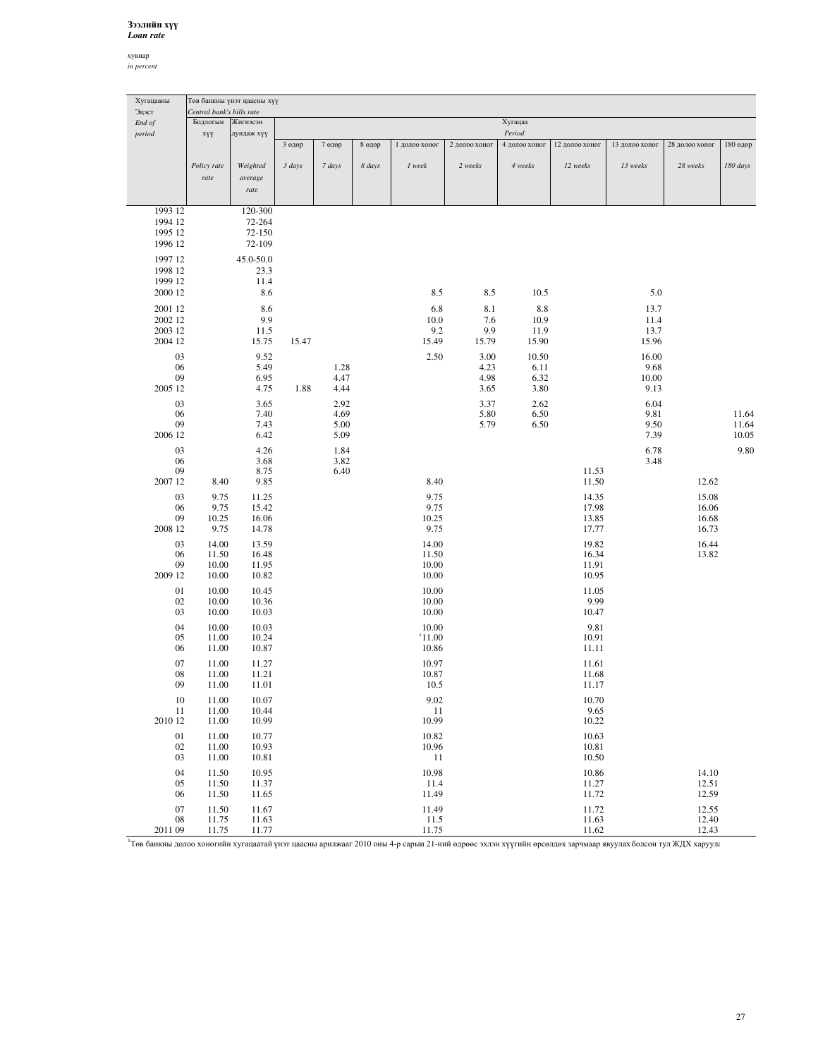**Зээлийн хүү**
***Loan rate***

хувиар
*in percent*

| Хугацааны Эцэст<br>*End of period* | Төв банкны үнэт цаасны хүү<br>*Central bank's bills rate*<br>Бодлогын хүү<br>*Policy rate* | Жигнэсэн дундаж хүү<br>*Weighted average rate* | Хугацаа *Period*<br>3 өдөр<br>*3 days* | 7 өдөр<br>*7 days* | 8 өдөр<br>*8 days* | 1 долоо хоног<br>*1 week* | 2 долоо хоног<br>*2 weeks* | 4 долоо хоног<br>*4 weeks* | 12 долоо хоног<br>*12 weeks* | 13 долоо хоног<br>*13 weeks* | 28 долоо хоног<br>*28 weeks* | 180 өдөр<br>*180 days* |
|---|---|---|---|---|---|---|---|---|---|---|---|---|
| 1993 12 | | 120-300 | | | | | | | | | | |
| 1994 12 | | 72-264 | | | | | | | | | | |
| 1995 12 | | 72-150 | | | | | | | | | | |
| 1996 12 | | 72-109 | | | | | | | | | | |
| 1997 12 | | 45.0-50.0 | | | | | | | | | | |
| 1998 12 | | 23.3 | | | | | | | | | | |
| 1999 12 | | 11.4 | | | | | | | | | | |
| 2000 12 | | 8.6 | | | | 8.5 | 8.5 | 10.5 | | 5.0 | | |
| 2001 12 | | 8.6 | | | | 6.8 | 8.1 | 8.8 | | 13.7 | | |
| 2002 12 | | 9.9 | | | | 10.0 | 7.6 | 10.9 | | 11.4 | | |
| 2003 12 | | 11.5 | | | | 9.2 | 9.9 | 11.9 | | 13.7 | | |
| 2004 12 | | 15.75 | 15.47 | | | 15.49 | 15.79 | 15.90 | | 15.96 | | |
| 03 | | 9.52 | | | | 2.50 | 3.00 | 10.50 | | 16.00 | | |
| 06 | | 5.49 | | 1.28 | | | 4.23 | 6.11 | | 9.68 | | |
| 09 | | 6.95 | | 4.47 | | | 4.98 | 6.32 | | 10.00 | | |
| 2005 12 | | 4.75 | 1.88 | 4.44 | | | 3.65 | 3.80 | | 9.13 | | |
| 03 | | 3.65 | | 2.92 | | | 3.37 | 2.62 | | 6.04 | | |
| 06 | | 7.40 | | 4.69 | | | 5.80 | 6.50 | | 9.81 | | 11.64 |
| 09 | | 7.43 | | 5.00 | | | 5.79 | 6.50 | | 9.50 | | 11.64 |
| 2006 12 | | 6.42 | | 5.09 | | | | | | 7.39 | | 10.05 |
| 03 | | 4.26 | | 1.84 | | | | | | 6.78 | | 9.80 |
| 06 | | 3.68 | | 3.82 | | | | | | 3.48 | | |
| 09 | | 8.75 | | 6.40 | | | | | 11.53 | | | |
| 2007 12 | 8.40 | 9.85 | | | | 8.40 | | | 11.50 | | 12.62 | |
| 03 | 9.75 | 11.25 | | | | 9.75 | | | 14.35 | | 15.08 | |
| 06 | 9.75 | 15.42 | | | | 9.75 | | | 17.98 | | 16.06 | |
| 09 | 10.25 | 16.06 | | | | 10.25 | | | 13.85 | | 16.68 | |
| 2008 12 | 9.75 | 14.78 | | | | 9.75 | | | 17.77 | | 16.73 | |
| 03 | 14.00 | 13.59 | | | | 14.00 | | | 19.82 | | 16.44 | |
| 06 | 11.50 | 16.48 | | | | 11.50 | | | 16.34 | | 13.82 | |
| 09 | 10.00 | 11.95 | | | | 10.00 | | | 11.91 | | | |
| 2009 12 | 10.00 | 10.82 | | | | 10.00 | | | 10.95 | | | |
| 01 | 10.00 | 10.45 | | | | 10.00 | | | 11.05 | | | |
| 02 | 10.00 | 10.36 | | | | 10.00 | | | 9.99 | | | |
| 03 | 10.00 | 10.03 | | | | 10.00 | | | 10.47 | | | |
| 04 | 10.00 | 10.03 | | | | 10.00 | | | 9.81 | | | |
| 05 | 11.00 | 10.24 | | | | [1]11.00 | | | 10.91 | | | |
| 06 | 11.00 | 10.87 | | | | 10.86 | | | 11.11 | | | |
| 07 | 11.00 | 11.27 | | | | 10.97 | | | 11.61 | | | |
| 08 | 11.00 | 11.21 | | | | 10.87 | | | 11.68 | | | |
| 09 | 11.00 | 11.01 | | | | 10.5 | | | 11.17 | | | |
| 10 | 11.00 | 10.07 | | | | 9.02 | | | 10.70 | | | |
| 11 | 11.00 | 10.44 | | | | 11 | | | 9.65 | | | |
| 2010 12 | 11.00 | 10.99 | | | | 10.99 | | | 10.22 | | | |
| 01 | 11.00 | 10.77 | | | | 10.82 | | | 10.63 | | | |
| 02 | 11.00 | 10.93 | | | | 10.96 | | | 10.81 | | | |
| 03 | 11.00 | 10.81 | | | | 11 | | | 10.50 | | | |
| 04 | 11.50 | 10.95 | | | | 10.98 | | | 10.86 | | 14.10 | |
| 05 | 11.50 | 11.37 | | | | 11.4 | | | 11.27 | | 12.51 | |
| 06 | 11.50 | 11.65 | | | | 11.49 | | | 11.72 | | 12.59 | |
| 07 | 11.50 | 11.67 | | | | 11.49 | | | 11.72 | | 12.55 | |
| 08 | 11.75 | 11.63 | | | | 11.5 | | | 11.63 | | 12.40 | |
| 2011 09 | 11.75 | 11.77 | | | | 11.75 | | | 11.62 | | 12.43 | |

[1]Төв банкны долоо хоногийн хугацаатай үнэт цаасны арилжааг 2010 оны 4-р сарын 21-ний өдрөөс эхлэн хүүгийн өрсөлдөх зарчмаар явуулах болсон тул ЖДХ харуула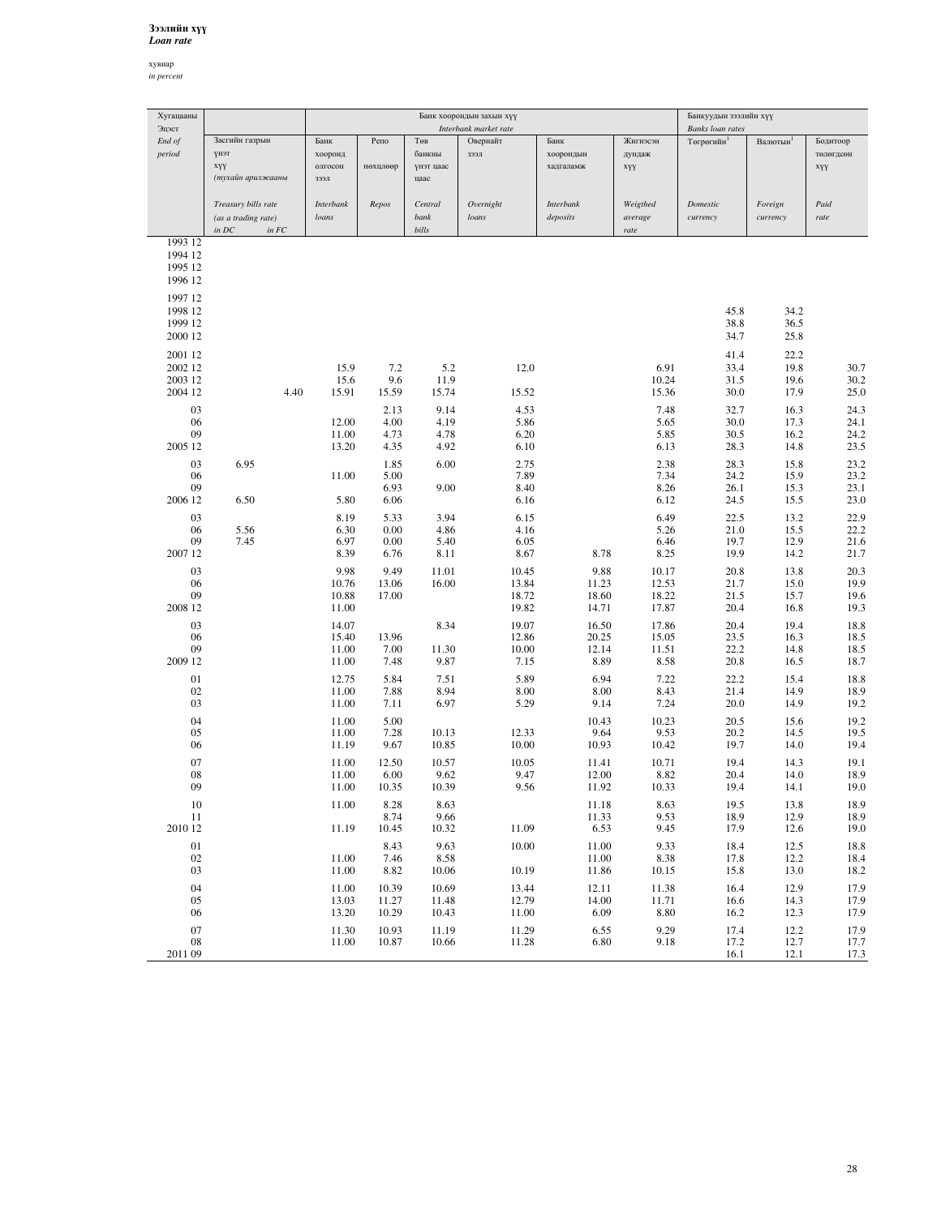**Зээлийн хүү**
***Loan rate***

хувиар
*in percent*

| Хугацааны Эцэст *End of period* | Засгийн газрын үнэт цаасны хүү (тухайн арилжааны) *Treasury bills rate (as a trading rate)* | | Банк хоорондын захын хүү *Interbank market rate* | | | | | | Банкуудын зээлийн хүү *Banks loan rates* | | |
|---|---|---|---|---|---|---|---|---|---|---|---|
| | *in DC* | *in FC* | Банк хооронд олгосон зээл *Interbank loans* | Репо нөхцлөөр *Repos* | Төв банкны үнэт цаас *Central bank bills* | Овернайт зээл *Overnight loans* | Банк хоорондын хадгаламж *Interbank deposits* | Жигнэсэн дундаж хүү *Weigthed average rate* | Төгрөгийн[1] *Domestic currency* | Валютын[1] *Foreign currency* | Бодитоор төлөгдсөн хүү *Paid rate* |
| 1993 12 | | | | | | | | | | | |
| 1994 12 | | | | | | | | | | | |
| 1995 12 | | | | | | | | | | | |
| 1996 12 | | | | | | | | | | | |
| 1997 12 | | | | | | | | | | | |
| 1998 12 | | | | | | | | | 45.8 | 34.2 | |
| 1999 12 | | | | | | | | | 38.8 | 36.5 | |
| 2000 12 | | | | | | | | | 34.7 | 25.8 | |
| 2001 12 | | | | | | | | | 41.4 | 22.2 | |
| 2002 12 | | | 15.9 | 7.2 | 5.2 | 12.0 | | 6.91 | 33.4 | 19.8 | 30.7 |
| 2003 12 | | | 15.6 | 9.6 | 11.9 | | | 10.24 | 31.5 | 19.6 | 30.2 |
| 2004 12 | | 4.40 | 15.91 | 15.59 | 15.74 | 15.52 | | 15.36 | 30.0 | 17.9 | 25.0 |
| 03 | | | | 2.13 | 9.14 | 4.53 | | 7.48 | 32.7 | 16.3 | 24.3 |
| 06 | | | 12.00 | 4.00 | 4.19 | 5.86 | | 5.65 | 30.0 | 17.3 | 24.1 |
| 09 | | | 11.00 | 4.73 | 4.78 | 6.20 | | 5.85 | 30.5 | 16.2 | 24.2 |
| 2005 12 | | | 13.20 | 4.35 | 4.92 | 6.10 | | 6.13 | 28.3 | 14.8 | 23.5 |
| 03 | 6.95 | | | 1.85 | 6.00 | 2.75 | | 2.38 | 28.3 | 15.8 | 23.2 |
| 06 | | | 11.00 | 5.00 | | 7.89 | | 7.34 | 24.2 | 15.9 | 23.2 |
| 09 | | | | 6.93 | 9.00 | 8.40 | | 8.26 | 26.1 | 15.3 | 23.1 |
| 2006 12 | 6.50 | | 5.80 | 6.06 | | 6.16 | | 6.12 | 24.5 | 15.5 | 23.0 |
| 03 | | | 8.19 | 5.33 | 3.94 | 6.15 | | 6.49 | 22.5 | 13.2 | 22.9 |
| 06 | 5.56 | | 6.30 | 0.00 | 4.86 | 4.16 | | 5.26 | 21.0 | 15.5 | 22.2 |
| 09 | 7.45 | | 6.97 | 0.00 | 5.40 | 6.05 | | 6.46 | 19.7 | 12.9 | 21.6 |
| 2007 12 | | | 8.39 | 6.76 | 8.11 | 8.67 | 8.78 | 8.25 | 19.9 | 14.2 | 21.7 |
| 03 | | | 9.98 | 9.49 | 11.01 | 10.45 | 9.88 | 10.17 | 20.8 | 13.8 | 20.3 |
| 06 | | | 10.76 | 13.06 | 16.00 | 13.84 | 11.23 | 12.53 | 21.7 | 15.0 | 19.9 |
| 09 | | | 10.88 | 17.00 | | 18.72 | 18.60 | 18.22 | 21.5 | 15.7 | 19.6 |
| 2008 12 | | | 11.00 | | | 19.82 | 14.71 | 17.87 | 20.4 | 16.8 | 19.3 |
| 03 | | | 14.07 | | 8.34 | 19.07 | 16.50 | 17.86 | 20.4 | 19.4 | 18.8 |
| 06 | | | 15.40 | 13.96 | | 12.86 | 20.25 | 15.05 | 23.5 | 16.3 | 18.5 |
| 09 | | | 11.00 | 7.00 | 11.30 | 10.00 | 12.14 | 11.51 | 22.2 | 14.8 | 18.5 |
| 2009 12 | | | 11.00 | 7.48 | 9.87 | 7.15 | 8.89 | 8.58 | 20.8 | 16.5 | 18.7 |
| 01 | | | 12.75 | 5.84 | 7.51 | 5.89 | 6.94 | 7.22 | 22.2 | 15.4 | 18.8 |
| 02 | | | 11.00 | 7.88 | 8.94 | 8.00 | 8.00 | 8.43 | 21.4 | 14.9 | 18.9 |
| 03 | | | 11.00 | 7.11 | 6.97 | 5.29 | 9.14 | 7.24 | 20.0 | 14.9 | 19.2 |
| 04 | | | 11.00 | 5.00 | | | 10.43 | 10.23 | 20.5 | 15.6 | 19.2 |
| 05 | | | 11.00 | 7.28 | 10.13 | 12.33 | 9.64 | 9.53 | 20.2 | 14.5 | 19.5 |
| 06 | | | 11.19 | 9.67 | 10.85 | 10.00 | 10.93 | 10.42 | 19.7 | 14.0 | 19.4 |
| 07 | | | 11.00 | 12.50 | 10.57 | 10.05 | 11.41 | 10.71 | 19.4 | 14.3 | 19.1 |
| 08 | | | 11.00 | 6.00 | 9.62 | 9.47 | 12.00 | 8.82 | 20.4 | 14.0 | 18.9 |
| 09 | | | 11.00 | 10.35 | 10.39 | 9.56 | 11.92 | 10.33 | 19.4 | 14.1 | 19.0 |
| 10 | | | 11.00 | 8.28 | 8.63 | | 11.18 | 8.63 | 19.5 | 13.8 | 18.9 |
| 11 | | | | 8.74 | 9.66 | | 11.33 | 9.53 | 18.9 | 12.9 | 18.9 |
| 2010 12 | | | 11.19 | 10.45 | 10.32 | 11.09 | 6.53 | 9.45 | 17.9 | 12.6 | 19.0 |
| 01 | | | | 8.43 | 9.63 | 10.00 | 11.00 | 9.33 | 18.4 | 12.5 | 18.8 |
| 02 | | | 11.00 | 7.46 | 8.58 | | 11.00 | 8.38 | 17.8 | 12.2 | 18.4 |
| 03 | | | 11.00 | 8.82 | 10.06 | 10.19 | 11.86 | 10.15 | 15.8 | 13.0 | 18.2 |
| 04 | | | 11.00 | 10.39 | 10.69 | 13.44 | 12.11 | 11.38 | 16.4 | 12.9 | 17.9 |
| 05 | | | 13.03 | 11.27 | 11.48 | 12.79 | 14.00 | 11.71 | 16.6 | 14.3 | 17.9 |
| 06 | | | 13.20 | 10.29 | 10.43 | 11.00 | 6.09 | 8.80 | 16.2 | 12.3 | 17.9 |
| 07 | | | 11.30 | 10.93 | 11.19 | 11.29 | 6.55 | 9.29 | 17.4 | 12.2 | 17.9 |
| 08 | | | 11.00 | 10.87 | 10.66 | 11.28 | 6.80 | 9.18 | 17.2 | 12.7 | 17.7 |
| 2011 09 | | | | | | | | | 16.1 | 12.1 | 17.3 |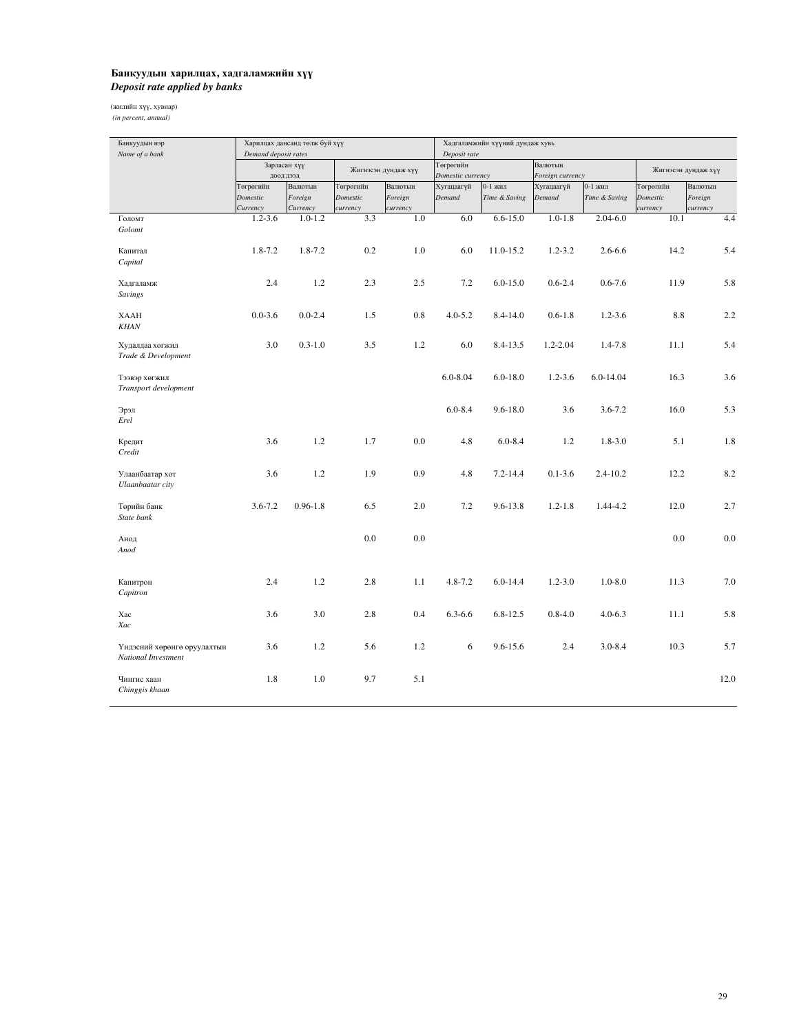**Банкуудын харилцах, хадгаламжийн хүү**
***Deposit rate applied by banks***

(жилийн хүү, хувиар)
*(in percent, annual)*

| Банкуудын нэр *Name of a bank* | Харилцах дансанд төлж буй хүү *Demand deposit rates* | | | | Хадгаламжийн хүүний дундаж хувь *Deposit rate* | | | | | |
|---|---|---|---|---|---|---|---|---|---|---|
| | Зарласан хүү доод дээд | | Жигнэсэн дундаж хүү | | Төгрөгийн *Domestic currency* | | Валютын *Foreign currency* | | Жигнэсэн дундаж хүү | |
| | Төгрөгийн *Domestic Currency* | Валютын *Foreign Currency* | Төгрөгийн *Domestic currency* | Валютын *Foreign currency* | Хугацаагүй *Demand* | 0-1 жил *Time & Saving* | Хугацаагүй *Demand* | 0-1 жил *Time & Saving* | Төгрөгийн *Domestic currency* | Валютын *Foreign currency* |
| Голомт *Golomt* | 1.2-3.6 | 1.0-1.2 | 3.3 | 1.0 | 6.0 | 6.6-15.0 | 1.0-1.8 | 2.04-6.0 | 10.1 | 4.4 |
| Капитал *Capital* | 1.8-7.2 | 1.8-7.2 | 0.2 | 1.0 | 6.0 | 11.0-15.2 | 1.2-3.2 | 2.6-6.6 | 14.2 | 5.4 |
| Хадгаламж *Savings* | 2.4 | 1.2 | 2.3 | 2.5 | 7.2 | 6.0-15.0 | 0.6-2.4 | 0.6-7.6 | 11.9 | 5.8 |
| ХААН *KHAN* | 0.0-3.6 | 0.0-2.4 | 1.5 | 0.8 | 4.0-5.2 | 8.4-14.0 | 0.6-1.8 | 1.2-3.6 | 8.8 | 2.2 |
| Худалдаа хөгжил *Trade & Development* | 3.0 | 0.3-1.0 | 3.5 | 1.2 | 6.0 | 8.4-13.5 | 1.2-2.04 | 1.4-7.8 | 11.1 | 5.4 |
| Тээвэр хөгжил *Transport development* | | | | | 6.0-8.04 | 6.0-18.0 | 1.2-3.6 | 6.0-14.04 | 16.3 | 3.6 |
| Эрэл *Erel* | | | | | 6.0-8.4 | 9.6-18.0 | 3.6 | 3.6-7.2 | 16.0 | 5.3 |
| Кредит *Credit* | 3.6 | 1.2 | 1.7 | 0.0 | 4.8 | 6.0-8.4 | 1.2 | 1.8-3.0 | 5.1 | 1.8 |
| Улаанбаатар хот *Ulaanbaatar city* | 3.6 | 1.2 | 1.9 | 0.9 | 4.8 | 7.2-14.4 | 0.1-3.6 | 2.4-10.2 | 12.2 | 8.2 |
| Төрийн банк *State bank* | 3.6-7.2 | 0.96-1.8 | 6.5 | 2.0 | 7.2 | 9.6-13.8 | 1.2-1.8 | 1.44-4.2 | 12.0 | 2.7 |
| Анод *Anod* | | | 0.0 | 0.0 | | | | | 0.0 | 0.0 |
| Капитрон *Capitron* | 2.4 | 1.2 | 2.8 | 1.1 | 4.8-7.2 | 6.0-14.4 | 1.2-3.0 | 1.0-8.0 | 11.3 | 7.0 |
| Хас *Xac* | 3.6 | 3.0 | 2.8 | 0.4 | 6.3-6.6 | 6.8-12.5 | 0.8-4.0 | 4.0-6.3 | 11.1 | 5.8 |
| Үндэсний хөрөнгө оруулалтын *National Investment* | 3.6 | 1.2 | 5.6 | 1.2 | 6 | 9.6-15.6 | 2.4 | 3.0-8.4 | 10.3 | 5.7 |
| Чингис хаан *Chinggis khaan* | 1.8 | 1.0 | 9.7 | 5.1 | | | | | | 12.0 |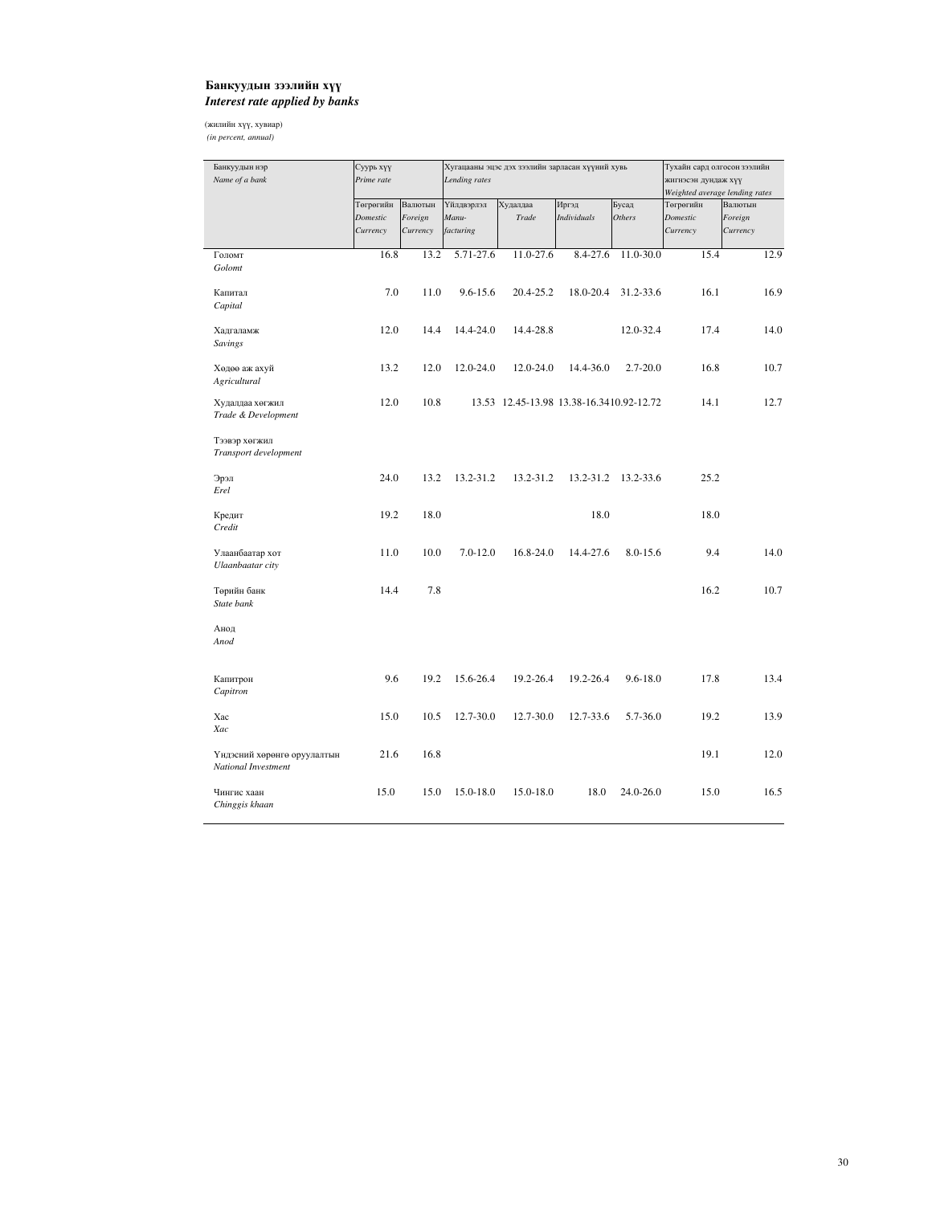**Банкуудын зээлийн хүү**
***Interest rate applied by banks***

(жилийн хүү, хувиар)
*(in percent, annual)*

| Банкуудын нэр *Name of a bank* | Суурь хүү *Prime rate* | | Хугацааны эцэс дэх зээлийн зарласан хүүний хувь *Lending rates* | | | | Тухайн сард олгосон зээлийн жигнэсэн дундаж хүү *Weighted average lending rates* | |
|---|---|---|---|---|---|---|---|---|
| | Төгрөгийн *Domestic Currency* | Валютын *Foreign Currency* | Үйлдвэрлэл *Manu-facturing* | Худалдаа *Trade* | Иргэд *Individuals* | Бусад *Others* | Төгрөгийн *Domestic Currency* | Валютын *Foreign Currency* |
| Голомт *Golomt* | 16.8 | 13.2 | 5.71-27.6 | 11.0-27.6 | 8.4-27.6 | 11.0-30.0 | 15.4 | 12.9 |
| Капитал *Capital* | 7.0 | 11.0 | 9.6-15.6 | 20.4-25.2 | 18.0-20.4 | 31.2-33.6 | 16.1 | 16.9 |
| Хадгаламж *Savings* | 12.0 | 14.4 | 14.4-24.0 | 14.4-28.8 | | 12.0-32.4 | 17.4 | 14.0 |
| Хөдөө аж ахуй *Agricultural* | 13.2 | 12.0 | 12.0-24.0 | 12.0-24.0 | 14.4-36.0 | 2.7-20.0 | 16.8 | 10.7 |
| Худалдаа хөгжил *Trade & Development* | 12.0 | 10.8 | 13.53 | 12.45-13.98 | 13.38-16.34 | 10.92-12.72 | 14.1 | 12.7 |
| Тээвэр хөгжил *Transport development* | | | | | | | | |
| Эрэл *Erel* | 24.0 | 13.2 | 13.2-31.2 | 13.2-31.2 | 13.2-31.2 | 13.2-33.6 | 25.2 | |
| Кредит *Credit* | 19.2 | 18.0 | | | 18.0 | | 18.0 | |
| Улаанбаатар хот *Ulaanbaatar city* | 11.0 | 10.0 | 7.0-12.0 | 16.8-24.0 | 14.4-27.6 | 8.0-15.6 | 9.4 | 14.0 |
| Төрийн банк *State bank* | 14.4 | 7.8 | | | | | 16.2 | 10.7 |
| Анод *Anod* | | | | | | | | |
| Капитрон *Capitron* | 9.6 | 19.2 | 15.6-26.4 | 19.2-26.4 | 19.2-26.4 | 9.6-18.0 | 17.8 | 13.4 |
| Хас *Xac* | 15.0 | 10.5 | 12.7-30.0 | 12.7-30.0 | 12.7-33.6 | 5.7-36.0 | 19.2 | 13.9 |
| Үндэсний хөрөнгө оруулалтын *National Investment* | 21.6 | 16.8 | | | | | 19.1 | 12.0 |
| Чингис хаан *Chinggis khaan* | 15.0 | 15.0 | 15.0-18.0 | 15.0-18.0 | 18.0 | 24.0-26.0 | 15.0 | 16.5 |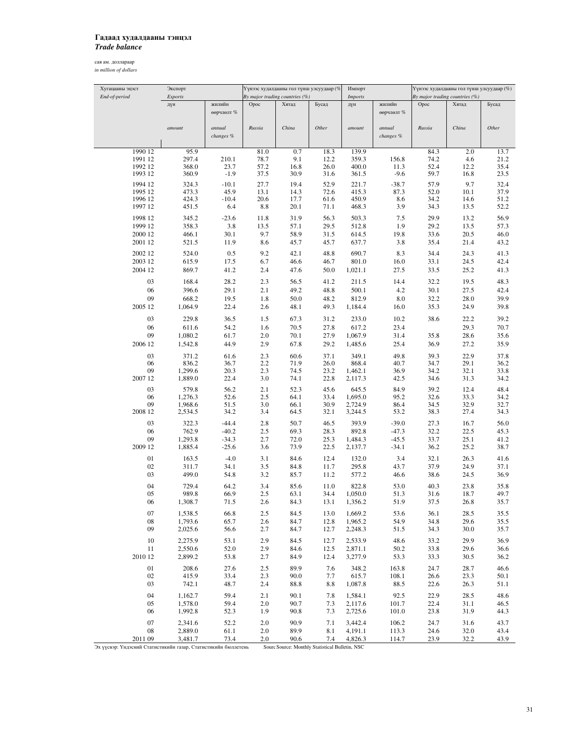# Гадаад худалдааны тэнцэл
### *Trade balance*

сая ам. доллараар
*in million of dollars*

| Хугацааны эцэст *End-of-period* | Экспорт *Exports* | | Үнээс худалдааны гол түнш улсуудаар (%) *By major trading countries (%)* | | | Импорт *Imports* | | Үнээс худалдааны гол түнш улсуудаар (%) *By major trading countries (%)* | | |
|---|---|---|---|---|---|---|---|---|---|---|
| | дүн *amount* | жилийн өөрчлөлт % *annual changes %* | Орос *Russia* | Хятад *China* | Бусад *Other* | дүн *amount* | жилийн өөрчлөлт % *annual changes %* | Орос *Russia* | Хятад *China* | Бусад *Other* |
| 1990 12 | 95.9 | | 81.0 | 0.7 | 18.3 | 139.9 | | 84.3 | 2.0 | 13.7 |
| 1991 12 | 297.4 | 210.1 | 78.7 | 9.1 | 12.2 | 359.3 | 156.8 | 74.2 | 4.6 | 21.2 |
| 1992 12 | 368.0 | 23.7 | 57.2 | 16.8 | 26.0 | 400.0 | 11.3 | 52.4 | 12.2 | 35.4 |
| 1993 12 | 360.9 | -1.9 | 37.5 | 30.9 | 31.6 | 361.5 | -9.6 | 59.7 | 16.8 | 23.5 |
| 1994 12 | 324.3 | -10.1 | 27.7 | 19.4 | 52.9 | 221.7 | -38.7 | 57.9 | 9.7 | 32.4 |
| 1995 12 | 473.3 | 45.9 | 13.1 | 14.3 | 72.6 | 415.3 | 87.3 | 52.0 | 10.1 | 37.9 |
| 1996 12 | 424.3 | -10.4 | 20.6 | 17.7 | 61.6 | 450.9 | 8.6 | 34.2 | 14.6 | 51.2 |
| 1997 12 | 451.5 | 6.4 | 8.8 | 20.1 | 71.1 | 468.3 | 3.9 | 34.3 | 13.5 | 52.2 |
| 1998 12 | 345.2 | -23.6 | 11.8 | 31.9 | 56.3 | 503.3 | 7.5 | 29.9 | 13.2 | 56.9 |
| 1999 12 | 358.3 | 3.8 | 13.5 | 57.1 | 29.5 | 512.8 | 1.9 | 29.2 | 13.5 | 57.3 |
| 2000 12 | 466.1 | 30.1 | 9.7 | 58.9 | 31.5 | 614.5 | 19.8 | 33.6 | 20.5 | 46.0 |
| 2001 12 | 521.5 | 11.9 | 8.6 | 45.7 | 45.7 | 637.7 | 3.8 | 35.4 | 21.4 | 43.2 |
| 2002 12 | 524.0 | 0.5 | 9.2 | 42.1 | 48.8 | 690.7 | 8.3 | 34.4 | 24.3 | 41.3 |
| 2003 12 | 615.9 | 17.5 | 6.7 | 46.6 | 46.7 | 801.0 | 16.0 | 33.1 | 24.5 | 42.4 |
| 2004 12 | 869.7 | 41.2 | 2.4 | 47.6 | 50.0 | 1,021.1 | 27.5 | 33.5 | 25.2 | 41.3 |
| 03 | 168.4 | 28.2 | 2.3 | 56.5 | 41.2 | 211.5 | 14.4 | 32.2 | 19.5 | 48.3 |
| 06 | 396.6 | 29.1 | 2.1 | 49.2 | 48.8 | 500.1 | 4.2 | 30.1 | 27.5 | 42.4 |
| 09 | 668.2 | 19.5 | 1.8 | 50.0 | 48.2 | 812.9 | 8.0 | 32.2 | 28.0 | 39.9 |
| 2005 12 | 1,064.9 | 22.4 | 2.6 | 48.1 | 49.3 | 1,184.4 | 16.0 | 35.3 | 24.9 | 39.8 |
| 03 | 229.8 | 36.5 | 1.5 | 67.3 | 31.2 | 233.0 | 10.2 | 38.6 | 22.2 | 39.2 |
| 06 | 611.6 | 54.2 | 1.6 | 70.5 | 27.8 | 617.2 | 23.4 | | 29.3 | 70.7 |
| 09 | 1,080.2 | 61.7 | 2.0 | 70.1 | 27.9 | 1,067.9 | 31.4 | 35.8 | 28.6 | 35.6 |
| 2006 12 | 1,542.8 | 44.9 | 2.9 | 67.8 | 29.2 | 1,485.6 | 25.4 | 36.9 | 27.2 | 35.9 |
| 03 | 371.2 | 61.6 | 2.3 | 60.6 | 37.1 | 349.1 | 49.8 | 39.3 | 22.9 | 37.8 |
| 06 | 836.2 | 36.7 | 2.2 | 71.9 | 26.0 | 868.4 | 40.7 | 34.7 | 29.1 | 36.2 |
| 09 | 1,299.6 | 20.3 | 2.3 | 74.5 | 23.2 | 1,462.1 | 36.9 | 34.2 | 32.1 | 33.8 |
| 2007 12 | 1,889.0 | 22.4 | 3.0 | 74.1 | 22.8 | 2,117.3 | 42.5 | 34.6 | 31.3 | 34.2 |
| 03 | 579.8 | 56.2 | 2.1 | 52.3 | 45.6 | 645.5 | 84.9 | 39.2 | 12.4 | 48.4 |
| 06 | 1,276.3 | 52.6 | 2.5 | 64.1 | 33.4 | 1,695.0 | 95.2 | 32.6 | 33.3 | 34.2 |
| 09 | 1,968.6 | 51.5 | 3.0 | 66.1 | 30.9 | 2,724.9 | 86.4 | 34.5 | 32.9 | 32.7 |
| 2008 12 | 2,534.5 | 34.2 | 3.4 | 64.5 | 32.1 | 3,244.5 | 53.2 | 38.3 | 27.4 | 34.3 |
| 03 | 322.3 | -44.4 | 2.8 | 50.7 | 46.5 | 393.9 | -39.0 | 27.3 | 16.7 | 56.0 |
| 06 | 762.9 | -40.2 | 2.5 | 69.3 | 28.3 | 892.8 | -47.3 | 32.2 | 22.5 | 45.3 |
| 09 | 1,293.8 | -34.3 | 2.7 | 72.0 | 25.3 | 1,484.3 | -45.5 | 33.7 | 25.1 | 41.2 |
| 2009 12 | 1,885.4 | -25.6 | 3.6 | 73.9 | 22.5 | 2,137.7 | -34.1 | 36.2 | 25.2 | 38.7 |
| 01 | 163.5 | -4.0 | 3.1 | 84.6 | 12.4 | 132.0 | 3.4 | 32.1 | 26.3 | 41.6 |
| 02 | 311.7 | 34.1 | 3.5 | 84.8 | 11.7 | 295.8 | 43.7 | 37.9 | 24.9 | 37.1 |
| 03 | 499.0 | 54.8 | 3.2 | 85.7 | 11.2 | 577.2 | 46.6 | 38.6 | 24.5 | 36.9 |
| 04 | 729.4 | 64.2 | 3.4 | 85.6 | 11.0 | 822.8 | 53.0 | 40.3 | 23.8 | 35.8 |
| 05 | 989.8 | 66.9 | 2.5 | 63.1 | 34.4 | 1,050.0 | 51.3 | 31.6 | 18.7 | 49.7 |
| 06 | 1,308.7 | 71.5 | 2.6 | 84.3 | 13.1 | 1,356.2 | 51.9 | 37.5 | 26.8 | 35.7 |
| 07 | 1,538.5 | 66.8 | 2.5 | 84.5 | 13.0 | 1,669.2 | 53.6 | 36.1 | 28.5 | 35.5 |
| 08 | 1,793.6 | 65.7 | 2.6 | 84.7 | 12.8 | 1,965.2 | 54.9 | 34.8 | 29.6 | 35.5 |
| 09 | 2,025.6 | 56.6 | 2.7 | 84.7 | 12.7 | 2,248.3 | 51.5 | 34.3 | 30.0 | 35.7 |
| 10 | 2,275.9 | 53.1 | 2.9 | 84.5 | 12.7 | 2,533.9 | 48.6 | 33.2 | 29.9 | 36.9 |
| 11 | 2,550.6 | 52.0 | 2.9 | 84.6 | 12.5 | 2,871.1 | 50.2 | 33.8 | 29.6 | 36.6 |
| 2010 12 | 2,899.2 | 53.8 | 2.7 | 84.9 | 12.4 | 3,277.9 | 53.3 | 33.3 | 30.5 | 36.2 |
| 01 | 208.6 | 27.6 | 2.5 | 89.9 | 7.6 | 348.2 | 163.8 | 24.7 | 28.7 | 46.6 |
| 02 | 415.9 | 33.4 | 2.3 | 90.0 | 7.7 | 615.7 | 108.1 | 26.6 | 23.3 | 50.1 |
| 03 | 742.1 | 48.7 | 2.4 | 88.8 | 8.8 | 1,087.8 | 88.5 | 22.6 | 26.3 | 51.1 |
| 04 | 1,162.7 | 59.4 | 2.1 | 90.1 | 7.8 | 1,584.1 | 92.5 | 22.9 | 28.5 | 48.6 |
| 05 | 1,578.0 | 59.4 | 2.0 | 90.7 | 7.3 | 2,117.6 | 101.7 | 22.4 | 31.1 | 46.5 |
| 06 | 1,992.8 | 52.3 | 1.9 | 90.8 | 7.3 | 2,725.6 | 101.0 | 23.8 | 31.9 | 44.3 |
| 07 | 2,341.6 | 52.2 | 2.0 | 90.9 | 7.1 | 3,442.4 | 106.2 | 24.7 | 31.6 | 43.7 |
| 08 | 2,889.0 | 61.1 | 2.0 | 89.9 | 8.1 | 4,191.1 | 113.3 | 24.6 | 32.0 | 43.4 |
| 2011 09 | 3,481.7 | 73.4 | 2.0 | 90.6 | 7.4 | 4,826.3 | 114.7 | 23.9 | 32.2 | 43.9 |

Эх үүсвэр: Үндэсний Статистикийн газар, Статистикийн бюллетень Sourc Source: Monthly Statistical Bulletin, NSC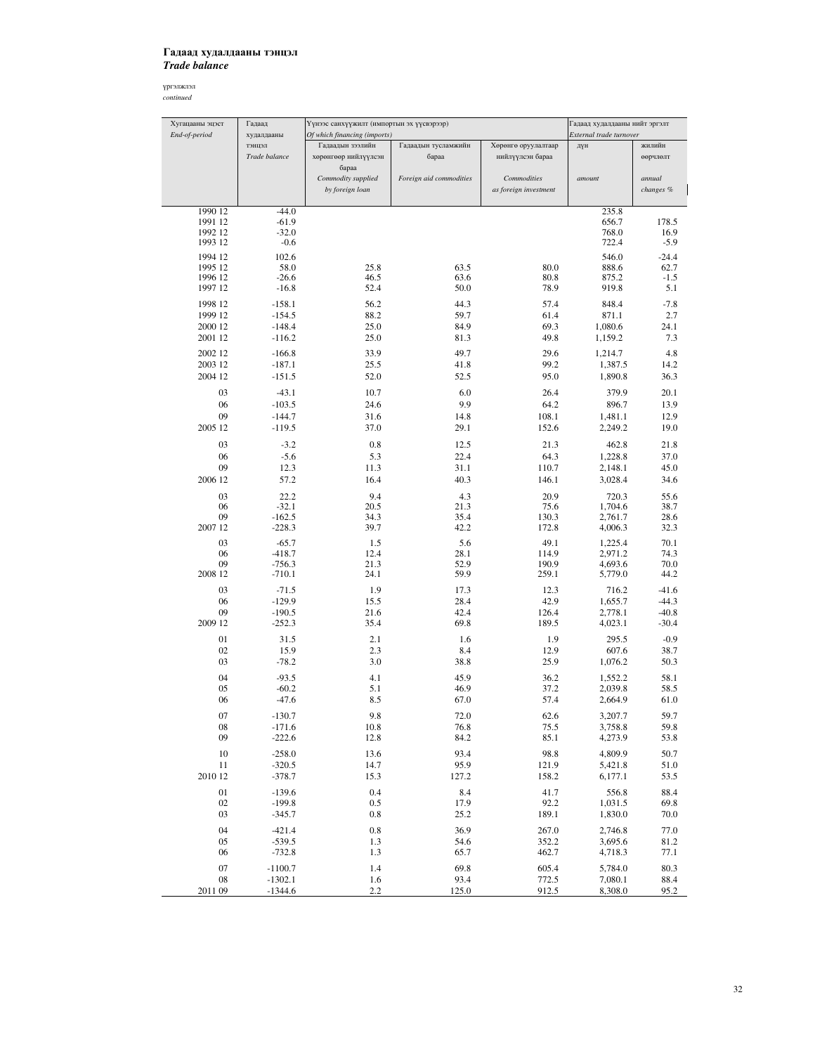**Гадаад худалдааны тэнцэл**
***Trade balance***

үргэлжлэл
*continued*

| Хугацааны эцэст *End-of-period* | Гадаад худалдааны тэнцэл *Trade balance* | Үүнээс санхүүжилт (импортын эх үүсвэрээр) *Of which financing (imports)* | | | Гадаад худалдааны нийт эргэлт *External trade turnover* | |
|---|---|---|---|---|---|---|
| | | Гадаадын зээлийн хөрөнгөөр нийлүүлсэн бараа *Commodity supplied by foreign loan* | Гадаадын тусламжийн бараа *Foreign aid commodities* | Хөрөнгө оруулалтаар нийлүүлсэн бараа *Commodities as foreign investment* | дүн *amount* | жилийн өөрчлөлт *annual changes %* |
| 1990 12 | -44.0 | | | | 235.8 | |
| 1991 12 | -61.9 | | | | 656.7 | 178.5 |
| 1992 12 | -32.0 | | | | 768.0 | 16.9 |
| 1993 12 | -0.6 | | | | 722.4 | -5.9 |
| 1994 12 | 102.6 | | | | 546.0 | -24.4 |
| 1995 12 | 58.0 | 25.8 | 63.5 | 80.0 | 888.6 | 62.7 |
| 1996 12 | -26.6 | 46.5 | 63.6 | 80.8 | 875.2 | -1.5 |
| 1997 12 | -16.8 | 52.4 | 50.0 | 78.9 | 919.8 | 5.1 |
| 1998 12 | -158.1 | 56.2 | 44.3 | 57.4 | 848.4 | -7.8 |
| 1999 12 | -154.5 | 88.2 | 59.7 | 61.4 | 871.1 | 2.7 |
| 2000 12 | -148.4 | 25.0 | 84.9 | 69.3 | 1,080.6 | 24.1 |
| 2001 12 | -116.2 | 25.0 | 81.3 | 49.8 | 1,159.2 | 7.3 |
| 2002 12 | -166.8 | 33.9 | 49.7 | 29.6 | 1,214.7 | 4.8 |
| 2003 12 | -187.1 | 25.5 | 41.8 | 99.2 | 1,387.5 | 14.2 |
| 2004 12 | -151.5 | 52.0 | 52.5 | 95.0 | 1,890.8 | 36.3 |
| 03 | -43.1 | 10.7 | 6.0 | 26.4 | 379.9 | 20.1 |
| 06 | -103.5 | 24.6 | 9.9 | 64.2 | 896.7 | 13.9 |
| 09 | -144.7 | 31.6 | 14.8 | 108.1 | 1,481.1 | 12.9 |
| 2005 12 | -119.5 | 37.0 | 29.1 | 152.6 | 2,249.2 | 19.0 |
| 03 | -3.2 | 0.8 | 12.5 | 21.3 | 462.8 | 21.8 |
| 06 | -5.6 | 5.3 | 22.4 | 64.3 | 1,228.8 | 37.0 |
| 09 | 12.3 | 11.3 | 31.1 | 110.7 | 2,148.1 | 45.0 |
| 2006 12 | 57.2 | 16.4 | 40.3 | 146.1 | 3,028.4 | 34.6 |
| 03 | 22.2 | 9.4 | 4.3 | 20.9 | 720.3 | 55.6 |
| 06 | -32.1 | 20.5 | 21.3 | 75.6 | 1,704.6 | 38.7 |
| 09 | -162.5 | 34.3 | 35.4 | 130.3 | 2,761.7 | 28.6 |
| 2007 12 | -228.3 | 39.7 | 42.2 | 172.8 | 4,006.3 | 32.3 |
| 03 | -65.7 | 1.5 | 5.6 | 49.1 | 1,225.4 | 70.1 |
| 06 | -418.7 | 12.4 | 28.1 | 114.9 | 2,971.2 | 74.3 |
| 09 | -756.3 | 21.3 | 52.9 | 190.9 | 4,693.6 | 70.0 |
| 2008 12 | -710.1 | 24.1 | 59.9 | 259.1 | 5,779.0 | 44.2 |
| 03 | -71.5 | 1.9 | 17.3 | 12.3 | 716.2 | -41.6 |
| 06 | -129.9 | 15.5 | 28.4 | 42.9 | 1,655.7 | -44.3 |
| 09 | -190.5 | 21.6 | 42.4 | 126.4 | 2,778.1 | -40.8 |
| 2009 12 | -252.3 | 35.4 | 69.8 | 189.5 | 4,023.1 | -30.4 |
| 01 | 31.5 | 2.1 | 1.6 | 1.9 | 295.5 | -0.9 |
| 02 | 15.9 | 2.3 | 8.4 | 12.9 | 607.6 | 38.7 |
| 03 | -78.2 | 3.0 | 38.8 | 25.9 | 1,076.2 | 50.3 |
| 04 | -93.5 | 4.1 | 45.9 | 36.2 | 1,552.2 | 58.1 |
| 05 | -60.2 | 5.1 | 46.9 | 37.2 | 2,039.8 | 58.5 |
| 06 | -47.6 | 8.5 | 67.0 | 57.4 | 2,664.9 | 61.0 |
| 07 | -130.7 | 9.8 | 72.0 | 62.6 | 3,207.7 | 59.7 |
| 08 | -171.6 | 10.8 | 76.8 | 75.5 | 3,758.8 | 59.8 |
| 09 | -222.6 | 12.8 | 84.2 | 85.1 | 4,273.9 | 53.8 |
| 10 | -258.0 | 13.6 | 93.4 | 98.8 | 4,809.9 | 50.7 |
| 11 | -320.5 | 14.7 | 95.9 | 121.9 | 5,421.8 | 51.0 |
| 2010 12 | -378.7 | 15.3 | 127.2 | 158.2 | 6,177.1 | 53.5 |
| 01 | -139.6 | 0.4 | 8.4 | 41.7 | 556.8 | 88.4 |
| 02 | -199.8 | 0.5 | 17.9 | 92.2 | 1,031.5 | 69.8 |
| 03 | -345.7 | 0.8 | 25.2 | 189.1 | 1,830.0 | 70.0 |
| 04 | -421.4 | 0.8 | 36.9 | 267.0 | 2,746.8 | 77.0 |
| 05 | -539.5 | 1.3 | 54.6 | 352.2 | 3,695.6 | 81.2 |
| 06 | -732.8 | 1.3 | 65.7 | 462.7 | 4,718.3 | 77.1 |
| 07 | -1100.7 | 1.4 | 69.8 | 605.4 | 5,784.0 | 80.3 |
| 08 | -1302.1 | 1.6 | 93.4 | 772.5 | 7,080.1 | 88.4 |
| 2011 09 | -1344.6 | 2.2 | 125.0 | 912.5 | 8,308.0 | 95.2 |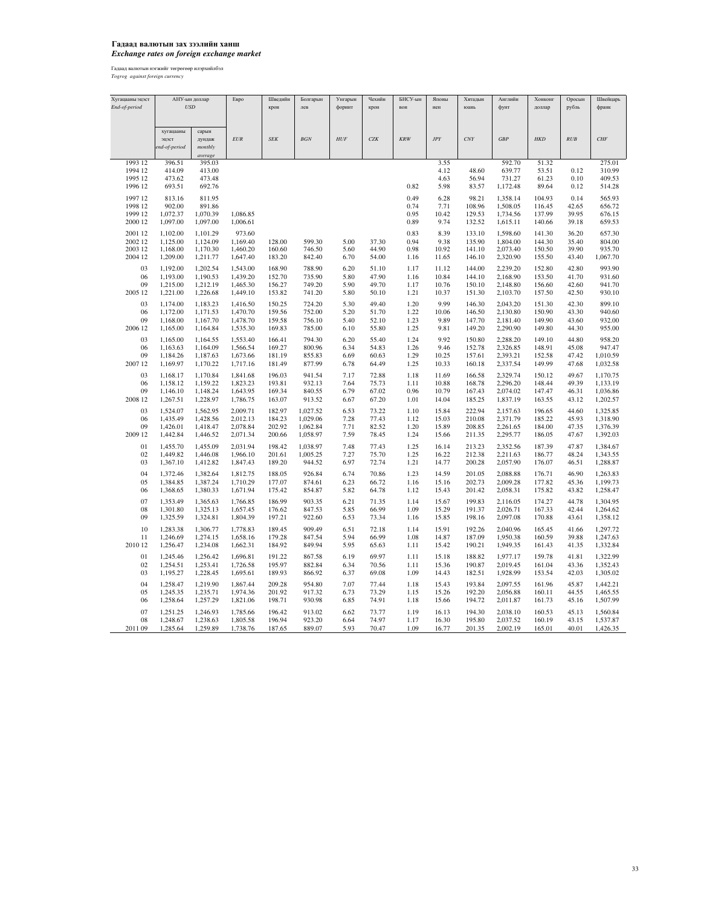**Гадаад валютын зах зээлийн ханш**
***Exchange rates on foreign exchange market***

Гадаад валютын нэгжийг төгрөгөөр илэрхийлбэл
*Togrog against foreign currency*

| Хугацааны эцэст *End-of-period* | АНУ-ын доллар *USD* | | Евро | Шведийн крон | Болгарын лев | Унгарын форинт | Чехийн крон | БНСУ-ын вон | Японы иен | Хятадын юань | Английн фунт | Хонконг доллар | Оросын рубль | Швейцарь франк |
|---|---|---|---|---|---|---|---|---|---|---|---|---|---|---|
| | хугацааны эцэст *end-of-period* | сарын дундаж *monthly average* | *EUR* | *SEK* | *BGN* | *HUF* | *CZK* | *KRW* | *JPY* | *CNY* | *GBP* | *HKD* | *RUB* | *CHF* |
| 1993 12 | 396.51 | 395.03 | | | | | | | 3.55 | | 592.70 | 51.32 | | 275.01 |
| 1994 12 | 414.09 | 413.00 | | | | | | | 4.12 | 48.60 | 639.77 | 53.51 | 0.12 | 310.99 |
| 1995 12 | 473.62 | 473.48 | | | | | | | 4.63 | 56.94 | 731.27 | 61.23 | 0.10 | 409.53 |
| 1996 12 | 693.51 | 692.76 | | | | | | 0.82 | 5.98 | 83.57 | 1,172.48 | 89.64 | 0.12 | 514.28 |
| 1997 12 | 813.16 | 811.95 | | | | | | 0.49 | 6.28 | 98.21 | 1,358.14 | 104.93 | 0.14 | 565.93 |
| 1998 12 | 902.00 | 891.86 | | | | | | 0.74 | 7.71 | 108.96 | 1,508.05 | 116.45 | 42.65 | 656.72 |
| 1999 12 | 1,072.37 | 1,070.39 | 1,086.85 | | | | | 0.95 | 10.42 | 129.53 | 1,734.56 | 137.99 | 39.95 | 676.15 |
| 2000 12 | 1,097.00 | 1,097.00 | 1,006.61 | | | | | 0.89 | 9.74 | 132.52 | 1,615.11 | 140.66 | 39.18 | 659.53 |
| 2001 12 | 1,102.00 | 1,101.29 | 973.60 | | | | | 0.83 | 8.39 | 133.10 | 1,598.60 | 141.30 | 36.20 | 657.30 |
| 2002 12 | 1,125.00 | 1,124.09 | 1,169.40 | 128.00 | 599.30 | 5.00 | 37.30 | 0.94 | 9.38 | 135.90 | 1,804.00 | 144.30 | 35.40 | 804.00 |
| 2003 12 | 1,168.00 | 1,170.30 | 1,460.20 | 160.60 | 746.50 | 5.60 | 44.90 | 0.98 | 10.92 | 141.10 | 2,073.40 | 150.50 | 39.90 | 935.70 |
| 2004 12 | 1,209.00 | 1,211.77 | 1,647.40 | 183.20 | 842.40 | 6.70 | 54.00 | 1.16 | 11.65 | 146.10 | 2,320.90 | 155.50 | 43.40 | 1,067.70 |
| 03 | 1,192.00 | 1,202.54 | 1,543.00 | 168.90 | 788.90 | 6.20 | 51.10 | 1.17 | 11.12 | 144.00 | 2,239.20 | 152.80 | 42.80 | 993.90 |
| 06 | 1,193.00 | 1,190.53 | 1,439.20 | 152.70 | 735.90 | 5.80 | 47.90 | 1.16 | 10.84 | 144.10 | 2,168.90 | 153.50 | 41.70 | 931.60 |
| 09 | 1,215.00 | 1,212.19 | 1,465.30 | 156.27 | 749.20 | 5.90 | 49.70 | 1.17 | 10.76 | 150.10 | 2,148.80 | 156.60 | 42.60 | 941.70 |
| 2005 12 | 1,221.00 | 1,226.68 | 1,449.10 | 153.82 | 741.20 | 5.80 | 50.10 | 1.21 | 10.37 | 151.30 | 2,103.70 | 157.50 | 42.50 | 930.10 |
| 03 | 1,174.00 | 1,183.23 | 1,416.50 | 150.25 | 724.20 | 5.30 | 49.40 | 1.20 | 9.99 | 146.30 | 2,043.20 | 151.30 | 42.30 | 899.10 |
| 06 | 1,172.00 | 1,171.53 | 1,470.70 | 159.56 | 752.00 | 5.20 | 51.70 | 1.22 | 10.06 | 146.50 | 2,130.80 | 150.90 | 43.30 | 940.60 |
| 09 | 1,168.00 | 1,167.70 | 1,478.70 | 159.58 | 756.10 | 5.40 | 52.10 | 1.23 | 9.89 | 147.70 | 2,181.40 | 149.90 | 43.60 | 932.00 |
| 2006 12 | 1,165.00 | 1,164.84 | 1,535.30 | 169.83 | 785.00 | 6.10 | 55.80 | 1.25 | 9.81 | 149.20 | 2,290.90 | 149.80 | 44.30 | 955.00 |
| 03 | 1,165.00 | 1,164.55 | 1,553.40 | 166.41 | 794.30 | 6.20 | 55.40 | 1.24 | 9.92 | 150.80 | 2,288.20 | 149.10 | 44.80 | 958.20 |
| 06 | 1,163.63 | 1,164.09 | 1,566.54 | 169.27 | 800.96 | 6.34 | 54.83 | 1.26 | 9.46 | 152.78 | 2,326.85 | 148.91 | 45.08 | 947.47 |
| 09 | 1,184.26 | 1,187.63 | 1,673.66 | 181.19 | 855.83 | 6.69 | 60.63 | 1.29 | 10.25 | 157.61 | 2,393.21 | 152.58 | 47.42 | 1,010.59 |
| 2007 12 | 1,169.97 | 1,170.22 | 1,717.16 | 181.49 | 877.99 | 6.78 | 64.49 | 1.25 | 10.33 | 160.18 | 2,337.54 | 149.99 | 47.68 | 1,032.58 |
| 03 | 1,168.17 | 1,170.84 | 1,841.68 | 196.03 | 941.54 | 7.17 | 72.88 | 1.18 | 11.69 | 166.58 | 2,329.74 | 150.12 | 49.67 | 1,170.75 |
| 06 | 1,158.12 | 1,159.22 | 1,823.23 | 193.81 | 932.13 | 7.64 | 75.73 | 1.11 | 10.88 | 168.78 | 2,296.20 | 148.44 | 49.39 | 1,133.19 |
| 09 | 1,146.10 | 1,148.24 | 1,643.95 | 169.34 | 840.55 | 6.79 | 67.02 | 0.96 | 10.79 | 167.43 | 2,074.02 | 147.47 | 46.31 | 1,036.86 |
| 2008 12 | 1,267.51 | 1,228.97 | 1,786.75 | 163.07 | 913.52 | 6.67 | 67.20 | 1.01 | 14.04 | 185.25 | 1,837.19 | 163.55 | 43.12 | 1,202.57 |
| 03 | 1,524.07 | 1,562.95 | 2,009.71 | 182.97 | 1,027.52 | 6.53 | 73.22 | 1.10 | 15.84 | 222.94 | 2,157.63 | 196.65 | 44.60 | 1,325.85 |
| 06 | 1,435.49 | 1,428.56 | 2,012.13 | 184.23 | 1,029.06 | 7.28 | 77.43 | 1.12 | 15.03 | 210.08 | 2,371.79 | 185.22 | 45.93 | 1,318.90 |
| 09 | 1,426.01 | 1,418.47 | 2,078.84 | 202.92 | 1,062.84 | 7.71 | 82.52 | 1.20 | 15.89 | 208.85 | 2,261.65 | 184.00 | 47.35 | 1,376.39 |
| 2009 12 | 1,442.84 | 1,446.52 | 2,071.34 | 200.66 | 1,058.97 | 7.59 | 78.45 | 1.24 | 15.66 | 211.35 | 2,295.77 | 186.05 | 47.67 | 1,392.03 |
| 01 | 1,455.70 | 1,455.09 | 2,031.94 | 198.42 | 1,038.97 | 7.48 | 77.43 | 1.25 | 16.14 | 213.23 | 2,352.56 | 187.39 | 47.87 | 1,384.67 |
| 02 | 1,449.82 | 1,446.08 | 1,966.10 | 201.61 | 1,005.25 | 7.27 | 75.70 | 1.25 | 16.22 | 212.38 | 2,211.63 | 186.77 | 48.24 | 1,343.55 |
| 03 | 1,367.10 | 1,412.82 | 1,847.43 | 189.20 | 944.52 | 6.97 | 72.74 | 1.21 | 14.77 | 200.28 | 2,057.90 | 176.07 | 46.51 | 1,288.87 |
| 04 | 1,372.46 | 1,382.64 | 1,812.75 | 188.05 | 926.84 | 6.74 | 70.86 | 1.23 | 14.59 | 201.05 | 2,088.88 | 176.71 | 46.90 | 1,263.83 |
| 05 | 1,384.85 | 1,387.24 | 1,710.29 | 177.07 | 874.61 | 6.23 | 66.72 | 1.16 | 15.16 | 202.73 | 2,009.28 | 177.82 | 45.36 | 1,199.73 |
| 06 | 1,368.65 | 1,380.33 | 1,671.94 | 175.42 | 854.87 | 5.82 | 64.78 | 1.12 | 15.43 | 201.42 | 2,058.31 | 175.82 | 43.82 | 1,258.47 |
| 07 | 1,353.49 | 1,365.63 | 1,766.85 | 186.99 | 903.35 | 6.21 | 71.35 | 1.14 | 15.67 | 199.83 | 2,116.05 | 174.27 | 44.78 | 1,304.95 |
| 08 | 1,301.80 | 1,325.13 | 1,657.45 | 176.62 | 847.53 | 5.85 | 66.99 | 1.09 | 15.29 | 191.37 | 2,026.71 | 167.33 | 42.44 | 1,264.62 |
| 09 | 1,325.59 | 1,324.81 | 1,804.39 | 197.21 | 922.60 | 6.53 | 73.34 | 1.16 | 15.85 | 198.16 | 2,097.08 | 170.88 | 43.61 | 1,358.12 |
| 10 | 1,283.38 | 1,306.77 | 1,778.83 | 189.45 | 909.49 | 6.51 | 72.18 | 1.14 | 15.91 | 192.26 | 2,040.96 | 165.45 | 41.66 | 1,297.72 |
| 11 | 1,246.69 | 1,274.15 | 1,658.16 | 179.28 | 847.54 | 5.94 | 66.99 | 1.08 | 14.87 | 187.09 | 1,950.38 | 160.59 | 39.88 | 1,247.63 |
| 2010 12 | 1,256.47 | 1,234.08 | 1,662.31 | 184.92 | 849.94 | 5.95 | 65.63 | 1.11 | 15.42 | 190.21 | 1,949.35 | 161.43 | 41.35 | 1,332.84 |
| 01 | 1,245.46 | 1,256.42 | 1,696.81 | 191.22 | 867.58 | 6.19 | 69.97 | 1.11 | 15.18 | 188.82 | 1,977.17 | 159.78 | 41.81 | 1,322.99 |
| 02 | 1,254.51 | 1,253.41 | 1,726.58 | 195.97 | 882.84 | 6.34 | 70.56 | 1.11 | 15.36 | 190.87 | 2,019.45 | 161.04 | 43.36 | 1,352.43 |
| 03 | 1,195.27 | 1,228.45 | 1,695.61 | 189.93 | 866.92 | 6.37 | 69.08 | 1.09 | 14.43 | 182.51 | 1,928.99 | 153.54 | 42.03 | 1,305.02 |
| 04 | 1,258.47 | 1,219.90 | 1,867.44 | 209.28 | 954.80 | 7.07 | 77.44 | 1.18 | 15.43 | 193.84 | 2,097.55 | 161.96 | 45.87 | 1,442.21 |
| 05 | 1,245.35 | 1,235.71 | 1,974.36 | 201.92 | 917.32 | 6.73 | 73.29 | 1.15 | 15.26 | 192.20 | 2,056.88 | 160.11 | 44.55 | 1,465.55 |
| 06 | 1,258.64 | 1,257.29 | 1,821.06 | 198.71 | 930.98 | 6.85 | 74.91 | 1.18 | 15.66 | 194.72 | 2,011.87 | 161.73 | 45.16 | 1,507.99 |
| 07 | 1,251.25 | 1,246.93 | 1,785.66 | 196.42 | 913.02 | 6.62 | 73.77 | 1.19 | 16.13 | 194.30 | 2,038.10 | 160.53 | 45.13 | 1,560.84 |
| 08 | 1,248.67 | 1,238.63 | 1,805.58 | 196.94 | 923.20 | 6.64 | 74.97 | 1.17 | 16.30 | 195.80 | 2,037.52 | 160.19 | 43.15 | 1,537.87 |
| 2011 09 | 1,285.64 | 1,259.89 | 1,738.76 | 187.65 | 889.07 | 5.93 | 70.47 | 1.09 | 16.77 | 201.35 | 2,002.19 | 165.01 | 40.01 | 1,426.35 |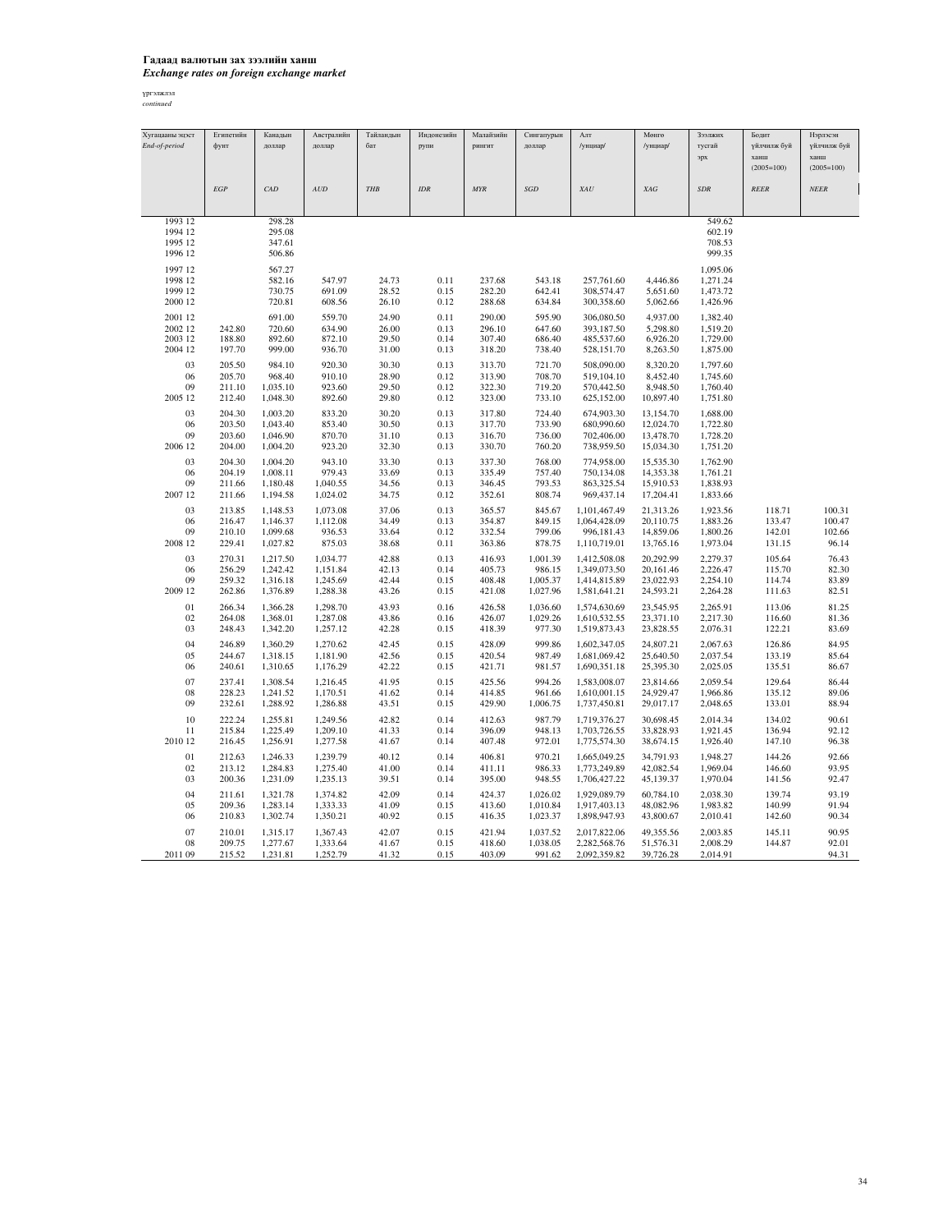**Гадаад валютын зах зээлийн ханш**
*Exchange rates on foreign exchange market*

үргэлжлэл
*continued*

| Хугацааны эцэст *End-of-period* | Египетийн фунт *EGP* | Канадын доллар *CAD* | Австралийн доллар *AUD* | Тайландын бат *THB* | Индонезийн рупи *IDR* | Малайзийн ринггит *MYR* | Сингапурын доллар *SGD* | Алт /унциар/ *XAU* | Мөнгө /унциар/ *XAG* | Зээлжих тусгай эрх *SDR* | Бодит үйлчилж буй ханш (2005=100) *REER* | Нэрлэсэн үйлчилж буй ханш (2005=100) *NEER* |
|---|---|---|---|---|---|---|---|---|---|---|---|---|
| 1993 12 | | 298.28 | | | | | | | | 549.62 | | |
| 1994 12 | | 295.08 | | | | | | | | 602.19 | | |
| 1995 12 | | 347.61 | | | | | | | | 708.53 | | |
| 1996 12 | | 506.86 | | | | | | | | 999.35 | | |
| 1997 12 | | 567.27 | | | | | | | | 1,095.06 | | |
| 1998 12 | | 582.16 | 547.97 | 24.73 | 0.11 | 237.68 | 543.18 | 257,761.60 | 4,446.86 | 1,271.24 | | |
| 1999 12 | | 730.75 | 691.09 | 28.52 | 0.15 | 282.20 | 642.41 | 308,574.47 | 5,651.60 | 1,473.72 | | |
| 2000 12 | | 720.81 | 608.56 | 26.10 | 0.12 | 288.68 | 634.84 | 300,358.60 | 5,062.66 | 1,426.96 | | |
| 2001 12 | | 691.00 | 559.70 | 24.90 | 0.11 | 290.00 | 595.90 | 306,080.50 | 4,937.00 | 1,382.40 | | |
| 2002 12 | 242.80 | 720.60 | 634.90 | 26.00 | 0.13 | 296.10 | 647.60 | 393,187.50 | 5,298.80 | 1,519.20 | | |
| 2003 12 | 188.80 | 892.60 | 872.10 | 29.50 | 0.14 | 307.40 | 686.40 | 485,537.60 | 6,926.20 | 1,729.00 | | |
| 2004 12 | 197.70 | 999.00 | 936.70 | 31.00 | 0.13 | 318.20 | 738.40 | 528,151.70 | 8,263.50 | 1,875.00 | | |
| 03 | 205.50 | 984.10 | 920.30 | 30.30 | 0.13 | 313.70 | 721.70 | 508,090.00 | 8,320.20 | 1,797.60 | | |
| 06 | 205.70 | 968.40 | 910.10 | 28.90 | 0.12 | 313.90 | 708.70 | 519,104.10 | 8,452.40 | 1,745.60 | | |
| 09 | 211.10 | 1,035.10 | 923.60 | 29.50 | 0.12 | 322.30 | 719.20 | 570,442.50 | 8,948.50 | 1,760.40 | | |
| 2005 12 | 212.40 | 1,048.30 | 892.60 | 29.80 | 0.12 | 323.00 | 733.10 | 625,152.00 | 10,897.40 | 1,751.80 | | |
| 03 | 204.30 | 1,003.20 | 833.20 | 30.20 | 0.13 | 317.80 | 724.40 | 674,903.30 | 13,154.70 | 1,688.00 | | |
| 06 | 203.50 | 1,043.40 | 853.40 | 30.50 | 0.13 | 317.70 | 733.90 | 680,990.60 | 12,024.70 | 1,722.80 | | |
| 09 | 203.60 | 1,046.90 | 870.70 | 31.10 | 0.13 | 316.70 | 736.00 | 702,406.00 | 13,478.70 | 1,728.20 | | |
| 2006 12 | 204.00 | 1,004.20 | 923.20 | 32.30 | 0.13 | 330.70 | 760.20 | 738,959.50 | 15,034.30 | 1,751.20 | | |
| 03 | 204.30 | 1,004.20 | 943.10 | 33.30 | 0.13 | 337.30 | 768.00 | 774,958.00 | 15,535.30 | 1,762.90 | | |
| 06 | 204.19 | 1,008.11 | 979.43 | 33.69 | 0.13 | 335.49 | 757.40 | 750,134.08 | 14,353.38 | 1,761.21 | | |
| 09 | 211.66 | 1,180.48 | 1,040.55 | 34.56 | 0.13 | 346.45 | 793.53 | 863,325.54 | 15,910.53 | 1,838.93 | | |
| 2007 12 | 211.66 | 1,194.58 | 1,024.02 | 34.75 | 0.12 | 352.61 | 808.74 | 969,437.14 | 17,204.41 | 1,833.66 | | |
| 03 | 213.85 | 1,148.53 | 1,073.08 | 37.06 | 0.13 | 365.57 | 845.67 | 1,101,467.49 | 21,313.26 | 1,923.56 | 118.71 | 100.31 |
| 06 | 216.47 | 1,146.37 | 1,112.08 | 34.49 | 0.13 | 354.87 | 849.15 | 1,064,428.09 | 20,110.75 | 1,883.26 | 133.47 | 100.47 |
| 09 | 210.10 | 1,099.68 | 936.53 | 33.64 | 0.12 | 332.54 | 799.06 | 996,181.43 | 14,859.06 | 1,800.26 | 142.01 | 102.66 |
| 2008 12 | 229.41 | 1,027.82 | 875.03 | 38.68 | 0.11 | 363.86 | 878.75 | 1,110,719.01 | 13,765.16 | 1,973.04 | 131.15 | 96.14 |
| 03 | 270.31 | 1,217.50 | 1,034.77 | 42.88 | 0.13 | 416.93 | 1,001.39 | 1,412,508.08 | 20,292.99 | 2,279.37 | 105.64 | 76.43 |
| 06 | 256.29 | 1,242.42 | 1,151.84 | 42.13 | 0.14 | 405.73 | 986.15 | 1,349,073.50 | 20,161.46 | 2,226.47 | 115.70 | 82.30 |
| 09 | 259.32 | 1,316.18 | 1,245.69 | 42.44 | 0.15 | 408.48 | 1,005.37 | 1,414,815.89 | 23,022.93 | 2,254.10 | 114.74 | 83.89 |
| 2009 12 | 262.86 | 1,376.89 | 1,288.38 | 43.26 | 0.15 | 421.08 | 1,027.96 | 1,581,641.21 | 24,593.21 | 2,264.28 | 111.63 | 82.51 |
| 01 | 266.34 | 1,366.28 | 1,298.70 | 43.93 | 0.16 | 426.58 | 1,036.60 | 1,574,630.69 | 23,545.95 | 2,265.91 | 113.06 | 81.25 |
| 02 | 264.08 | 1,368.01 | 1,287.08 | 43.86 | 0.16 | 426.07 | 1,029.26 | 1,610,532.55 | 23,371.10 | 2,217.30 | 116.60 | 81.36 |
| 03 | 248.43 | 1,342.20 | 1,257.12 | 42.28 | 0.15 | 418.39 | 977.30 | 1,519,873.43 | 23,828.55 | 2,076.31 | 122.21 | 83.69 |
| 04 | 246.89 | 1,360.29 | 1,270.62 | 42.45 | 0.15 | 428.09 | 999.86 | 1,602,347.05 | 24,807.21 | 2,067.63 | 126.86 | 84.95 |
| 05 | 244.67 | 1,318.15 | 1,181.90 | 42.56 | 0.15 | 420.54 | 987.49 | 1,681,069.42 | 25,640.50 | 2,037.54 | 133.19 | 85.64 |
| 06 | 240.61 | 1,310.65 | 1,176.29 | 42.22 | 0.15 | 421.71 | 981.57 | 1,690,351.18 | 25,395.30 | 2,025.05 | 135.51 | 86.67 |
| 07 | 237.41 | 1,308.54 | 1,216.45 | 41.95 | 0.15 | 425.56 | 994.26 | 1,583,008.07 | 23,814.66 | 2,059.54 | 129.64 | 86.44 |
| 08 | 228.23 | 1,241.52 | 1,170.51 | 41.62 | 0.14 | 414.85 | 961.66 | 1,610,001.15 | 24,929.47 | 1,966.86 | 135.12 | 89.06 |
| 09 | 232.61 | 1,288.92 | 1,286.88 | 43.51 | 0.15 | 429.90 | 1,006.75 | 1,737,450.81 | 29,017.17 | 2,048.65 | 133.01 | 88.94 |
| 10 | 222.24 | 1,255.81 | 1,249.56 | 42.82 | 0.14 | 412.63 | 987.79 | 1,719,376.27 | 30,698.45 | 2,014.34 | 134.02 | 90.61 |
| 11 | 215.84 | 1,225.49 | 1,209.10 | 41.33 | 0.14 | 396.09 | 948.13 | 1,703,726.55 | 33,828.93 | 1,921.45 | 136.94 | 92.12 |
| 2010 12 | 216.45 | 1,256.91 | 1,277.58 | 41.67 | 0.14 | 407.48 | 972.01 | 1,775,574.30 | 38,674.15 | 1,926.40 | 147.10 | 96.38 |
| 01 | 212.63 | 1,246.33 | 1,239.79 | 40.12 | 0.14 | 406.81 | 970.21 | 1,665,049.25 | 34,791.93 | 1,948.27 | 144.26 | 92.66 |
| 02 | 213.12 | 1,284.83 | 1,275.40 | 41.00 | 0.14 | 411.11 | 986.33 | 1,773,249.89 | 42,082.54 | 1,969.04 | 146.60 | 93.95 |
| 03 | 200.36 | 1,231.09 | 1,235.13 | 39.51 | 0.14 | 395.00 | 948.55 | 1,706,427.22 | 45,139.37 | 1,970.04 | 141.56 | 92.47 |
| 04 | 211.61 | 1,321.78 | 1,374.82 | 42.09 | 0.14 | 424.37 | 1,026.02 | 1,929,089.79 | 60,784.10 | 2,038.30 | 139.74 | 93.19 |
| 05 | 209.36 | 1,283.14 | 1,333.33 | 41.09 | 0.15 | 413.60 | 1,010.84 | 1,917,403.13 | 48,082.96 | 1,983.82 | 140.99 | 91.94 |
| 06 | 210.83 | 1,302.74 | 1,350.21 | 40.92 | 0.15 | 416.35 | 1,023.37 | 1,898,947.93 | 43,800.67 | 2,010.41 | 142.60 | 90.34 |
| 07 | 210.01 | 1,315.17 | 1,367.43 | 42.07 | 0.15 | 421.94 | 1,037.52 | 2,017,822.06 | 49,355.56 | 2,003.85 | 145.11 | 90.95 |
| 08 | 209.75 | 1,277.67 | 1,333.64 | 41.67 | 0.15 | 418.60 | 1,038.05 | 2,282,568.76 | 51,576.31 | 2,008.29 | 144.87 | 92.01 |
| 2011 09 | 215.52 | 1,231.81 | 1,252.79 | 41.32 | 0.15 | 403.09 | 991.62 | 2,092,359.82 | 39,726.28 | 2,014.91 | | 94.31 |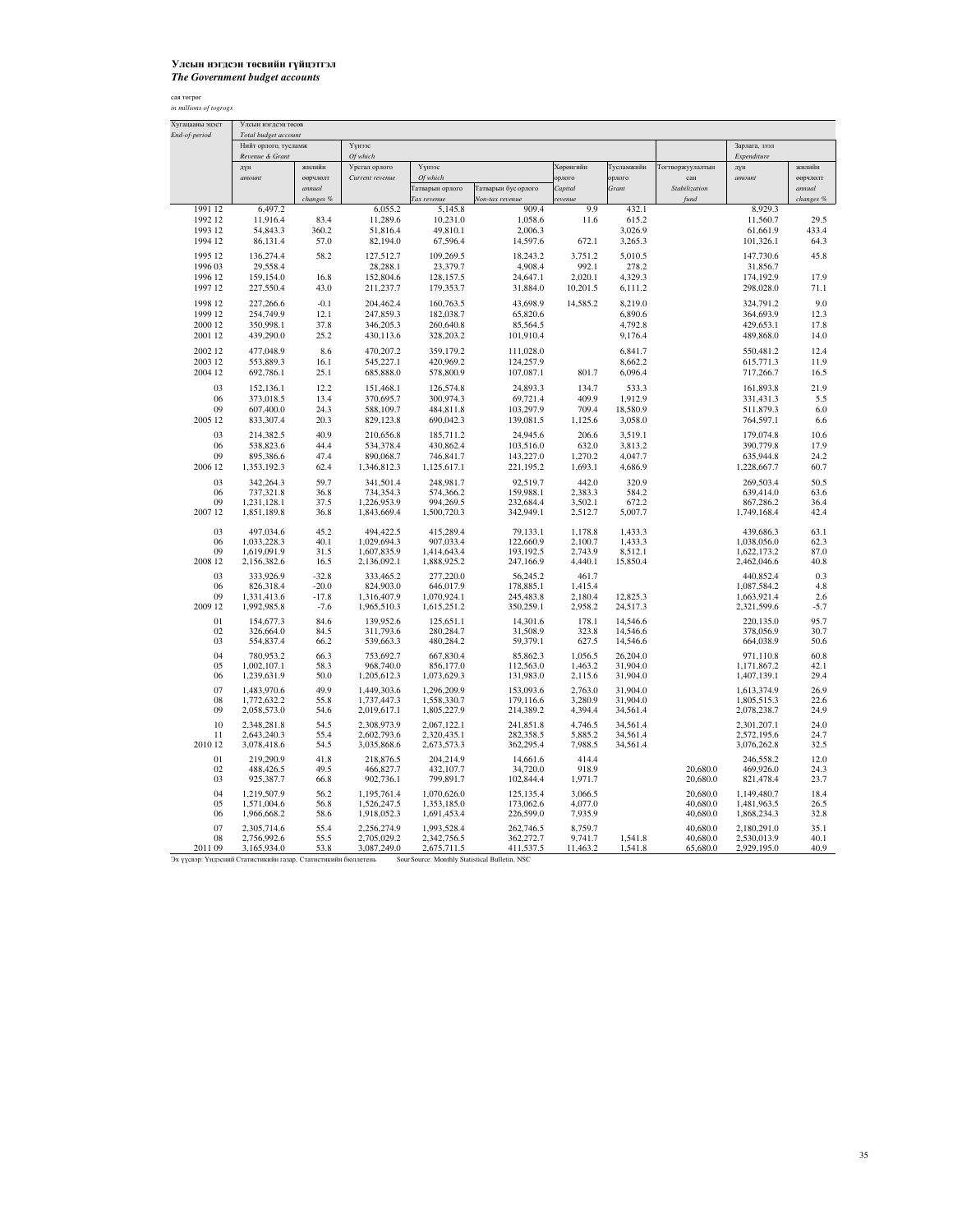**Улсын нэгдсэн төсвийн гүйцэтгэл**
***The Government budget accounts***

сая төгрөг
*in millions of togrogs*

| Хугацааны эцэст *End-of-period* | Улсын нэгдсэн төсөв *Total budget account* | | | | | | | | | |
|---|---|---|---|---|---|---|---|---|---|---|
| | Нийт орлого, тусламж *Revenue & Grant* | | Үүнээс *Of which* | | | | | | Зарлага, зээл *Expenditure* | |
| | дүн *amount* | жилийн өөрчлөлт *annual changes %* | Урсгал орлого *Current revenue* | Үүнээс *Of which* Татварын орлого *Tax revenue* | Татварын бус орлого *Non-tax revenue* | Хөрөнгийн орлого *Capital revenue* | Тусламжийн орлого *Grant* | Тогтворжуулалтын сан *Stabilization fund* | дүн *amount* | жилийн өөрчлөлт *annual changes %* |
| 1991 12 | 6,497.2 | | 6,055.2 | 5,145.8 | 909.4 | 9.9 | 432.1 | | 8,929.3 | |
| 1992 12 | 11,916.4 | 83.4 | 11,289.6 | 10,231.0 | 1,058.6 | 11.6 | 615.2 | | 11,560.7 | 29.5 |
| 1993 12 | 54,843.3 | 360.2 | 51,816.4 | 49,810.1 | 2,006.3 | | 3,026.9 | | 61,661.9 | 433.4 |
| 1994 12 | 86,131.4 | 57.0 | 82,194.0 | 67,596.4 | 14,597.6 | 672.1 | 3,265.3 | | 101,326.1 | 64.3 |
| 1995 12 | 136,274.4 | 58.2 | 127,512.7 | 109,269.5 | 18,243.2 | 3,751.2 | 5,010.5 | | 147,730.6 | 45.8 |
| 1996 03 | 29,558.4 | | 28,288.1 | 23,379.7 | 4,908.4 | 992.1 | 278.2 | | 31,856.7 | |
| 1996 12 | 159,154.0 | 16.8 | 152,804.6 | 128,157.5 | 24,647.1 | 2,020.1 | 4,329.3 | | 174,192.9 | 17.9 |
| 1997 12 | 227,550.4 | 43.0 | 211,237.7 | 179,353.7 | 31,884.0 | 10,201.5 | 6,111.2 | | 298,028.0 | 71.1 |
| 1998 12 | 227,266.6 | -0.1 | 204,462.4 | 160,763.5 | 43,698.9 | 14,585.2 | 8,219.0 | | 324,791.2 | 9.0 |
| 1999 12 | 254,749.9 | 12.1 | 247,859.3 | 182,038.7 | 65,820.6 | | 6,890.6 | | 364,693.9 | 12.3 |
| 2000 12 | 350,998.1 | 37.8 | 346,205.3 | 260,640.8 | 85,564.5 | | 4,792.8 | | 429,653.1 | 17.8 |
| 2001 12 | 439,290.0 | 25.2 | 430,113.6 | 328,203.2 | 101,910.4 | | 9,176.4 | | 489,868.0 | 14.0 |
| 2002 12 | 477,048.9 | 8.6 | 470,207.2 | 359,179.2 | 111,028.0 | | 6,841.7 | | 550,481.2 | 12.4 |
| 2003 12 | 553,889.3 | 16.1 | 545,227.1 | 420,969.2 | 124,257.9 | | 8,662.2 | | 615,771.3 | 11.9 |
| 2004 12 | 692,786.1 | 25.1 | 685,888.0 | 578,800.9 | 107,087.1 | 801.7 | 6,096.4 | | 717,266.7 | 16.5 |
| 03 | 152,136.1 | 12.2 | 151,468.1 | 126,574.8 | 24,893.3 | 134.7 | 533.3 | | 161,893.8 | 21.9 |
| 06 | 373,018.5 | 13.4 | 370,695.7 | 300,974.3 | 69,721.4 | 409.9 | 1,912.9 | | 331,431.3 | 5.5 |
| 09 | 607,400.0 | 24.3 | 588,109.7 | 484,811.8 | 103,297.9 | 709.4 | 18,580.9 | | 511,879.3 | 6.0 |
| 2005 12 | 833,307.4 | 20.3 | 829,123.8 | 690,042.3 | 139,081.5 | 1,125.6 | 3,058.0 | | 764,597.1 | 6.6 |
| 03 | 214,382.5 | 40.9 | 210,656.8 | 185,711.2 | 24,945.6 | 206.6 | 3,519.1 | | 179,074.8 | 10.6 |
| 06 | 538,823.6 | 44.4 | 534,378.4 | 430,862.4 | 103,516.0 | 632.0 | 3,813.2 | | 390,779.8 | 17.9 |
| 09 | 895,386.6 | 47.4 | 890,068.7 | 746,841.7 | 143,227.0 | 1,270.2 | 4,047.7 | | 635,944.8 | 24.2 |
| 2006 12 | 1,353,192.3 | 62.4 | 1,346,812.3 | 1,125,617.1 | 221,195.2 | 1,693.1 | 4,686.9 | | 1,228,667.7 | 60.7 |
| 03 | 342,264.3 | 59.7 | 341,501.4 | 248,981.7 | 92,519.7 | 442.0 | 320.9 | | 269,503.4 | 50.5 |
| 06 | 737,321.8 | 36.8 | 734,354.3 | 574,366.2 | 159,988.1 | 2,383.3 | 584.2 | | 639,414.0 | 63.6 |
| 09 | 1,231,128.1 | 37.5 | 1,226,953.9 | 994,269.5 | 232,684.4 | 3,502.1 | 672.2 | | 867,286.2 | 36.4 |
| 2007 12 | 1,851,189.8 | 36.8 | 1,843,669.4 | 1,500,720.3 | 342,949.1 | 2,512.7 | 5,007.7 | | 1,749,168.4 | 42.4 |
| 03 | 497,034.6 | 45.2 | 494,422.5 | 415,289.4 | 79,133.1 | 1,178.8 | 1,433.3 | | 439,686.3 | 63.1 |
| 06 | 1,033,228.3 | 40.1 | 1,029,694.3 | 907,033.4 | 122,660.9 | 2,100.7 | 1,433.3 | | 1,038,056.0 | 62.3 |
| 09 | 1,619,091.9 | 31.5 | 1,607,835.9 | 1,414,643.4 | 193,192.5 | 2,743.9 | 8,512.1 | | 1,622,173.2 | 87.0 |
| 2008 12 | 2,156,382.6 | 16.5 | 2,136,092.1 | 1,888,925.2 | 247,166.9 | 4,440.1 | 15,850.4 | | 2,462,046.6 | 40.8 |
| 03 | 333,926.9 | -32.8 | 333,465.2 | 277,220.0 | 56,245.2 | 461.7 | | | 440,852.4 | 0.3 |
| 06 | 826,318.4 | -20.0 | 824,903.0 | 646,017.9 | 178,885.1 | 1,415.4 | | | 1,087,584.2 | 4.8 |
| 09 | 1,331,413.6 | -17.8 | 1,316,407.9 | 1,070,924.1 | 245,483.8 | 2,180.4 | 12,825.3 | | 1,663,921.4 | 2.6 |
| 2009 12 | 1,992,985.8 | -7.6 | 1,965,510.3 | 1,615,251.2 | 350,259.1 | 2,958.2 | 24,517.3 | | 2,321,599.6 | -5.7 |
| 01 | 154,677.3 | 84.6 | 139,952.6 | 125,651.1 | 14,301.6 | 178.1 | 14,546.6 | | 220,135.0 | 95.7 |
| 02 | 326,664.0 | 84.5 | 311,793.6 | 280,284.7 | 31,508.9 | 323.8 | 14,546.6 | | 378,056.9 | 30.7 |
| 03 | 554,837.4 | 66.2 | 539,663.3 | 480,284.2 | 59,379.1 | 627.5 | 14,546.6 | | 664,038.9 | 50.6 |
| 04 | 780,953.2 | 66.3 | 753,692.7 | 667,830.4 | 85,862.3 | 1,056.5 | 26,204.0 | | 971,110.8 | 60.8 |
| 05 | 1,002,107.1 | 58.3 | 968,740.0 | 856,177.0 | 112,563.0 | 1,463.2 | 31,904.0 | | 1,171,867.2 | 42.1 |
| 06 | 1,239,631.9 | 50.0 | 1,205,612.3 | 1,073,629.3 | 131,983.0 | 2,115.6 | 31,904.0 | | 1,407,139.1 | 29.4 |
| 07 | 1,483,970.6 | 49.9 | 1,449,303.6 | 1,296,209.9 | 153,093.6 | 2,763.0 | 31,904.0 | | 1,613,374.9 | 26.9 |
| 08 | 1,772,632.2 | 55.8 | 1,737,447.3 | 1,558,330.7 | 179,116.6 | 3,280.9 | 31,904.0 | | 1,805,515.3 | 22.6 |
| 09 | 2,058,573.0 | 54.6 | 2,019,617.1 | 1,805,227.9 | 214,389.2 | 4,394.4 | 34,561.4 | | 2,078,238.7 | 24.9 |
| 10 | 2,348,281.8 | 54.5 | 2,308,973.9 | 2,067,122.1 | 241,851.8 | 4,746.5 | 34,561.4 | | 2,301,207.1 | 24.0 |
| 11 | 2,643,240.3 | 55.4 | 2,602,793.6 | 2,320,435.1 | 282,358.5 | 5,885.2 | 34,561.4 | | 2,572,195.6 | 24.7 |
| 2010 12 | 3,078,418.6 | 54.5 | 3,035,868.6 | 2,673,573.3 | 362,295.4 | 7,988.5 | 34,561.4 | | 3,076,262.8 | 32.5 |
| 01 | 219,290.9 | 41.8 | 218,876.5 | 204,214.9 | 14,661.6 | 414.4 | | | 246,558.2 | 12.0 |
| 02 | 488,426.5 | 49.5 | 466,827.7 | 432,107.7 | 34,720.0 | 918.9 | | 20,680.0 | 469,926.0 | 24.3 |
| 03 | 925,387.7 | 66.8 | 902,736.1 | 799,891.7 | 102,844.4 | 1,971.7 | | 20,680.0 | 821,478.4 | 23.7 |
| 04 | 1,219,507.9 | 56.2 | 1,195,761.4 | 1,070,626.0 | 125,135.4 | 3,066.5 | | 20,680.0 | 1,149,480.7 | 18.4 |
| 05 | 1,571,004.6 | 56.8 | 1,526,247.5 | 1,353,185.0 | 173,062.6 | 4,077.0 | | 40,680.0 | 1,481,963.5 | 26.5 |
| 06 | 1,966,668.2 | 58.6 | 1,918,052.3 | 1,691,453.4 | 226,599.0 | 7,935.9 | | 40,680.0 | 1,868,234.3 | 32.8 |
| 07 | 2,305,714.6 | 55.4 | 2,256,274.9 | 1,993,528.4 | 262,746.5 | 8,759.7 | | 40,680.0 | 2,180,291.0 | 35.1 |
| 08 | 2,756,992.6 | 55.5 | 2,705,029.2 | 2,342,756.5 | 362,272.7 | 9,741.7 | 1,541.8 | 40,680.0 | 2,530,013.9 | 40.1 |
| 2011 09 | 3,165,934.0 | 53.8 | 3,087,249.0 | 2,675,711.5 | 411,537.5 | 11,463.2 | 1,541.8 | 65,680.0 | 2,929,195.0 | 40.9 |

Эх үүсвэр: Үндэсний Статистикийн газар, Статистикийн бюллетень  Sour Source: Monthly Statistical Bulletin, NSC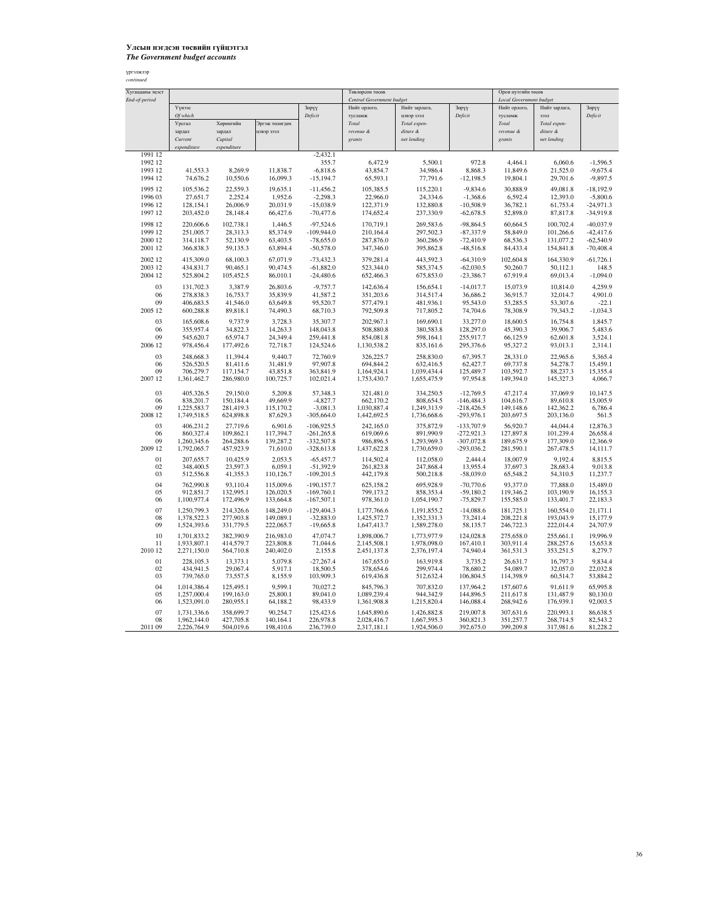**Улсын нэгдсэн төсвийн гүйцэтгэл**
***The Government budget accounts***

үргэлжлэл
*continued*

| Хугацааны эцэст *End-of-period* | Үүнээс *Of which* | | | Зөрүү *Deficit* | Төвлөрсөн төсөв *Central Government budget* | | | Орон нутгийн төсөв *Local Government budget* | | |
|---|---|---|---|---|---|---|---|---|---|---|
| | Урсгал зардал *Current expenditure* | Хөрөнгийн зардал *Capital expenditure* | Эргэж төлөгдөх цэвэр зээл | | Нийт орлого, тусламж *Total revenue & grants* | Нийт зарлага, цэвэр зээл *Total expen-diture & net lending* | Зөрүү *Deficit* | Нийт орлого, тусламж *Total revenue & grants* | Нийт зарлага, зээл *Total expen-diture & net lending* | Зөрүү *Deficit* |
| 1991 12 | | | | -2,432.1 | | | | | | |
| 1992 12 | | | | 355.7 | 6,472.9 | 5,500.1 | 972.8 | 4,464.1 | 6,060.6 | -1,596.5 |
| 1993 12 | 41,553.3 | 8,269.9 | 11,838.7 | -6,818.6 | 43,854.7 | 34,986.4 | 8,868.3 | 11,849.6 | 21,525.0 | -9,675.4 |
| 1994 12 | 74,676.2 | 10,550.6 | 16,099.3 | -15,194.7 | 65,593.1 | 77,791.6 | -12,198.5 | 19,804.1 | 29,701.6 | -9,897.5 |
| 1995 12 | 105,536.2 | 22,559.3 | 19,635.1 | -11,456.2 | 105,385.5 | 115,220.1 | -9,834.6 | 30,888.9 | 49,081.8 | -18,192.9 |
| 1996 03 | 27,651.7 | 2,252.4 | 1,952.6 | -2,298.3 | 22,966.0 | 24,334.6 | -1,368.6 | 6,592.4 | 12,393.0 | -5,800.6 |
| 1996 12 | 128,154.1 | 26,006.9 | 20,031.9 | -15,038.9 | 122,371.9 | 132,880.8 | -10,508.9 | 36,782.1 | 61,753.4 | -24,971.3 |
| 1997 12 | 203,452.0 | 28,148.4 | 66,427.6 | -70,477.6 | 174,652.4 | 237,330.9 | -62,678.5 | 52,898.0 | 87,817.8 | -34,919.8 |
| 1998 12 | 220,606.6 | 102,738.1 | 1,446.5 | -97,524.6 | 170,719.1 | 269,583.6 | -98,864.5 | 60,664.5 | 100,702.4 | -40,037.9 |
| 1999 12 | 251,005.7 | 28,313.3 | 85,374.9 | -109,944.0 | 210,164.4 | 297,502.3 | -87,337.9 | 58,849.0 | 101,266.6 | -42,417.6 |
| 2000 12 | 314,118.7 | 52,130.9 | 63,403.5 | -78,655.0 | 287,876.0 | 360,286.9 | -72,410.9 | 68,536.3 | 131,077.2 | -62,540.9 |
| 2001 12 | 366,838.3 | 59,135.3 | 63,894.4 | -50,578.0 | 347,346.0 | 395,862.8 | -48,516.8 | 84,433.4 | 154,841.8 | -70,408.4 |
| 2002 12 | 415,309.0 | 68,100.3 | 67,071.9 | -73,432.3 | 379,281.4 | 443,592.3 | -64,310.9 | 102,604.8 | 164,330.9 | -61,726.1 |
| 2003 12 | 434,831.7 | 90,465.1 | 90,474.5 | -61,882.0 | 523,344.0 | 585,374.5 | -62,030.5 | 50,260.7 | 50,112.1 | 148.5 |
| 2004 12 | 525,804.2 | 105,452.5 | 86,010.1 | -24,480.6 | 652,466.3 | 675,853.0 | -23,386.7 | 67,919.4 | 69,013.4 | -1,094.0 |
| 03 | 131,702.3 | 3,387.9 | 26,803.6 | -9,757.7 | 142,636.4 | 156,654.1 | -14,017.7 | 15,073.9 | 10,814.0 | 4,259.9 |
| 06 | 278,838.3 | 16,753.7 | 35,839.9 | 41,587.2 | 351,203.6 | 314,517.4 | 36,686.2 | 36,915.7 | 32,014.7 | 4,901.0 |
| 09 | 406,683.5 | 41,546.0 | 63,649.8 | 95,520.7 | 577,479.1 | 481,936.1 | 95,543.0 | 53,285.5 | 53,307.6 | -22.1 |
| 2005 12 | 600,288.8 | 89,818.1 | 74,490.3 | 68,710.3 | 792,509.8 | 717,805.2 | 74,704.6 | 78,308.9 | 79,343.2 | -1,034.3 |
| 03 | 165,608.6 | 9,737.9 | 3,728.3 | 35,307.7 | 202,967.1 | 169,690.1 | 33,277.0 | 18,600.5 | 16,754.8 | 1,845.7 |
| 06 | 355,957.4 | 34,822.3 | 14,263.3 | 148,043.8 | 508,880.8 | 380,583.8 | 128,297.0 | 45,390.3 | 39,906.7 | 5,483.6 |
| 09 | 545,620.7 | 65,974.7 | 24,349.4 | 259,441.8 | 854,081.8 | 598,164.1 | 255,917.7 | 66,125.9 | 62,601.8 | 3,524.1 |
| 2006 12 | 978,456.4 | 177,492.6 | 72,718.7 | 124,524.6 | 1,130,538.2 | 835,161.6 | 295,376.6 | 95,327.2 | 93,013.1 | 2,314.1 |
| 03 | 248,668.3 | 11,394.4 | 9,440.7 | 72,760.9 | 326,225.7 | 258,830.0 | 67,395.7 | 28,331.0 | 22,965.6 | 5,365.4 |
| 06 | 526,520.5 | 81,411.6 | 31,481.9 | 97,907.8 | 694,844.2 | 632,416.5 | 62,427.7 | 69,737.8 | 54,278.7 | 15,459.1 |
| 09 | 706,279.7 | 117,154.7 | 43,851.8 | 363,841.9 | 1,164,924.1 | 1,039,434.4 | 125,489.7 | 103,592.7 | 88,237.3 | 15,355.4 |
| 2007 12 | 1,361,462.7 | 286,980.0 | 100,725.7 | 102,021.4 | 1,753,430.7 | 1,655,475.9 | 97,954.8 | 149,394.0 | 145,327.3 | 4,066.7 |
| 03 | 405,326.5 | 29,150.0 | 5,209.8 | 57,348.3 | 321,481.0 | 334,250.5 | -12,769.5 | 47,217.4 | 37,069.9 | 10,147.5 |
| 06 | 838,201.7 | 150,184.4 | 49,669.9 | -4,827.7 | 662,170.2 | 808,654.5 | -146,484.3 | 104,616.7 | 89,610.8 | 15,005.9 |
| 09 | 1,225,583.7 | 281,419.3 | 115,170.2 | -3,081.3 | 1,030,887.4 | 1,249,313.9 | -218,426.5 | 149,148.6 | 142,362.2 | 6,786.4 |
| 2008 12 | 1,749,518.5 | 624,898.8 | 87,629.3 | -305,664.0 | 1,442,692.5 | 1,736,668.6 | -293,976.1 | 203,697.5 | 203,136.0 | 561.5 |
| 03 | 406,231.2 | 27,719.6 | 6,901.6 | -106,925.5 | 242,165.0 | 375,872.9 | -133,707.9 | 56,920.7 | 44,044.4 | 12,876.3 |
| 06 | 860,327.4 | 109,862.1 | 117,394.7 | -261,265.8 | 619,069.6 | 891,990.9 | -272,921.3 | 127,897.8 | 101,239.4 | 26,658.4 |
| 09 | 1,260,345.6 | 264,288.6 | 139,287.2 | -332,507.8 | 986,896.5 | 1,293,969.3 | -307,072.8 | 189,675.9 | 177,309.0 | 12,366.9 |
| 2009 12 | 1,792,065.7 | 457,923.9 | 71,610.0 | -328,613.8 | 1,437,622.8 | 1,730,659.0 | -293,036.2 | 281,590.1 | 267,478.5 | 14,111.7 |
| 01 | 207,655.7 | 10,425.9 | 2,053.5 | -65,457.7 | 114,502.4 | 112,058.0 | 2,444.4 | 18,007.9 | 9,192.4 | 8,815.5 |
| 02 | 348,400.5 | 23,597.3 | 6,059.1 | -51,392.9 | 261,823.8 | 247,868.4 | 13,955.4 | 37,697.3 | 28,683.4 | 9,013.8 |
| 03 | 512,556.8 | 41,355.3 | 110,126.7 | -109,201.5 | 442,179.8 | 500,218.8 | -58,039.0 | 65,548.2 | 54,310.5 | 11,237.7 |
| 04 | 762,990.8 | 93,110.4 | 115,009.6 | -190,157.7 | 625,158.2 | 695,928.9 | -70,770.6 | 93,377.0 | 77,888.0 | 15,489.0 |
| 05 | 912,851.7 | 132,995.1 | 126,020.5 | -169,760.1 | 799,173.2 | 858,353.4 | -59,180.2 | 119,346.2 | 103,190.9 | 16,155.3 |
| 06 | 1,100,977.4 | 172,496.9 | 133,664.8 | -167,507.1 | 978,361.0 | 1,054,190.7 | -75,829.7 | 155,585.0 | 133,401.7 | 22,183.3 |
| 07 | 1,250,799.3 | 214,326.6 | 148,249.0 | -129,404.3 | 1,177,766.6 | 1,191,855.2 | -14,088.6 | 181,725.1 | 160,554.0 | 21,171.1 |
| 08 | 1,378,522.3 | 277,903.8 | 149,089.1 | -32,883.0 | 1,425,572.7 | 1,352,331.3 | 73,241.4 | 208,221.8 | 193,043.9 | 15,177.9 |
| 09 | 1,524,393.6 | 331,779.5 | 222,065.7 | -19,665.8 | 1,647,413.7 | 1,589,278.0 | 58,135.7 | 246,722.3 | 222,014.4 | 24,707.9 |
| 10 | 1,701,833.2 | 382,390.9 | 216,983.0 | 47,074.7 | 1,898,006.7 | 1,773,977.9 | 124,028.8 | 275,658.0 | 255,661.1 | 19,996.9 |
| 11 | 1,933,807.1 | 414,579.7 | 223,808.8 | 71,044.6 | 2,145,508.1 | 1,978,098.0 | 167,410.1 | 303,911.4 | 288,257.6 | 15,653.8 |
| 2010 12 | 2,271,150.0 | 564,710.8 | 240,402.0 | 2,155.8 | 2,451,137.8 | 2,376,197.4 | 74,940.4 | 361,531.3 | 353,251.5 | 8,279.7 |
| 01 | 228,105.3 | 13,373.1 | 5,079.8 | -27,267.4 | 167,655.0 | 163,919.8 | 3,735.2 | 26,631.7 | 16,797.3 | 9,834.4 |
| 02 | 434,941.5 | 29,067.4 | 5,917.1 | 18,500.5 | 378,654.6 | 299,974.4 | 78,680.2 | 54,089.7 | 32,057.0 | 22,032.8 |
| 03 | 739,765.0 | 73,557.5 | 8,155.9 | 103,909.3 | 619,436.8 | 512,632.4 | 106,804.5 | 114,398.9 | 60,514.7 | 53,884.2 |
| 04 | 1,014,386.4 | 125,495.1 | 9,599.1 | 70,027.2 | 845,796.3 | 707,832.0 | 137,964.2 | 157,607.6 | 91,611.9 | 65,995.8 |
| 05 | 1,257,000.4 | 199,163.0 | 25,800.1 | 89,041.0 | 1,089,239.4 | 944,342.9 | 144,896.5 | 211,617.8 | 131,487.9 | 80,130.0 |
| 06 | 1,523,091.0 | 280,955.1 | 64,188.2 | 98,433.9 | 1,361,908.8 | 1,215,820.4 | 146,088.4 | 268,942.6 | 176,939.1 | 92,003.5 |
| 07 | 1,731,336.6 | 358,699.7 | 90,254.7 | 125,423.6 | 1,645,890.6 | 1,426,882.8 | 219,007.8 | 307,631.6 | 220,993.1 | 86,638.5 |
| 08 | 1,962,144.0 | 427,705.8 | 140,164.1 | 226,978.8 | 2,028,416.7 | 1,667,595.3 | 360,821.3 | 351,257.7 | 268,714.5 | 82,543.2 |
| 2011 09 | 2,226,764.9 | 504,019.6 | 198,410.6 | 236,739.0 | 2,317,181.1 | 1,924,506.0 | 392,675.0 | 399,209.8 | 317,981.6 | 81,228.2 |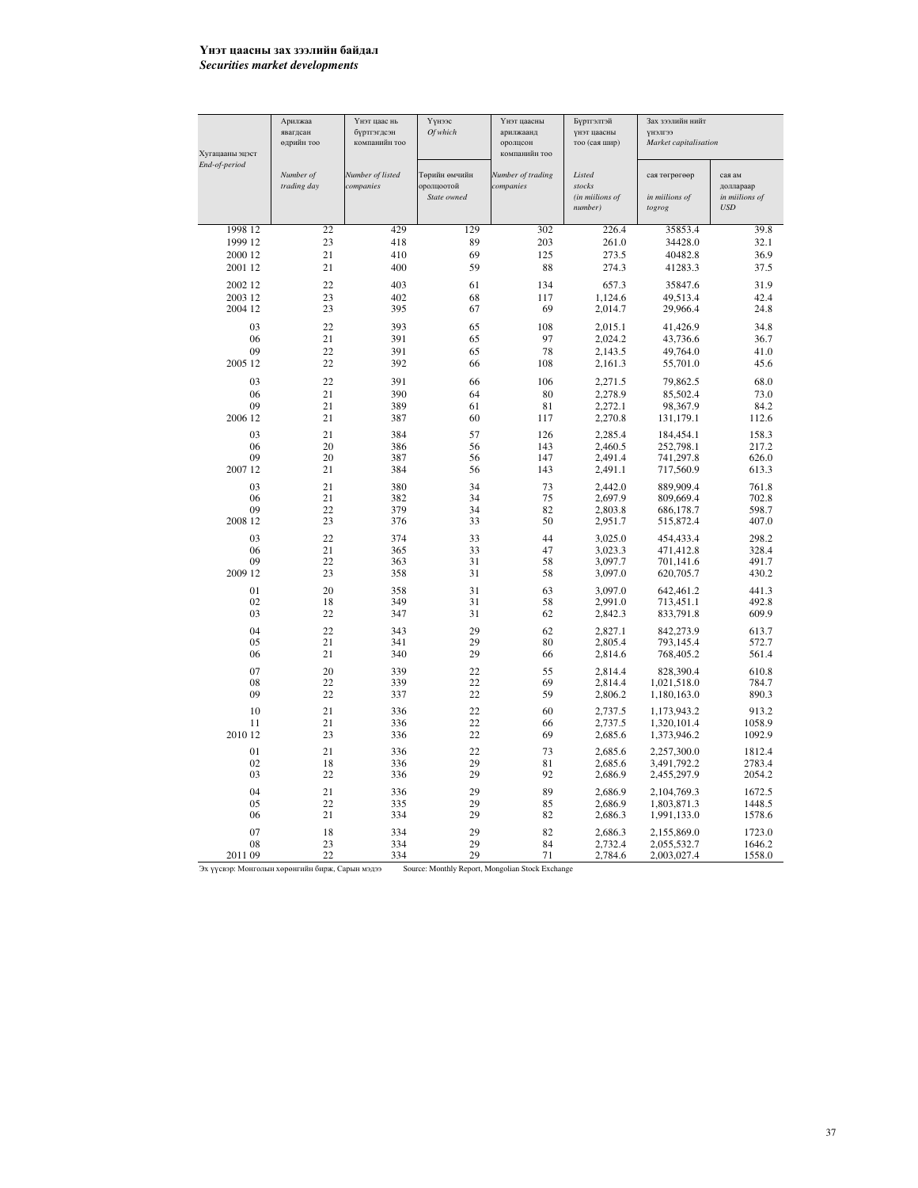**Үнэт цаасны зах зээлийн байдал**
***Securities market developments***

| Хугацааны эцэст *End-of-period* | Арилжаа явагдсан өдрийн тоо *Number of trading day* | Үнэт цаас нь бүртгэгдсэн компанийн тоо *Number of listed companies* | Үүнээс *Of which* Төрийн өмчийн оролцоотой *State owned* | Үнэт цаасны арилжаанд оролцсон компанийн тоо *Number of trading companies* | Бүртгэлтэй үнэт цаасны тоо (сая ширхэг) *Listed stocks (in miilions of number)* | Зах зээлийн нийт үнэлгээ *Market capitalisation* сая төгрөгөөр *in miilions of togrog* | сая ам доллараар *in miilions of USD* |
|---|---|---|---|---|---|---|---|
| 1998 12 | 22 | 429 | 129 | 302 | 226.4 | 35853.4 | 39.8 |
| 1999 12 | 23 | 418 | 89 | 203 | 261.0 | 34428.0 | 32.1 |
| 2000 12 | 21 | 410 | 69 | 125 | 273.5 | 40482.8 | 36.9 |
| 2001 12 | 21 | 400 | 59 | 88 | 274.3 | 41283.3 | 37.5 |
| 2002 12 | 22 | 403 | 61 | 134 | 657.3 | 35847.6 | 31.9 |
| 2003 12 | 23 | 402 | 68 | 117 | 1,124.6 | 49,513.4 | 42.4 |
| 2004 12 | 23 | 395 | 67 | 69 | 2,014.7 | 29,966.4 | 24.8 |
| 03 | 22 | 393 | 65 | 108 | 2,015.1 | 41,426.9 | 34.8 |
| 06 | 21 | 391 | 65 | 97 | 2,024.2 | 43,736.6 | 36.7 |
| 09 | 22 | 391 | 65 | 78 | 2,143.5 | 49,764.0 | 41.0 |
| 2005 12 | 22 | 392 | 66 | 108 | 2,161.3 | 55,701.0 | 45.6 |
| 03 | 22 | 391 | 66 | 106 | 2,271.5 | 79,862.5 | 68.0 |
| 06 | 21 | 390 | 64 | 80 | 2,278.9 | 85,502.4 | 73.0 |
| 09 | 21 | 389 | 61 | 81 | 2,272.1 | 98,367.9 | 84.2 |
| 2006 12 | 21 | 387 | 60 | 117 | 2,270.8 | 131,179.1 | 112.6 |
| 03 | 21 | 384 | 57 | 126 | 2,285.4 | 184,454.1 | 158.3 |
| 06 | 20 | 386 | 56 | 143 | 2,460.5 | 252,798.1 | 217.2 |
| 09 | 20 | 387 | 56 | 147 | 2,491.4 | 741,297.8 | 626.0 |
| 2007 12 | 21 | 384 | 56 | 143 | 2,491.1 | 717,560.9 | 613.3 |
| 03 | 21 | 380 | 34 | 73 | 2,442.0 | 889,909.4 | 761.8 |
| 06 | 21 | 382 | 34 | 75 | 2,697.9 | 809,669.4 | 702.8 |
| 09 | 22 | 379 | 34 | 82 | 2,803.8 | 686,178.7 | 598.7 |
| 2008 12 | 23 | 376 | 33 | 50 | 2,951.7 | 515,872.4 | 407.0 |
| 03 | 22 | 374 | 33 | 44 | 3,025.0 | 454,433.4 | 298.2 |
| 06 | 21 | 365 | 33 | 47 | 3,023.3 | 471,412.8 | 328.4 |
| 09 | 22 | 363 | 31 | 58 | 3,097.7 | 701,141.6 | 491.7 |
| 2009 12 | 23 | 358 | 31 | 58 | 3,097.0 | 620,705.7 | 430.2 |
| 01 | 20 | 358 | 31 | 63 | 3,097.0 | 642,461.2 | 441.3 |
| 02 | 18 | 349 | 31 | 58 | 2,991.0 | 713,451.1 | 492.8 |
| 03 | 22 | 347 | 31 | 62 | 2,842.3 | 833,791.8 | 609.9 |
| 04 | 22 | 343 | 29 | 62 | 2,827.1 | 842,273.9 | 613.7 |
| 05 | 21 | 341 | 29 | 80 | 2,805.4 | 793,145.4 | 572.7 |
| 06 | 21 | 340 | 29 | 66 | 2,814.6 | 768,405.2 | 561.4 |
| 07 | 20 | 339 | 22 | 55 | 2,814.4 | 828,390.4 | 610.8 |
| 08 | 22 | 339 | 22 | 69 | 2,814.4 | 1,021,518.0 | 784.7 |
| 09 | 22 | 337 | 22 | 59 | 2,806.2 | 1,180,163.0 | 890.3 |
| 10 | 21 | 336 | 22 | 60 | 2,737.5 | 1,173,943.2 | 913.2 |
| 11 | 21 | 336 | 22 | 66 | 2,737.5 | 1,320,101.4 | 1058.9 |
| 2010 12 | 23 | 336 | 22 | 69 | 2,685.6 | 1,373,946.2 | 1092.9 |
| 01 | 21 | 336 | 22 | 73 | 2,685.6 | 2,257,300.0 | 1812.4 |
| 02 | 18 | 336 | 29 | 81 | 2,685.6 | 3,491,792.2 | 2783.4 |
| 03 | 22 | 336 | 29 | 92 | 2,686.9 | 2,455,297.9 | 2054.2 |
| 04 | 21 | 336 | 29 | 89 | 2,686.9 | 2,104,769.3 | 1672.5 |
| 05 | 22 | 335 | 29 | 85 | 2,686.9 | 1,803,871.3 | 1448.5 |
| 06 | 21 | 334 | 29 | 82 | 2,686.3 | 1,991,133.0 | 1578.6 |
| 07 | 18 | 334 | 29 | 82 | 2,686.3 | 2,155,869.0 | 1723.0 |
| 08 | 23 | 334 | 29 | 84 | 2,732.4 | 2,055,532.7 | 1646.2 |
| 2011 09 | 22 | 334 | 29 | 71 | 2,784.6 | 2,003,027.4 | 1558.0 |

Эх үүсвэр: Монголын хөрөнгийн бирж, Сарын мэдээ    Source: Monthly Report, Mongolian Stock Exchange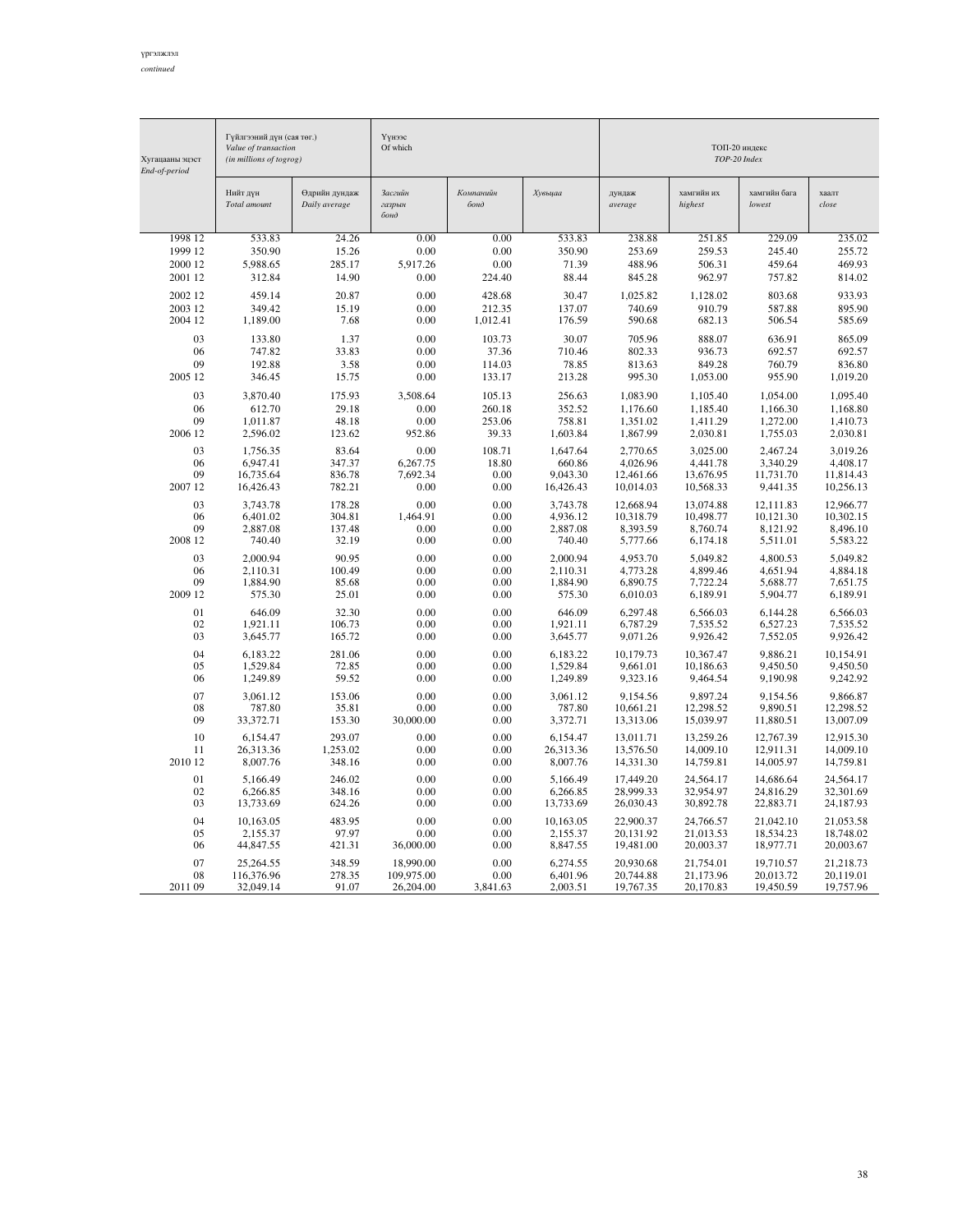үргэлжлэл

*continued*

| Хугацааны эцэст *End-of-period* | Гүйлгээний дүн (сая төг.) *Value of transaction* *(in millions of togrog)* | | Үүнээс Of which | | | ТОП-20 индекс *TOP-20 Index* | | | |
|---|---|---|---|---|---|---|---|---|---|
| | Нийт дүн *Total amount* | Өдрийн дундаж *Daily average* | *Засгийн газрын бонд* | *Компанийн бонд* | *Хувьцаа* | дундаж *average* | хамгийн их *highest* | хамгийн бага *lowest* | хаалт *close* |
| 1998 12 | 533.83 | 24.26 | 0.00 | 0.00 | 533.83 | 238.88 | 251.85 | 229.09 | 235.02 |
| 1999 12 | 350.90 | 15.26 | 0.00 | 0.00 | 350.90 | 253.69 | 259.53 | 245.40 | 255.72 |
| 2000 12 | 5,988.65 | 285.17 | 5,917.26 | 0.00 | 71.39 | 488.96 | 506.31 | 459.64 | 469.93 |
| 2001 12 | 312.84 | 14.90 | 0.00 | 224.40 | 88.44 | 845.28 | 962.97 | 757.82 | 814.02 |
| 2002 12 | 459.14 | 20.87 | 0.00 | 428.68 | 30.47 | 1,025.82 | 1,128.02 | 803.68 | 933.93 |
| 2003 12 | 349.42 | 15.19 | 0.00 | 212.35 | 137.07 | 740.69 | 910.79 | 587.88 | 895.90 |
| 2004 12 | 1,189.00 | 7.68 | 0.00 | 1,012.41 | 176.59 | 590.68 | 682.13 | 506.54 | 585.69 |
| 03 | 133.80 | 1.37 | 0.00 | 103.73 | 30.07 | 705.96 | 888.07 | 636.91 | 865.09 |
| 06 | 747.82 | 33.83 | 0.00 | 37.36 | 710.46 | 802.33 | 936.73 | 692.57 | 692.57 |
| 09 | 192.88 | 3.58 | 0.00 | 114.03 | 78.85 | 813.63 | 849.28 | 760.79 | 836.80 |
| 2005 12 | 346.45 | 15.75 | 0.00 | 133.17 | 213.28 | 995.30 | 1,053.00 | 955.90 | 1,019.20 |
| 03 | 3,870.40 | 175.93 | 3,508.64 | 105.13 | 256.63 | 1,083.90 | 1,105.40 | 1,054.00 | 1,095.40 |
| 06 | 612.70 | 29.18 | 0.00 | 260.18 | 352.52 | 1,176.60 | 1,185.40 | 1,166.30 | 1,168.80 |
| 09 | 1,011.87 | 48.18 | 0.00 | 253.06 | 758.81 | 1,351.02 | 1,411.29 | 1,272.00 | 1,410.73 |
| 2006 12 | 2,596.02 | 123.62 | 952.86 | 39.33 | 1,603.84 | 1,867.99 | 2,030.81 | 1,755.03 | 2,030.81 |
| 03 | 1,756.35 | 83.64 | 0.00 | 108.71 | 1,647.64 | 2,770.65 | 3,025.00 | 2,467.24 | 3,019.26 |
| 06 | 6,947.41 | 347.37 | 6,267.75 | 18.80 | 660.86 | 4,026.96 | 4,441.78 | 3,340.29 | 4,408.17 |
| 09 | 16,735.64 | 836.78 | 7,692.34 | 0.00 | 9,043.30 | 12,461.66 | 13,676.95 | 11,731.70 | 11,814.43 |
| 2007 12 | 16,426.43 | 782.21 | 0.00 | 0.00 | 16,426.43 | 10,014.03 | 10,568.33 | 9,441.35 | 10,256.13 |
| 03 | 3,743.78 | 178.28 | 0.00 | 0.00 | 3,743.78 | 12,668.94 | 13,074.88 | 12,111.83 | 12,966.77 |
| 06 | 6,401.02 | 304.81 | 1,464.91 | 0.00 | 4,936.12 | 10,318.79 | 10,498.77 | 10,121.30 | 10,302.15 |
| 09 | 2,887.08 | 137.48 | 0.00 | 0.00 | 2,887.08 | 8,393.59 | 8,760.74 | 8,121.92 | 8,496.10 |
| 2008 12 | 740.40 | 32.19 | 0.00 | 0.00 | 740.40 | 5,777.66 | 6,174.18 | 5,511.01 | 5,583.22 |
| 03 | 2,000.94 | 90.95 | 0.00 | 0.00 | 2,000.94 | 4,953.70 | 5,049.82 | 4,800.53 | 5,049.82 |
| 06 | 2,110.31 | 100.49 | 0.00 | 0.00 | 2,110.31 | 4,773.28 | 4,899.46 | 4,651.94 | 4,884.18 |
| 09 | 1,884.90 | 85.68 | 0.00 | 0.00 | 1,884.90 | 6,890.75 | 7,722.24 | 5,688.77 | 7,651.75 |
| 2009 12 | 575.30 | 25.01 | 0.00 | 0.00 | 575.30 | 6,010.03 | 6,189.91 | 5,904.77 | 6,189.91 |
| 01 | 646.09 | 32.30 | 0.00 | 0.00 | 646.09 | 6,297.48 | 6,566.03 | 6,144.28 | 6,566.03 |
| 02 | 1,921.11 | 106.73 | 0.00 | 0.00 | 1,921.11 | 6,787.29 | 7,535.52 | 6,527.23 | 7,535.52 |
| 03 | 3,645.77 | 165.72 | 0.00 | 0.00 | 3,645.77 | 9,071.26 | 9,926.42 | 7,552.05 | 9,926.42 |
| 04 | 6,183.22 | 281.06 | 0.00 | 0.00 | 6,183.22 | 10,179.73 | 10,367.47 | 9,886.21 | 10,154.91 |
| 05 | 1,529.84 | 72.85 | 0.00 | 0.00 | 1,529.84 | 9,661.01 | 10,186.63 | 9,450.50 | 9,450.50 |
| 06 | 1,249.89 | 59.52 | 0.00 | 0.00 | 1,249.89 | 9,323.16 | 9,464.54 | 9,190.98 | 9,242.92 |
| 07 | 3,061.12 | 153.06 | 0.00 | 0.00 | 3,061.12 | 9,154.56 | 9,897.24 | 9,154.56 | 9,866.87 |
| 08 | 787.80 | 35.81 | 0.00 | 0.00 | 787.80 | 10,661.21 | 12,298.52 | 9,890.51 | 12,298.52 |
| 09 | 33,372.71 | 153.30 | 30,000.00 | 0.00 | 3,372.71 | 13,313.06 | 15,039.97 | 11,880.51 | 13,007.09 |
| 10 | 6,154.47 | 293.07 | 0.00 | 0.00 | 6,154.47 | 13,011.71 | 13,259.26 | 12,767.39 | 12,915.30 |
| 11 | 26,313.36 | 1,253.02 | 0.00 | 0.00 | 26,313.36 | 13,576.50 | 14,009.10 | 12,911.31 | 14,009.10 |
| 2010 12 | 8,007.76 | 348.16 | 0.00 | 0.00 | 8,007.76 | 14,331.30 | 14,759.81 | 14,005.97 | 14,759.81 |
| 01 | 5,166.49 | 246.02 | 0.00 | 0.00 | 5,166.49 | 17,449.20 | 24,564.17 | 14,686.64 | 24,564.17 |
| 02 | 6,266.85 | 348.16 | 0.00 | 0.00 | 6,266.85 | 28,999.33 | 32,954.97 | 24,816.29 | 32,301.69 |
| 03 | 13,733.69 | 624.26 | 0.00 | 0.00 | 13,733.69 | 26,030.43 | 30,892.78 | 22,883.71 | 24,187.93 |
| 04 | 10,163.05 | 483.95 | 0.00 | 0.00 | 10,163.05 | 22,900.37 | 24,766.57 | 21,042.10 | 21,053.58 |
| 05 | 2,155.37 | 97.97 | 0.00 | 0.00 | 2,155.37 | 20,131.92 | 21,013.53 | 18,534.23 | 18,748.02 |
| 06 | 44,847.55 | 421.31 | 36,000.00 | 0.00 | 8,847.55 | 19,481.00 | 20,003.37 | 18,977.71 | 20,003.67 |
| 07 | 25,264.55 | 348.59 | 18,990.00 | 0.00 | 6,274.55 | 20,930.68 | 21,754.01 | 19,710.57 | 21,218.73 |
| 08 | 116,376.96 | 278.35 | 109,975.00 | 0.00 | 6,401.96 | 20,744.88 | 21,173.96 | 20,013.72 | 20,119.01 |
| 2011 09 | 32,049.14 | 91.07 | 26,204.00 | 3,841.63 | 2,003.51 | 19,767.35 | 20,170.83 | 19,450.59 | 19,757.96 |